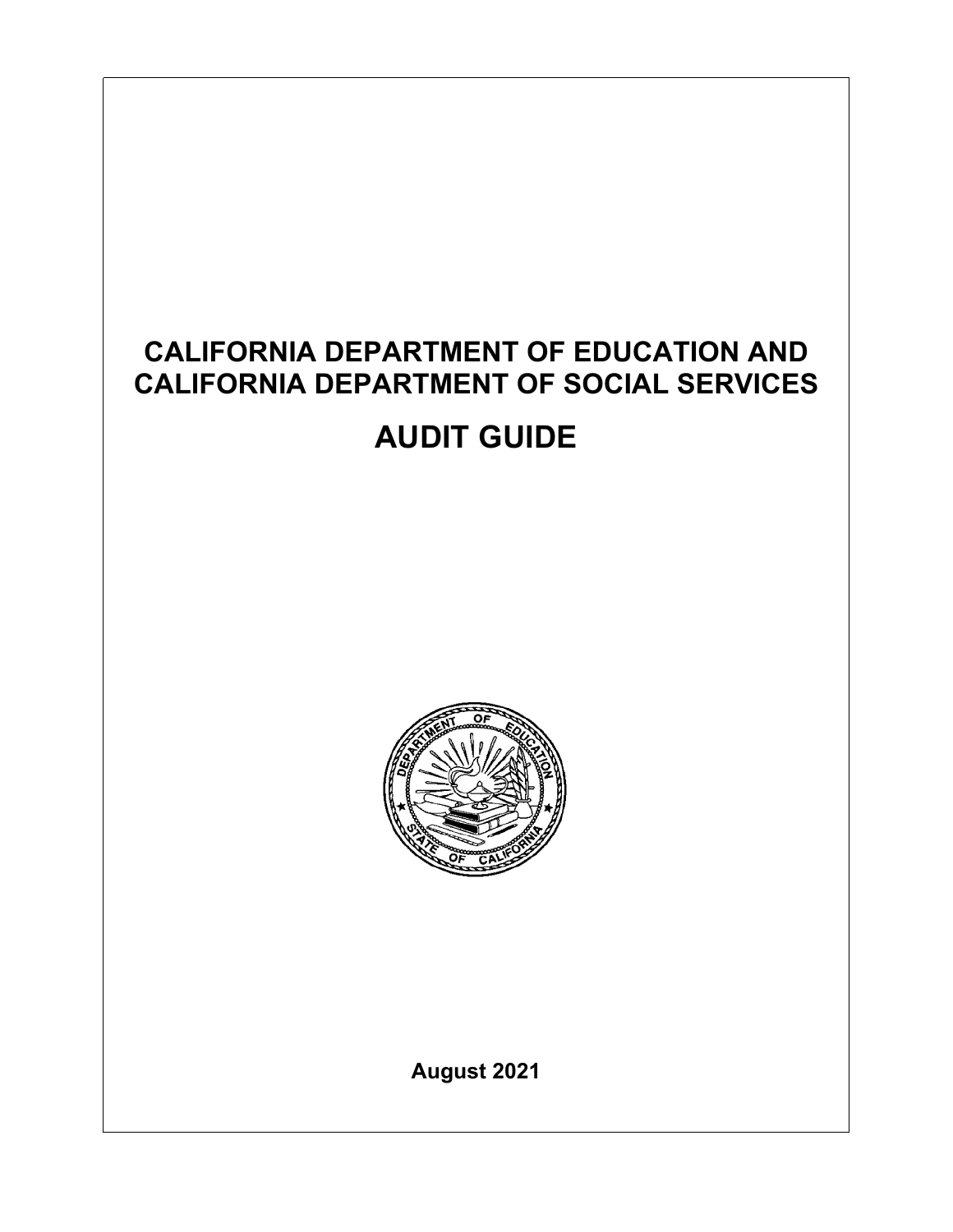# CALIFORNIA DEPARTMENT OF EDUCATION AND CALIFORNIA DEPARTMENT OF SOCIAL SERVICES

# AUDIT GUIDE

**August 2021**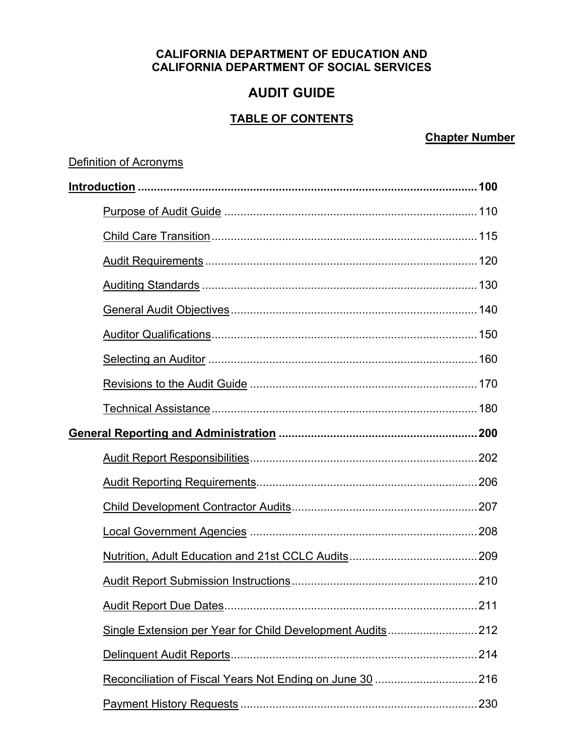**CALIFORNIA DEPARTMENT OF EDUCATION AND**
**CALIFORNIA DEPARTMENT OF SOCIAL SERVICES**

# AUDIT GUIDE

## TABLE OF CONTENTS

**Chapter Number**

Definition of Acronyms

**Introduction** .......... **100**

- Purpose of Audit Guide .......... 110
- Child Care Transition .......... 115
- Audit Requirements .......... 120
- Auditing Standards .......... 130
- General Audit Objectives .......... 140
- Auditor Qualifications .......... 150
- Selecting an Auditor .......... 160
- Revisions to the Audit Guide .......... 170
- Technical Assistance .......... 180

**General Reporting and Administration** .......... **200**

- Audit Report Responsibilities .......... 202
- Audit Reporting Requirements .......... 206
- Child Development Contractor Audits .......... 207
- Local Government Agencies .......... 208
- Nutrition, Adult Education and 21st CCLC Audits .......... 209
- Audit Report Submission Instructions .......... 210
- Audit Report Due Dates .......... 211
- Single Extension per Year for Child Development Audits .......... 212
- Delinquent Audit Reports .......... 214
- Reconciliation of Fiscal Years Not Ending on June 30 .......... 216
- Payment History Requests .......... 230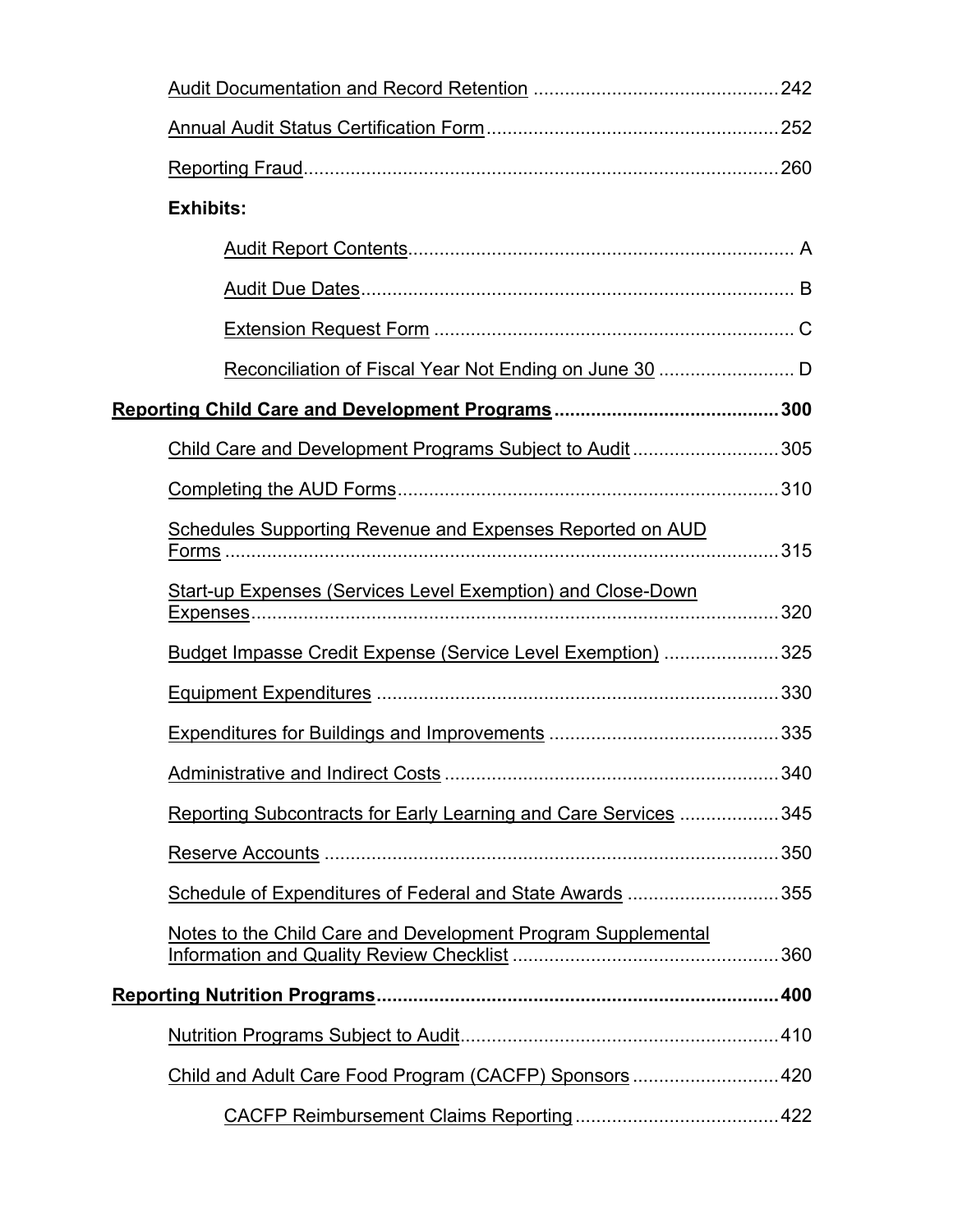Audit Documentation and Record Retention ............................................... 242

Annual Audit Status Certification Form ........................................................ 252

Reporting Fraud ........................................................................................... 260

**Exhibits:**

Audit Report Contents ......................................................................... A

Audit Due Dates ................................................................................... B

Extension Request Form ..................................................................... C

Reconciliation of Fiscal Year Not Ending on June 30 .......................... D

**Reporting Child Care and Development Programs ........................................... 300**

Child Care and Development Programs Subject to Audit ............................ 305

Completing the AUD Forms ......................................................................... 310

Schedules Supporting Revenue and Expenses Reported on AUD Forms ........................................................................................................... 315

Start-up Expenses (Services Level Exemption) and Close-Down Expenses ...................................................................................................... 320

Budget Impasse Credit Expense (Service Level Exemption) ...................... 325

Equipment Expenditures ............................................................................. 330

Expenditures for Buildings and Improvements ............................................ 335

Administrative and Indirect Costs ................................................................ 340

Reporting Subcontracts for Early Learning and Care Services ................... 345

Reserve Accounts ........................................................................................ 350

Schedule of Expenditures of Federal and State Awards ............................. 355

Notes to the Child Care and Development Program Supplemental Information and Quality Review Checklist .................................................. 360

**Reporting Nutrition Programs ............................................................................. 400**

Nutrition Programs Subject to Audit ............................................................. 410

Child and Adult Care Food Program (CACFP) Sponsors ............................ 420

CACFP Reimbursement Claims Reporting ....................................... 422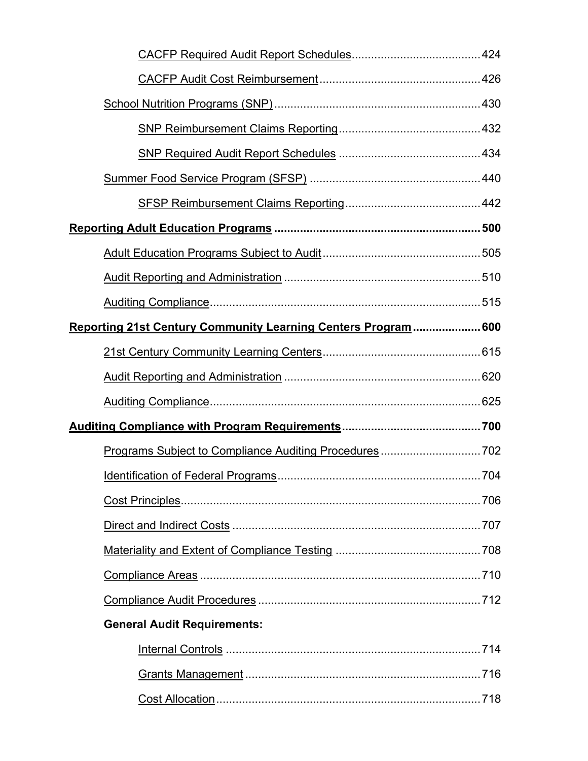CACFP Required Audit Report Schedules ........................................ 424

CACFP Audit Cost Reimbursement .................................................. 426

School Nutrition Programs (SNP) ................................................................ 430

SNP Reimbursement Claims Reporting ............................................ 432

SNP Required Audit Report Schedules ............................................ 434

Summer Food Service Program (SFSP) ...................................................... 440

SFSP Reimbursement Claims Reporting .......................................... 442

**Reporting Adult Education Programs ................................................................ 500**

Adult Education Programs Subject to Audit .................................................. 505

Audit Reporting and Administration .............................................................. 510

Auditing Compliance ..................................................................................... 515

**Reporting 21st Century Community Learning Centers Program ..................... 600**

21st Century Community Learning Centers .................................................. 615

Audit Reporting and Administration .............................................................. 620

Auditing Compliance ..................................................................................... 625

**Auditing Compliance with Program Requirements .......................................... 700**

Programs Subject to Compliance Auditing Procedures ................................ 702

Identification of Federal Programs ................................................................ 704

Cost Principles .............................................................................................. 706

Direct and Indirect Costs .............................................................................. 707

Materiality and Extent of Compliance Testing .............................................. 708

Compliance Areas ........................................................................................ 710

Compliance Audit Procedures ...................................................................... 712

**General Audit Requirements:**

Internal Controls ................................................................................ 714

Grants Management ......................................................................... 716

Cost Allocation .................................................................................. 718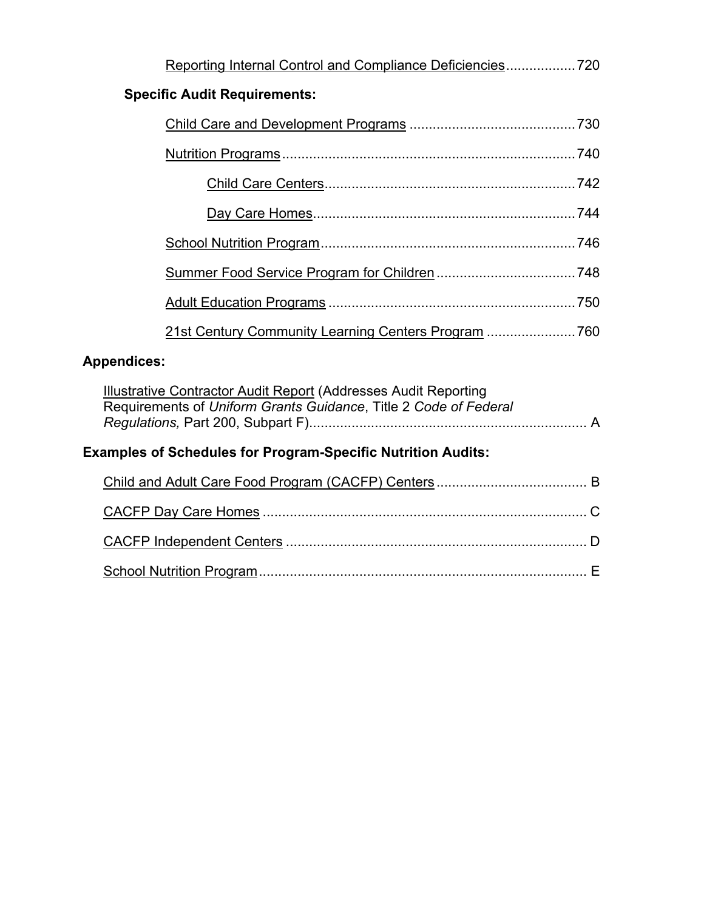Reporting Internal Control and Compliance Deficiencies .................. 720

**Specific Audit Requirements:**

Child Care and Development Programs .......................................... 730

Nutrition Programs ........................................................................... 740

Child Care Centers ............................................................... 742

Day Care Homes .................................................................. 744

School Nutrition Program ................................................................. 746

Summer Food Service Program for Children .................................... 748

Adult Education Programs ................................................................ 750

21st Century Community Learning Centers Program ....................... 760

**Appendices:**

Illustrative Contractor Audit Report (Addresses Audit Reporting Requirements of *Uniform Grants Guidance*, Title 2 *Code of Federal Regulations,* Part 200, Subpart F) ........................................................................ A

**Examples of Schedules for Program-Specific Nutrition Audits:**

Child and Adult Care Food Program (CACFP) Centers ...................................... B

CACFP Day Care Homes .................................................................................... C

CACFP Independent Centers ............................................................................. D

School Nutrition Program .................................................................................... E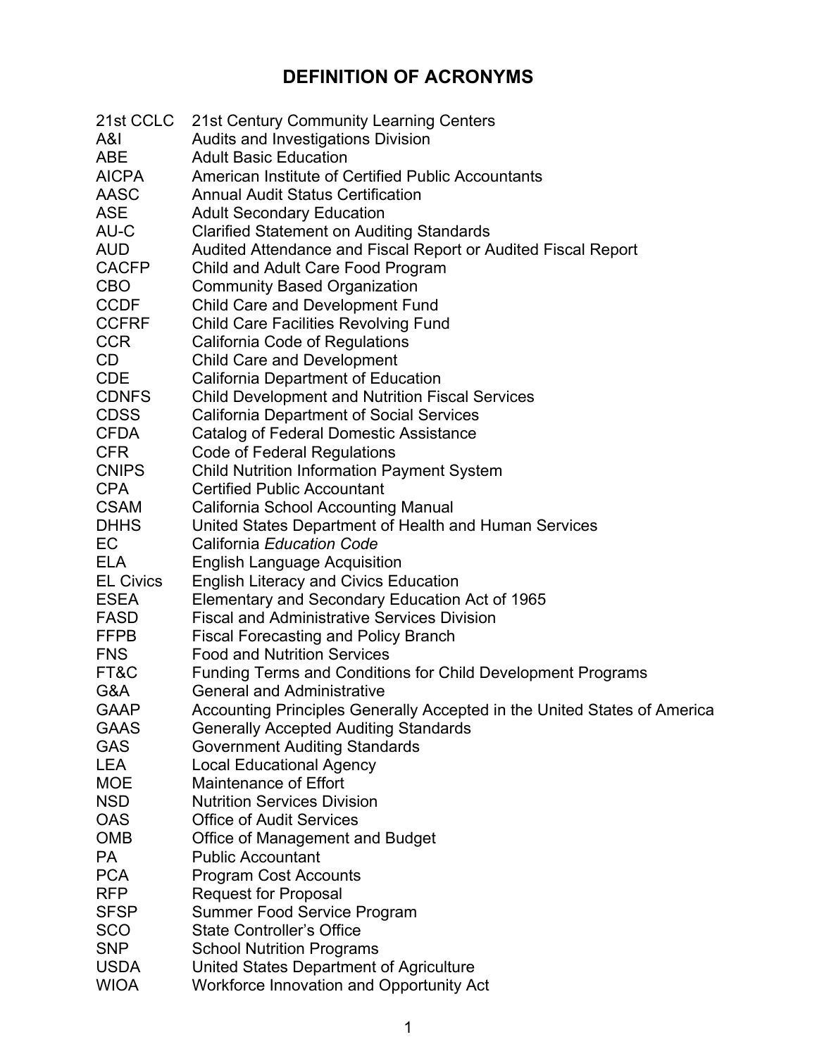# DEFINITION OF ACRONYMS

| | |
|---|---|
| 21st CCLC | 21st Century Community Learning Centers |
| A&I | Audits and Investigations Division |
| ABE | Adult Basic Education |
| AICPA | American Institute of Certified Public Accountants |
| AASC | Annual Audit Status Certification |
| ASE | Adult Secondary Education |
| AU-C | Clarified Statement on Auditing Standards |
| AUD | Audited Attendance and Fiscal Report or Audited Fiscal Report |
| CACFP | Child and Adult Care Food Program |
| CBO | Community Based Organization |
| CCDF | Child Care and Development Fund |
| CCFRF | Child Care Facilities Revolving Fund |
| CCR | California Code of Regulations |
| CD | Child Care and Development |
| CDE | California Department of Education |
| CDNFS | Child Development and Nutrition Fiscal Services |
| CDSS | California Department of Social Services |
| CFDA | Catalog of Federal Domestic Assistance |
| CFR | Code of Federal Regulations |
| CNIPS | Child Nutrition Information Payment System |
| CPA | Certified Public Accountant |
| CSAM | California School Accounting Manual |
| DHHS | United States Department of Health and Human Services |
| EC | California *Education Code* |
| ELA | English Language Acquisition |
| EL Civics | English Literacy and Civics Education |
| ESEA | Elementary and Secondary Education Act of 1965 |
| FASD | Fiscal and Administrative Services Division |
| FFPB | Fiscal Forecasting and Policy Branch |
| FNS | Food and Nutrition Services |
| FT&C | Funding Terms and Conditions for Child Development Programs |
| G&A | General and Administrative |
| GAAP | Accounting Principles Generally Accepted in the United States of America |
| GAAS | Generally Accepted Auditing Standards |
| GAS | Government Auditing Standards |
| LEA | Local Educational Agency |
| MOE | Maintenance of Effort |
| NSD | Nutrition Services Division |
| OAS | Office of Audit Services |
| OMB | Office of Management and Budget |
| PA | Public Accountant |
| PCA | Program Cost Accounts |
| RFP | Request for Proposal |
| SFSP | Summer Food Service Program |
| SCO | State Controller's Office |
| SNP | School Nutrition Programs |
| USDA | United States Department of Agriculture |
| WIOA | Workforce Innovation and Opportunity Act |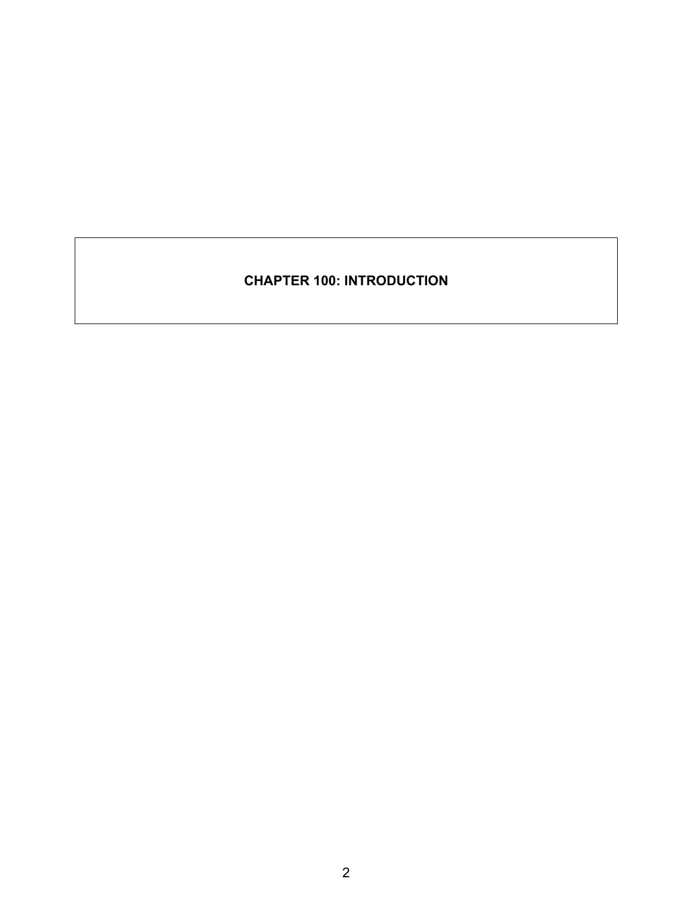# CHAPTER 100: INTRODUCTION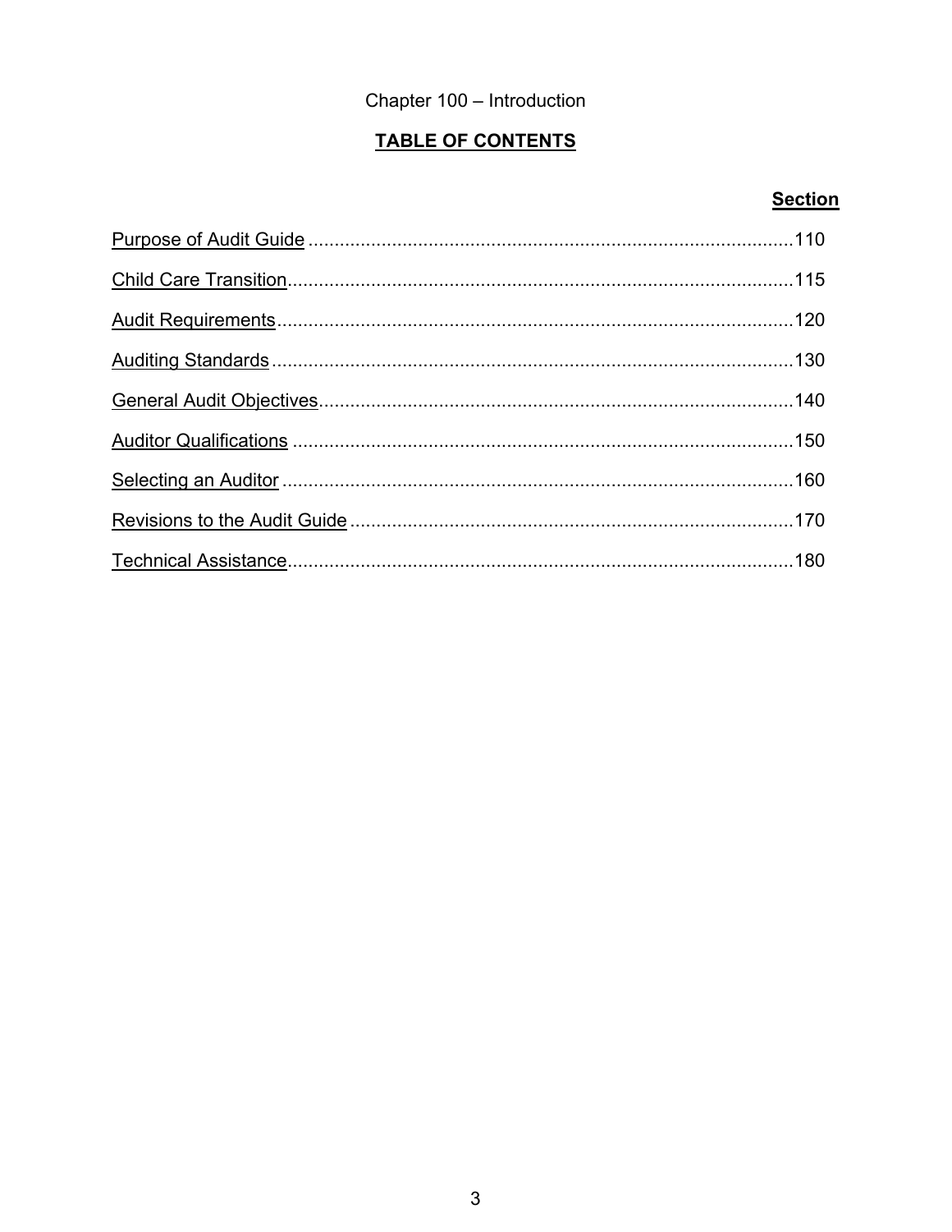Chapter 100 – Introduction

## TABLE OF CONTENTS

| | Section |
|---|---|
| Purpose of Audit Guide | 110 |
| Child Care Transition | 115 |
| Audit Requirements | 120 |
| Auditing Standards | 130 |
| General Audit Objectives | 140 |
| Auditor Qualifications | 150 |
| Selecting an Auditor | 160 |
| Revisions to the Audit Guide | 170 |
| Technical Assistance | 180 |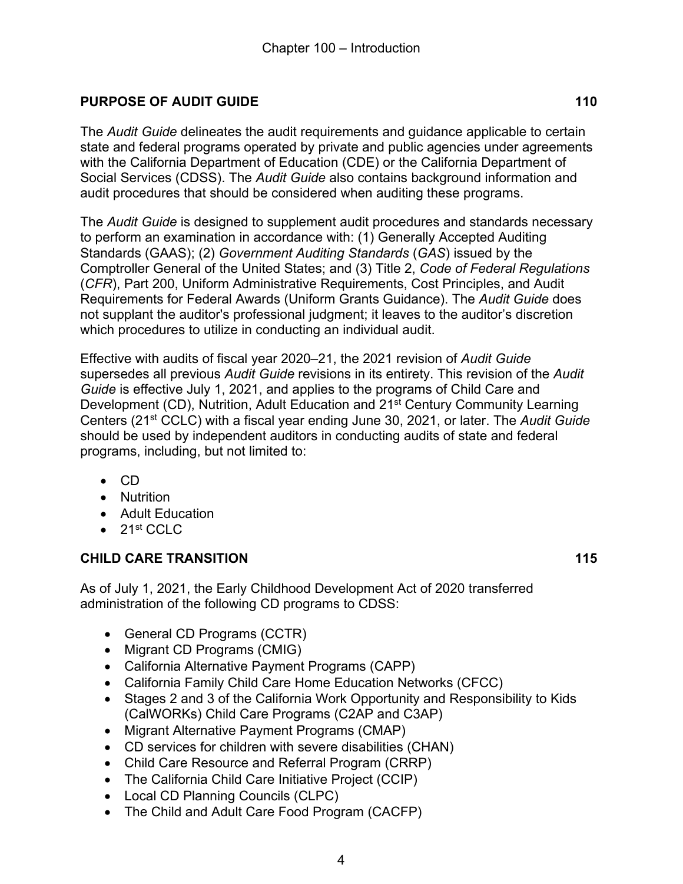# Chapter 100 – Introduction

## PURPOSE OF AUDIT GUIDE 110

The *Audit Guide* delineates the audit requirements and guidance applicable to certain state and federal programs operated by private and public agencies under agreements with the California Department of Education (CDE) or the California Department of Social Services (CDSS). The *Audit Guide* also contains background information and audit procedures that should be considered when auditing these programs.

The *Audit Guide* is designed to supplement audit procedures and standards necessary to perform an examination in accordance with: (1) Generally Accepted Auditing Standards (GAAS); (2) *Government Auditing Standards* (*GAS*) issued by the Comptroller General of the United States; and (3) Title 2, *Code of Federal Regulations* (*CFR*), Part 200, Uniform Administrative Requirements, Cost Principles, and Audit Requirements for Federal Awards (Uniform Grants Guidance). The *Audit Guide* does not supplant the auditor's professional judgment; it leaves to the auditor's discretion which procedures to utilize in conducting an individual audit.

Effective with audits of fiscal year 2020–21, the 2021 revision of *Audit Guide* supersedes all previous *Audit Guide* revisions in its entirety. This revision of the *Audit Guide* is effective July 1, 2021, and applies to the programs of Child Care and Development (CD), Nutrition, Adult Education and 21st Century Community Learning Centers (21st CCLC) with a fiscal year ending June 30, 2021, or later. The *Audit Guide* should be used by independent auditors in conducting audits of state and federal programs, including, but not limited to:

- CD
- Nutrition
- Adult Education
- 21st CCLC

## CHILD CARE TRANSITION 115

As of July 1, 2021, the Early Childhood Development Act of 2020 transferred administration of the following CD programs to CDSS:

- General CD Programs (CCTR)
- Migrant CD Programs (CMIG)
- California Alternative Payment Programs (CAPP)
- California Family Child Care Home Education Networks (CFCC)
- Stages 2 and 3 of the California Work Opportunity and Responsibility to Kids (CalWORKs) Child Care Programs (C2AP and C3AP)
- Migrant Alternative Payment Programs (CMAP)
- CD services for children with severe disabilities (CHAN)
- Child Care Resource and Referral Program (CRRP)
- The California Child Care Initiative Project (CCIP)
- Local CD Planning Councils (CLPC)
- The Child and Adult Care Food Program (CACFP)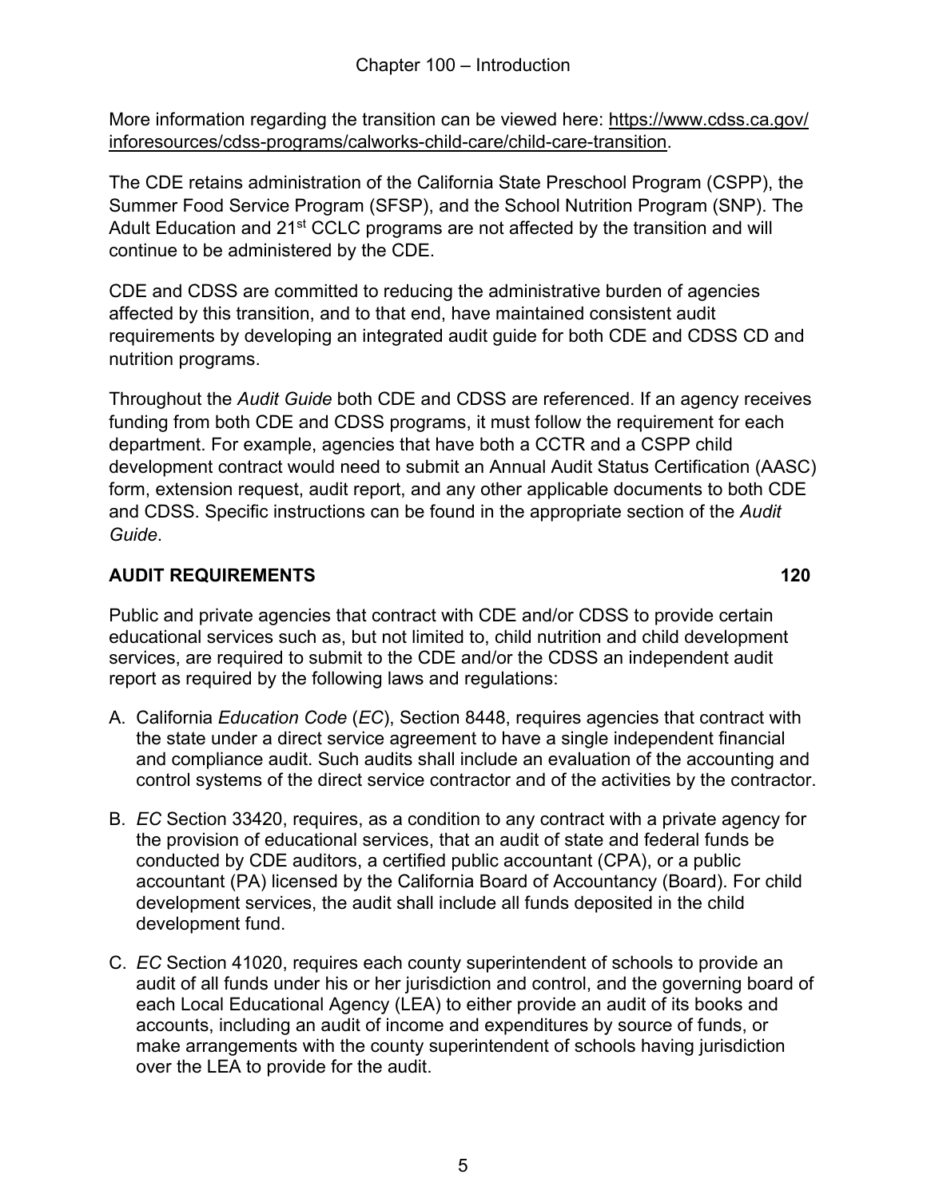More information regarding the transition can be viewed here: https://www.cdss.ca.gov/inforesources/cdss-programs/calworks-child-care/child-care-transition.

The CDE retains administration of the California State Preschool Program (CSPP), the Summer Food Service Program (SFSP), and the School Nutrition Program (SNP). The Adult Education and 21st CCLC programs are not affected by the transition and will continue to be administered by the CDE.

CDE and CDSS are committed to reducing the administrative burden of agencies affected by this transition, and to that end, have maintained consistent audit requirements by developing an integrated audit guide for both CDE and CDSS CD and nutrition programs.

Throughout the *Audit Guide* both CDE and CDSS are referenced. If an agency receives funding from both CDE and CDSS programs, it must follow the requirement for each department. For example, agencies that have both a CCTR and a CSPP child development contract would need to submit an Annual Audit Status Certification (AASC) form, extension request, audit report, and any other applicable documents to both CDE and CDSS. Specific instructions can be found in the appropriate section of the *Audit Guide*.

## AUDIT REQUIREMENTS 120

Public and private agencies that contract with CDE and/or CDSS to provide certain educational services such as, but not limited to, child nutrition and child development services, are required to submit to the CDE and/or the CDSS an independent audit report as required by the following laws and regulations:

A. California *Education Code* (*EC*), Section 8448, requires agencies that contract with the state under a direct service agreement to have a single independent financial and compliance audit. Such audits shall include an evaluation of the accounting and control systems of the direct service contractor and of the activities by the contractor.

B. *EC* Section 33420, requires, as a condition to any contract with a private agency for the provision of educational services, that an audit of state and federal funds be conducted by CDE auditors, a certified public accountant (CPA), or a public accountant (PA) licensed by the California Board of Accountancy (Board). For child development services, the audit shall include all funds deposited in the child development fund.

C. *EC* Section 41020, requires each county superintendent of schools to provide an audit of all funds under his or her jurisdiction and control, and the governing board of each Local Educational Agency (LEA) to either provide an audit of its books and accounts, including an audit of income and expenditures by source of funds, or make arrangements with the county superintendent of schools having jurisdiction over the LEA to provide for the audit.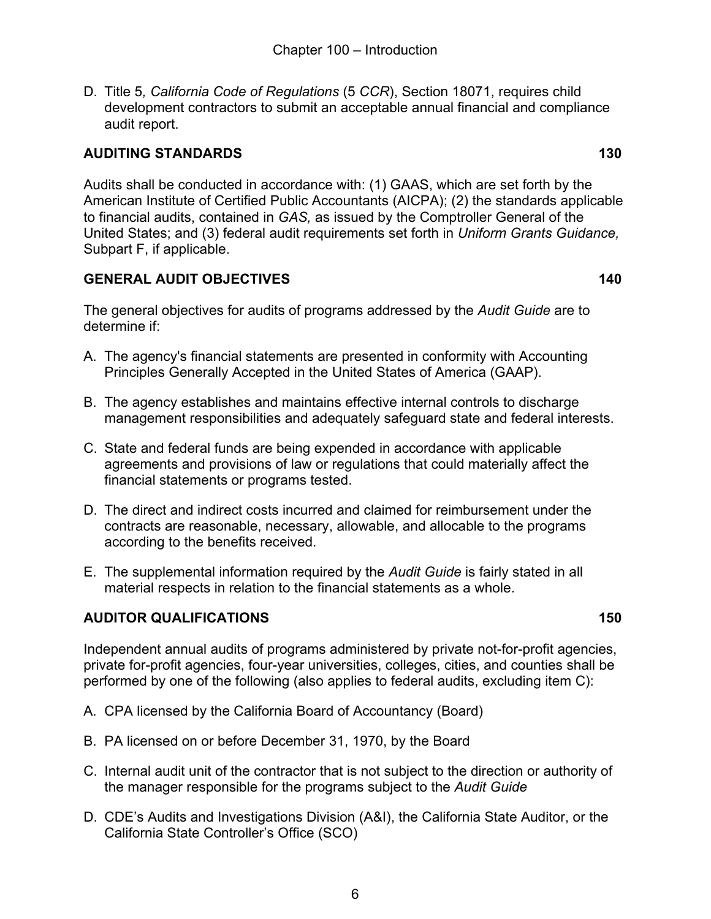D. Title 5*, California Code of Regulations* (5 *CCR*), Section 18071, requires child development contractors to submit an acceptable annual financial and compliance audit report.

## AUDITING STANDARDS 130

Audits shall be conducted in accordance with: (1) GAAS, which are set forth by the American Institute of Certified Public Accountants (AICPA); (2) the standards applicable to financial audits, contained in *GAS,* as issued by the Comptroller General of the United States; and (3) federal audit requirements set forth in *Uniform Grants Guidance,* Subpart F, if applicable.

## GENERAL AUDIT OBJECTIVES 140

The general objectives for audits of programs addressed by the *Audit Guide* are to determine if:

A. The agency's financial statements are presented in conformity with Accounting Principles Generally Accepted in the United States of America (GAAP).

B. The agency establishes and maintains effective internal controls to discharge management responsibilities and adequately safeguard state and federal interests.

C. State and federal funds are being expended in accordance with applicable agreements and provisions of law or regulations that could materially affect the financial statements or programs tested.

D. The direct and indirect costs incurred and claimed for reimbursement under the contracts are reasonable, necessary, allowable, and allocable to the programs according to the benefits received.

E. The supplemental information required by the *Audit Guide* is fairly stated in all material respects in relation to the financial statements as a whole.

## AUDITOR QUALIFICATIONS 150

Independent annual audits of programs administered by private not-for-profit agencies, private for-profit agencies, four-year universities, colleges, cities, and counties shall be performed by one of the following (also applies to federal audits, excluding item C):

A. CPA licensed by the California Board of Accountancy (Board)

B. PA licensed on or before December 31, 1970, by the Board

C. Internal audit unit of the contractor that is not subject to the direction or authority of the manager responsible for the programs subject to the *Audit Guide*

D. CDE's Audits and Investigations Division (A&I), the California State Auditor, or the California State Controller's Office (SCO)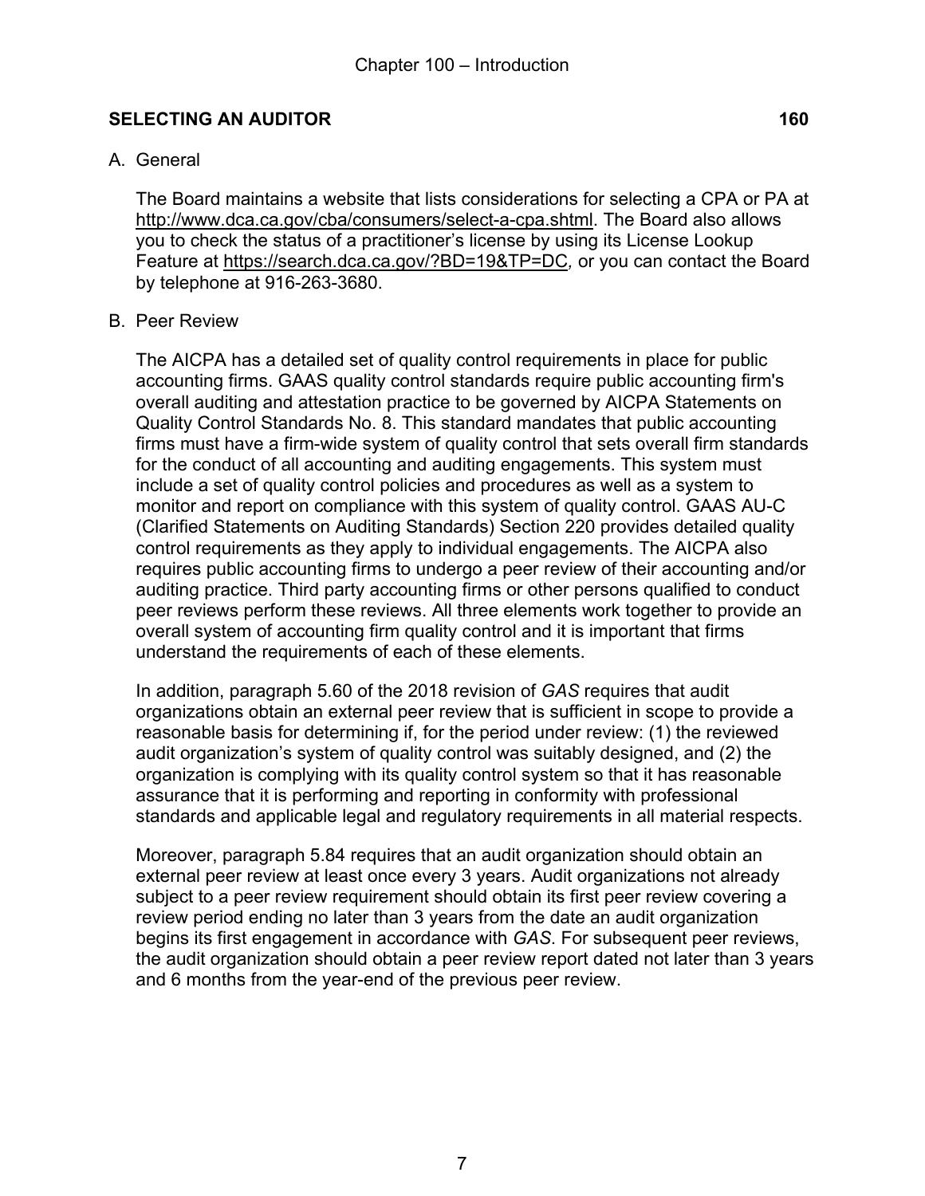## SELECTING AN AUDITOR 160

A. General

The Board maintains a website that lists considerations for selecting a CPA or PA at http://www.dca.ca.gov/cba/consumers/select-a-cpa.shtml. The Board also allows you to check the status of a practitioner's license by using its License Lookup Feature at https://search.dca.ca.gov/?BD=19&TP=DC, or you can contact the Board by telephone at 916-263-3680.

B. Peer Review

The AICPA has a detailed set of quality control requirements in place for public accounting firms. GAAS quality control standards require public accounting firm's overall auditing and attestation practice to be governed by AICPA Statements on Quality Control Standards No. 8. This standard mandates that public accounting firms must have a firm-wide system of quality control that sets overall firm standards for the conduct of all accounting and auditing engagements. This system must include a set of quality control policies and procedures as well as a system to monitor and report on compliance with this system of quality control. GAAS AU-C (Clarified Statements on Auditing Standards) Section 220 provides detailed quality control requirements as they apply to individual engagements. The AICPA also requires public accounting firms to undergo a peer review of their accounting and/or auditing practice. Third party accounting firms or other persons qualified to conduct peer reviews perform these reviews. All three elements work together to provide an overall system of accounting firm quality control and it is important that firms understand the requirements of each of these elements.

In addition, paragraph 5.60 of the 2018 revision of *GAS* requires that audit organizations obtain an external peer review that is sufficient in scope to provide a reasonable basis for determining if, for the period under review: (1) the reviewed audit organization's system of quality control was suitably designed, and (2) the organization is complying with its quality control system so that it has reasonable assurance that it is performing and reporting in conformity with professional standards and applicable legal and regulatory requirements in all material respects.

Moreover, paragraph 5.84 requires that an audit organization should obtain an external peer review at least once every 3 years. Audit organizations not already subject to a peer review requirement should obtain its first peer review covering a review period ending no later than 3 years from the date an audit organization begins its first engagement in accordance with *GAS*. For subsequent peer reviews, the audit organization should obtain a peer review report dated not later than 3 years and 6 months from the year-end of the previous peer review.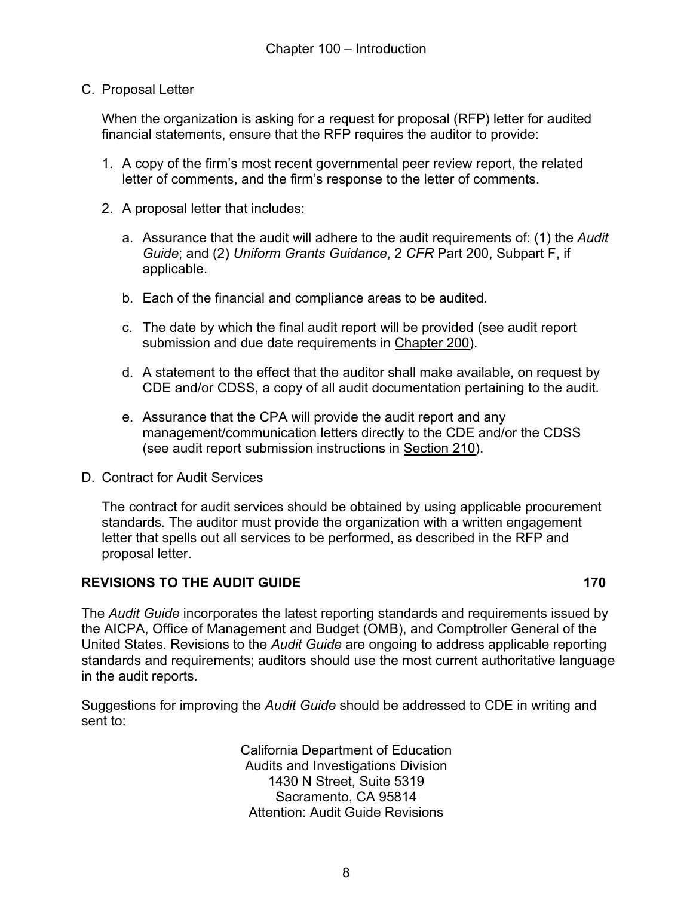C. Proposal Letter

   When the organization is asking for a request for proposal (RFP) letter for audited financial statements, ensure that the RFP requires the auditor to provide:

   1. A copy of the firm's most recent governmental peer review report, the related letter of comments, and the firm's response to the letter of comments.

   2. A proposal letter that includes:

      a. Assurance that the audit will adhere to the audit requirements of: (1) the *Audit Guide*; and (2) *Uniform Grants Guidance*, 2 *CFR* Part 200, Subpart F, if applicable.

      b. Each of the financial and compliance areas to be audited.

      c. The date by which the final audit report will be provided (see audit report submission and due date requirements in Chapter 200).

      d. A statement to the effect that the auditor shall make available, on request by CDE and/or CDSS, a copy of all audit documentation pertaining to the audit.

      e. Assurance that the CPA will provide the audit report and any management/communication letters directly to the CDE and/or the CDSS (see audit report submission instructions in Section 210).

D. Contract for Audit Services

   The contract for audit services should be obtained by using applicable procurement standards. The auditor must provide the organization with a written engagement letter that spells out all services to be performed, as described in the RFP and proposal letter.

## REVISIONS TO THE AUDIT GUIDE 170

The *Audit Guide* incorporates the latest reporting standards and requirements issued by the AICPA, Office of Management and Budget (OMB), and Comptroller General of the United States. Revisions to the *Audit Guide* are ongoing to address applicable reporting standards and requirements; auditors should use the most current authoritative language in the audit reports.

Suggestions for improving the *Audit Guide* should be addressed to CDE in writing and sent to:

California Department of Education
Audits and Investigations Division
1430 N Street, Suite 5319
Sacramento, CA 95814
Attention: Audit Guide Revisions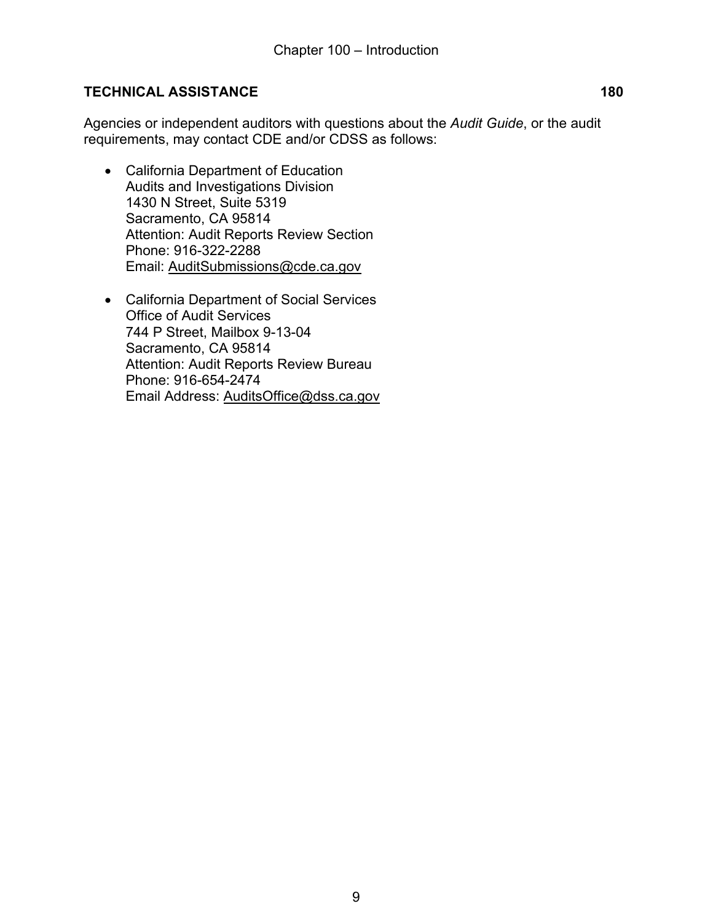## TECHNICAL ASSISTANCE 180

Agencies or independent auditors with questions about the *Audit Guide*, or the audit requirements, may contact CDE and/or CDSS as follows:

- California Department of Education
  Audits and Investigations Division
  1430 N Street, Suite 5319
  Sacramento, CA 95814
  Attention: Audit Reports Review Section
  Phone: 916-322-2288
  Email: AuditSubmissions@cde.ca.gov

- California Department of Social Services
  Office of Audit Services
  744 P Street, Mailbox 9-13-04
  Sacramento, CA 95814
  Attention: Audit Reports Review Bureau
  Phone: 916-654-2474
  Email Address: AuditsOffice@dss.ca.gov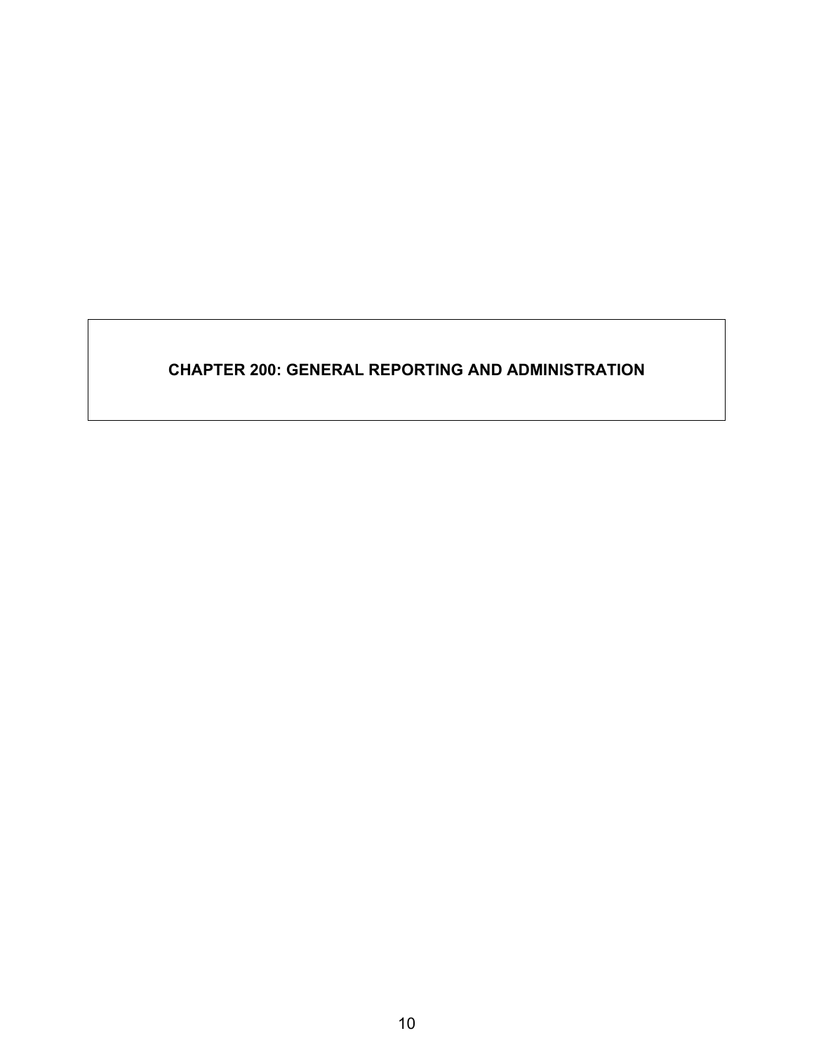# CHAPTER 200: GENERAL REPORTING AND ADMINISTRATION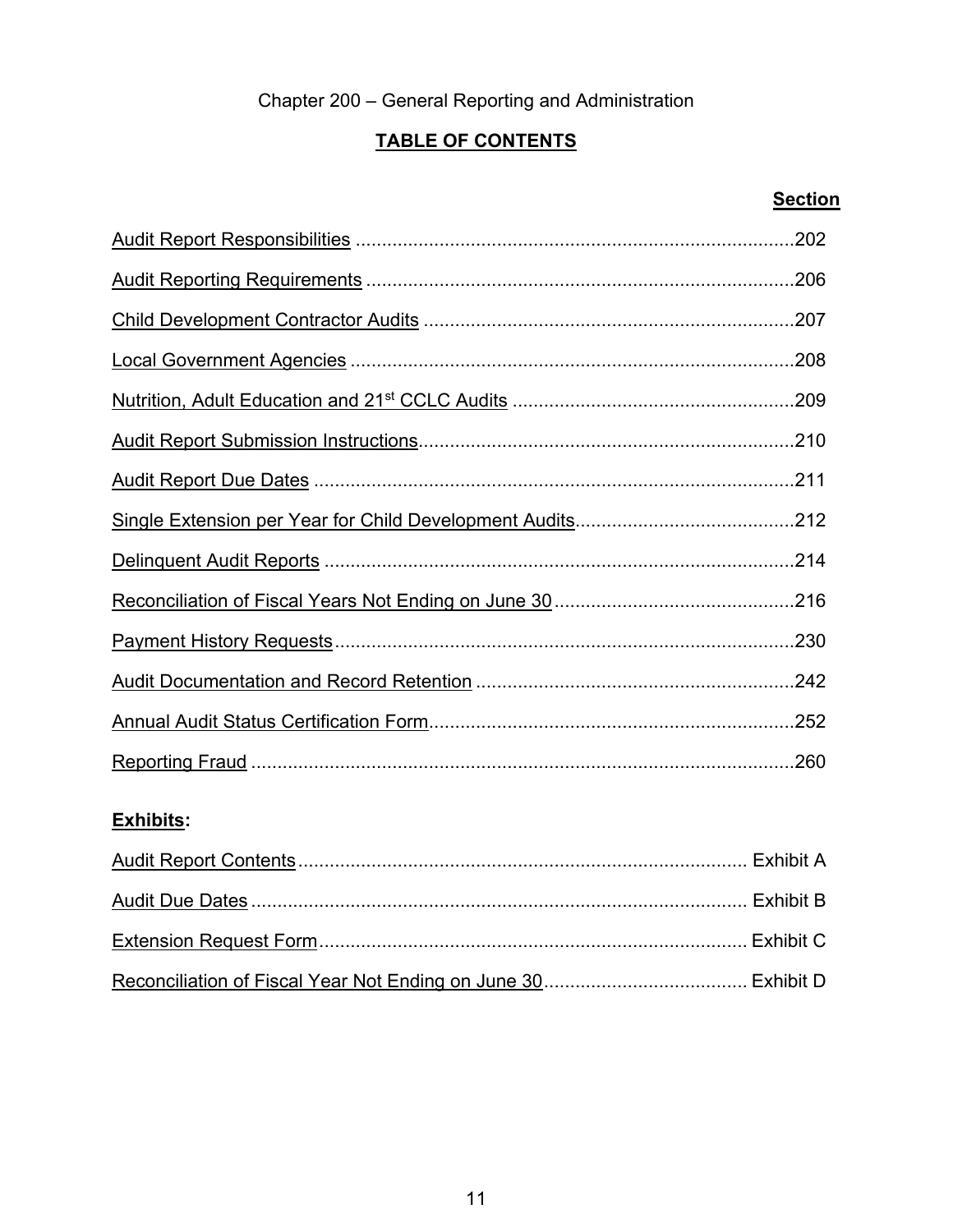Chapter 200 – General Reporting and Administration

## TABLE OF CONTENTS

| | Section |
|---|---|
| Audit Report Responsibilities | 202 |
| Audit Reporting Requirements | 206 |
| Child Development Contractor Audits | 207 |
| Local Government Agencies | 208 |
| Nutrition, Adult Education and 21st CCLC Audits | 209 |
| Audit Report Submission Instructions | 210 |
| Audit Report Due Dates | 211 |
| Single Extension per Year for Child Development Audits | 212 |
| Delinquent Audit Reports | 214 |
| Reconciliation of Fiscal Years Not Ending on June 30 | 216 |
| Payment History Requests | 230 |
| Audit Documentation and Record Retention | 242 |
| Annual Audit Status Certification Form | 252 |
| Reporting Fraud | 260 |

**Exhibits:**

| | |
|---|---|
| Audit Report Contents | Exhibit A |
| Audit Due Dates | Exhibit B |
| Extension Request Form | Exhibit C |
| Reconciliation of Fiscal Year Not Ending on June 30 | Exhibit D |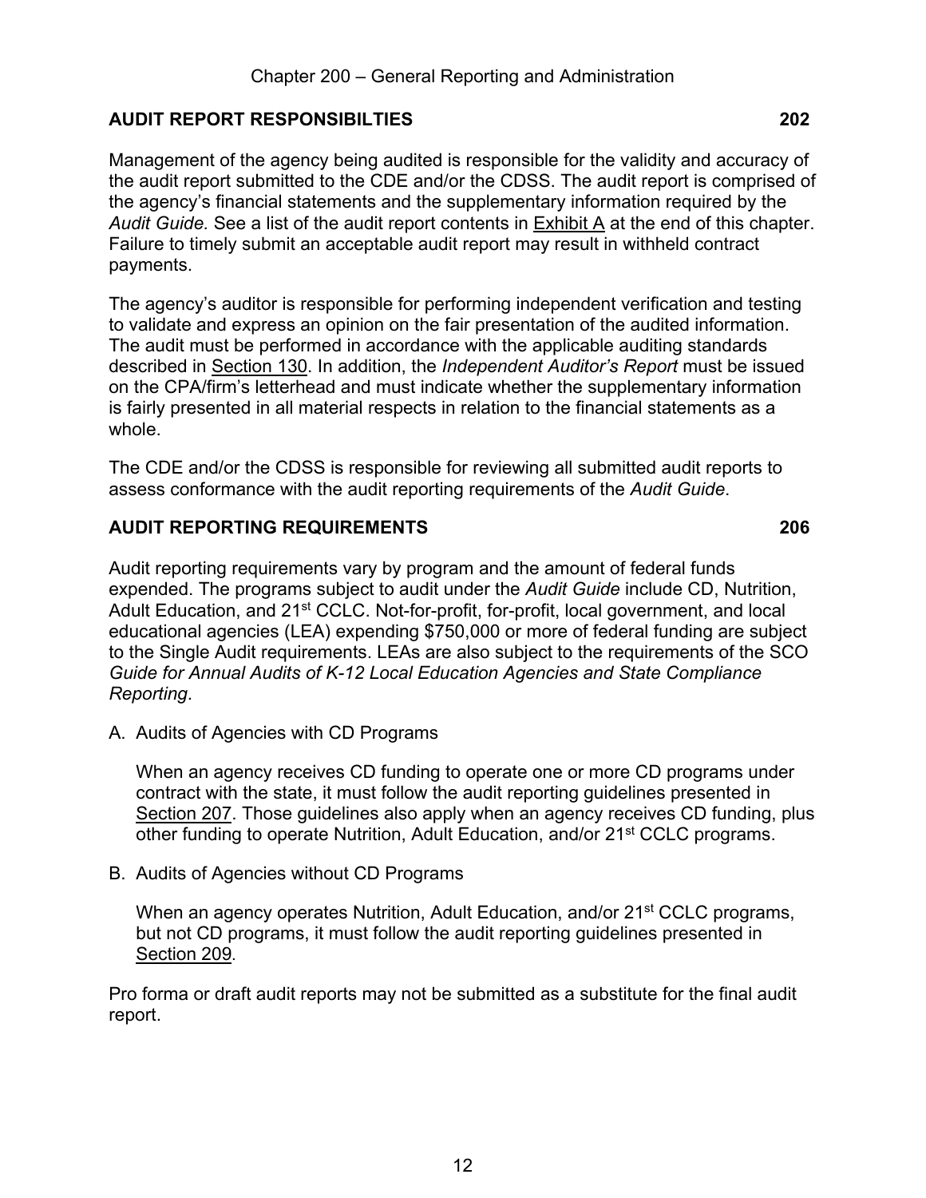## AUDIT REPORT RESPONSIBILTIES 202

Management of the agency being audited is responsible for the validity and accuracy of the audit report submitted to the CDE and/or the CDSS. The audit report is comprised of the agency's financial statements and the supplementary information required by the *Audit Guide.* See a list of the audit report contents in Exhibit A at the end of this chapter. Failure to timely submit an acceptable audit report may result in withheld contract payments.

The agency's auditor is responsible for performing independent verification and testing to validate and express an opinion on the fair presentation of the audited information. The audit must be performed in accordance with the applicable auditing standards described in Section 130. In addition, the *Independent Auditor's Report* must be issued on the CPA/firm's letterhead and must indicate whether the supplementary information is fairly presented in all material respects in relation to the financial statements as a whole.

The CDE and/or the CDSS is responsible for reviewing all submitted audit reports to assess conformance with the audit reporting requirements of the *Audit Guide*.

## AUDIT REPORTING REQUIREMENTS 206

Audit reporting requirements vary by program and the amount of federal funds expended. The programs subject to audit under the *Audit Guide* include CD, Nutrition, Adult Education, and 21st CCLC. Not-for-profit, for-profit, local government, and local educational agencies (LEA) expending $750,000 or more of federal funding are subject to the Single Audit requirements. LEAs are also subject to the requirements of the SCO *Guide for Annual Audits of K-12 Local Education Agencies and State Compliance Reporting*.

A. Audits of Agencies with CD Programs

   When an agency receives CD funding to operate one or more CD programs under contract with the state, it must follow the audit reporting guidelines presented in Section 207. Those guidelines also apply when an agency receives CD funding, plus other funding to operate Nutrition, Adult Education, and/or 21st CCLC programs.

B. Audits of Agencies without CD Programs

   When an agency operates Nutrition, Adult Education, and/or 21st CCLC programs, but not CD programs, it must follow the audit reporting guidelines presented in Section 209.

Pro forma or draft audit reports may not be submitted as a substitute for the final audit report.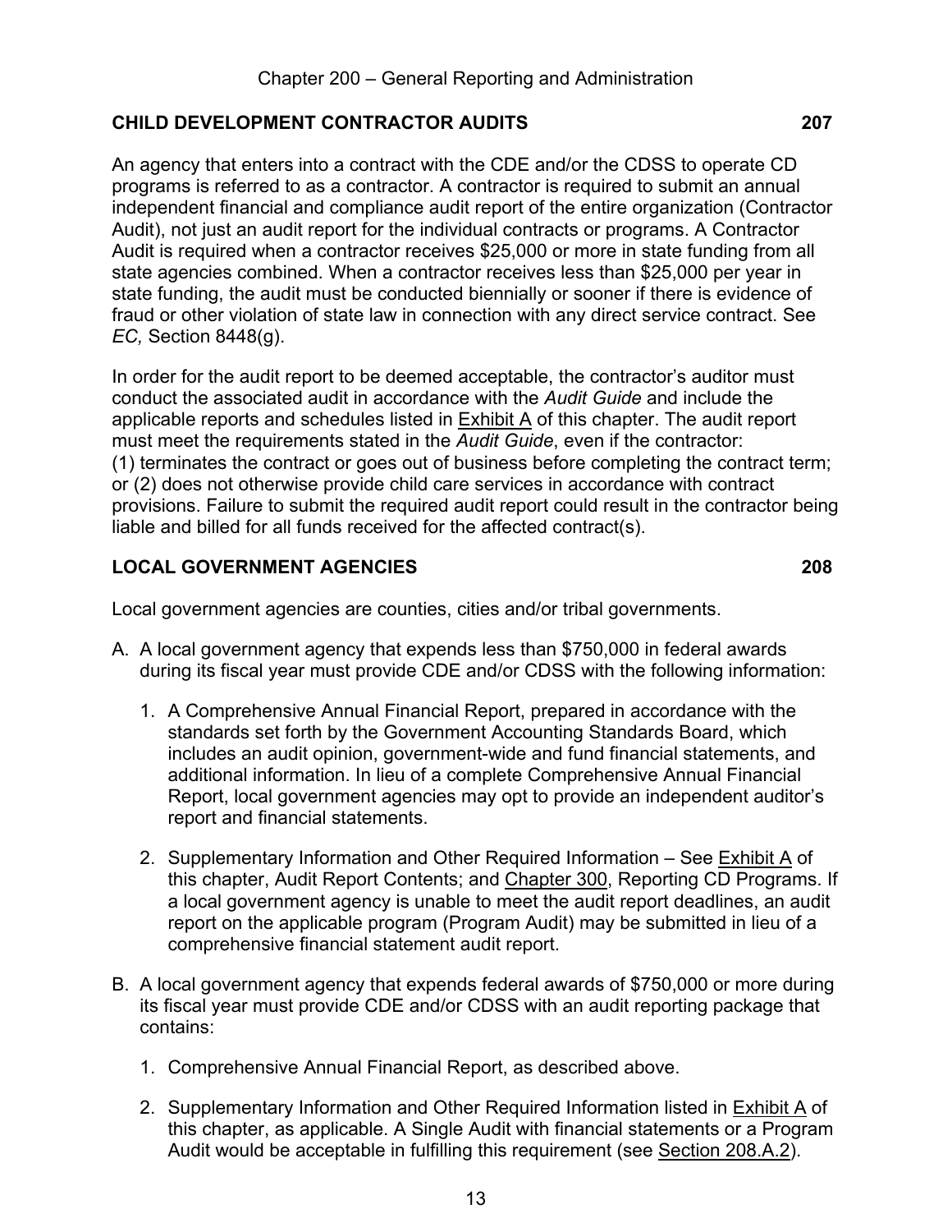## CHILD DEVELOPMENT CONTRACTOR AUDITS 207

An agency that enters into a contract with the CDE and/or the CDSS to operate CD programs is referred to as a contractor. A contractor is required to submit an annual independent financial and compliance audit report of the entire organization (Contractor Audit), not just an audit report for the individual contracts or programs. A Contractor Audit is required when a contractor receives $25,000 or more in state funding from all state agencies combined. When a contractor receives less than $25,000 per year in state funding, the audit must be conducted biennially or sooner if there is evidence of fraud or other violation of state law in connection with any direct service contract. See *EC,* Section 8448(g).

In order for the audit report to be deemed acceptable, the contractor's auditor must conduct the associated audit in accordance with the *Audit Guide* and include the applicable reports and schedules listed in Exhibit A of this chapter. The audit report must meet the requirements stated in the *Audit Guide*, even if the contractor: (1) terminates the contract or goes out of business before completing the contract term; or (2) does not otherwise provide child care services in accordance with contract provisions. Failure to submit the required audit report could result in the contractor being liable and billed for all funds received for the affected contract(s).

## LOCAL GOVERNMENT AGENCIES 208

Local government agencies are counties, cities and/or tribal governments.

A. A local government agency that expends less than $750,000 in federal awards during its fiscal year must provide CDE and/or CDSS with the following information:

   1. A Comprehensive Annual Financial Report, prepared in accordance with the standards set forth by the Government Accounting Standards Board, which includes an audit opinion, government-wide and fund financial statements, and additional information. In lieu of a complete Comprehensive Annual Financial Report, local government agencies may opt to provide an independent auditor's report and financial statements.

   2. Supplementary Information and Other Required Information – See Exhibit A of this chapter, Audit Report Contents; and Chapter 300, Reporting CD Programs. If a local government agency is unable to meet the audit report deadlines, an audit report on the applicable program (Program Audit) may be submitted in lieu of a comprehensive financial statement audit report.

B. A local government agency that expends federal awards of $750,000 or more during its fiscal year must provide CDE and/or CDSS with an audit reporting package that contains:

   1. Comprehensive Annual Financial Report, as described above.

   2. Supplementary Information and Other Required Information listed in Exhibit A of this chapter, as applicable. A Single Audit with financial statements or a Program Audit would be acceptable in fulfilling this requirement (see Section 208.A.2).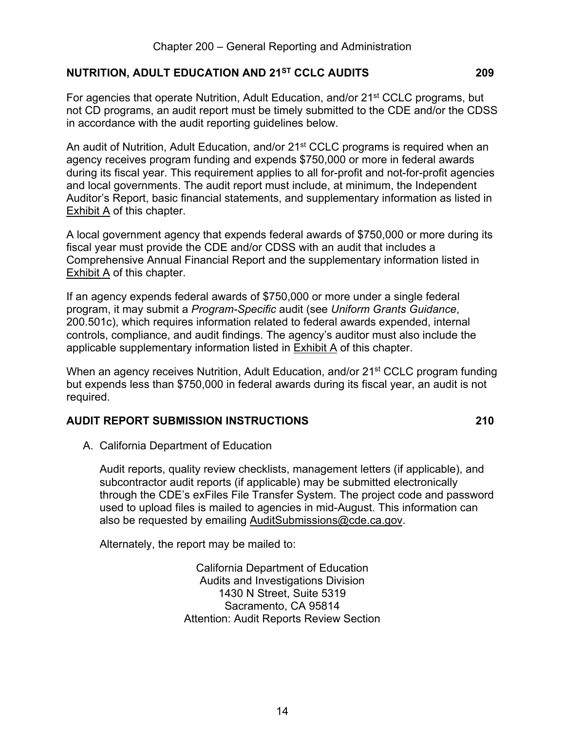## NUTRITION, ADULT EDUCATION AND 21ST CCLC AUDITS 209

For agencies that operate Nutrition, Adult Education, and/or 21st CCLC programs, but not CD programs, an audit report must be timely submitted to the CDE and/or the CDSS in accordance with the audit reporting guidelines below.

An audit of Nutrition, Adult Education, and/or 21st CCLC programs is required when an agency receives program funding and expends $750,000 or more in federal awards during its fiscal year. This requirement applies to all for-profit and not-for-profit agencies and local governments. The audit report must include, at minimum, the Independent Auditor's Report, basic financial statements, and supplementary information as listed in Exhibit A of this chapter.

A local government agency that expends federal awards of $750,000 or more during its fiscal year must provide the CDE and/or CDSS with an audit that includes a Comprehensive Annual Financial Report and the supplementary information listed in Exhibit A of this chapter.

If an agency expends federal awards of $750,000 or more under a single federal program, it may submit a *Program-Specific* audit (see *Uniform Grants Guidance*, 200.501c), which requires information related to federal awards expended, internal controls, compliance, and audit findings. The agency's auditor must also include the applicable supplementary information listed in Exhibit A of this chapter.

When an agency receives Nutrition, Adult Education, and/or 21st CCLC program funding but expends less than $750,000 in federal awards during its fiscal year, an audit is not required.

## AUDIT REPORT SUBMISSION INSTRUCTIONS 210

A. California Department of Education

Audit reports, quality review checklists, management letters (if applicable), and subcontractor audit reports (if applicable) may be submitted electronically through the CDE's exFiles File Transfer System. The project code and password used to upload files is mailed to agencies in mid-August. This information can also be requested by emailing AuditSubmissions@cde.ca.gov.

Alternately, the report may be mailed to:

California Department of Education
Audits and Investigations Division
1430 N Street, Suite 5319
Sacramento, CA 95814
Attention: Audit Reports Review Section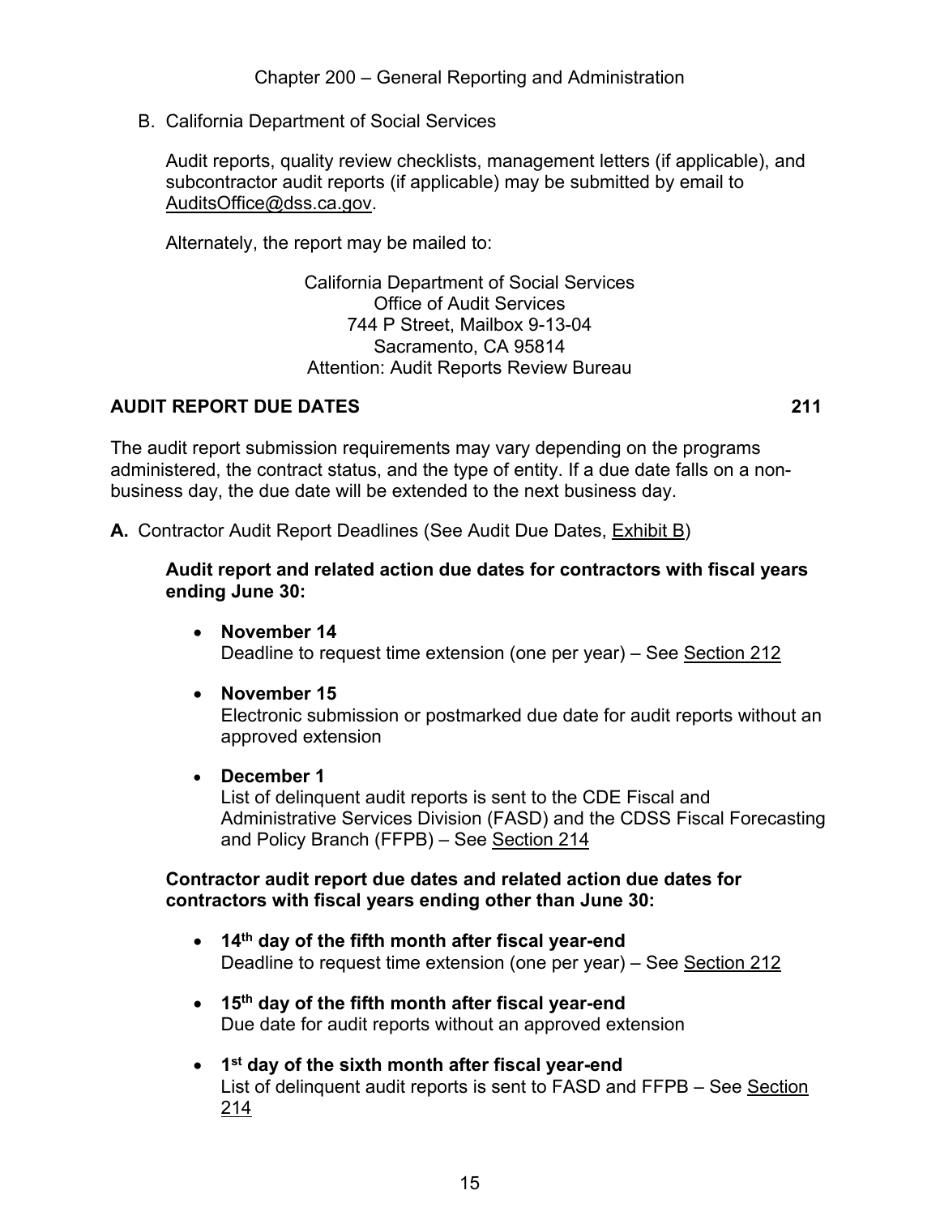B. California Department of Social Services

Audit reports, quality review checklists, management letters (if applicable), and subcontractor audit reports (if applicable) may be submitted by email to AuditsOffice@dss.ca.gov.

Alternately, the report may be mailed to:

California Department of Social Services
Office of Audit Services
744 P Street, Mailbox 9-13-04
Sacramento, CA 95814
Attention: Audit Reports Review Bureau

## AUDIT REPORT DUE DATES 211

The audit report submission requirements may vary depending on the programs administered, the contract status, and the type of entity. If a due date falls on a non-business day, the due date will be extended to the next business day.

**A.** Contractor Audit Report Deadlines (See Audit Due Dates, Exhibit B)

**Audit report and related action due dates for contractors with fiscal years ending June 30:**

- **November 14**
  Deadline to request time extension (one per year) – See Section 212
- **November 15**
  Electronic submission or postmarked due date for audit reports without an approved extension
- **December 1**
  List of delinquent audit reports is sent to the CDE Fiscal and Administrative Services Division (FASD) and the CDSS Fiscal Forecasting and Policy Branch (FFPB) – See Section 214

**Contractor audit report due dates and related action due dates for contractors with fiscal years ending other than June 30:**

- **14th day of the fifth month after fiscal year-end**
  Deadline to request time extension (one per year) – See Section 212
- **15th day of the fifth month after fiscal year-end**
  Due date for audit reports without an approved extension
- **1st day of the sixth month after fiscal year-end**
  List of delinquent audit reports is sent to FASD and FFPB – See Section 214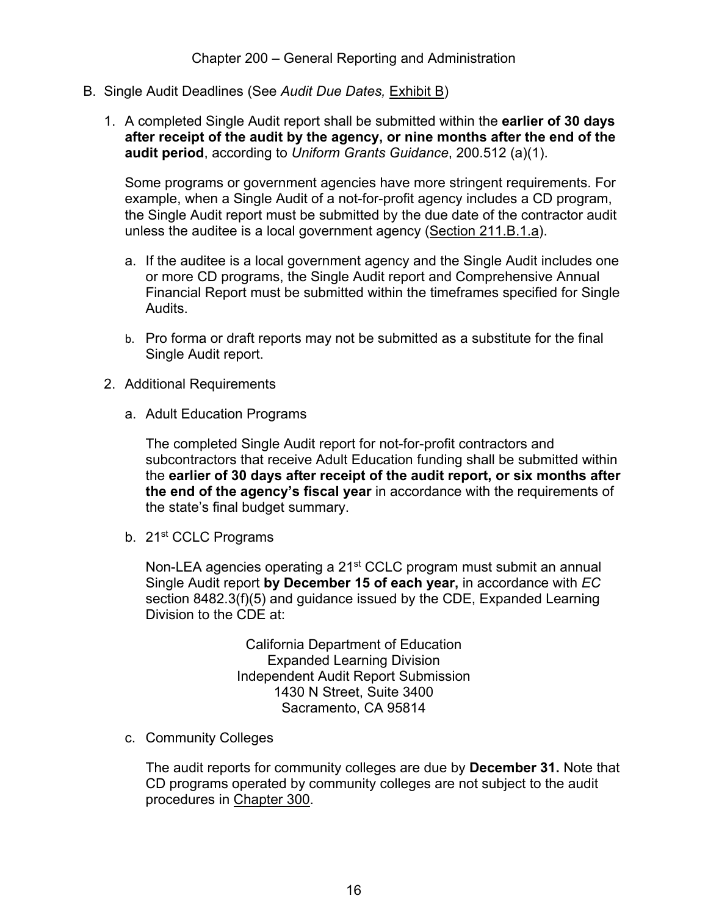B. Single Audit Deadlines (See *Audit Due Dates,* Exhibit B)

1. A completed Single Audit report shall be submitted within the **earlier of 30 days after receipt of the audit by the agency, or nine months after the end of the audit period**, according to *Uniform Grants Guidance*, 200.512 (a)(1).

   Some programs or government agencies have more stringent requirements. For example, when a Single Audit of a not-for-profit agency includes a CD program, the Single Audit report must be submitted by the due date of the contractor audit unless the auditee is a local government agency (Section 211.B.1.a).

   a. If the auditee is a local government agency and the Single Audit includes one or more CD programs, the Single Audit report and Comprehensive Annual Financial Report must be submitted within the timeframes specified for Single Audits.

   b. Pro forma or draft reports may not be submitted as a substitute for the final Single Audit report.

2. Additional Requirements

   a. Adult Education Programs

   The completed Single Audit report for not-for-profit contractors and subcontractors that receive Adult Education funding shall be submitted within the **earlier of 30 days after receipt of the audit report, or six months after the end of the agency's fiscal year** in accordance with the requirements of the state's final budget summary.

   b. 21st CCLC Programs

   Non-LEA agencies operating a 21st CCLC program must submit an annual Single Audit report **by December 15 of each year,** in accordance with *EC* section 8482.3(f)(5) and guidance issued by the CDE, Expanded Learning Division to the CDE at:

   California Department of Education
   Expanded Learning Division
   Independent Audit Report Submission
   1430 N Street, Suite 3400
   Sacramento, CA 95814

   c. Community Colleges

   The audit reports for community colleges are due by **December 31.** Note that CD programs operated by community colleges are not subject to the audit procedures in Chapter 300.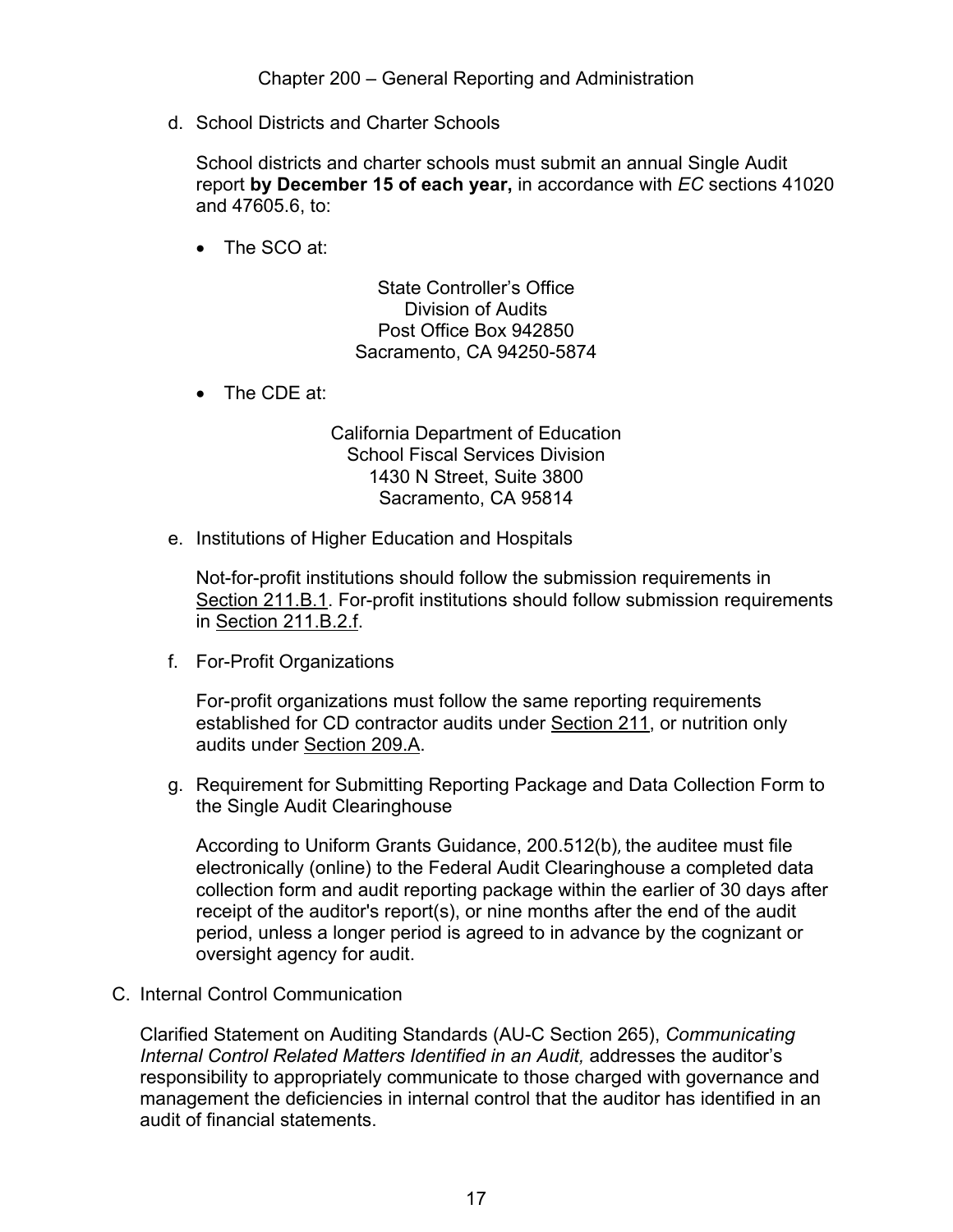d. School Districts and Charter Schools

School districts and charter schools must submit an annual Single Audit report **by December 15 of each year,** in accordance with *EC* sections 41020 and 47605.6, to:

- The SCO at:

State Controller's Office
Division of Audits
Post Office Box 942850
Sacramento, CA 94250-5874

- The CDE at:

California Department of Education
School Fiscal Services Division
1430 N Street, Suite 3800
Sacramento, CA 95814

e. Institutions of Higher Education and Hospitals

Not-for-profit institutions should follow the submission requirements in Section 211.B.1. For-profit institutions should follow submission requirements in Section 211.B.2.f.

f. For-Profit Organizations

For-profit organizations must follow the same reporting requirements established for CD contractor audits under Section 211, or nutrition only audits under Section 209.A.

g. Requirement for Submitting Reporting Package and Data Collection Form to the Single Audit Clearinghouse

According to Uniform Grants Guidance, 200.512(b), the auditee must file electronically (online) to the Federal Audit Clearinghouse a completed data collection form and audit reporting package within the earlier of 30 days after receipt of the auditor's report(s), or nine months after the end of the audit period, unless a longer period is agreed to in advance by the cognizant or oversight agency for audit.

C. Internal Control Communication

Clarified Statement on Auditing Standards (AU-C Section 265), *Communicating Internal Control Related Matters Identified in an Audit,* addresses the auditor's responsibility to appropriately communicate to those charged with governance and management the deficiencies in internal control that the auditor has identified in an audit of financial statements.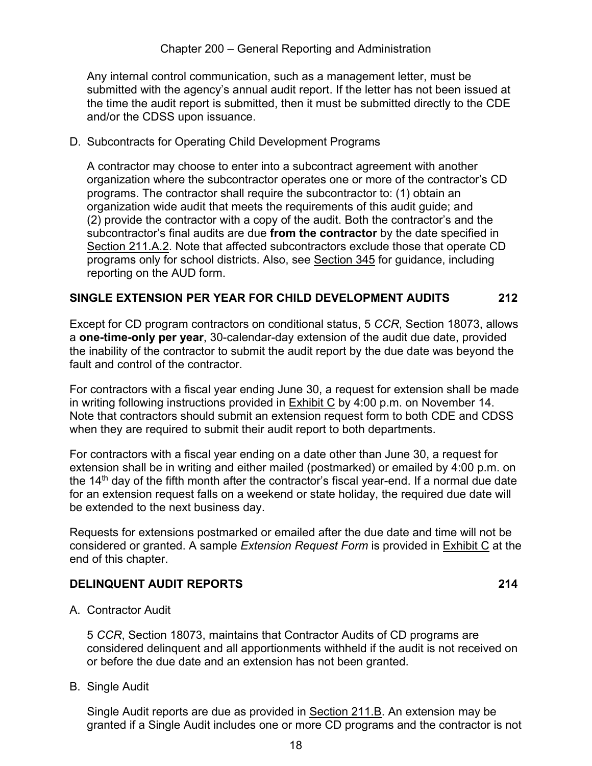Any internal control communication, such as a management letter, must be submitted with the agency's annual audit report. If the letter has not been issued at the time the audit report is submitted, then it must be submitted directly to the CDE and/or the CDSS upon issuance.

D. Subcontracts for Operating Child Development Programs

A contractor may choose to enter into a subcontract agreement with another organization where the subcontractor operates one or more of the contractor's CD programs. The contractor shall require the subcontractor to: (1) obtain an organization wide audit that meets the requirements of this audit guide; and (2) provide the contractor with a copy of the audit. Both the contractor's and the subcontractor's final audits are due **from the contractor** by the date specified in Section 211.A.2. Note that affected subcontractors exclude those that operate CD programs only for school districts. Also, see Section 345 for guidance, including reporting on the AUD form.

## SINGLE EXTENSION PER YEAR FOR CHILD DEVELOPMENT AUDITS 212

Except for CD program contractors on conditional status, 5 *CCR*, Section 18073, allows a **one-time-only per year**, 30-calendar-day extension of the audit due date, provided the inability of the contractor to submit the audit report by the due date was beyond the fault and control of the contractor.

For contractors with a fiscal year ending June 30, a request for extension shall be made in writing following instructions provided in Exhibit C by 4:00 p.m. on November 14. Note that contractors should submit an extension request form to both CDE and CDSS when they are required to submit their audit report to both departments.

For contractors with a fiscal year ending on a date other than June 30, a request for extension shall be in writing and either mailed (postmarked) or emailed by 4:00 p.m. on the 14th day of the fifth month after the contractor's fiscal year-end. If a normal due date for an extension request falls on a weekend or state holiday, the required due date will be extended to the next business day.

Requests for extensions postmarked or emailed after the due date and time will not be considered or granted. A sample *Extension Request Form* is provided in Exhibit C at the end of this chapter.

## DELINQUENT AUDIT REPORTS 214

A. Contractor Audit

5 *CCR*, Section 18073, maintains that Contractor Audits of CD programs are considered delinquent and all apportionments withheld if the audit is not received on or before the due date and an extension has not been granted.

B. Single Audit

Single Audit reports are due as provided in Section 211.B. An extension may be granted if a Single Audit includes one or more CD programs and the contractor is not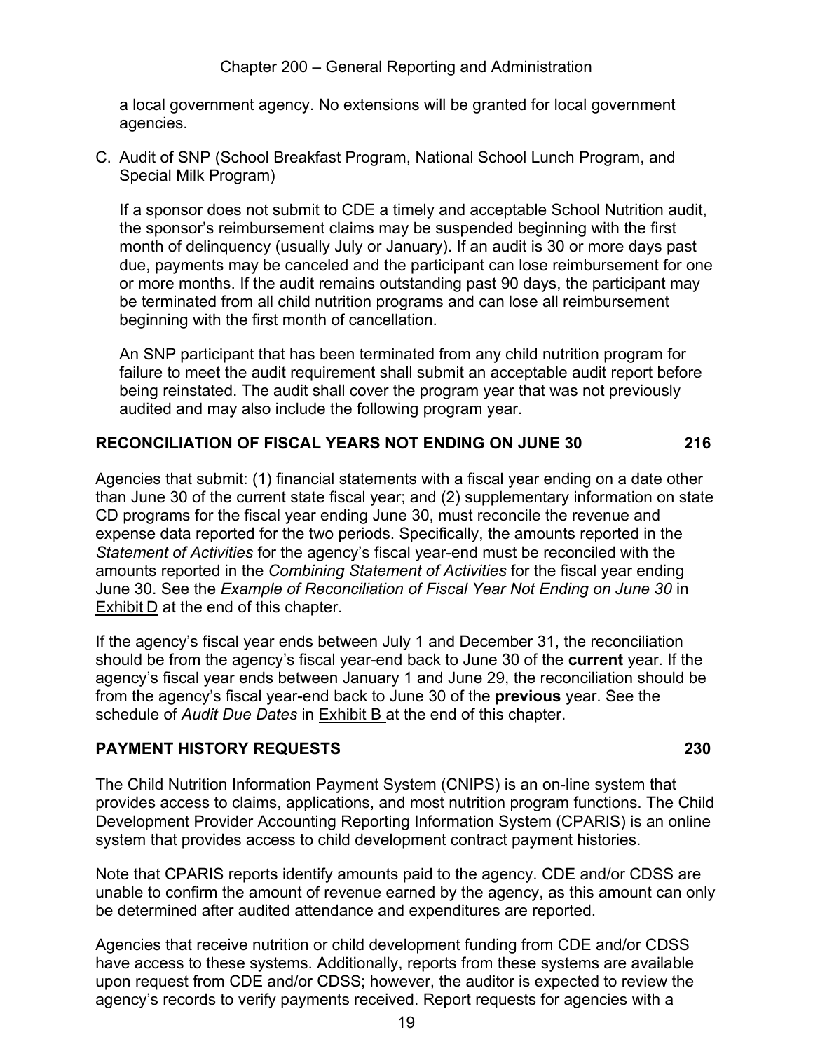a local government agency. No extensions will be granted for local government agencies.

C. Audit of SNP (School Breakfast Program, National School Lunch Program, and Special Milk Program)

   If a sponsor does not submit to CDE a timely and acceptable School Nutrition audit, the sponsor's reimbursement claims may be suspended beginning with the first month of delinquency (usually July or January). If an audit is 30 or more days past due, payments may be canceled and the participant can lose reimbursement for one or more months. If the audit remains outstanding past 90 days, the participant may be terminated from all child nutrition programs and can lose all reimbursement beginning with the first month of cancellation.

   An SNP participant that has been terminated from any child nutrition program for failure to meet the audit requirement shall submit an acceptable audit report before being reinstated. The audit shall cover the program year that was not previously audited and may also include the following program year.

## RECONCILIATION OF FISCAL YEARS NOT ENDING ON JUNE 30 — 216

Agencies that submit: (1) financial statements with a fiscal year ending on a date other than June 30 of the current state fiscal year; and (2) supplementary information on state CD programs for the fiscal year ending June 30, must reconcile the revenue and expense data reported for the two periods. Specifically, the amounts reported in the *Statement of Activities* for the agency's fiscal year-end must be reconciled with the amounts reported in the *Combining Statement of Activities* for the fiscal year ending June 30. See the *Example of Reconciliation of Fiscal Year Not Ending on June 30* in Exhibit D at the end of this chapter.

If the agency's fiscal year ends between July 1 and December 31, the reconciliation should be from the agency's fiscal year-end back to June 30 of the **current** year. If the agency's fiscal year ends between January 1 and June 29, the reconciliation should be from the agency's fiscal year-end back to June 30 of the **previous** year. See the schedule of *Audit Due Dates* in Exhibit B at the end of this chapter.

## PAYMENT HISTORY REQUESTS — 230

The Child Nutrition Information Payment System (CNIPS) is an on-line system that provides access to claims, applications, and most nutrition program functions. The Child Development Provider Accounting Reporting Information System (CPARIS) is an online system that provides access to child development contract payment histories.

Note that CPARIS reports identify amounts paid to the agency. CDE and/or CDSS are unable to confirm the amount of revenue earned by the agency, as this amount can only be determined after audited attendance and expenditures are reported.

Agencies that receive nutrition or child development funding from CDE and/or CDSS have access to these systems. Additionally, reports from these systems are available upon request from CDE and/or CDSS; however, the auditor is expected to review the agency's records to verify payments received. Report requests for agencies with a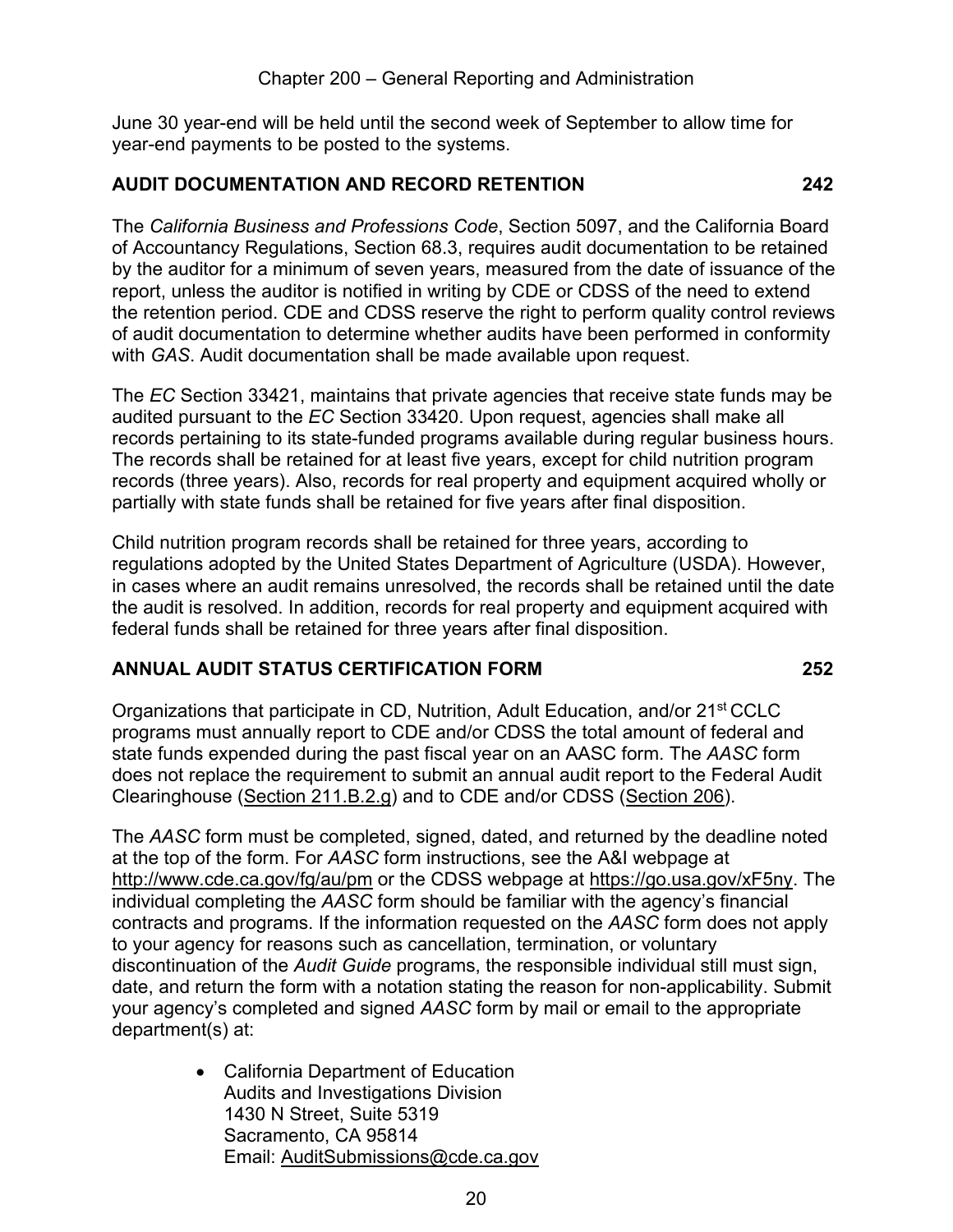June 30 year-end will be held until the second week of September to allow time for year-end payments to be posted to the systems.

## AUDIT DOCUMENTATION AND RECORD RETENTION 242

The *California Business and Professions Code*, Section 5097, and the California Board of Accountancy Regulations, Section 68.3, requires audit documentation to be retained by the auditor for a minimum of seven years, measured from the date of issuance of the report, unless the auditor is notified in writing by CDE or CDSS of the need to extend the retention period. CDE and CDSS reserve the right to perform quality control reviews of audit documentation to determine whether audits have been performed in conformity with *GAS*. Audit documentation shall be made available upon request.

The *EC* Section 33421, maintains that private agencies that receive state funds may be audited pursuant to the *EC* Section 33420. Upon request, agencies shall make all records pertaining to its state-funded programs available during regular business hours. The records shall be retained for at least five years, except for child nutrition program records (three years). Also, records for real property and equipment acquired wholly or partially with state funds shall be retained for five years after final disposition.

Child nutrition program records shall be retained for three years, according to regulations adopted by the United States Department of Agriculture (USDA). However, in cases where an audit remains unresolved, the records shall be retained until the date the audit is resolved. In addition, records for real property and equipment acquired with federal funds shall be retained for three years after final disposition.

## ANNUAL AUDIT STATUS CERTIFICATION FORM 252

Organizations that participate in CD, Nutrition, Adult Education, and/or 21st CCLC programs must annually report to CDE and/or CDSS the total amount of federal and state funds expended during the past fiscal year on an AASC form. The *AASC* form does not replace the requirement to submit an annual audit report to the Federal Audit Clearinghouse (Section 211.B.2.g) and to CDE and/or CDSS (Section 206).

The *AASC* form must be completed, signed, dated, and returned by the deadline noted at the top of the form. For *AASC* form instructions, see the A&I webpage at http://www.cde.ca.gov/fg/au/pm or the CDSS webpage at https://go.usa.gov/xF5ny. The individual completing the *AASC* form should be familiar with the agency's financial contracts and programs. If the information requested on the *AASC* form does not apply to your agency for reasons such as cancellation, termination, or voluntary discontinuation of the *Audit Guide* programs, the responsible individual still must sign, date, and return the form with a notation stating the reason for non-applicability. Submit your agency's completed and signed *AASC* form by mail or email to the appropriate department(s) at:

- California Department of Education
  Audits and Investigations Division
  1430 N Street, Suite 5319
  Sacramento, CA 95814
  Email: AuditSubmissions@cde.ca.gov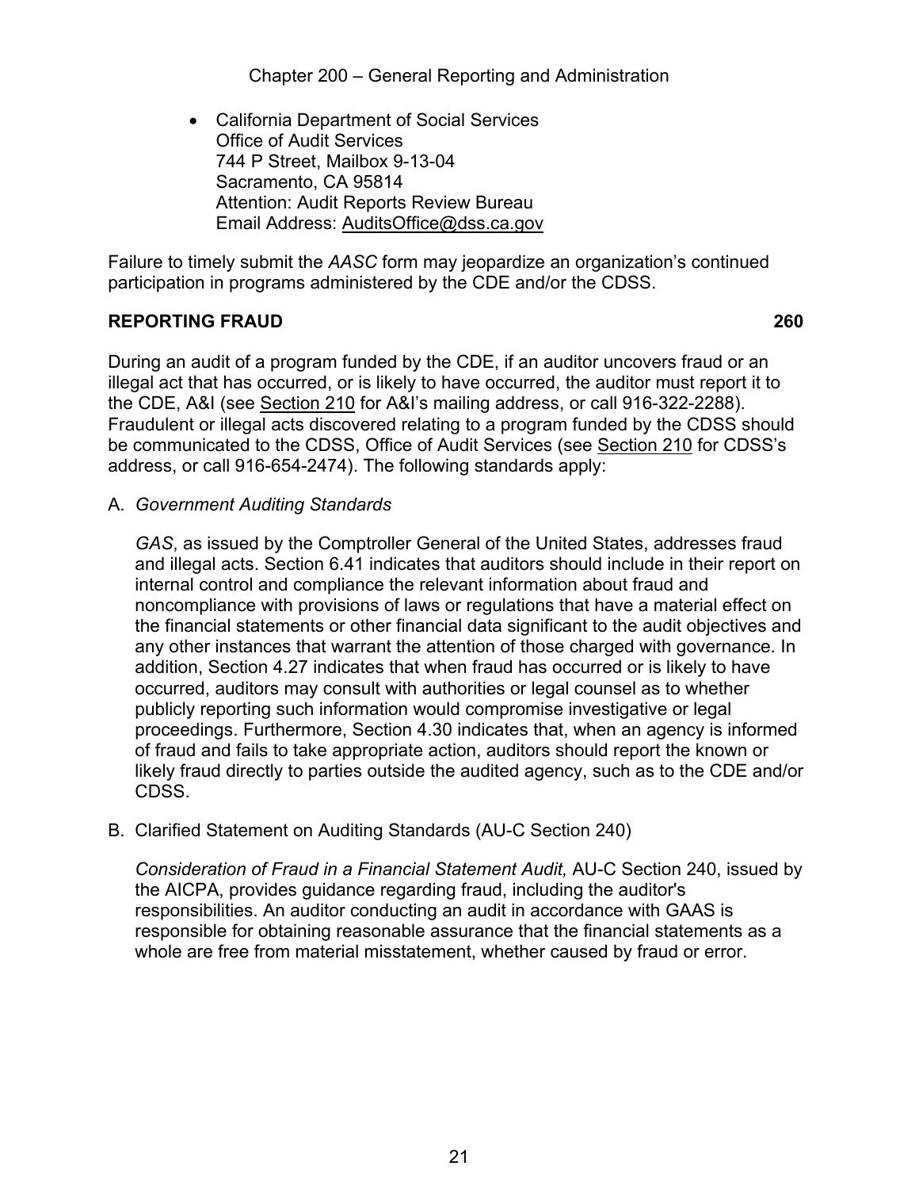- California Department of Social Services
  Office of Audit Services
  744 P Street, Mailbox 9-13-04
  Sacramento, CA 95814
  Attention: Audit Reports Review Bureau
  Email Address: AuditsOffice@dss.ca.gov

Failure to timely submit the *AASC* form may jeopardize an organization's continued participation in programs administered by the CDE and/or the CDSS.

## REPORTING FRAUD 260

During an audit of a program funded by the CDE, if an auditor uncovers fraud or an illegal act that has occurred, or is likely to have occurred, the auditor must report it to the CDE, A&I (see Section 210 for A&I's mailing address, or call 916-322-2288). Fraudulent or illegal acts discovered relating to a program funded by the CDSS should be communicated to the CDSS, Office of Audit Services (see Section 210 for CDSS's address, or call 916-654-2474). The following standards apply:

A. *Government Auditing Standards*

   *GAS*, as issued by the Comptroller General of the United States, addresses fraud and illegal acts. Section 6.41 indicates that auditors should include in their report on internal control and compliance the relevant information about fraud and noncompliance with provisions of laws or regulations that have a material effect on the financial statements or other financial data significant to the audit objectives and any other instances that warrant the attention of those charged with governance. In addition, Section 4.27 indicates that when fraud has occurred or is likely to have occurred, auditors may consult with authorities or legal counsel as to whether publicly reporting such information would compromise investigative or legal proceedings. Furthermore, Section 4.30 indicates that, when an agency is informed of fraud and fails to take appropriate action, auditors should report the known or likely fraud directly to parties outside the audited agency, such as to the CDE and/or CDSS.

B. Clarified Statement on Auditing Standards (AU-C Section 240)

   *Consideration of Fraud in a Financial Statement Audit,* AU-C Section 240, issued by the AICPA, provides guidance regarding fraud, including the auditor's responsibilities. An auditor conducting an audit in accordance with GAAS is responsible for obtaining reasonable assurance that the financial statements as a whole are free from material misstatement, whether caused by fraud or error.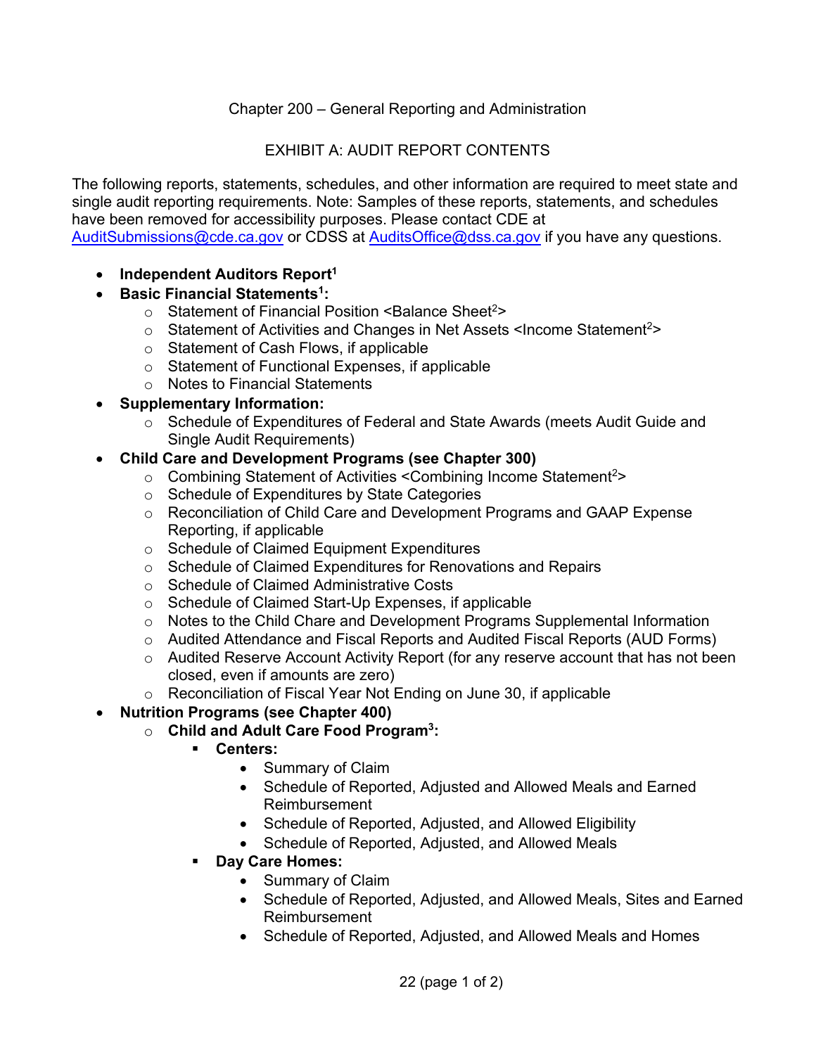Chapter 200 – General Reporting and Administration

# EXHIBIT A: AUDIT REPORT CONTENTS

The following reports, statements, schedules, and other information are required to meet state and single audit reporting requirements. Note: Samples of these reports, statements, and schedules have been removed for accessibility purposes. Please contact CDE at AuditSubmissions@cde.ca.gov or CDSS at AuditsOffice@dss.ca.gov if you have any questions.

- **Independent Auditors Report[1]**
- **Basic Financial Statements[1]:**
  - Statement of Financial Position <Balance Sheet[2]>
  - Statement of Activities and Changes in Net Assets <Income Statement[2]>
  - Statement of Cash Flows, if applicable
  - Statement of Functional Expenses, if applicable
  - Notes to Financial Statements
- **Supplementary Information:**
  - Schedule of Expenditures of Federal and State Awards (meets Audit Guide and Single Audit Requirements)
- **Child Care and Development Programs (see Chapter 300)**
  - Combining Statement of Activities <Combining Income Statement[2]>
  - Schedule of Expenditures by State Categories
  - Reconciliation of Child Care and Development Programs and GAAP Expense Reporting, if applicable
  - Schedule of Claimed Equipment Expenditures
  - Schedule of Claimed Expenditures for Renovations and Repairs
  - Schedule of Claimed Administrative Costs
  - Schedule of Claimed Start-Up Expenses, if applicable
  - Notes to the Child Chare and Development Programs Supplemental Information
  - Audited Attendance and Fiscal Reports and Audited Fiscal Reports (AUD Forms)
  - Audited Reserve Account Activity Report (for any reserve account that has not been closed, even if amounts are zero)
  - Reconciliation of Fiscal Year Not Ending on June 30, if applicable
- **Nutrition Programs (see Chapter 400)**
  - **Child and Adult Care Food Program[3]:**
    - **Centers:**
      - Summary of Claim
      - Schedule of Reported, Adjusted and Allowed Meals and Earned Reimbursement
      - Schedule of Reported, Adjusted, and Allowed Eligibility
      - Schedule of Reported, Adjusted, and Allowed Meals
    - **Day Care Homes:**
      - Summary of Claim
      - Schedule of Reported, Adjusted, and Allowed Meals, Sites and Earned Reimbursement
      - Schedule of Reported, Adjusted, and Allowed Meals and Homes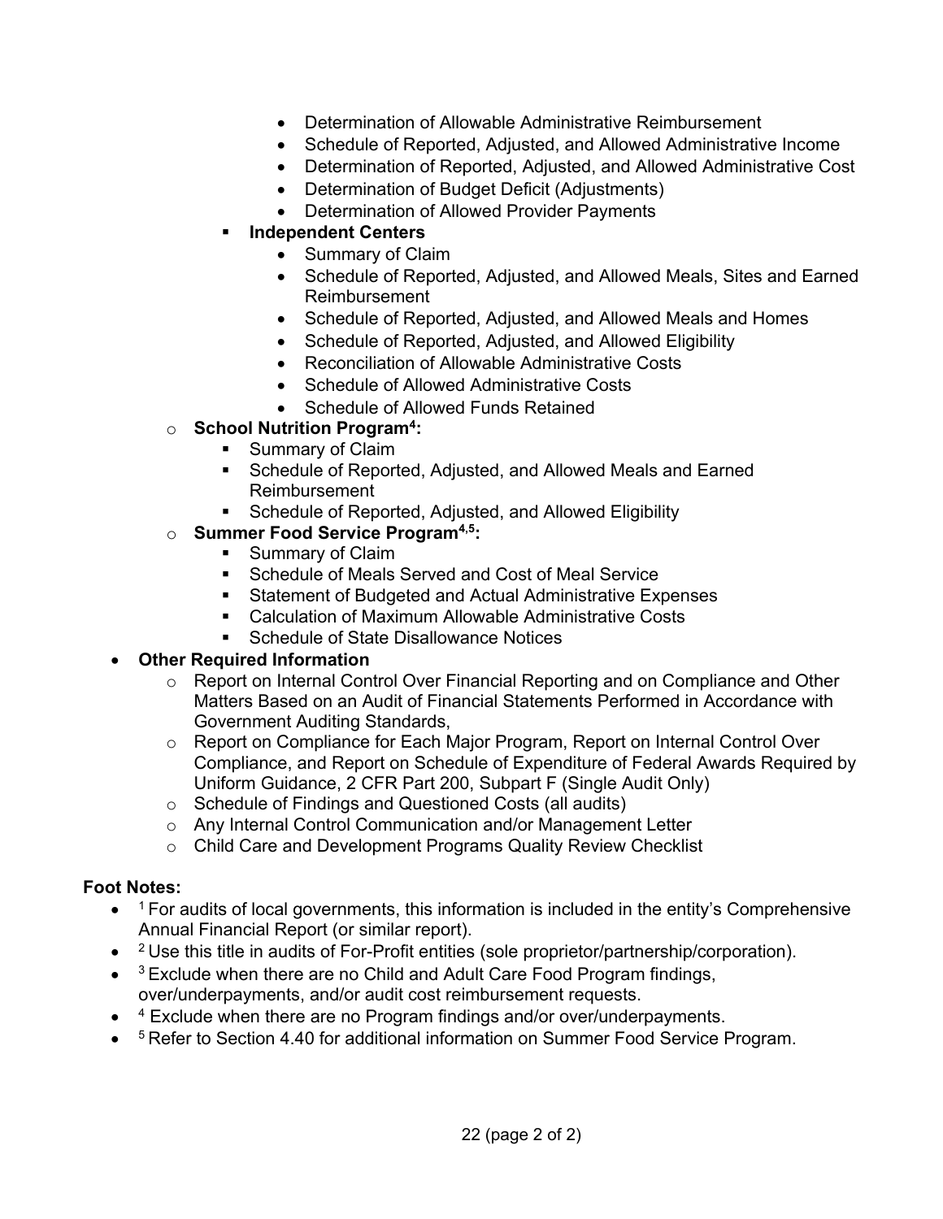- Determination of Allowable Administrative Reimbursement
        - Schedule of Reported, Adjusted, and Allowed Administrative Income
        - Determination of Reported, Adjusted, and Allowed Administrative Cost
        - Determination of Budget Deficit (Adjustments)
        - Determination of Allowed Provider Payments
      - **Independent Centers**
        - Summary of Claim
        - Schedule of Reported, Adjusted, and Allowed Meals, Sites and Earned Reimbursement
        - Schedule of Reported, Adjusted, and Allowed Meals and Homes
        - Schedule of Reported, Adjusted, and Allowed Eligibility
        - Reconciliation of Allowable Administrative Costs
        - Schedule of Allowed Administrative Costs
        - Schedule of Allowed Funds Retained
  - **School Nutrition Program[4]:**
    - Summary of Claim
    - Schedule of Reported, Adjusted, and Allowed Meals and Earned Reimbursement
    - Schedule of Reported, Adjusted, and Allowed Eligibility
  - **Summer Food Service Program[4,5]:**
    - Summary of Claim
    - Schedule of Meals Served and Cost of Meal Service
    - Statement of Budgeted and Actual Administrative Expenses
    - Calculation of Maximum Allowable Administrative Costs
    - Schedule of State Disallowance Notices
- **Other Required Information**
  - Report on Internal Control Over Financial Reporting and on Compliance and Other Matters Based on an Audit of Financial Statements Performed in Accordance with Government Auditing Standards,
  - Report on Compliance for Each Major Program, Report on Internal Control Over Compliance, and Report on Schedule of Expenditure of Federal Awards Required by Uniform Guidance, 2 CFR Part 200, Subpart F (Single Audit Only)
  - Schedule of Findings and Questioned Costs (all audits)
  - Any Internal Control Communication and/or Management Letter
  - Child Care and Development Programs Quality Review Checklist

**Foot Notes:**

- [1] For audits of local governments, this information is included in the entity's Comprehensive Annual Financial Report (or similar report).
- [2] Use this title in audits of For-Profit entities (sole proprietor/partnership/corporation).
- [3] Exclude when there are no Child and Adult Care Food Program findings, over/underpayments, and/or audit cost reimbursement requests.
- [4] Exclude when there are no Program findings and/or over/underpayments.
- [5] Refer to Section 4.40 for additional information on Summer Food Service Program.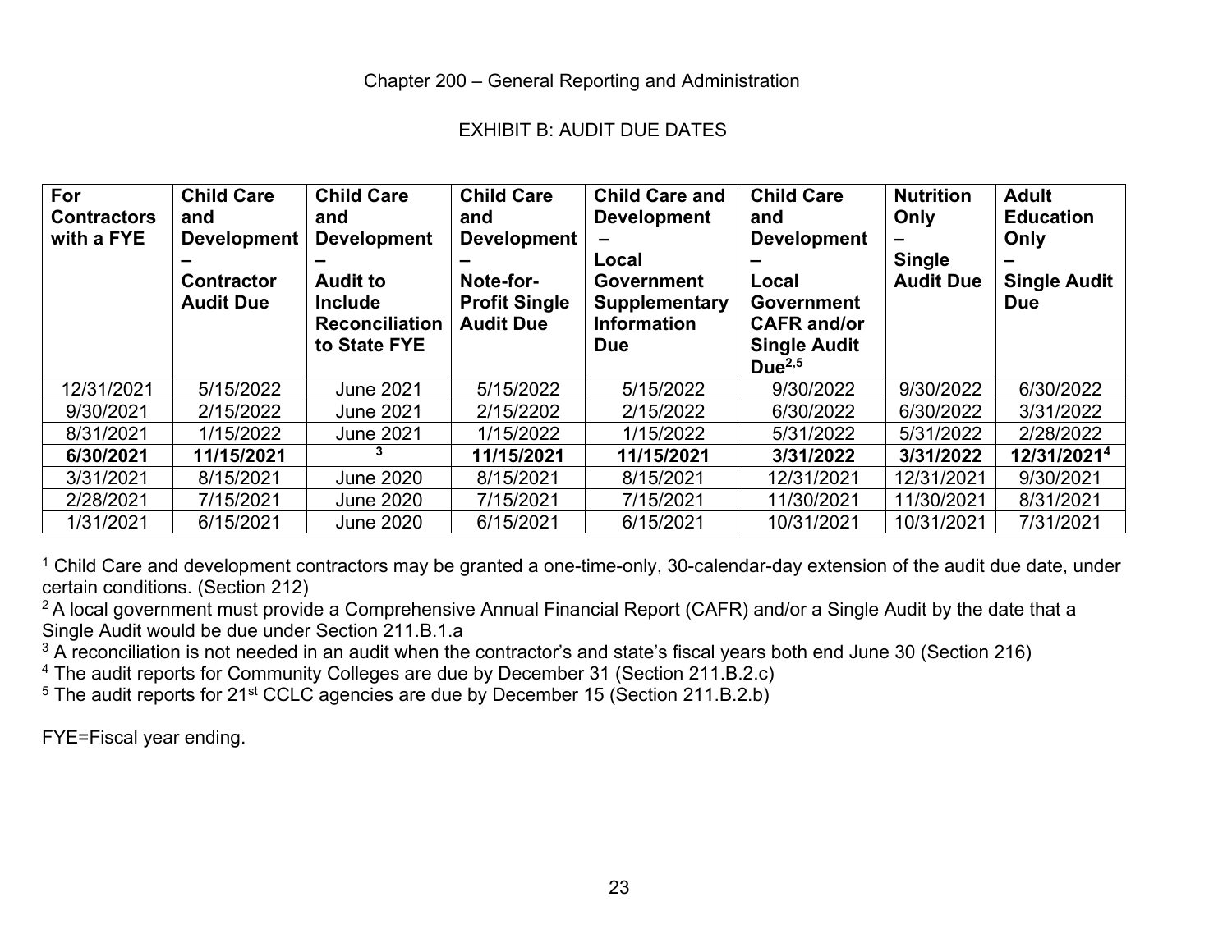Chapter 200 – General Reporting and Administration

## EXHIBIT B: AUDIT DUE DATES

| For Contractors with a FYE | Child Care and Development – Contractor Audit Due | Child Care and Development – Audit to Include Reconciliation to State FYE | Child Care and Development – Note-for-Profit Single Audit Due | Child Care and Development – Local Government Supplementary Information Due | Child Care and Development – Local Government CAFR and/or Single Audit Due[2,5] | Nutrition Only – Single Audit Due | Adult Education Only – Single Audit Due |
|---|---|---|---|---|---|---|---|
| 12/31/2021 | 5/15/2022 | June 2021 | 5/15/2022 | 5/15/2022 | 9/30/2022 | 9/30/2022 | 6/30/2022 |
| 9/30/2021 | 2/15/2022 | June 2021 | 2/15/2202 | 2/15/2022 | 6/30/2022 | 6/30/2022 | 3/31/2022 |
| 8/31/2021 | 1/15/2022 | June 2021 | 1/15/2022 | 1/15/2022 | 5/31/2022 | 5/31/2022 | 2/28/2022 |
| **6/30/2021** | **11/15/2021** | [3] | **11/15/2021** | **11/15/2021** | **3/31/2022** | **3/31/2022** | **12/31/2021**[4] |
| 3/31/2021 | 8/15/2021 | June 2020 | 8/15/2021 | 8/15/2021 | 12/31/2021 | 12/31/2021 | 9/30/2021 |
| 2/28/2021 | 7/15/2021 | June 2020 | 7/15/2021 | 7/15/2021 | 11/30/2021 | 11/30/2021 | 8/31/2021 |
| 1/31/2021 | 6/15/2021 | June 2020 | 6/15/2021 | 6/15/2021 | 10/31/2021 | 10/31/2021 | 7/31/2021 |

[1] Child Care and development contractors may be granted a one-time-only, 30-calendar-day extension of the audit due date, under certain conditions. (Section 212)

[2] A local government must provide a Comprehensive Annual Financial Report (CAFR) and/or a Single Audit by the date that a Single Audit would be due under Section 211.B.1.a

[3] A reconciliation is not needed in an audit when the contractor's and state's fiscal years both end June 30 (Section 216)

[4] The audit reports for Community Colleges are due by December 31 (Section 211.B.2.c)

[5] The audit reports for 21st CCLC agencies are due by December 15 (Section 211.B.2.b)

FYE=Fiscal year ending.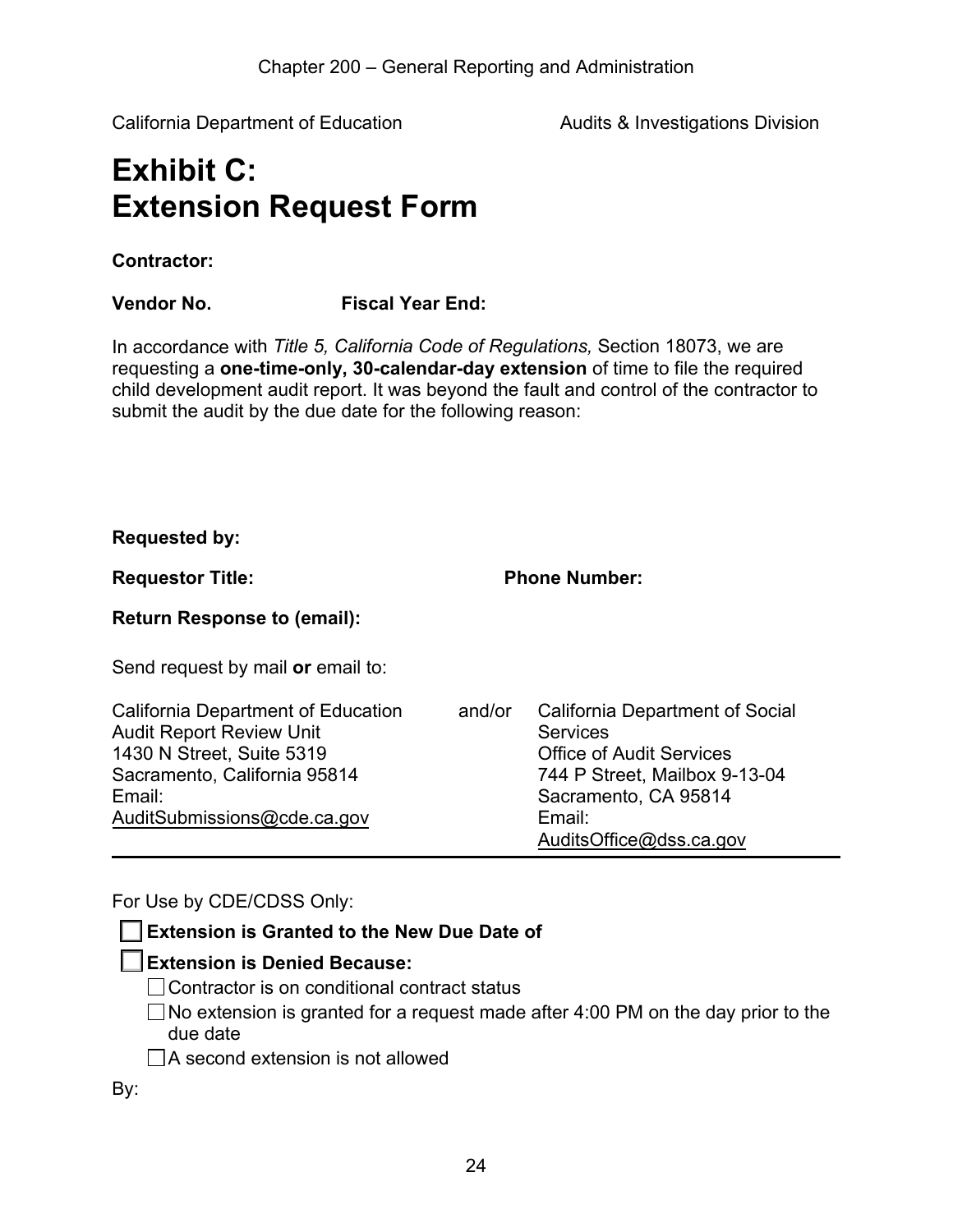California Department of Education Audits & Investigations Division

# Exhibit C: Extension Request Form

**Contractor:**

**Vendor No.** **Fiscal Year End:**

In accordance with *Title 5, California Code of Regulations,* Section 18073, we are requesting a **one-time-only, 30-calendar-day extension** of time to file the required child development audit report. It was beyond the fault and control of the contractor to submit the audit by the due date for the following reason:

**Requested by:**

**Requestor Title:** **Phone Number:**

**Return Response to (email):**

Send request by mail **or** email to:

California Department of Education
Audit Report Review Unit
1430 N Street, Suite 5319
Sacramento, California 95814
Email:
AuditSubmissions@cde.ca.gov

and/or

California Department of Social Services
Office of Audit Services
744 P Street, Mailbox 9-13-04
Sacramento, CA 95814
Email:
AuditsOffice@dss.ca.gov

---

For Use by CDE/CDSS Only:

☐ **Extension is Granted to the New Due Date of**

☐ **Extension is Denied Because:**

- ☐ Contractor is on conditional contract status
- ☐ No extension is granted for a request made after 4:00 PM on the day prior to the due date
- ☐ A second extension is not allowed

By: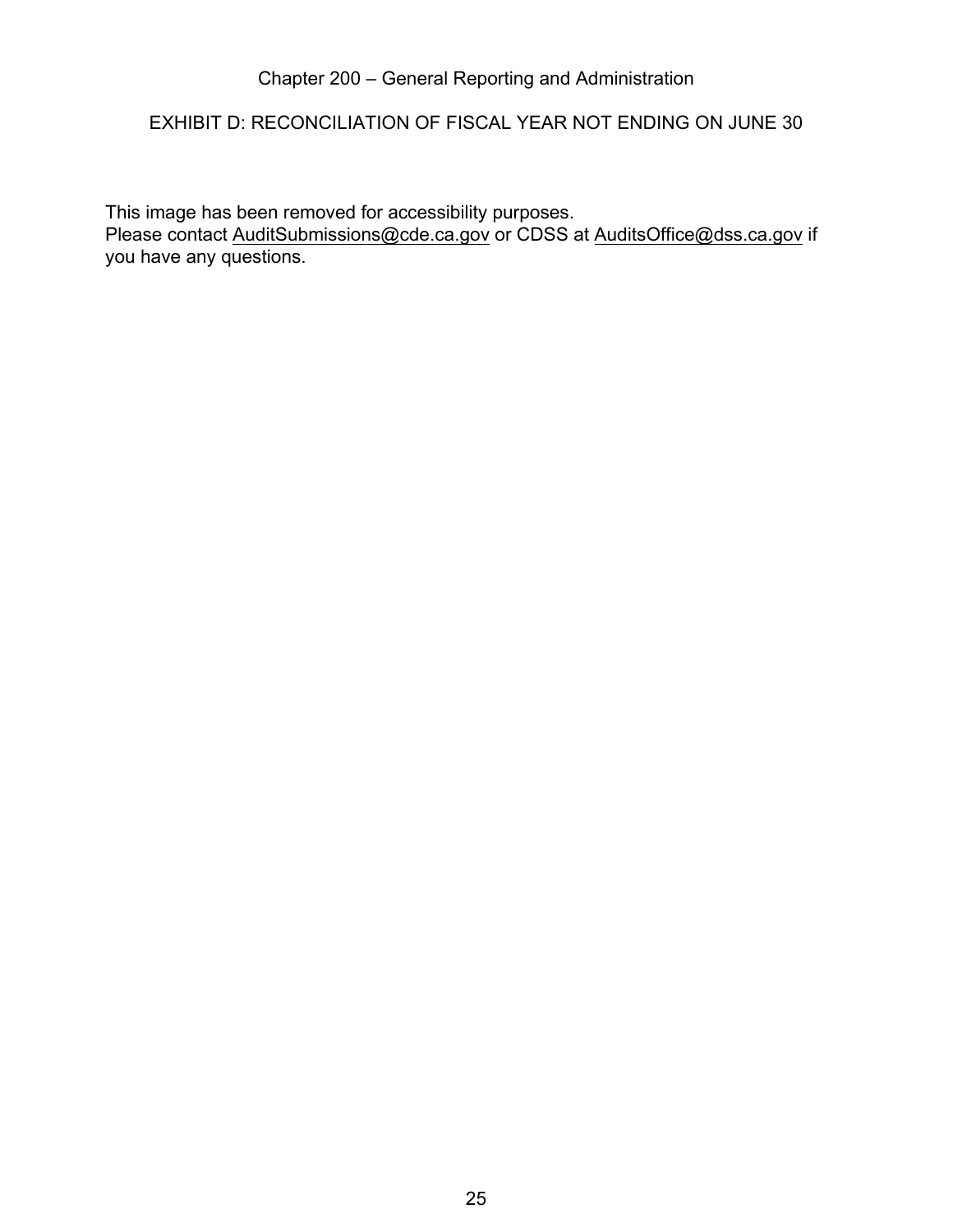## EXHIBIT D: RECONCILIATION OF FISCAL YEAR NOT ENDING ON JUNE 30

This image has been removed for accessibility purposes.
Please contact AuditSubmissions@cde.ca.gov or CDSS at AuditsOffice@dss.ca.gov if you have any questions.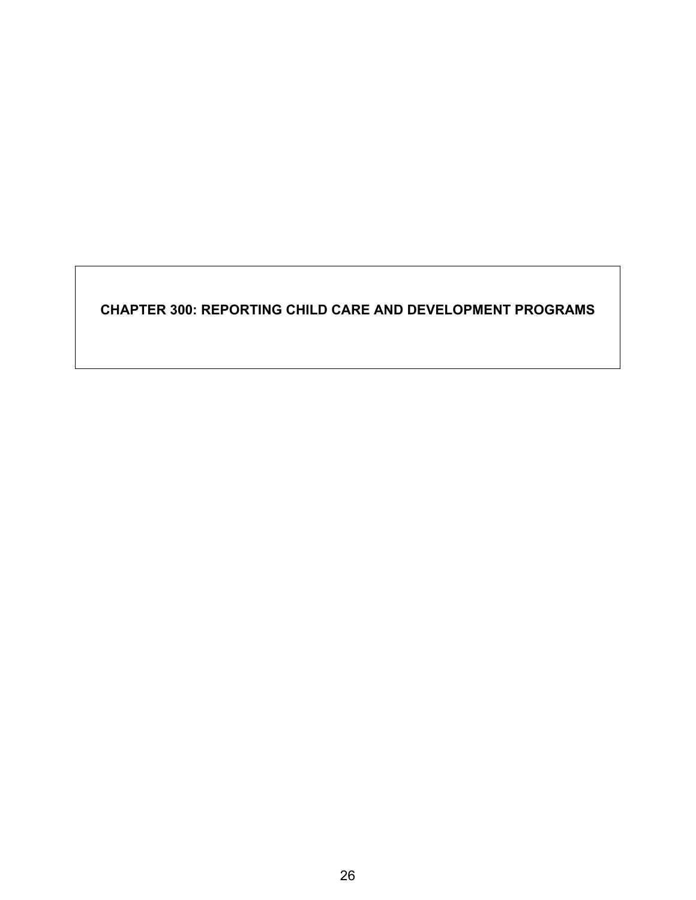# CHAPTER 300: REPORTING CHILD CARE AND DEVELOPMENT PROGRAMS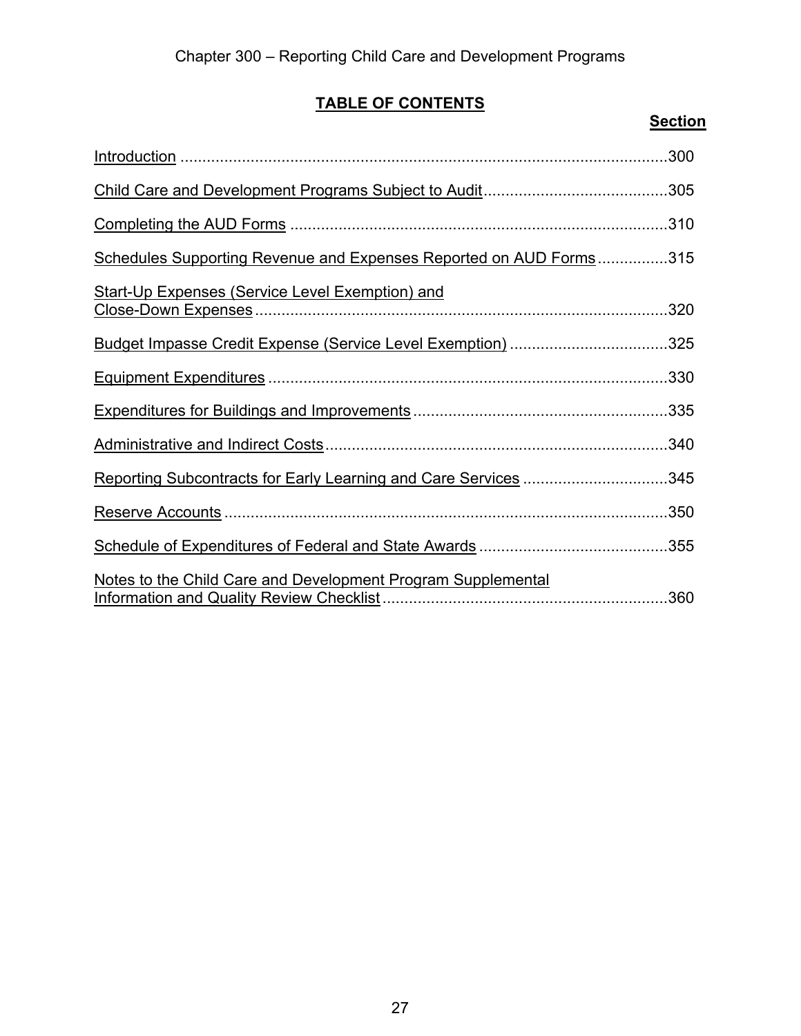Chapter 300 – Reporting Child Care and Development Programs

## TABLE OF CONTENTS

| | Section |
|---|---|
| Introduction | 300 |
| Child Care and Development Programs Subject to Audit | 305 |
| Completing the AUD Forms | 310 |
| Schedules Supporting Revenue and Expenses Reported on AUD Forms | 315 |
| Start-Up Expenses (Service Level Exemption) and Close-Down Expenses | 320 |
| Budget Impasse Credit Expense (Service Level Exemption) | 325 |
| Equipment Expenditures | 330 |
| Expenditures for Buildings and Improvements | 335 |
| Administrative and Indirect Costs | 340 |
| Reporting Subcontracts for Early Learning and Care Services | 345 |
| Reserve Accounts | 350 |
| Schedule of Expenditures of Federal and State Awards | 355 |
| Notes to the Child Care and Development Program Supplemental Information and Quality Review Checklist | 360 |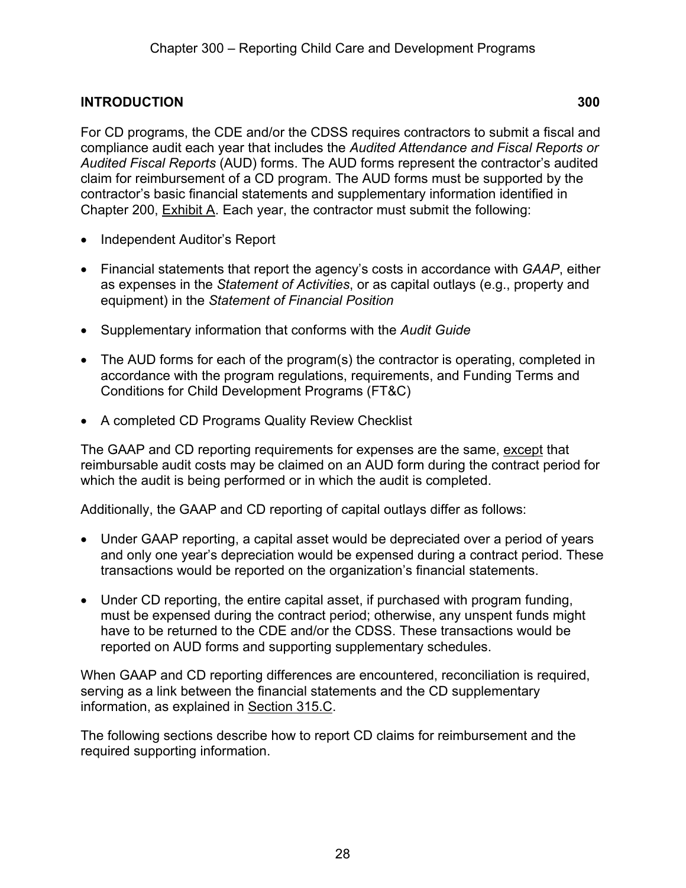## INTRODUCTION 300

For CD programs, the CDE and/or the CDSS requires contractors to submit a fiscal and compliance audit each year that includes the *Audited Attendance and Fiscal Reports or Audited Fiscal Reports* (AUD) forms. The AUD forms represent the contractor's audited claim for reimbursement of a CD program. The AUD forms must be supported by the contractor's basic financial statements and supplementary information identified in Chapter 200, Exhibit A. Each year, the contractor must submit the following:

- Independent Auditor's Report
- Financial statements that report the agency's costs in accordance with *GAAP*, either as expenses in the *Statement of Activities*, or as capital outlays (e.g., property and equipment) in the *Statement of Financial Position*
- Supplementary information that conforms with the *Audit Guide*
- The AUD forms for each of the program(s) the contractor is operating, completed in accordance with the program regulations, requirements, and Funding Terms and Conditions for Child Development Programs (FT&C)
- A completed CD Programs Quality Review Checklist

The GAAP and CD reporting requirements for expenses are the same, except that reimbursable audit costs may be claimed on an AUD form during the contract period for which the audit is being performed or in which the audit is completed.

Additionally, the GAAP and CD reporting of capital outlays differ as follows:

- Under GAAP reporting, a capital asset would be depreciated over a period of years and only one year's depreciation would be expensed during a contract period. These transactions would be reported on the organization's financial statements.
- Under CD reporting, the entire capital asset, if purchased with program funding, must be expensed during the contract period; otherwise, any unspent funds might have to be returned to the CDE and/or the CDSS. These transactions would be reported on AUD forms and supporting supplementary schedules.

When GAAP and CD reporting differences are encountered, reconciliation is required, serving as a link between the financial statements and the CD supplementary information, as explained in Section 315.C.

The following sections describe how to report CD claims for reimbursement and the required supporting information.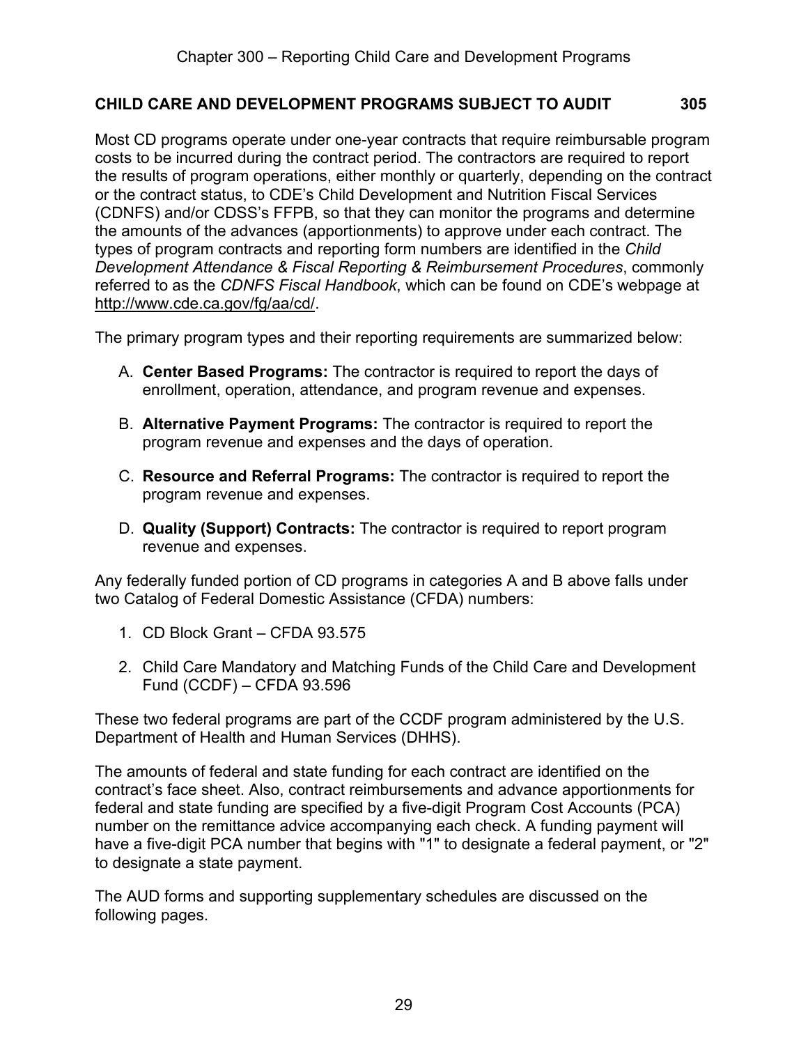## CHILD CARE AND DEVELOPMENT PROGRAMS SUBJECT TO AUDIT 305

Most CD programs operate under one-year contracts that require reimbursable program costs to be incurred during the contract period. The contractors are required to report the results of program operations, either monthly or quarterly, depending on the contract or the contract status, to CDE's Child Development and Nutrition Fiscal Services (CDNFS) and/or CDSS's FFPB, so that they can monitor the programs and determine the amounts of the advances (apportionments) to approve under each contract. The types of program contracts and reporting form numbers are identified in the *Child Development Attendance & Fiscal Reporting & Reimbursement Procedures*, commonly referred to as the *CDNFS Fiscal Handbook*, which can be found on CDE's webpage at http://www.cde.ca.gov/fg/aa/cd/.

The primary program types and their reporting requirements are summarized below:

A. **Center Based Programs:** The contractor is required to report the days of enrollment, operation, attendance, and program revenue and expenses.

B. **Alternative Payment Programs:** The contractor is required to report the program revenue and expenses and the days of operation.

C. **Resource and Referral Programs:** The contractor is required to report the program revenue and expenses.

D. **Quality (Support) Contracts:** The contractor is required to report program revenue and expenses.

Any federally funded portion of CD programs in categories A and B above falls under two Catalog of Federal Domestic Assistance (CFDA) numbers:

1. CD Block Grant – CFDA 93.575
2. Child Care Mandatory and Matching Funds of the Child Care and Development Fund (CCDF) – CFDA 93.596

These two federal programs are part of the CCDF program administered by the U.S. Department of Health and Human Services (DHHS).

The amounts of federal and state funding for each contract are identified on the contract's face sheet. Also, contract reimbursements and advance apportionments for federal and state funding are specified by a five-digit Program Cost Accounts (PCA) number on the remittance advice accompanying each check. A funding payment will have a five-digit PCA number that begins with "1" to designate a federal payment, or "2" to designate a state payment.

The AUD forms and supporting supplementary schedules are discussed on the following pages.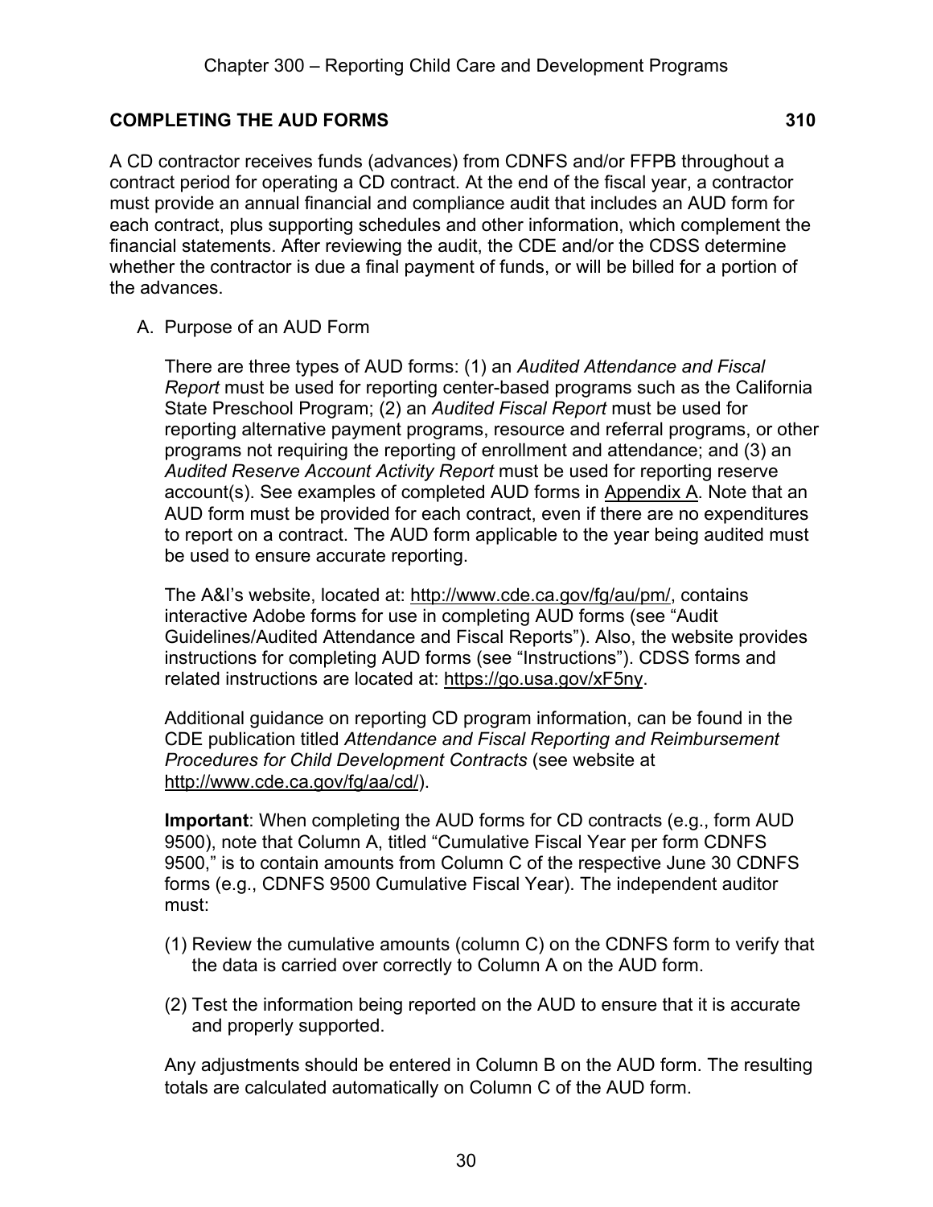## COMPLETING THE AUD FORMS 310

A CD contractor receives funds (advances) from CDNFS and/or FFPB throughout a contract period for operating a CD contract. At the end of the fiscal year, a contractor must provide an annual financial and compliance audit that includes an AUD form for each contract, plus supporting schedules and other information, which complement the financial statements. After reviewing the audit, the CDE and/or the CDSS determine whether the contractor is due a final payment of funds, or will be billed for a portion of the advances.

A. Purpose of an AUD Form

There are three types of AUD forms: (1) an *Audited Attendance and Fiscal Report* must be used for reporting center-based programs such as the California State Preschool Program; (2) an *Audited Fiscal Report* must be used for reporting alternative payment programs, resource and referral programs, or other programs not requiring the reporting of enrollment and attendance; and (3) an *Audited Reserve Account Activity Report* must be used for reporting reserve account(s). See examples of completed AUD forms in Appendix A. Note that an AUD form must be provided for each contract, even if there are no expenditures to report on a contract. The AUD form applicable to the year being audited must be used to ensure accurate reporting.

The A&I's website, located at: http://www.cde.ca.gov/fg/au/pm/, contains interactive Adobe forms for use in completing AUD forms (see "Audit Guidelines/Audited Attendance and Fiscal Reports"). Also, the website provides instructions for completing AUD forms (see "Instructions"). CDSS forms and related instructions are located at: https://go.usa.gov/xF5ny.

Additional guidance on reporting CD program information, can be found in the CDE publication titled *Attendance and Fiscal Reporting and Reimbursement Procedures for Child Development Contracts* (see website at http://www.cde.ca.gov/fg/aa/cd/).

**Important**: When completing the AUD forms for CD contracts (e.g., form AUD 9500), note that Column A, titled "Cumulative Fiscal Year per form CDNFS 9500," is to contain amounts from Column C of the respective June 30 CDNFS forms (e.g., CDNFS 9500 Cumulative Fiscal Year). The independent auditor must:

(1) Review the cumulative amounts (column C) on the CDNFS form to verify that the data is carried over correctly to Column A on the AUD form.

(2) Test the information being reported on the AUD to ensure that it is accurate and properly supported.

Any adjustments should be entered in Column B on the AUD form. The resulting totals are calculated automatically on Column C of the AUD form.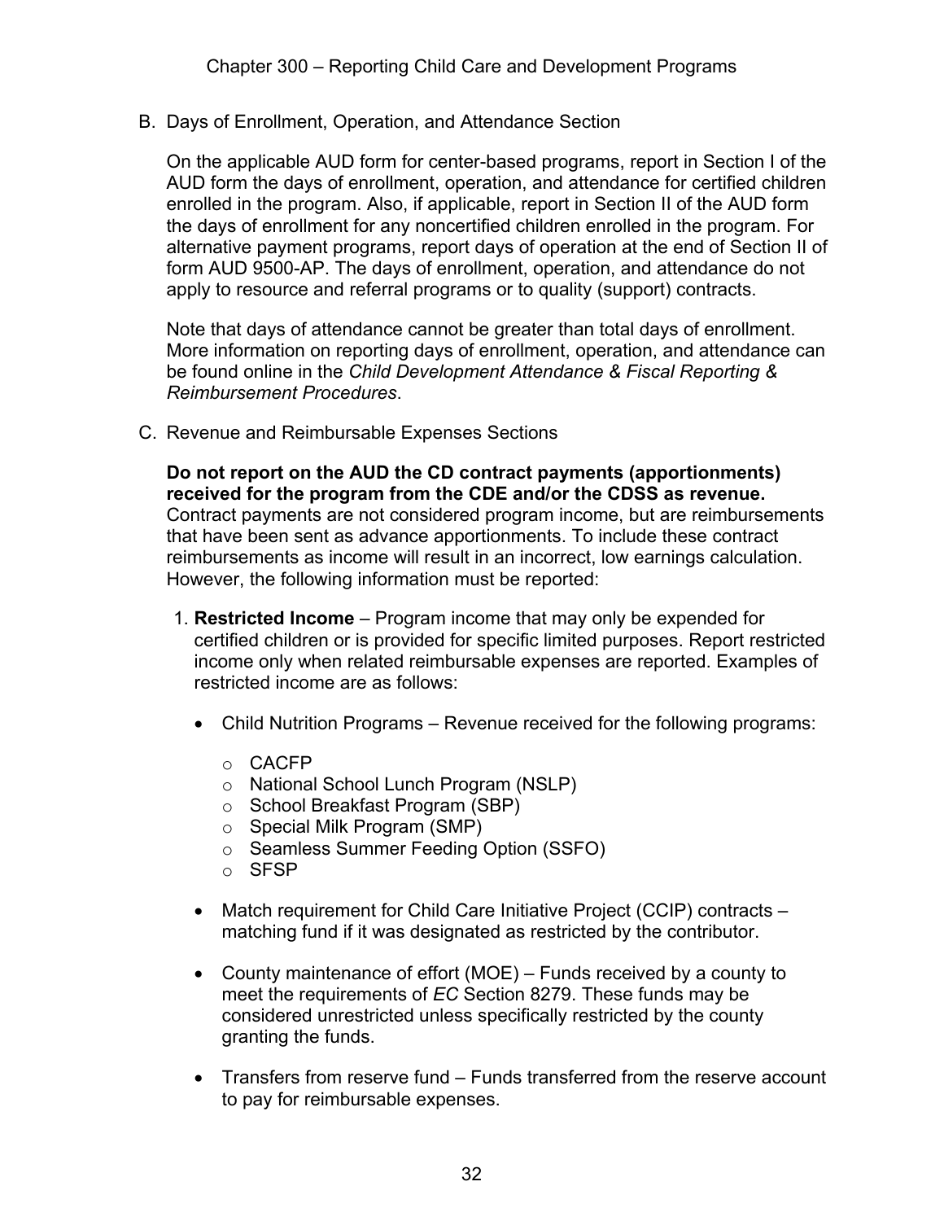B. Days of Enrollment, Operation, and Attendance Section

   On the applicable AUD form for center-based programs, report in Section I of the AUD form the days of enrollment, operation, and attendance for certified children enrolled in the program. Also, if applicable, report in Section II of the AUD form the days of enrollment for any noncertified children enrolled in the program. For alternative payment programs, report days of operation at the end of Section II of form AUD 9500-AP. The days of enrollment, operation, and attendance do not apply to resource and referral programs or to quality (support) contracts.

   Note that days of attendance cannot be greater than total days of enrollment. More information on reporting days of enrollment, operation, and attendance can be found online in the *Child Development Attendance & Fiscal Reporting & Reimbursement Procedures*.

C. Revenue and Reimbursable Expenses Sections

   **Do not report on the AUD the CD contract payments (apportionments) received for the program from the CDE and/or the CDSS as revenue.** Contract payments are not considered program income, but are reimbursements that have been sent as advance apportionments. To include these contract reimbursements as income will result in an incorrect, low earnings calculation. However, the following information must be reported:

   1. **Restricted Income** – Program income that may only be expended for certified children or is provided for specific limited purposes. Report restricted income only when related reimbursable expenses are reported. Examples of restricted income are as follows:

      - Child Nutrition Programs – Revenue received for the following programs:
        - CACFP
        - National School Lunch Program (NSLP)
        - School Breakfast Program (SBP)
        - Special Milk Program (SMP)
        - Seamless Summer Feeding Option (SSFO)
        - SFSP
      - Match requirement for Child Care Initiative Project (CCIP) contracts – matching fund if it was designated as restricted by the contributor.
      - County maintenance of effort (MOE) – Funds received by a county to meet the requirements of *EC* Section 8279. These funds may be considered unrestricted unless specifically restricted by the county granting the funds.
      - Transfers from reserve fund – Funds transferred from the reserve account to pay for reimbursable expenses.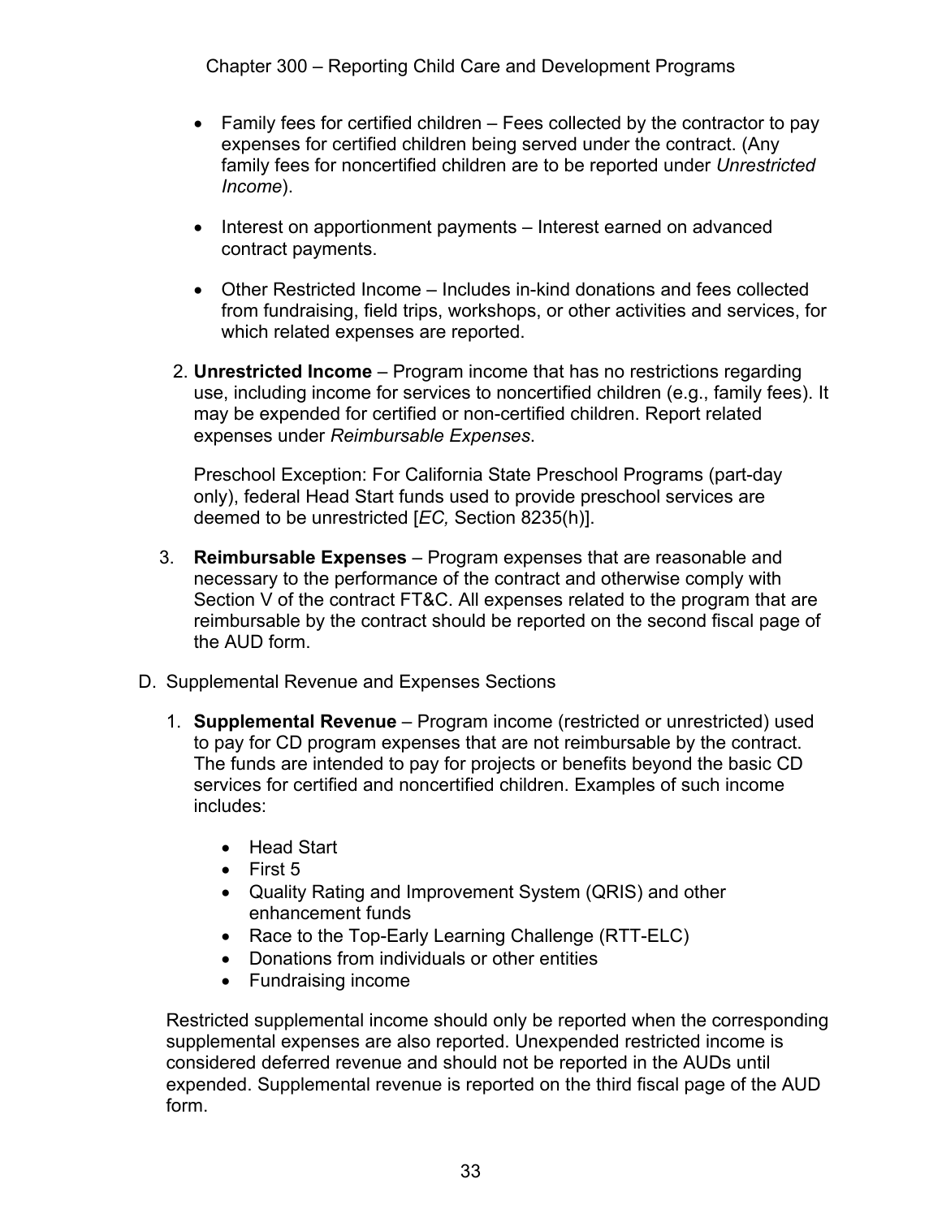- Family fees for certified children – Fees collected by the contractor to pay expenses for certified children being served under the contract. (Any family fees for noncertified children are to be reported under *Unrestricted Income*).

- Interest on apportionment payments – Interest earned on advanced contract payments.

- Other Restricted Income – Includes in-kind donations and fees collected from fundraising, field trips, workshops, or other activities and services, for which related expenses are reported.

2. **Unrestricted Income** – Program income that has no restrictions regarding use, including income for services to noncertified children (e.g., family fees). It may be expended for certified or non-certified children. Report related expenses under *Reimbursable Expenses*.

   Preschool Exception: For California State Preschool Programs (part-day only), federal Head Start funds used to provide preschool services are deemed to be unrestricted [*EC,* Section 8235(h)].

3. **Reimbursable Expenses** – Program expenses that are reasonable and necessary to the performance of the contract and otherwise comply with Section V of the contract FT&C. All expenses related to the program that are reimbursable by the contract should be reported on the second fiscal page of the AUD form.

D. Supplemental Revenue and Expenses Sections

1. **Supplemental Revenue** – Program income (restricted or unrestricted) used to pay for CD program expenses that are not reimbursable by the contract. The funds are intended to pay for projects or benefits beyond the basic CD services for certified and noncertified children. Examples of such income includes:

   - Head Start
   - First 5
   - Quality Rating and Improvement System (QRIS) and other enhancement funds
   - Race to the Top-Early Learning Challenge (RTT-ELC)
   - Donations from individuals or other entities
   - Fundraising income

Restricted supplemental income should only be reported when the corresponding supplemental expenses are also reported. Unexpended restricted income is considered deferred revenue and should not be reported in the AUDs until expended. Supplemental revenue is reported on the third fiscal page of the AUD form.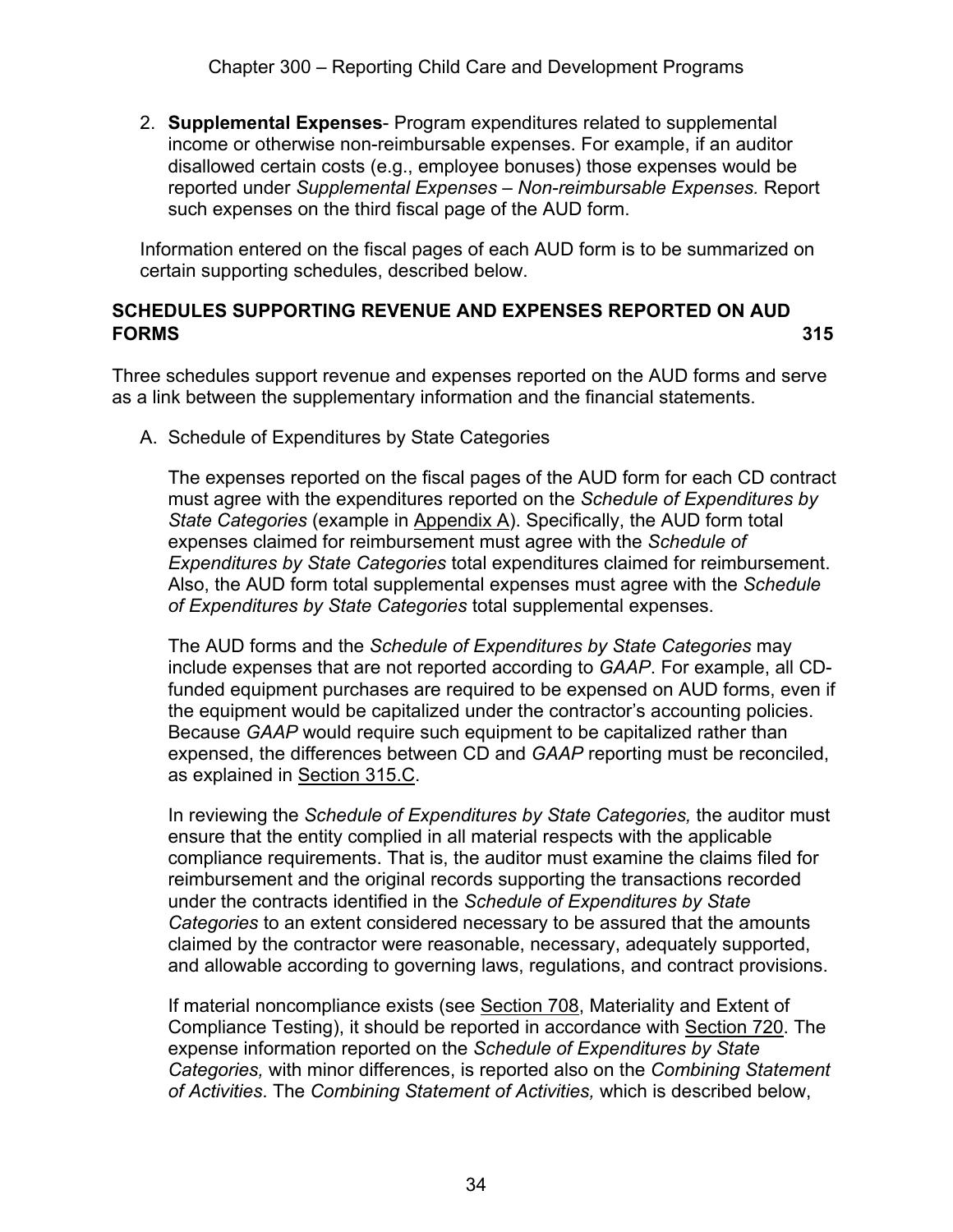2. **Supplemental Expenses**- Program expenditures related to supplemental income or otherwise non-reimbursable expenses. For example, if an auditor disallowed certain costs (e.g., employee bonuses) those expenses would be reported under *Supplemental Expenses – Non-reimbursable Expenses.* Report such expenses on the third fiscal page of the AUD form.

Information entered on the fiscal pages of each AUD form is to be summarized on certain supporting schedules, described below.

## SCHEDULES SUPPORTING REVENUE AND EXPENSES REPORTED ON AUD FORMS 315

Three schedules support revenue and expenses reported on the AUD forms and serve as a link between the supplementary information and the financial statements.

A. Schedule of Expenditures by State Categories

The expenses reported on the fiscal pages of the AUD form for each CD contract must agree with the expenditures reported on the *Schedule of Expenditures by State Categories* (example in Appendix A). Specifically, the AUD form total expenses claimed for reimbursement must agree with the *Schedule of Expenditures by State Categories* total expenditures claimed for reimbursement. Also, the AUD form total supplemental expenses must agree with the *Schedule of Expenditures by State Categories* total supplemental expenses.

The AUD forms and the *Schedule of Expenditures by State Categories* may include expenses that are not reported according to *GAAP*. For example, all CD-funded equipment purchases are required to be expensed on AUD forms, even if the equipment would be capitalized under the contractor's accounting policies. Because *GAAP* would require such equipment to be capitalized rather than expensed, the differences between CD and *GAAP* reporting must be reconciled, as explained in Section 315.C.

In reviewing the *Schedule of Expenditures by State Categories,* the auditor must ensure that the entity complied in all material respects with the applicable compliance requirements. That is, the auditor must examine the claims filed for reimbursement and the original records supporting the transactions recorded under the contracts identified in the *Schedule of Expenditures by State Categories* to an extent considered necessary to be assured that the amounts claimed by the contractor were reasonable, necessary, adequately supported, and allowable according to governing laws, regulations, and contract provisions.

If material noncompliance exists (see Section 708, Materiality and Extent of Compliance Testing), it should be reported in accordance with Section 720. The expense information reported on the *Schedule of Expenditures by State Categories,* with minor differences, is reported also on the *Combining Statement of Activities*. The *Combining Statement of Activities,* which is described below,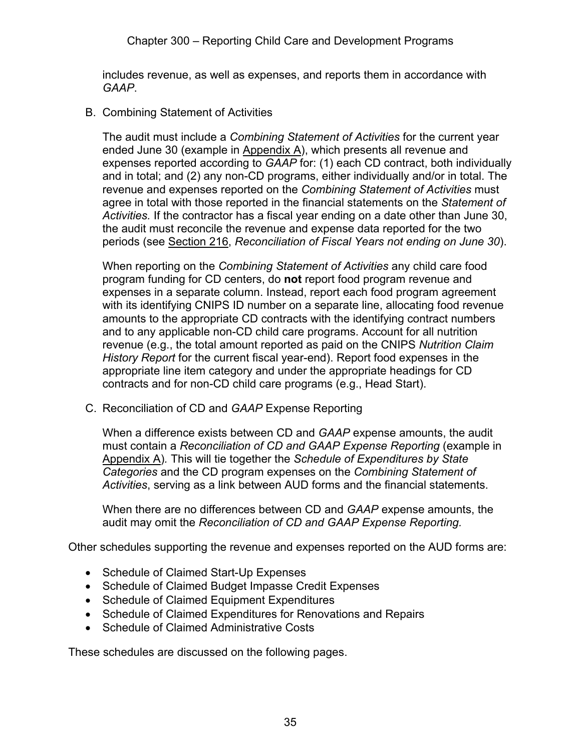includes revenue, as well as expenses, and reports them in accordance with *GAAP*.

B. Combining Statement of Activities

The audit must include a *Combining Statement of Activities* for the current year ended June 30 (example in Appendix A), which presents all revenue and expenses reported according to *GAAP* for: (1) each CD contract, both individually and in total; and (2) any non-CD programs, either individually and/or in total. The revenue and expenses reported on the *Combining Statement of Activities* must agree in total with those reported in the financial statements on the *Statement of Activities.* If the contractor has a fiscal year ending on a date other than June 30, the audit must reconcile the revenue and expense data reported for the two periods (see Section 216, *Reconciliation of Fiscal Years not ending on June 30*).

When reporting on the *Combining Statement of Activities* any child care food program funding for CD centers, do **not** report food program revenue and expenses in a separate column. Instead, report each food program agreement with its identifying CNIPS ID number on a separate line, allocating food revenue amounts to the appropriate CD contracts with the identifying contract numbers and to any applicable non-CD child care programs. Account for all nutrition revenue (e.g., the total amount reported as paid on the CNIPS *Nutrition Claim History Report* for the current fiscal year-end). Report food expenses in the appropriate line item category and under the appropriate headings for CD contracts and for non-CD child care programs (e.g., Head Start).

C. Reconciliation of CD and *GAAP* Expense Reporting

When a difference exists between CD and *GAAP* expense amounts, the audit must contain a *Reconciliation of CD and GAAP Expense Reporting* (example in Appendix A)*.* This will tie together the *Schedule of Expenditures by State Categories* and the CD program expenses on the *Combining Statement of Activities*, serving as a link between AUD forms and the financial statements.

When there are no differences between CD and *GAAP* expense amounts, the audit may omit the *Reconciliation of CD and GAAP Expense Reporting.*

Other schedules supporting the revenue and expenses reported on the AUD forms are:

- Schedule of Claimed Start-Up Expenses
- Schedule of Claimed Budget Impasse Credit Expenses
- Schedule of Claimed Equipment Expenditures
- Schedule of Claimed Expenditures for Renovations and Repairs
- Schedule of Claimed Administrative Costs

These schedules are discussed on the following pages.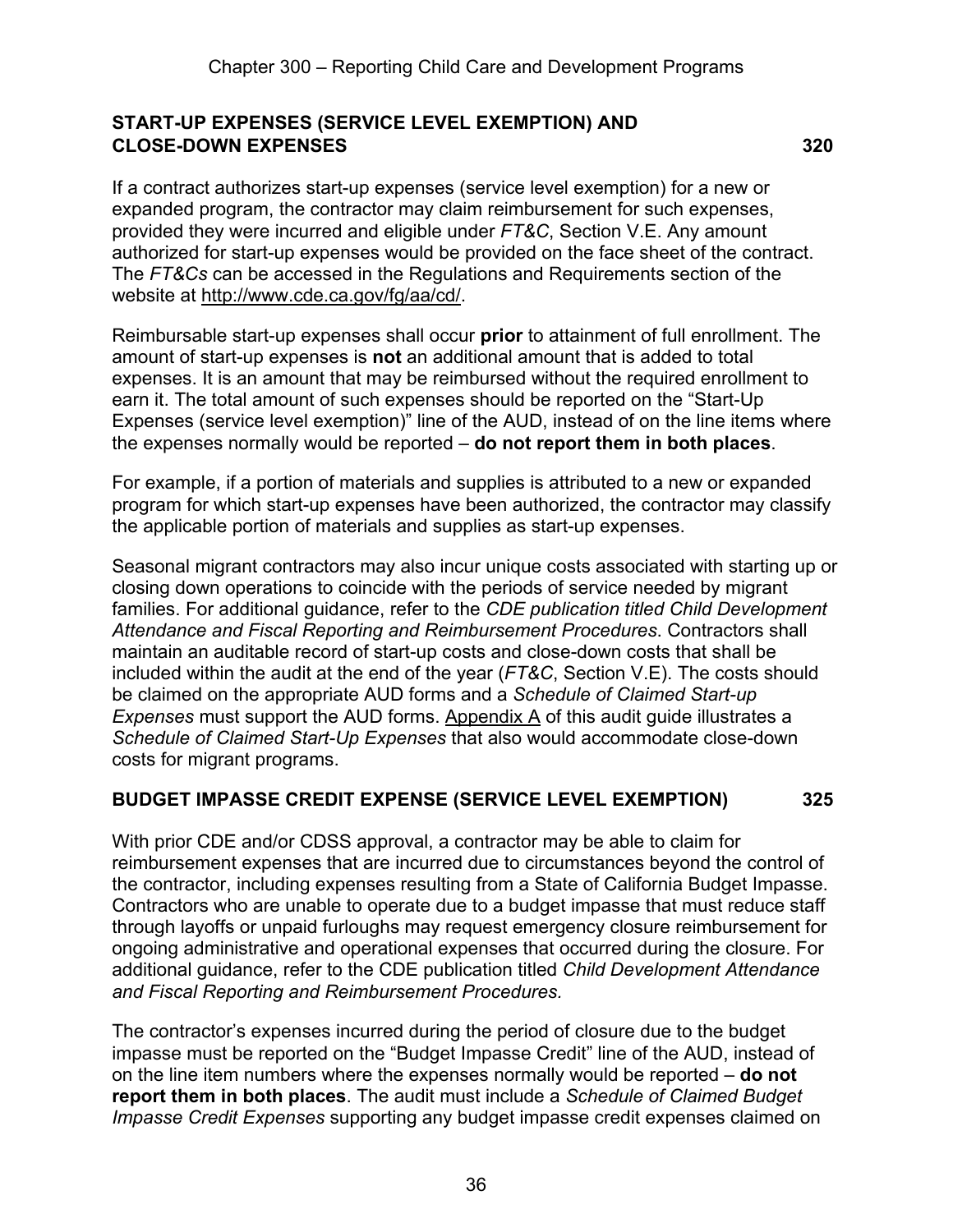## START-UP EXPENSES (SERVICE LEVEL EXEMPTION) AND CLOSE-DOWN EXPENSES 320

If a contract authorizes start-up expenses (service level exemption) for a new or expanded program, the contractor may claim reimbursement for such expenses, provided they were incurred and eligible under *FT&C*, Section V.E. Any amount authorized for start-up expenses would be provided on the face sheet of the contract. The *FT&Cs* can be accessed in the Regulations and Requirements section of the website at http://www.cde.ca.gov/fg/aa/cd/.

Reimbursable start-up expenses shall occur **prior** to attainment of full enrollment. The amount of start-up expenses is **not** an additional amount that is added to total expenses. It is an amount that may be reimbursed without the required enrollment to earn it. The total amount of such expenses should be reported on the "Start-Up Expenses (service level exemption)" line of the AUD, instead of on the line items where the expenses normally would be reported – **do not report them in both places**.

For example, if a portion of materials and supplies is attributed to a new or expanded program for which start-up expenses have been authorized, the contractor may classify the applicable portion of materials and supplies as start-up expenses.

Seasonal migrant contractors may also incur unique costs associated with starting up or closing down operations to coincide with the periods of service needed by migrant families. For additional guidance, refer to the *CDE publication titled Child Development Attendance and Fiscal Reporting and Reimbursement Procedures*. Contractors shall maintain an auditable record of start-up costs and close-down costs that shall be included within the audit at the end of the year (*FT&C*, Section V.E). The costs should be claimed on the appropriate AUD forms and a *Schedule of Claimed Start-up Expenses* must support the AUD forms. Appendix A of this audit guide illustrates a *Schedule of Claimed Start-Up Expenses* that also would accommodate close-down costs for migrant programs.

## BUDGET IMPASSE CREDIT EXPENSE (SERVICE LEVEL EXEMPTION) 325

With prior CDE and/or CDSS approval, a contractor may be able to claim for reimbursement expenses that are incurred due to circumstances beyond the control of the contractor, including expenses resulting from a State of California Budget Impasse. Contractors who are unable to operate due to a budget impasse that must reduce staff through layoffs or unpaid furloughs may request emergency closure reimbursement for ongoing administrative and operational expenses that occurred during the closure. For additional guidance, refer to the CDE publication titled *Child Development Attendance and Fiscal Reporting and Reimbursement Procedures.*

The contractor's expenses incurred during the period of closure due to the budget impasse must be reported on the "Budget Impasse Credit" line of the AUD, instead of on the line item numbers where the expenses normally would be reported – **do not report them in both places**. The audit must include a *Schedule of Claimed Budget Impasse Credit Expenses* supporting any budget impasse credit expenses claimed on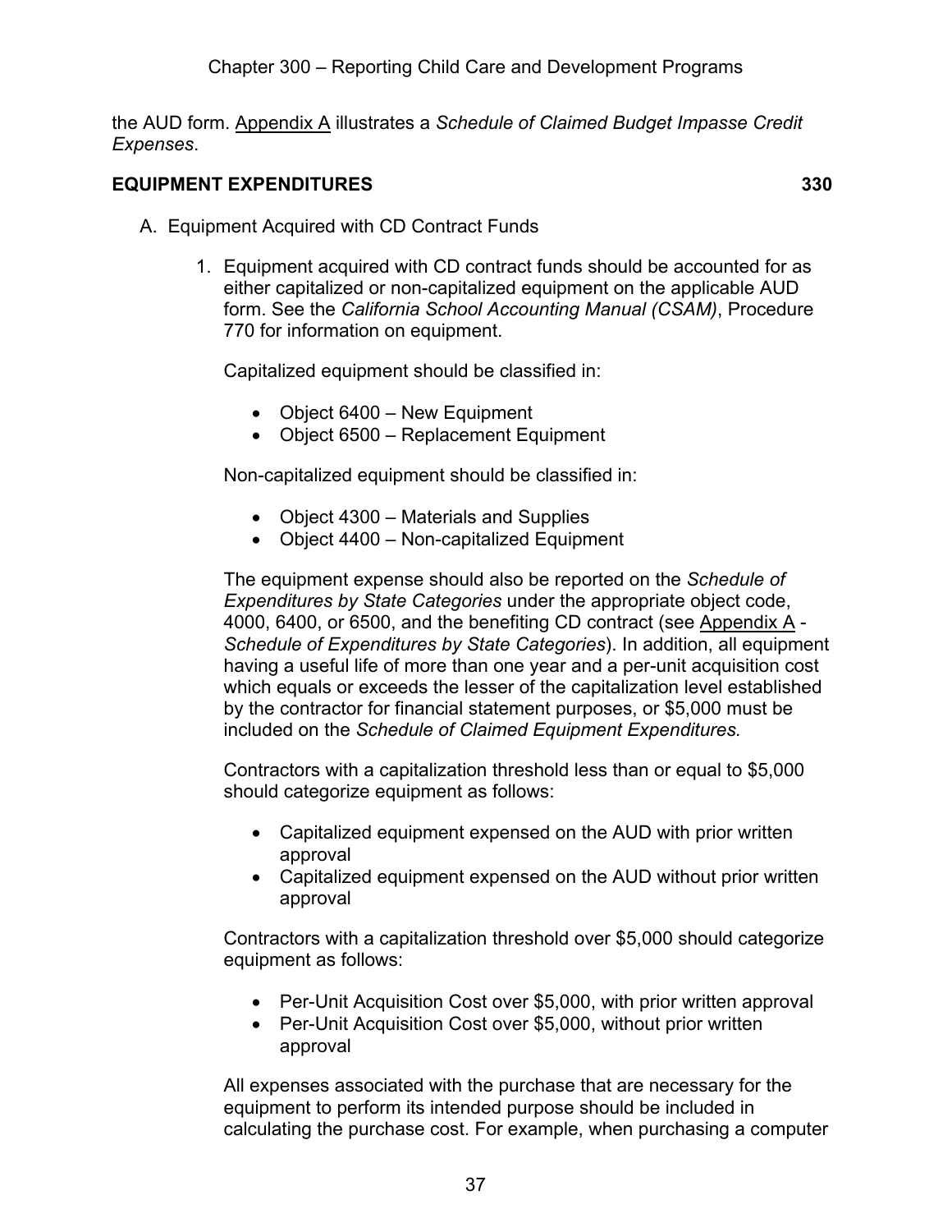the AUD form. Appendix A illustrates a *Schedule of Claimed Budget Impasse Credit Expenses*.

## EQUIPMENT EXPENDITURES 330

A. Equipment Acquired with CD Contract Funds

1. Equipment acquired with CD contract funds should be accounted for as either capitalized or non-capitalized equipment on the applicable AUD form. See the *California School Accounting Manual (CSAM)*, Procedure 770 for information on equipment.

   Capitalized equipment should be classified in:

   - Object 6400 – New Equipment
   - Object 6500 – Replacement Equipment

   Non-capitalized equipment should be classified in:

   - Object 4300 – Materials and Supplies
   - Object 4400 – Non-capitalized Equipment

   The equipment expense should also be reported on the *Schedule of Expenditures by State Categories* under the appropriate object code, 4000, 6400, or 6500, and the benefiting CD contract (see Appendix A - *Schedule of Expenditures by State Categories*). In addition, all equipment having a useful life of more than one year and a per-unit acquisition cost which equals or exceeds the lesser of the capitalization level established by the contractor for financial statement purposes, or $5,000 must be included on the *Schedule of Claimed Equipment Expenditures.*

   Contractors with a capitalization threshold less than or equal to $5,000 should categorize equipment as follows:

   - Capitalized equipment expensed on the AUD with prior written approval
   - Capitalized equipment expensed on the AUD without prior written approval

   Contractors with a capitalization threshold over $5,000 should categorize equipment as follows:

   - Per-Unit Acquisition Cost over $5,000, with prior written approval
   - Per-Unit Acquisition Cost over $5,000, without prior written approval

   All expenses associated with the purchase that are necessary for the equipment to perform its intended purpose should be included in calculating the purchase cost. For example, when purchasing a computer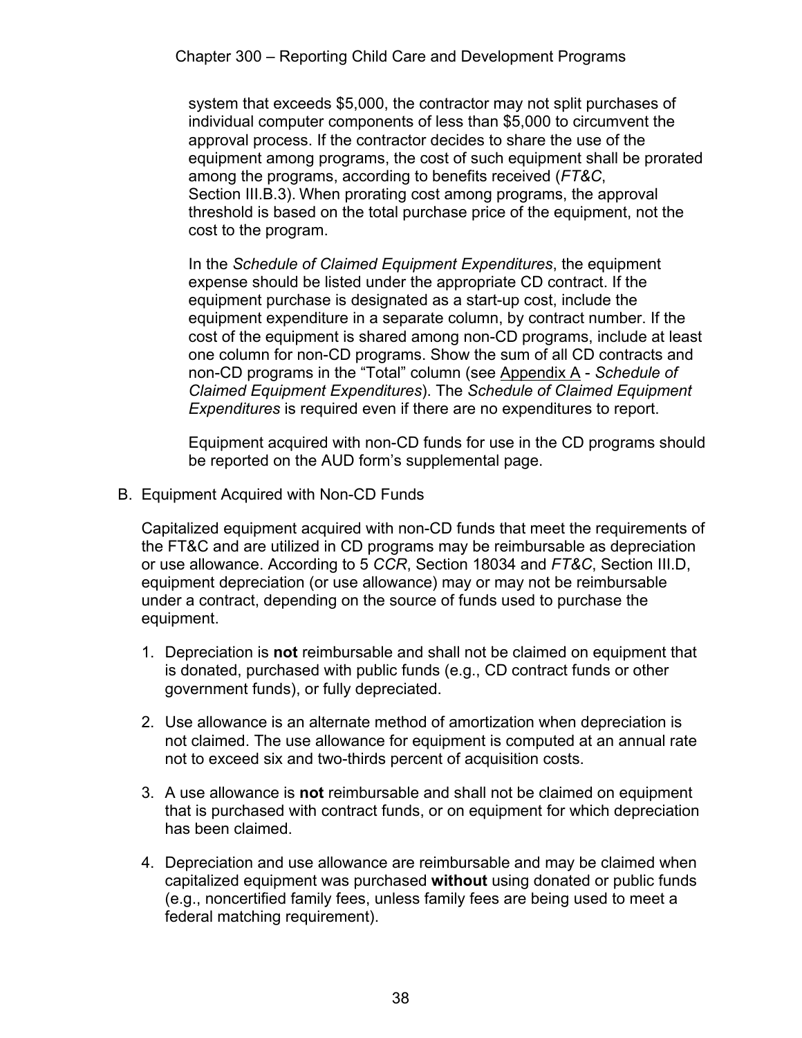system that exceeds $5,000, the contractor may not split purchases of individual computer components of less than $5,000 to circumvent the approval process. If the contractor decides to share the use of the equipment among programs, the cost of such equipment shall be prorated among the programs, according to benefits received (*FT&C*, Section III.B.3). When prorating cost among programs, the approval threshold is based on the total purchase price of the equipment, not the cost to the program.

In the *Schedule of Claimed Equipment Expenditures*, the equipment expense should be listed under the appropriate CD contract. If the equipment purchase is designated as a start-up cost, include the equipment expenditure in a separate column, by contract number. If the cost of the equipment is shared among non-CD programs, include at least one column for non-CD programs. Show the sum of all CD contracts and non-CD programs in the "Total" column (see Appendix A - *Schedule of Claimed Equipment Expenditures*). The *Schedule of Claimed Equipment Expenditures* is required even if there are no expenditures to report.

Equipment acquired with non-CD funds for use in the CD programs should be reported on the AUD form's supplemental page.

B. Equipment Acquired with Non-CD Funds

Capitalized equipment acquired with non-CD funds that meet the requirements of the FT&C and are utilized in CD programs may be reimbursable as depreciation or use allowance. According to 5 *CCR*, Section 18034 and *FT&C*, Section III.D, equipment depreciation (or use allowance) may or may not be reimbursable under a contract, depending on the source of funds used to purchase the equipment.

1. Depreciation is **not** reimbursable and shall not be claimed on equipment that is donated, purchased with public funds (e.g., CD contract funds or other government funds), or fully depreciated.

2. Use allowance is an alternate method of amortization when depreciation is not claimed. The use allowance for equipment is computed at an annual rate not to exceed six and two-thirds percent of acquisition costs.

3. A use allowance is **not** reimbursable and shall not be claimed on equipment that is purchased with contract funds, or on equipment for which depreciation has been claimed.

4. Depreciation and use allowance are reimbursable and may be claimed when capitalized equipment was purchased **without** using donated or public funds (e.g., noncertified family fees, unless family fees are being used to meet a federal matching requirement).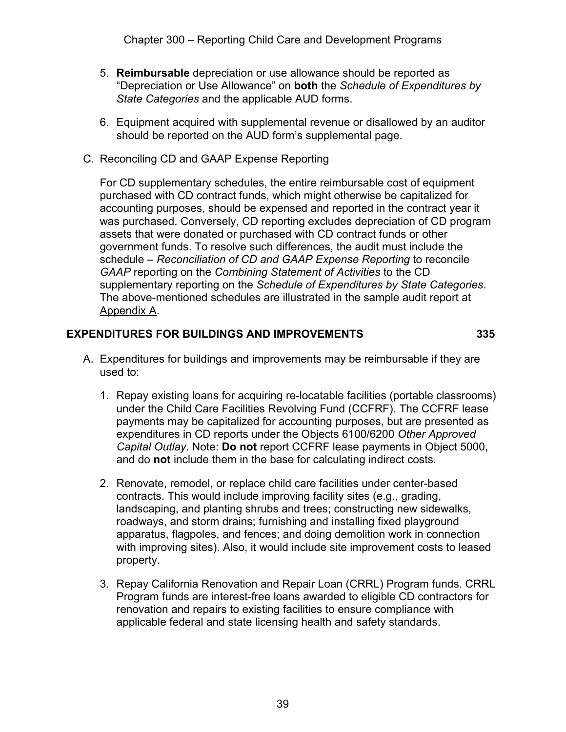5. **Reimbursable** depreciation or use allowance should be reported as "Depreciation or Use Allowance" on **both** the *Schedule of Expenditures by State Categories* and the applicable AUD forms.

6. Equipment acquired with supplemental revenue or disallowed by an auditor should be reported on the AUD form's supplemental page.

C. Reconciling CD and GAAP Expense Reporting

   For CD supplementary schedules, the entire reimbursable cost of equipment purchased with CD contract funds, which might otherwise be capitalized for accounting purposes, should be expensed and reported in the contract year it was purchased. Conversely, CD reporting excludes depreciation of CD program assets that were donated or purchased with CD contract funds or other government funds. To resolve such differences, the audit must include the schedule – *Reconciliation of CD and GAAP Expense Reporting* to reconcile *GAAP* reporting on the *Combining Statement of Activities* to the CD supplementary reporting on the *Schedule of Expenditures by State Categories*. The above-mentioned schedules are illustrated in the sample audit report at Appendix A.

## EXPENDITURES FOR BUILDINGS AND IMPROVEMENTS 335

A. Expenditures for buildings and improvements may be reimbursable if they are used to:

   1. Repay existing loans for acquiring re-locatable facilities (portable classrooms) under the Child Care Facilities Revolving Fund (CCFRF). The CCFRF lease payments may be capitalized for accounting purposes, but are presented as expenditures in CD reports under the Objects 6100/6200 *Other Approved Capital Outlay*. Note: **Do not** report CCFRF lease payments in Object 5000, and do **not** include them in the base for calculating indirect costs.

   2. Renovate, remodel, or replace child care facilities under center-based contracts. This would include improving facility sites (e.g., grading, landscaping, and planting shrubs and trees; constructing new sidewalks, roadways, and storm drains; furnishing and installing fixed playground apparatus, flagpoles, and fences; and doing demolition work in connection with improving sites). Also, it would include site improvement costs to leased property.

   3. Repay California Renovation and Repair Loan (CRRL) Program funds. CRRL Program funds are interest-free loans awarded to eligible CD contractors for renovation and repairs to existing facilities to ensure compliance with applicable federal and state licensing health and safety standards.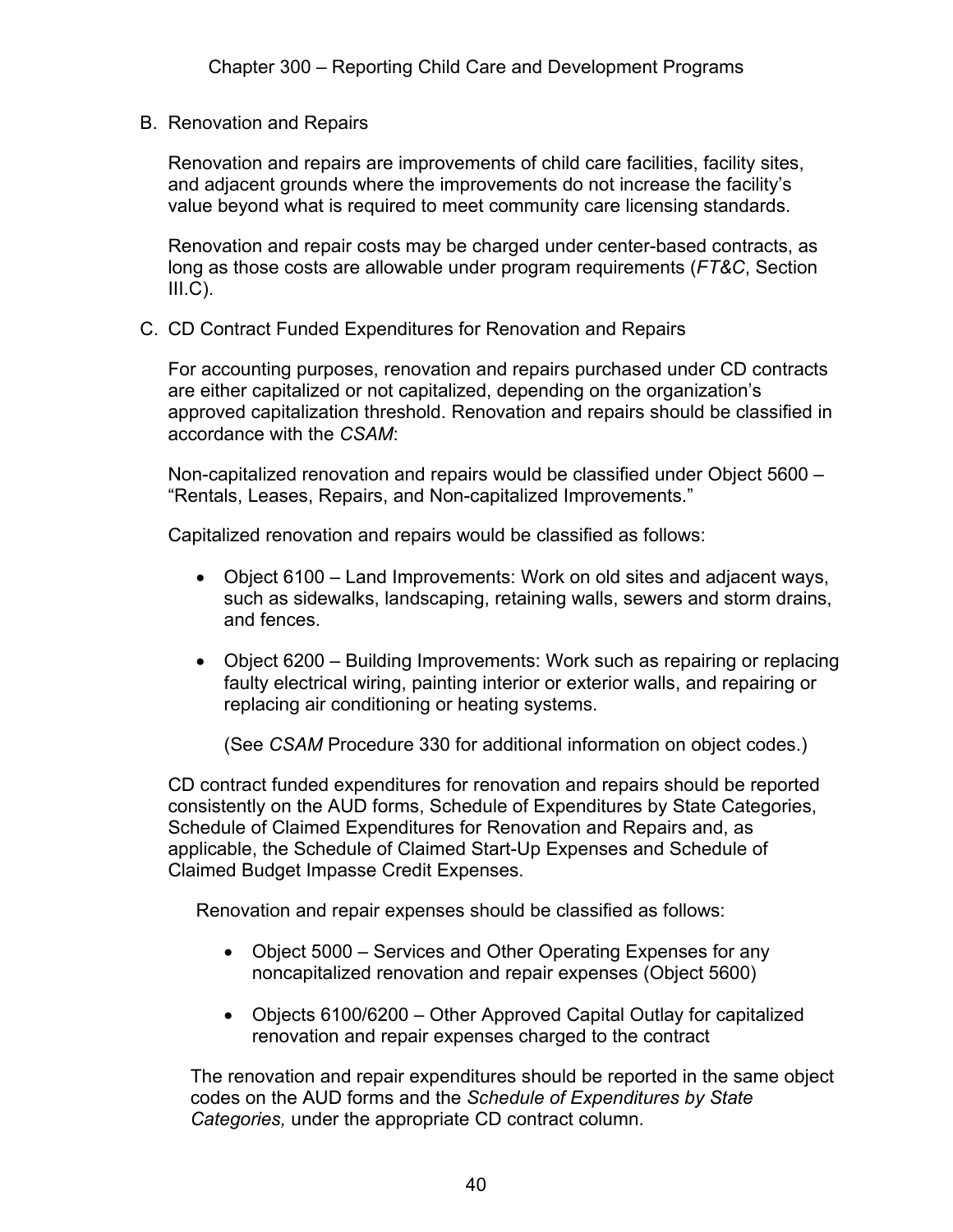### B. Renovation and Repairs

Renovation and repairs are improvements of child care facilities, facility sites, and adjacent grounds where the improvements do not increase the facility's value beyond what is required to meet community care licensing standards.

Renovation and repair costs may be charged under center-based contracts, as long as those costs are allowable under program requirements (*FT&C*, Section III.C).

### C. CD Contract Funded Expenditures for Renovation and Repairs

For accounting purposes, renovation and repairs purchased under CD contracts are either capitalized or not capitalized, depending on the organization's approved capitalization threshold. Renovation and repairs should be classified in accordance with the *CSAM*:

Non-capitalized renovation and repairs would be classified under Object 5600 – "Rentals, Leases, Repairs, and Non-capitalized Improvements."

Capitalized renovation and repairs would be classified as follows:

- Object 6100 – Land Improvements: Work on old sites and adjacent ways, such as sidewalks, landscaping, retaining walls, sewers and storm drains, and fences.
- Object 6200 – Building Improvements: Work such as repairing or replacing faulty electrical wiring, painting interior or exterior walls, and repairing or replacing air conditioning or heating systems.

  (See *CSAM* Procedure 330 for additional information on object codes.)

CD contract funded expenditures for renovation and repairs should be reported consistently on the AUD forms, Schedule of Expenditures by State Categories, Schedule of Claimed Expenditures for Renovation and Repairs and, as applicable, the Schedule of Claimed Start-Up Expenses and Schedule of Claimed Budget Impasse Credit Expenses.

Renovation and repair expenses should be classified as follows:

- Object 5000 – Services and Other Operating Expenses for any noncapitalized renovation and repair expenses (Object 5600)
- Objects 6100/6200 – Other Approved Capital Outlay for capitalized renovation and repair expenses charged to the contract

The renovation and repair expenditures should be reported in the same object codes on the AUD forms and the *Schedule of Expenditures by State Categories,* under the appropriate CD contract column.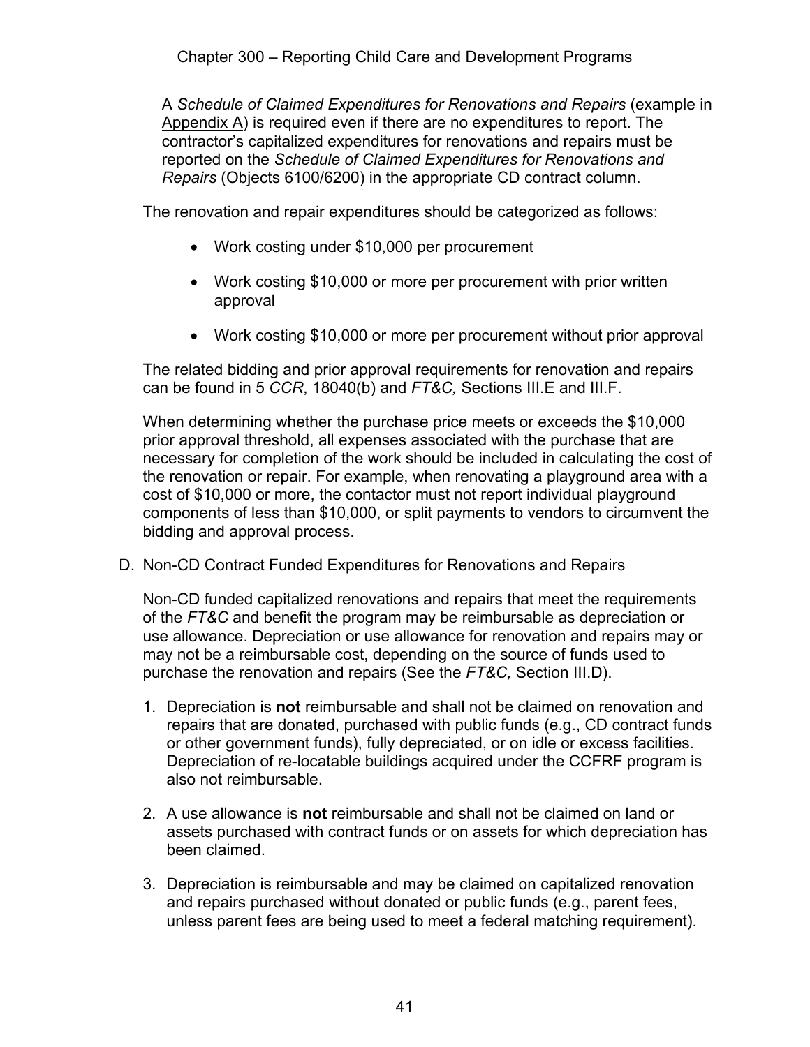A *Schedule of Claimed Expenditures for Renovations and Repairs* (example in Appendix A) is required even if there are no expenditures to report. The contractor's capitalized expenditures for renovations and repairs must be reported on the *Schedule of Claimed Expenditures for Renovations and Repairs* (Objects 6100/6200) in the appropriate CD contract column.

The renovation and repair expenditures should be categorized as follows:

- Work costing under $10,000 per procurement
- Work costing $10,000 or more per procurement with prior written approval
- Work costing $10,000 or more per procurement without prior approval

The related bidding and prior approval requirements for renovation and repairs can be found in 5 *CCR*, 18040(b) and *FT&C,* Sections III.E and III.F.

When determining whether the purchase price meets or exceeds the $10,000 prior approval threshold, all expenses associated with the purchase that are necessary for completion of the work should be included in calculating the cost of the renovation or repair. For example, when renovating a playground area with a cost of $10,000 or more, the contactor must not report individual playground components of less than $10,000, or split payments to vendors to circumvent the bidding and approval process.

D. Non-CD Contract Funded Expenditures for Renovations and Repairs

Non-CD funded capitalized renovations and repairs that meet the requirements of the *FT&C* and benefit the program may be reimbursable as depreciation or use allowance. Depreciation or use allowance for renovation and repairs may or may not be a reimbursable cost, depending on the source of funds used to purchase the renovation and repairs (See the *FT&C,* Section III.D).

1. Depreciation is **not** reimbursable and shall not be claimed on renovation and repairs that are donated, purchased with public funds (e.g., CD contract funds or other government funds), fully depreciated, or on idle or excess facilities. Depreciation of re-locatable buildings acquired under the CCFRF program is also not reimbursable.
2. A use allowance is **not** reimbursable and shall not be claimed on land or assets purchased with contract funds or on assets for which depreciation has been claimed.
3. Depreciation is reimbursable and may be claimed on capitalized renovation and repairs purchased without donated or public funds (e.g., parent fees, unless parent fees are being used to meet a federal matching requirement).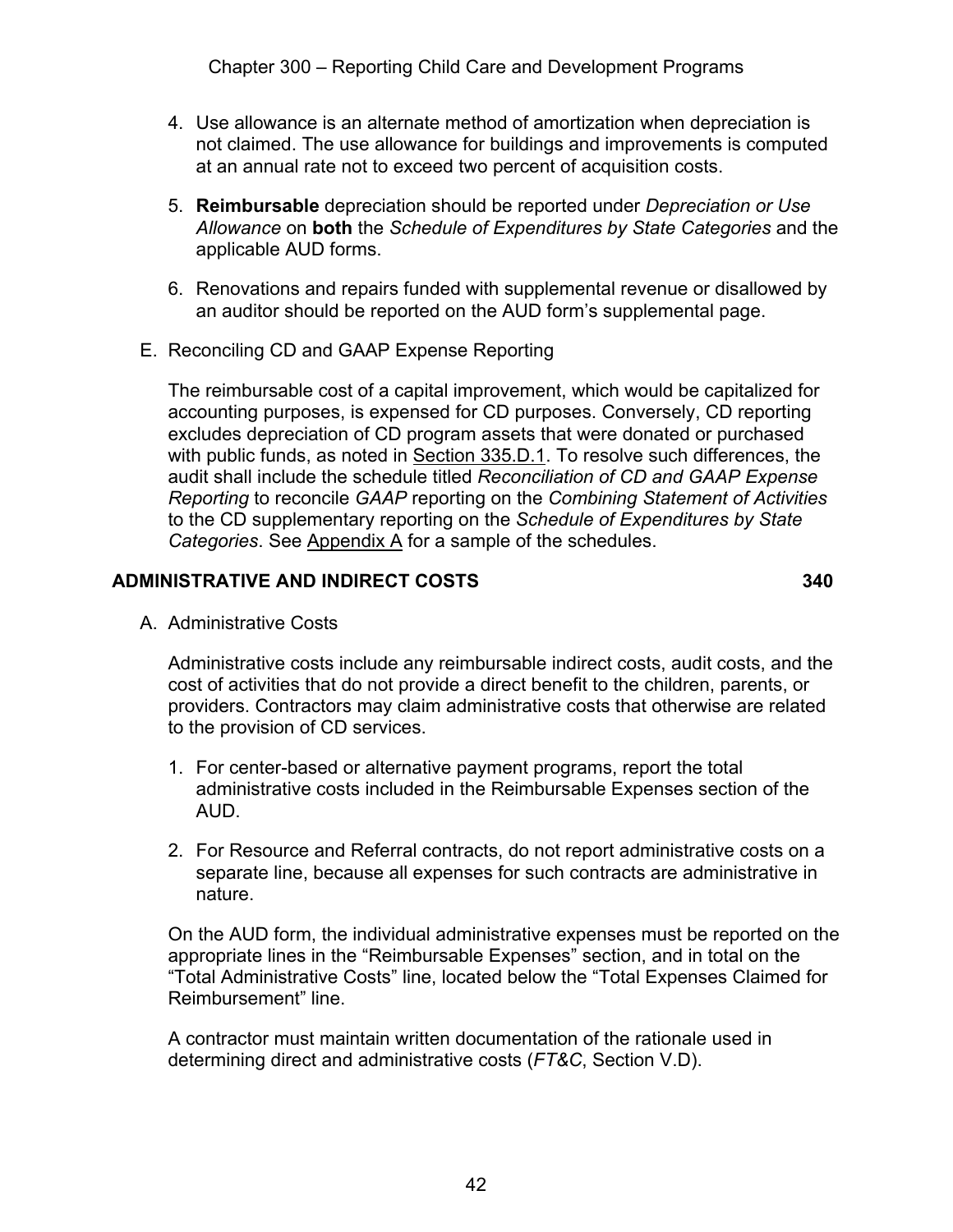4. Use allowance is an alternate method of amortization when depreciation is not claimed. The use allowance for buildings and improvements is computed at an annual rate not to exceed two percent of acquisition costs.

5. **Reimbursable** depreciation should be reported under *Depreciation or Use Allowance* on **both** the *Schedule of Expenditures by State Categories* and the applicable AUD forms.

6. Renovations and repairs funded with supplemental revenue or disallowed by an auditor should be reported on the AUD form's supplemental page.

E. Reconciling CD and GAAP Expense Reporting

The reimbursable cost of a capital improvement, which would be capitalized for accounting purposes, is expensed for CD purposes. Conversely, CD reporting excludes depreciation of CD program assets that were donated or purchased with public funds, as noted in Section 335.D.1. To resolve such differences, the audit shall include the schedule titled *Reconciliation of CD and GAAP Expense Reporting* to reconcile *GAAP* reporting on the *Combining Statement of Activities* to the CD supplementary reporting on the *Schedule of Expenditures by State Categories*. See Appendix A for a sample of the schedules.

## ADMINISTRATIVE AND INDIRECT COSTS 340

A. Administrative Costs

Administrative costs include any reimbursable indirect costs, audit costs, and the cost of activities that do not provide a direct benefit to the children, parents, or providers. Contractors may claim administrative costs that otherwise are related to the provision of CD services.

1. For center-based or alternative payment programs, report the total administrative costs included in the Reimbursable Expenses section of the AUD.

2. For Resource and Referral contracts, do not report administrative costs on a separate line, because all expenses for such contracts are administrative in nature.

On the AUD form, the individual administrative expenses must be reported on the appropriate lines in the "Reimbursable Expenses" section, and in total on the "Total Administrative Costs" line, located below the "Total Expenses Claimed for Reimbursement" line.

A contractor must maintain written documentation of the rationale used in determining direct and administrative costs (*FT&C*, Section V.D).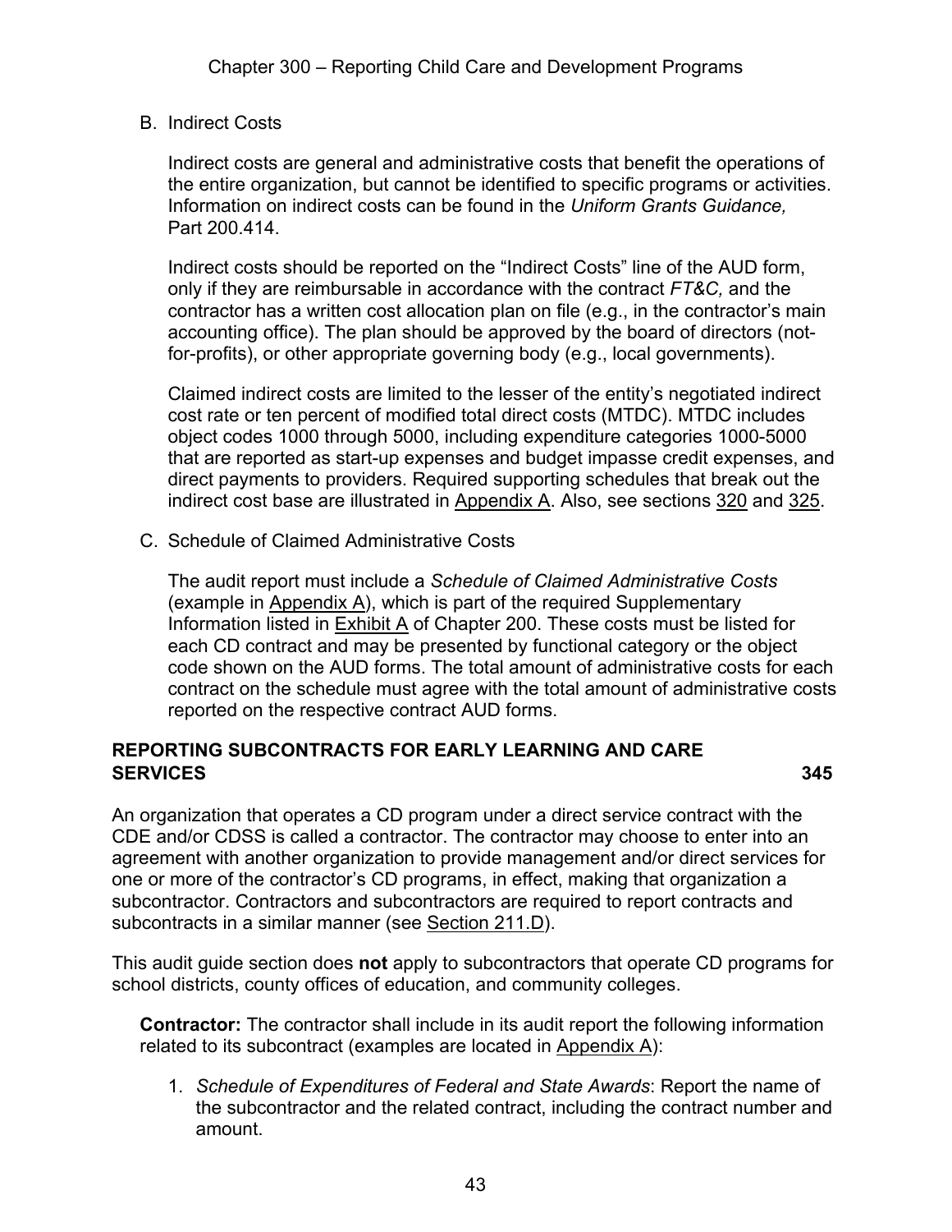B. Indirect Costs

Indirect costs are general and administrative costs that benefit the operations of the entire organization, but cannot be identified to specific programs or activities. Information on indirect costs can be found in the *Uniform Grants Guidance,* Part 200.414.

Indirect costs should be reported on the "Indirect Costs" line of the AUD form, only if they are reimbursable in accordance with the contract *FT&C,* and the contractor has a written cost allocation plan on file (e.g., in the contractor's main accounting office). The plan should be approved by the board of directors (not-for-profits), or other appropriate governing body (e.g., local governments).

Claimed indirect costs are limited to the lesser of the entity's negotiated indirect cost rate or ten percent of modified total direct costs (MTDC). MTDC includes object codes 1000 through 5000, including expenditure categories 1000-5000 that are reported as start-up expenses and budget impasse credit expenses, and direct payments to providers. Required supporting schedules that break out the indirect cost base are illustrated in Appendix A. Also, see sections 320 and 325.

C. Schedule of Claimed Administrative Costs

The audit report must include a *Schedule of Claimed Administrative Costs* (example in Appendix A), which is part of the required Supplementary Information listed in Exhibit A of Chapter 200. These costs must be listed for each CD contract and may be presented by functional category or the object code shown on the AUD forms. The total amount of administrative costs for each contract on the schedule must agree with the total amount of administrative costs reported on the respective contract AUD forms.

## REPORTING SUBCONTRACTS FOR EARLY LEARNING AND CARE SERVICES 345

An organization that operates a CD program under a direct service contract with the CDE and/or CDSS is called a contractor. The contractor may choose to enter into an agreement with another organization to provide management and/or direct services for one or more of the contractor's CD programs, in effect, making that organization a subcontractor. Contractors and subcontractors are required to report contracts and subcontracts in a similar manner (see Section 211.D).

This audit guide section does **not** apply to subcontractors that operate CD programs for school districts, county offices of education, and community colleges.

**Contractor:** The contractor shall include in its audit report the following information related to its subcontract (examples are located in Appendix A):

1. *Schedule of Expenditures of Federal and State Awards*: Report the name of the subcontractor and the related contract, including the contract number and amount.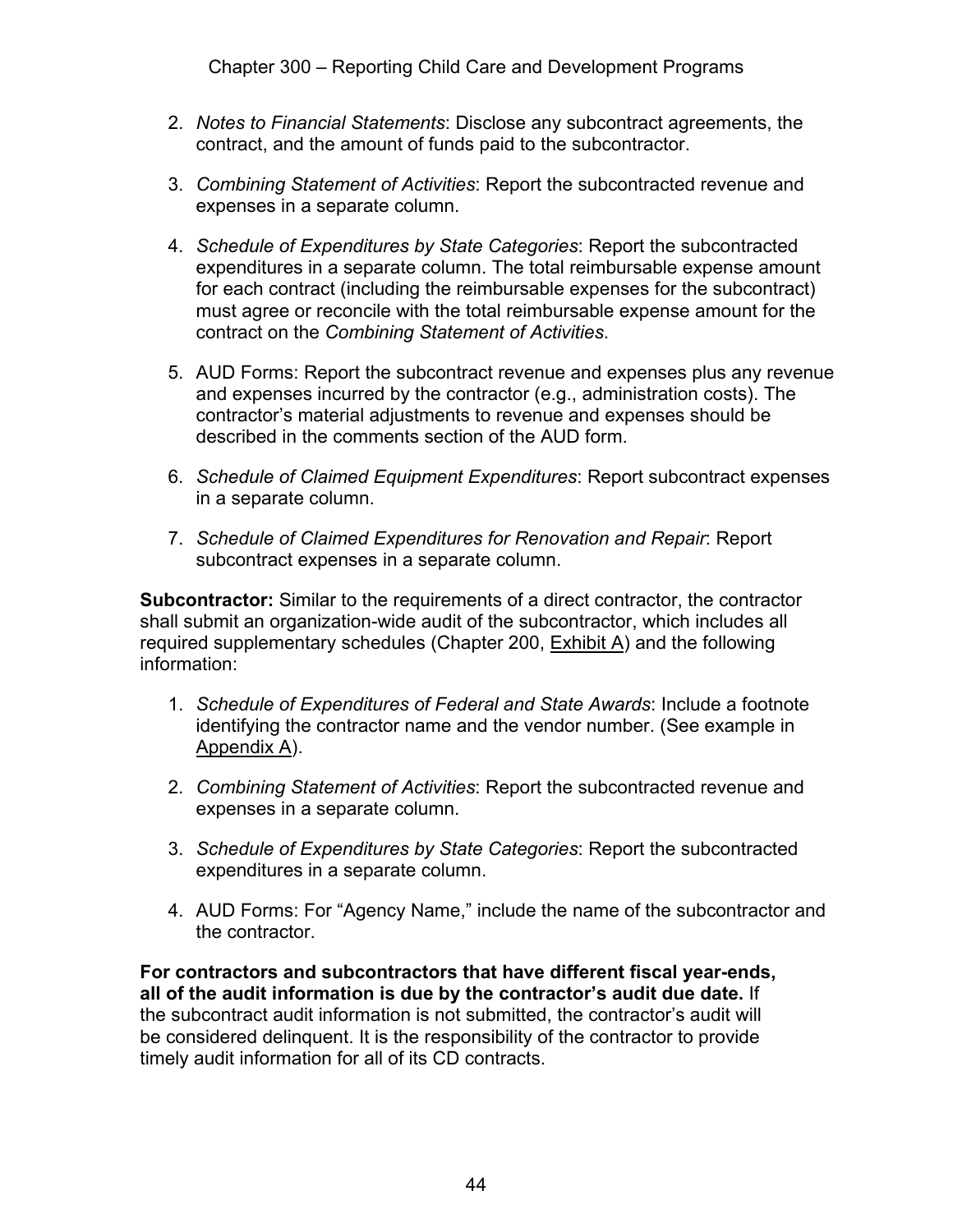2. *Notes to Financial Statements*: Disclose any subcontract agreements, the contract, and the amount of funds paid to the subcontractor.

3. *Combining Statement of Activities*: Report the subcontracted revenue and expenses in a separate column.

4. *Schedule of Expenditures by State Categories*: Report the subcontracted expenditures in a separate column. The total reimbursable expense amount for each contract (including the reimbursable expenses for the subcontract) must agree or reconcile with the total reimbursable expense amount for the contract on the *Combining Statement of Activities*.

5. AUD Forms: Report the subcontract revenue and expenses plus any revenue and expenses incurred by the contractor (e.g., administration costs). The contractor's material adjustments to revenue and expenses should be described in the comments section of the AUD form.

6. *Schedule of Claimed Equipment Expenditures*: Report subcontract expenses in a separate column.

7. *Schedule of Claimed Expenditures for Renovation and Repair*: Report subcontract expenses in a separate column.

**Subcontractor:** Similar to the requirements of a direct contractor, the contractor shall submit an organization-wide audit of the subcontractor, which includes all required supplementary schedules (Chapter 200, Exhibit A) and the following information:

1. *Schedule of Expenditures of Federal and State Awards*: Include a footnote identifying the contractor name and the vendor number. (See example in Appendix A).

2. *Combining Statement of Activities*: Report the subcontracted revenue and expenses in a separate column.

3. *Schedule of Expenditures by State Categories*: Report the subcontracted expenditures in a separate column.

4. AUD Forms: For "Agency Name," include the name of the subcontractor and the contractor.

**For contractors and subcontractors that have different fiscal year-ends, all of the audit information is due by the contractor's audit due date.** If the subcontract audit information is not submitted, the contractor's audit will be considered delinquent. It is the responsibility of the contractor to provide timely audit information for all of its CD contracts.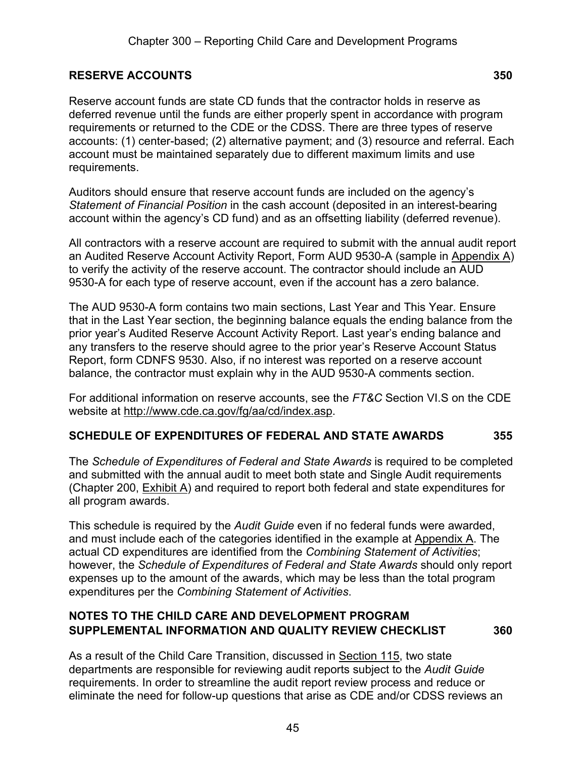## RESERVE ACCOUNTS 350

Reserve account funds are state CD funds that the contractor holds in reserve as deferred revenue until the funds are either properly spent in accordance with program requirements or returned to the CDE or the CDSS. There are three types of reserve accounts: (1) center-based; (2) alternative payment; and (3) resource and referral. Each account must be maintained separately due to different maximum limits and use requirements.

Auditors should ensure that reserve account funds are included on the agency's *Statement of Financial Position* in the cash account (deposited in an interest-bearing account within the agency's CD fund) and as an offsetting liability (deferred revenue).

All contractors with a reserve account are required to submit with the annual audit report an Audited Reserve Account Activity Report, Form AUD 9530-A (sample in Appendix A) to verify the activity of the reserve account. The contractor should include an AUD 9530-A for each type of reserve account, even if the account has a zero balance.

The AUD 9530-A form contains two main sections, Last Year and This Year. Ensure that in the Last Year section, the beginning balance equals the ending balance from the prior year's Audited Reserve Account Activity Report. Last year's ending balance and any transfers to the reserve should agree to the prior year's Reserve Account Status Report, form CDNFS 9530. Also, if no interest was reported on a reserve account balance, the contractor must explain why in the AUD 9530-A comments section.

For additional information on reserve accounts, see the *FT&C* Section VI.S on the CDE website at http://www.cde.ca.gov/fg/aa/cd/index.asp.

## SCHEDULE OF EXPENDITURES OF FEDERAL AND STATE AWARDS 355

The *Schedule of Expenditures of Federal and State Awards* is required to be completed and submitted with the annual audit to meet both state and Single Audit requirements (Chapter 200, Exhibit A) and required to report both federal and state expenditures for all program awards.

This schedule is required by the *Audit Guide* even if no federal funds were awarded, and must include each of the categories identified in the example at Appendix A. The actual CD expenditures are identified from the *Combining Statement of Activities*; however, the *Schedule of Expenditures of Federal and State Awards* should only report expenses up to the amount of the awards, which may be less than the total program expenditures per the *Combining Statement of Activities*.

## NOTES TO THE CHILD CARE AND DEVELOPMENT PROGRAM SUPPLEMENTAL INFORMATION AND QUALITY REVIEW CHECKLIST 360

As a result of the Child Care Transition, discussed in Section 115, two state departments are responsible for reviewing audit reports subject to the *Audit Guide* requirements. In order to streamline the audit report review process and reduce or eliminate the need for follow-up questions that arise as CDE and/or CDSS reviews an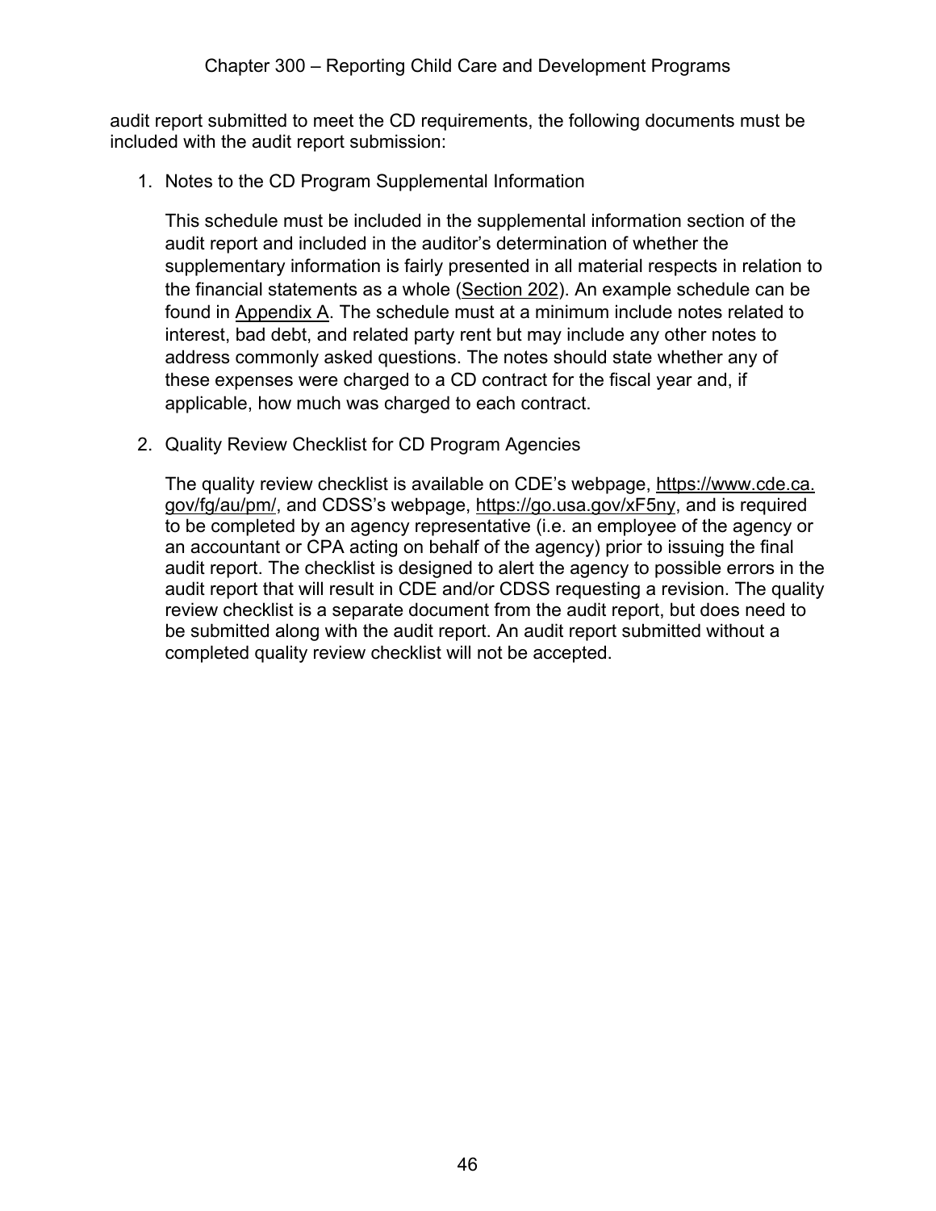audit report submitted to meet the CD requirements, the following documents must be included with the audit report submission:

1. Notes to the CD Program Supplemental Information

   This schedule must be included in the supplemental information section of the audit report and included in the auditor's determination of whether the supplementary information is fairly presented in all material respects in relation to the financial statements as a whole (Section 202). An example schedule can be found in Appendix A. The schedule must at a minimum include notes related to interest, bad debt, and related party rent but may include any other notes to address commonly asked questions. The notes should state whether any of these expenses were charged to a CD contract for the fiscal year and, if applicable, how much was charged to each contract.

2. Quality Review Checklist for CD Program Agencies

   The quality review checklist is available on CDE's webpage, https://www.cde.ca.gov/fg/au/pm/, and CDSS's webpage, https://go.usa.gov/xF5ny, and is required to be completed by an agency representative (i.e. an employee of the agency or an accountant or CPA acting on behalf of the agency) prior to issuing the final audit report. The checklist is designed to alert the agency to possible errors in the audit report that will result in CDE and/or CDSS requesting a revision. The quality review checklist is a separate document from the audit report, but does need to be submitted along with the audit report. An audit report submitted without a completed quality review checklist will not be accepted.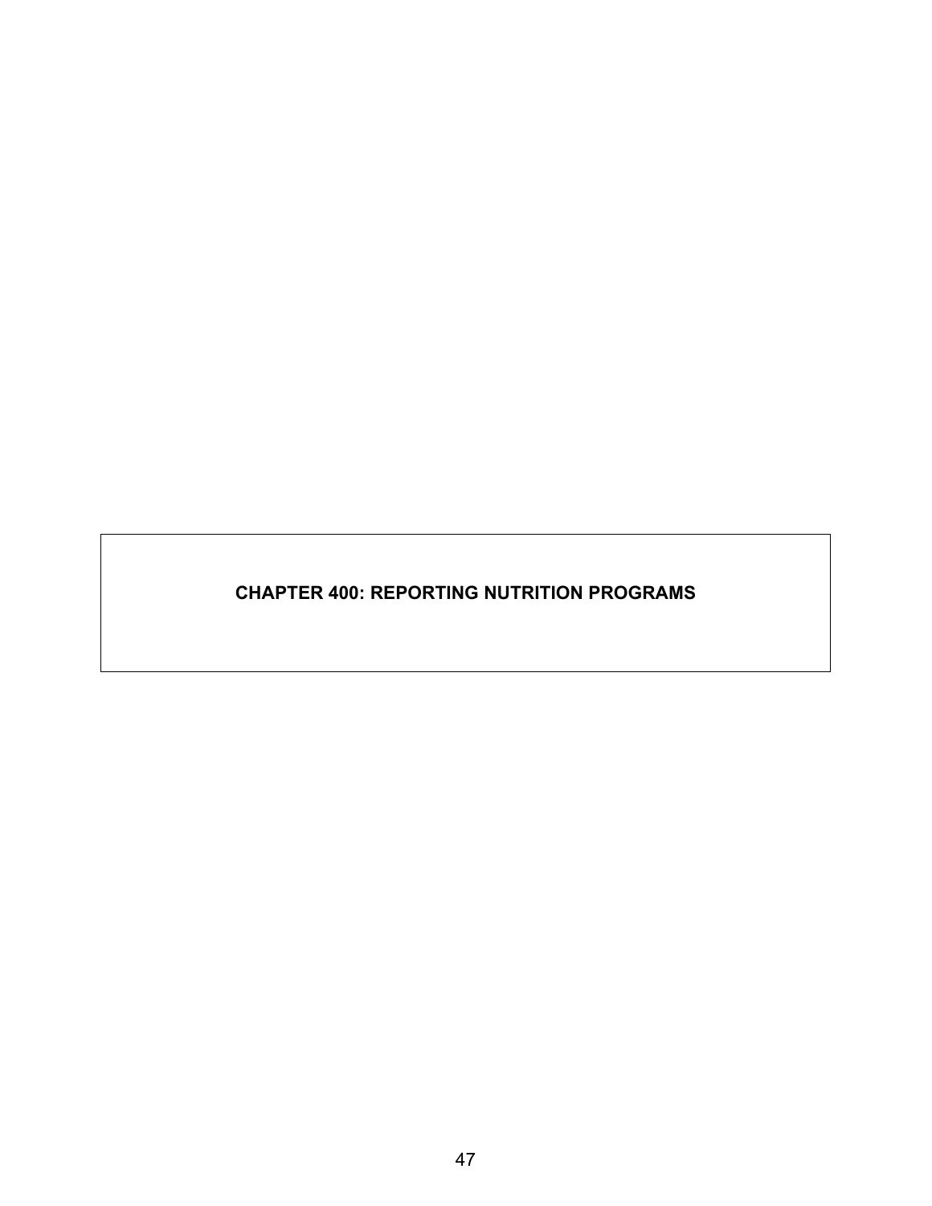# CHAPTER 400: REPORTING NUTRITION PROGRAMS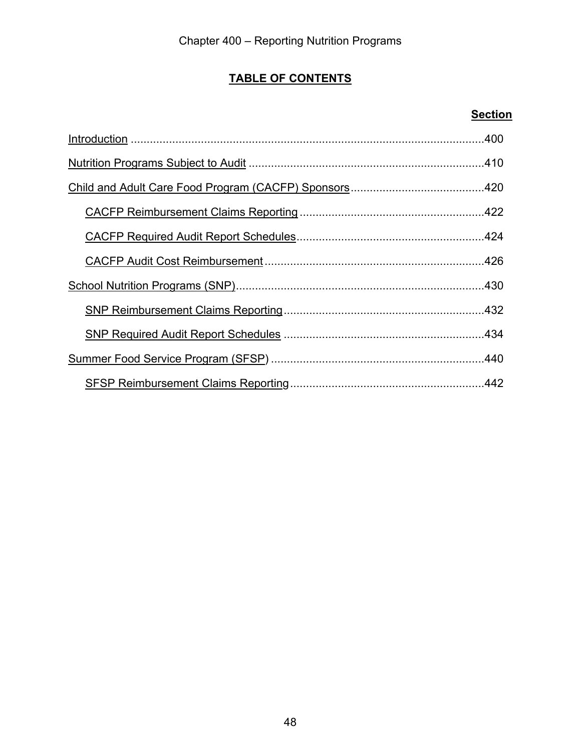Chapter 400 – Reporting Nutrition Programs

## TABLE OF CONTENTS

| | Section |
|---|---|
| Introduction | 400 |
| Nutrition Programs Subject to Audit | 410 |
| Child and Adult Care Food Program (CACFP) Sponsors | 420 |
| &nbsp;&nbsp;&nbsp;&nbsp;CACFP Reimbursement Claims Reporting | 422 |
| &nbsp;&nbsp;&nbsp;&nbsp;CACFP Required Audit Report Schedules | 424 |
| &nbsp;&nbsp;&nbsp;&nbsp;CACFP Audit Cost Reimbursement | 426 |
| School Nutrition Programs (SNP) | 430 |
| &nbsp;&nbsp;&nbsp;&nbsp;SNP Reimbursement Claims Reporting | 432 |
| &nbsp;&nbsp;&nbsp;&nbsp;SNP Required Audit Report Schedules | 434 |
| Summer Food Service Program (SFSP) | 440 |
| &nbsp;&nbsp;&nbsp;&nbsp;SFSP Reimbursement Claims Reporting | 442 |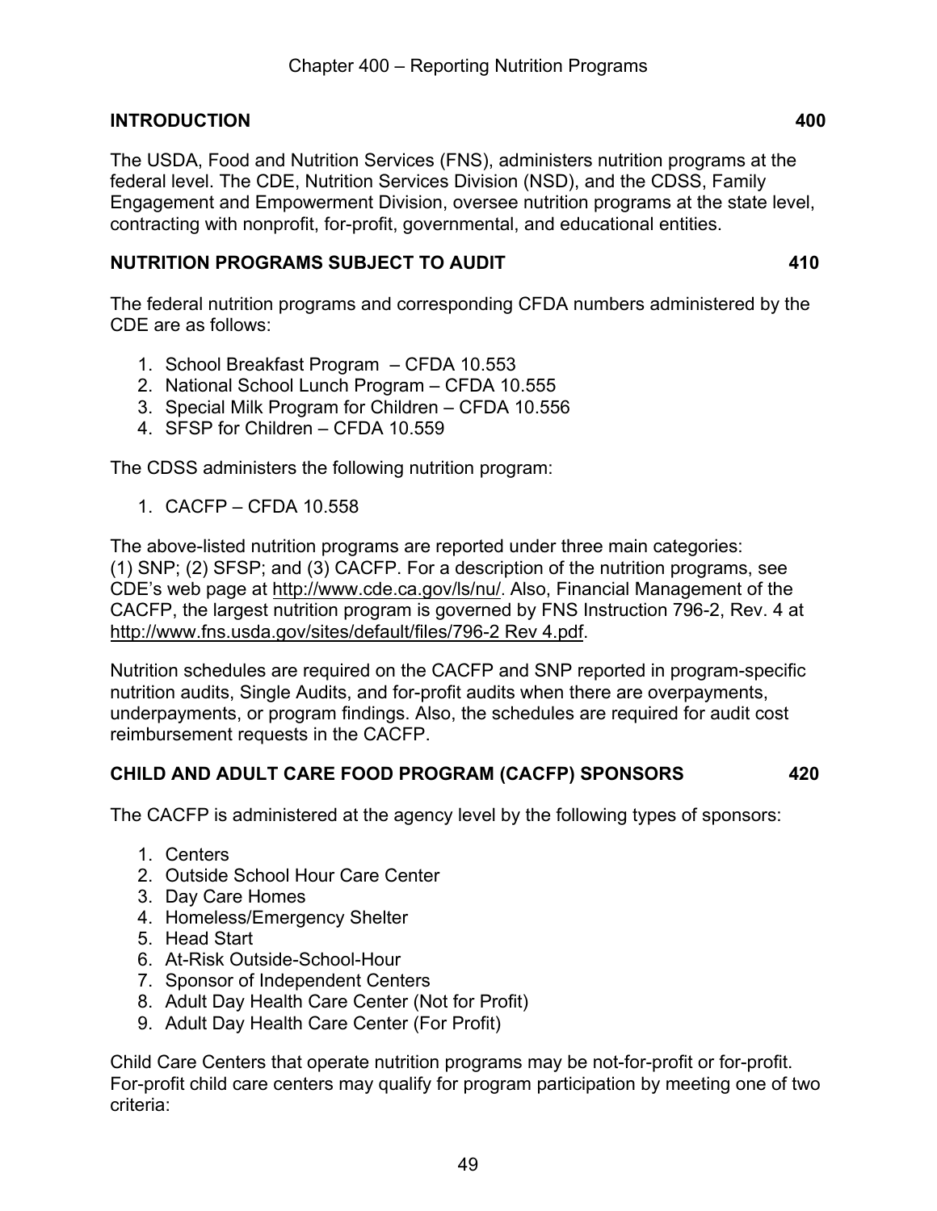# Chapter 400 – Reporting Nutrition Programs

## INTRODUCTION 400

The USDA, Food and Nutrition Services (FNS), administers nutrition programs at the federal level. The CDE, Nutrition Services Division (NSD), and the CDSS, Family Engagement and Empowerment Division, oversee nutrition programs at the state level, contracting with nonprofit, for-profit, governmental, and educational entities.

## NUTRITION PROGRAMS SUBJECT TO AUDIT 410

The federal nutrition programs and corresponding CFDA numbers administered by the CDE are as follows:

1. School Breakfast Program – CFDA 10.553
2. National School Lunch Program – CFDA 10.555
3. Special Milk Program for Children – CFDA 10.556
4. SFSP for Children – CFDA 10.559

The CDSS administers the following nutrition program:

1. CACFP – CFDA 10.558

The above-listed nutrition programs are reported under three main categories: (1) SNP; (2) SFSP; and (3) CACFP. For a description of the nutrition programs, see CDE's web page at http://www.cde.ca.gov/ls/nu/. Also, Financial Management of the CACFP, the largest nutrition program is governed by FNS Instruction 796-2, Rev. 4 at http://www.fns.usda.gov/sites/default/files/796-2 Rev 4.pdf.

Nutrition schedules are required on the CACFP and SNP reported in program-specific nutrition audits, Single Audits, and for-profit audits when there are overpayments, underpayments, or program findings. Also, the schedules are required for audit cost reimbursement requests in the CACFP.

## CHILD AND ADULT CARE FOOD PROGRAM (CACFP) SPONSORS 420

The CACFP is administered at the agency level by the following types of sponsors:

1. Centers
2. Outside School Hour Care Center
3. Day Care Homes
4. Homeless/Emergency Shelter
5. Head Start
6. At-Risk Outside-School-Hour
7. Sponsor of Independent Centers
8. Adult Day Health Care Center (Not for Profit)
9. Adult Day Health Care Center (For Profit)

Child Care Centers that operate nutrition programs may be not-for-profit or for-profit. For-profit child care centers may qualify for program participation by meeting one of two criteria: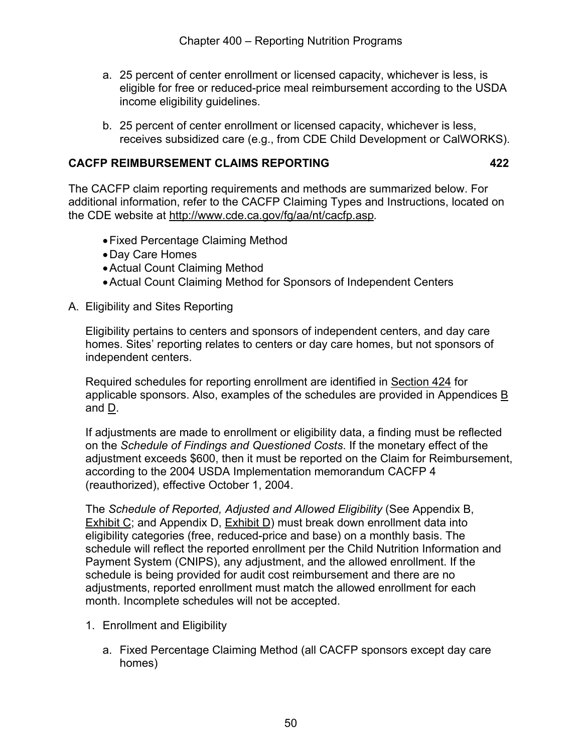a. 25 percent of center enrollment or licensed capacity, whichever is less, is eligible for free or reduced-price meal reimbursement according to the USDA income eligibility guidelines.

b. 25 percent of center enrollment or licensed capacity, whichever is less, receives subsidized care (e.g., from CDE Child Development or CalWORKS).

## CACFP REIMBURSEMENT CLAIMS REPORTING 422

The CACFP claim reporting requirements and methods are summarized below. For additional information, refer to the CACFP Claiming Types and Instructions, located on the CDE website at http://www.cde.ca.gov/fg/aa/nt/cacfp.asp.

- Fixed Percentage Claiming Method
- Day Care Homes
- Actual Count Claiming Method
- Actual Count Claiming Method for Sponsors of Independent Centers

A. Eligibility and Sites Reporting

Eligibility pertains to centers and sponsors of independent centers, and day care homes. Sites' reporting relates to centers or day care homes, but not sponsors of independent centers.

Required schedules for reporting enrollment are identified in Section 424 for applicable sponsors. Also, examples of the schedules are provided in Appendices B and D.

If adjustments are made to enrollment or eligibility data, a finding must be reflected on the *Schedule of Findings and Questioned Costs*. If the monetary effect of the adjustment exceeds $600, then it must be reported on the Claim for Reimbursement, according to the 2004 USDA Implementation memorandum CACFP 4 (reauthorized), effective October 1, 2004.

The *Schedule of Reported, Adjusted and Allowed Eligibility* (See Appendix B, Exhibit C; and Appendix D, Exhibit D) must break down enrollment data into eligibility categories (free, reduced-price and base) on a monthly basis. The schedule will reflect the reported enrollment per the Child Nutrition Information and Payment System (CNIPS), any adjustment, and the allowed enrollment. If the schedule is being provided for audit cost reimbursement and there are no adjustments, reported enrollment must match the allowed enrollment for each month. Incomplete schedules will not be accepted.

1. Enrollment and Eligibility

   a. Fixed Percentage Claiming Method (all CACFP sponsors except day care homes)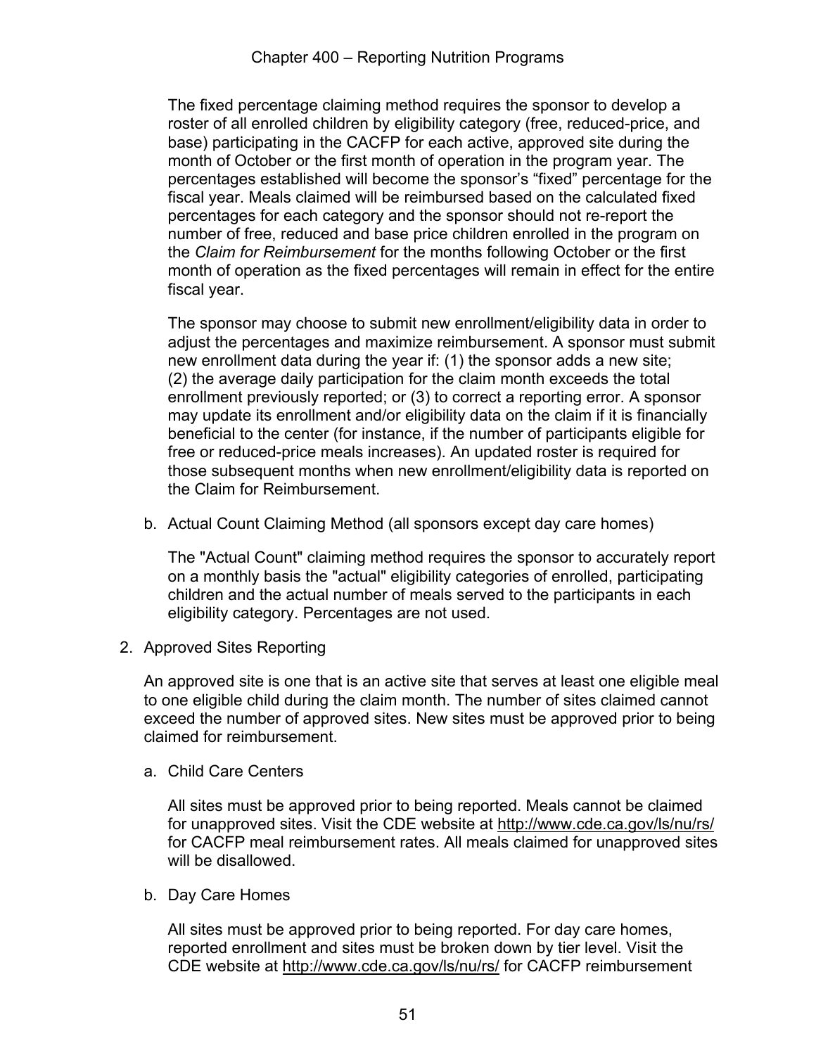The fixed percentage claiming method requires the sponsor to develop a roster of all enrolled children by eligibility category (free, reduced-price, and base) participating in the CACFP for each active, approved site during the month of October or the first month of operation in the program year. The percentages established will become the sponsor's "fixed" percentage for the fiscal year. Meals claimed will be reimbursed based on the calculated fixed percentages for each category and the sponsor should not re-report the number of free, reduced and base price children enrolled in the program on the *Claim for Reimbursement* for the months following October or the first month of operation as the fixed percentages will remain in effect for the entire fiscal year.

The sponsor may choose to submit new enrollment/eligibility data in order to adjust the percentages and maximize reimbursement. A sponsor must submit new enrollment data during the year if: (1) the sponsor adds a new site; (2) the average daily participation for the claim month exceeds the total enrollment previously reported; or (3) to correct a reporting error. A sponsor may update its enrollment and/or eligibility data on the claim if it is financially beneficial to the center (for instance, if the number of participants eligible for free or reduced-price meals increases). An updated roster is required for those subsequent months when new enrollment/eligibility data is reported on the Claim for Reimbursement.

b. Actual Count Claiming Method (all sponsors except day care homes)

The "Actual Count" claiming method requires the sponsor to accurately report on a monthly basis the "actual" eligibility categories of enrolled, participating children and the actual number of meals served to the participants in each eligibility category. Percentages are not used.

2. Approved Sites Reporting

An approved site is one that is an active site that serves at least one eligible meal to one eligible child during the claim month. The number of sites claimed cannot exceed the number of approved sites. New sites must be approved prior to being claimed for reimbursement.

a. Child Care Centers

All sites must be approved prior to being reported. Meals cannot be claimed for unapproved sites. Visit the CDE website at http://www.cde.ca.gov/ls/nu/rs/ for CACFP meal reimbursement rates. All meals claimed for unapproved sites will be disallowed.

b. Day Care Homes

All sites must be approved prior to being reported. For day care homes, reported enrollment and sites must be broken down by tier level. Visit the CDE website at http://www.cde.ca.gov/ls/nu/rs/ for CACFP reimbursement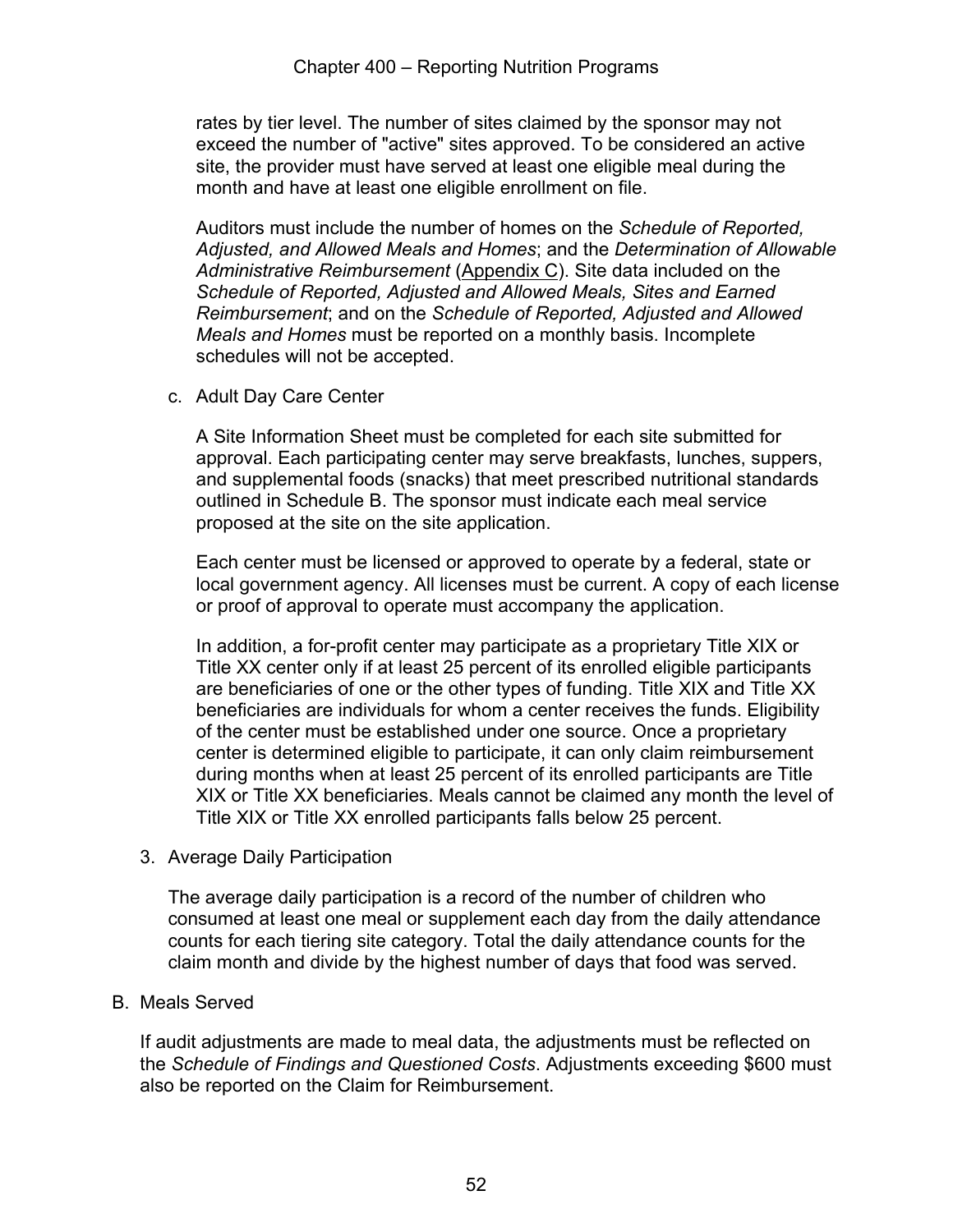rates by tier level. The number of sites claimed by the sponsor may not exceed the number of "active" sites approved. To be considered an active site, the provider must have served at least one eligible meal during the month and have at least one eligible enrollment on file.

Auditors must include the number of homes on the *Schedule of Reported, Adjusted, and Allowed Meals and Homes*; and the *Determination of Allowable Administrative Reimbursement* (Appendix C). Site data included on the *Schedule of Reported, Adjusted and Allowed Meals, Sites and Earned Reimbursement*; and on the *Schedule of Reported, Adjusted and Allowed Meals and Homes* must be reported on a monthly basis. Incomplete schedules will not be accepted.

c. Adult Day Care Center

A Site Information Sheet must be completed for each site submitted for approval. Each participating center may serve breakfasts, lunches, suppers, and supplemental foods (snacks) that meet prescribed nutritional standards outlined in Schedule B. The sponsor must indicate each meal service proposed at the site on the site application.

Each center must be licensed or approved to operate by a federal, state or local government agency. All licenses must be current. A copy of each license or proof of approval to operate must accompany the application.

In addition, a for-profit center may participate as a proprietary Title XIX or Title XX center only if at least 25 percent of its enrolled eligible participants are beneficiaries of one or the other types of funding. Title XIX and Title XX beneficiaries are individuals for whom a center receives the funds. Eligibility of the center must be established under one source. Once a proprietary center is determined eligible to participate, it can only claim reimbursement during months when at least 25 percent of its enrolled participants are Title XIX or Title XX beneficiaries. Meals cannot be claimed any month the level of Title XIX or Title XX enrolled participants falls below 25 percent.

3. Average Daily Participation

The average daily participation is a record of the number of children who consumed at least one meal or supplement each day from the daily attendance counts for each tiering site category. Total the daily attendance counts for the claim month and divide by the highest number of days that food was served.

B. Meals Served

If audit adjustments are made to meal data, the adjustments must be reflected on the *Schedule of Findings and Questioned Costs*. Adjustments exceeding $600 must also be reported on the Claim for Reimbursement.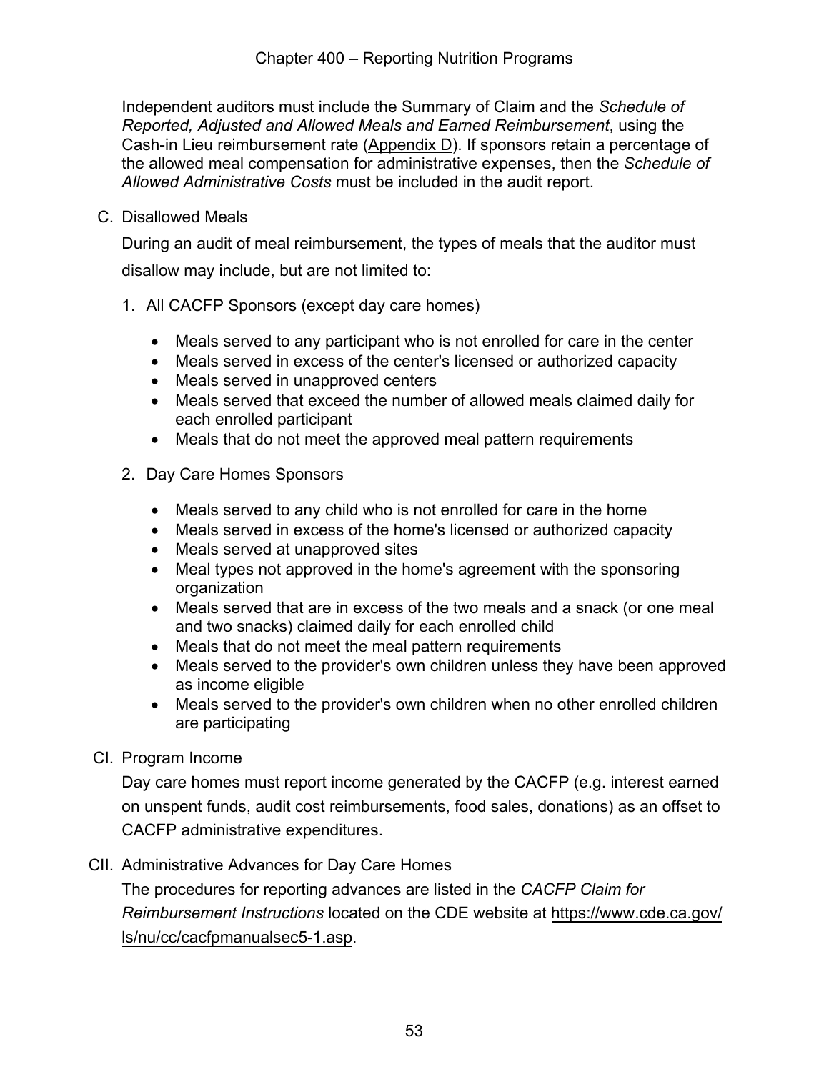Independent auditors must include the Summary of Claim and the *Schedule of Reported, Adjusted and Allowed Meals and Earned Reimbursement*, using the Cash-in Lieu reimbursement rate (Appendix D). If sponsors retain a percentage of the allowed meal compensation for administrative expenses, then the *Schedule of Allowed Administrative Costs* must be included in the audit report.

C. Disallowed Meals

During an audit of meal reimbursement, the types of meals that the auditor must disallow may include, but are not limited to:

1. All CACFP Sponsors (except day care homes)

   - Meals served to any participant who is not enrolled for care in the center
   - Meals served in excess of the center's licensed or authorized capacity
   - Meals served in unapproved centers
   - Meals served that exceed the number of allowed meals claimed daily for each enrolled participant
   - Meals that do not meet the approved meal pattern requirements

2. Day Care Homes Sponsors

   - Meals served to any child who is not enrolled for care in the home
   - Meals served in excess of the home's licensed or authorized capacity
   - Meals served at unapproved sites
   - Meal types not approved in the home's agreement with the sponsoring organization
   - Meals served that are in excess of the two meals and a snack (or one meal and two snacks) claimed daily for each enrolled child
   - Meals that do not meet the meal pattern requirements
   - Meals served to the provider's own children unless they have been approved as income eligible
   - Meals served to the provider's own children when no other enrolled children are participating

CI. Program Income

Day care homes must report income generated by the CACFP (e.g. interest earned on unspent funds, audit cost reimbursements, food sales, donations) as an offset to CACFP administrative expenditures.

CII. Administrative Advances for Day Care Homes

The procedures for reporting advances are listed in the *CACFP Claim for Reimbursement Instructions* located on the CDE website at https://www.cde.ca.gov/ls/nu/cc/cacfpmanualsec5-1.asp.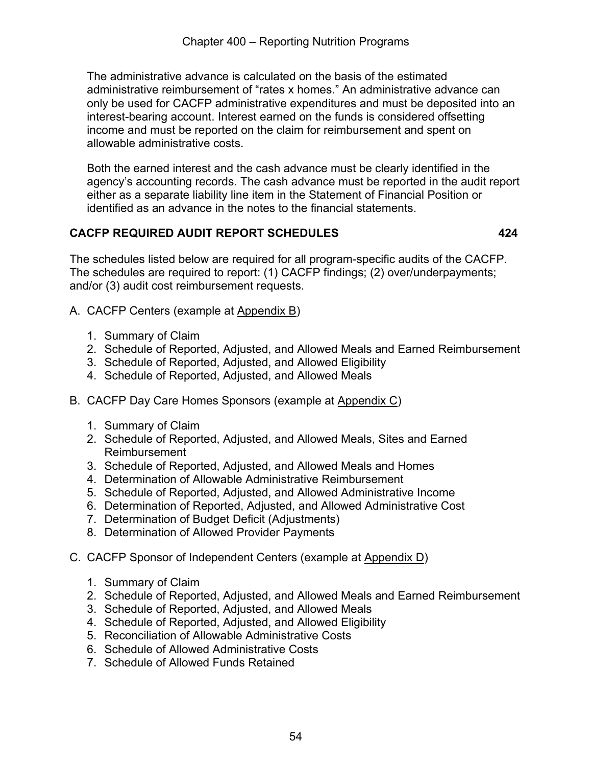The administrative advance is calculated on the basis of the estimated administrative reimbursement of “rates x homes.” An administrative advance can only be used for CACFP administrative expenditures and must be deposited into an interest-bearing account. Interest earned on the funds is considered offsetting income and must be reported on the claim for reimbursement and spent on allowable administrative costs.

Both the earned interest and the cash advance must be clearly identified in the agency’s accounting records. The cash advance must be reported in the audit report either as a separate liability line item in the Statement of Financial Position or identified as an advance in the notes to the financial statements.

## CACFP REQUIRED AUDIT REPORT SCHEDULES 424

The schedules listed below are required for all program-specific audits of the CACFP. The schedules are required to report: (1) CACFP findings; (2) over/underpayments; and/or (3) audit cost reimbursement requests.

A. CACFP Centers (example at Appendix B)

1. Summary of Claim
2. Schedule of Reported, Adjusted, and Allowed Meals and Earned Reimbursement
3. Schedule of Reported, Adjusted, and Allowed Eligibility
4. Schedule of Reported, Adjusted, and Allowed Meals

B. CACFP Day Care Homes Sponsors (example at Appendix C)

1. Summary of Claim
2. Schedule of Reported, Adjusted, and Allowed Meals, Sites and Earned Reimbursement
3. Schedule of Reported, Adjusted, and Allowed Meals and Homes
4. Determination of Allowable Administrative Reimbursement
5. Schedule of Reported, Adjusted, and Allowed Administrative Income
6. Determination of Reported, Adjusted, and Allowed Administrative Cost
7. Determination of Budget Deficit (Adjustments)
8. Determination of Allowed Provider Payments

C. CACFP Sponsor of Independent Centers (example at Appendix D)

1. Summary of Claim
2. Schedule of Reported, Adjusted, and Allowed Meals and Earned Reimbursement
3. Schedule of Reported, Adjusted, and Allowed Meals
4. Schedule of Reported, Adjusted, and Allowed Eligibility
5. Reconciliation of Allowable Administrative Costs
6. Schedule of Allowed Administrative Costs
7. Schedule of Allowed Funds Retained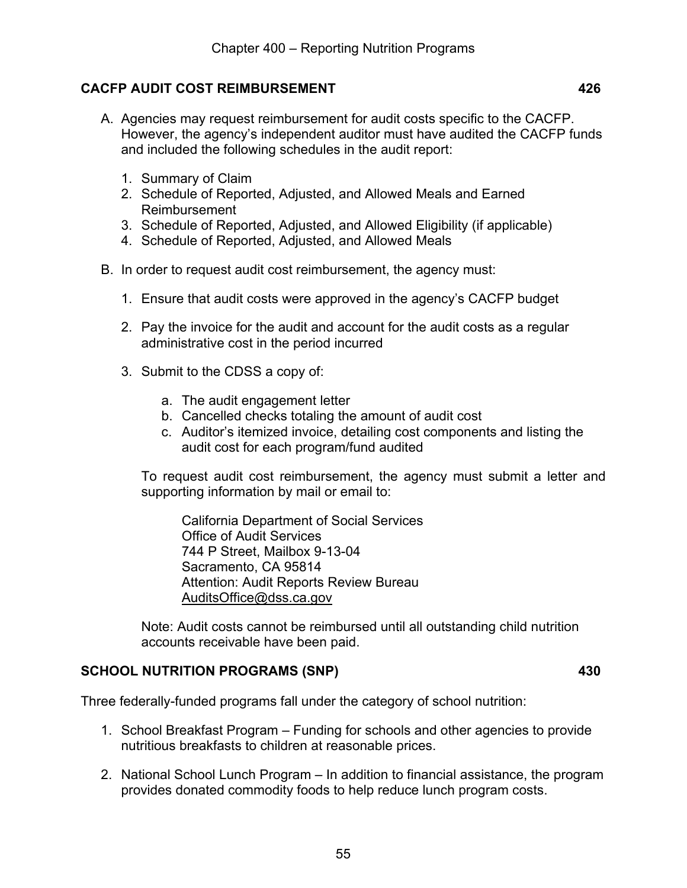## CACFP AUDIT COST REIMBURSEMENT 426

A. Agencies may request reimbursement for audit costs specific to the CACFP. However, the agency's independent auditor must have audited the CACFP funds and included the following schedules in the audit report:

   1. Summary of Claim
   2. Schedule of Reported, Adjusted, and Allowed Meals and Earned Reimbursement
   3. Schedule of Reported, Adjusted, and Allowed Eligibility (if applicable)
   4. Schedule of Reported, Adjusted, and Allowed Meals

B. In order to request audit cost reimbursement, the agency must:

   1. Ensure that audit costs were approved in the agency's CACFP budget

   2. Pay the invoice for the audit and account for the audit costs as a regular administrative cost in the period incurred

   3. Submit to the CDSS a copy of:

      a. The audit engagement letter
      b. Cancelled checks totaling the amount of audit cost
      c. Auditor's itemized invoice, detailing cost components and listing the audit cost for each program/fund audited

   To request audit cost reimbursement, the agency must submit a letter and supporting information by mail or email to:

   > California Department of Social Services
   > Office of Audit Services
   > 744 P Street, Mailbox 9-13-04
   > Sacramento, CA 95814
   > Attention: Audit Reports Review Bureau
   > AuditsOffice@dss.ca.gov

   Note: Audit costs cannot be reimbursed until all outstanding child nutrition accounts receivable have been paid.

## SCHOOL NUTRITION PROGRAMS (SNP) 430

Three federally-funded programs fall under the category of school nutrition:

1. School Breakfast Program – Funding for schools and other agencies to provide nutritious breakfasts to children at reasonable prices.

2. National School Lunch Program – In addition to financial assistance, the program provides donated commodity foods to help reduce lunch program costs.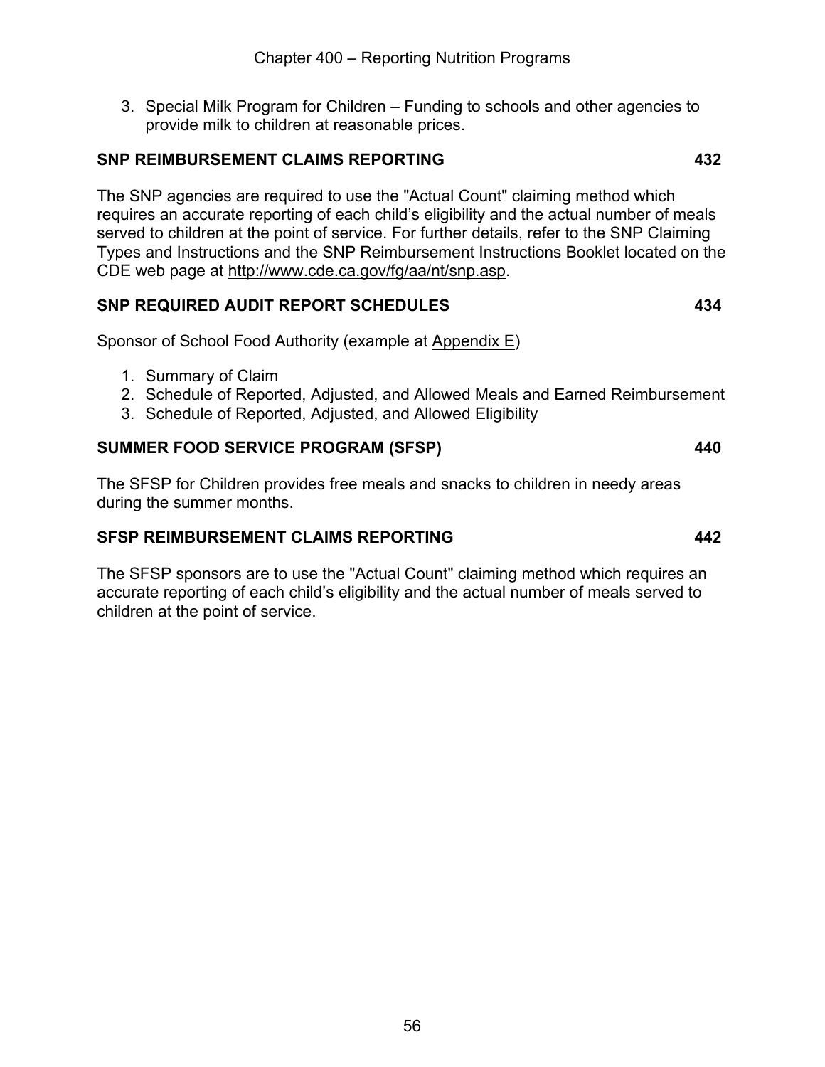3. Special Milk Program for Children – Funding to schools and other agencies to provide milk to children at reasonable prices.

## SNP REIMBURSEMENT CLAIMS REPORTING 432

The SNP agencies are required to use the "Actual Count" claiming method which requires an accurate reporting of each child's eligibility and the actual number of meals served to children at the point of service. For further details, refer to the SNP Claiming Types and Instructions and the SNP Reimbursement Instructions Booklet located on the CDE web page at http://www.cde.ca.gov/fg/aa/nt/snp.asp.

## SNP REQUIRED AUDIT REPORT SCHEDULES 434

Sponsor of School Food Authority (example at Appendix E)

1. Summary of Claim
2. Schedule of Reported, Adjusted, and Allowed Meals and Earned Reimbursement
3. Schedule of Reported, Adjusted, and Allowed Eligibility

## SUMMER FOOD SERVICE PROGRAM (SFSP) 440

The SFSP for Children provides free meals and snacks to children in needy areas during the summer months.

## SFSP REIMBURSEMENT CLAIMS REPORTING 442

The SFSP sponsors are to use the "Actual Count" claiming method which requires an accurate reporting of each child's eligibility and the actual number of meals served to children at the point of service.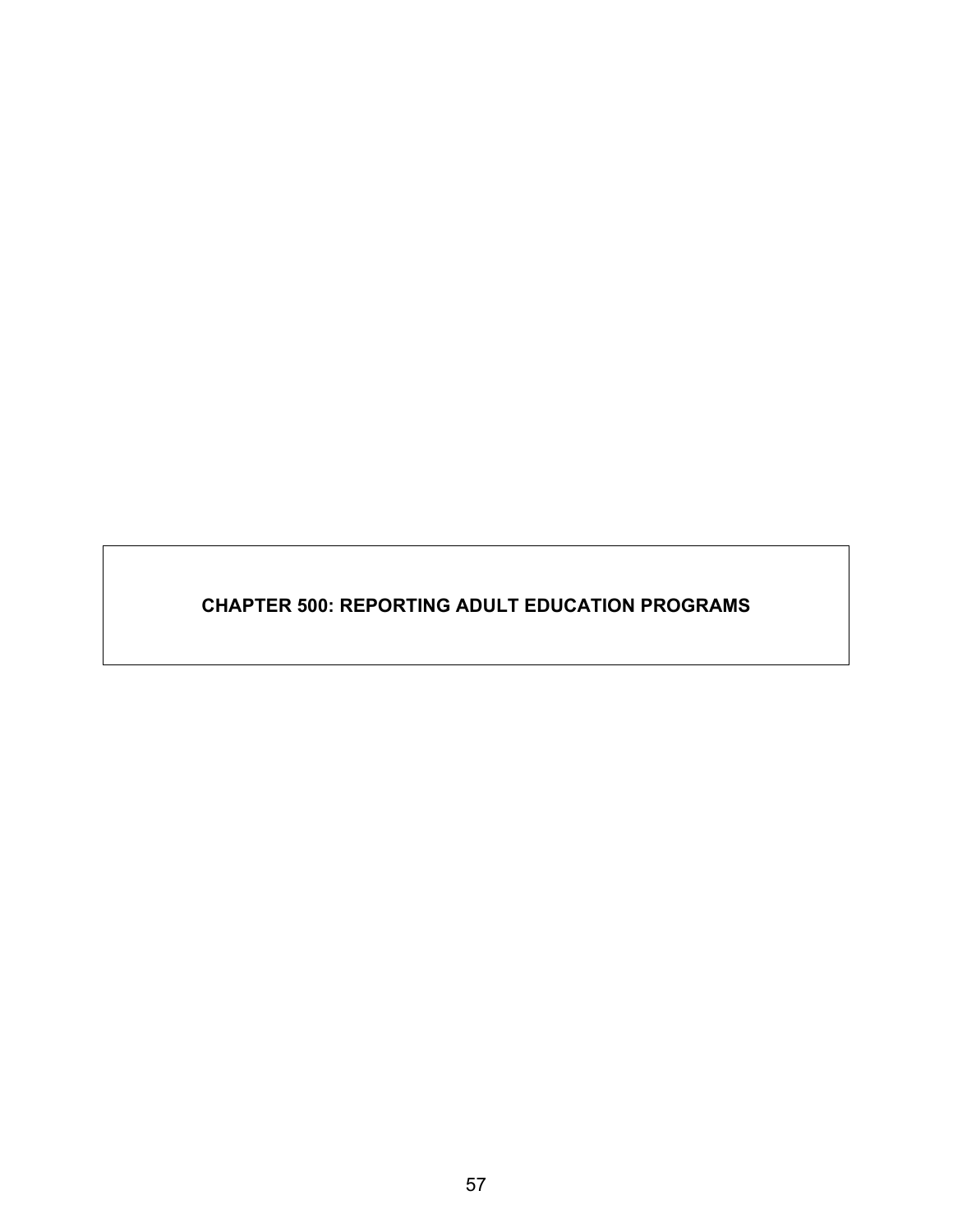# CHAPTER 500: REPORTING ADULT EDUCATION PROGRAMS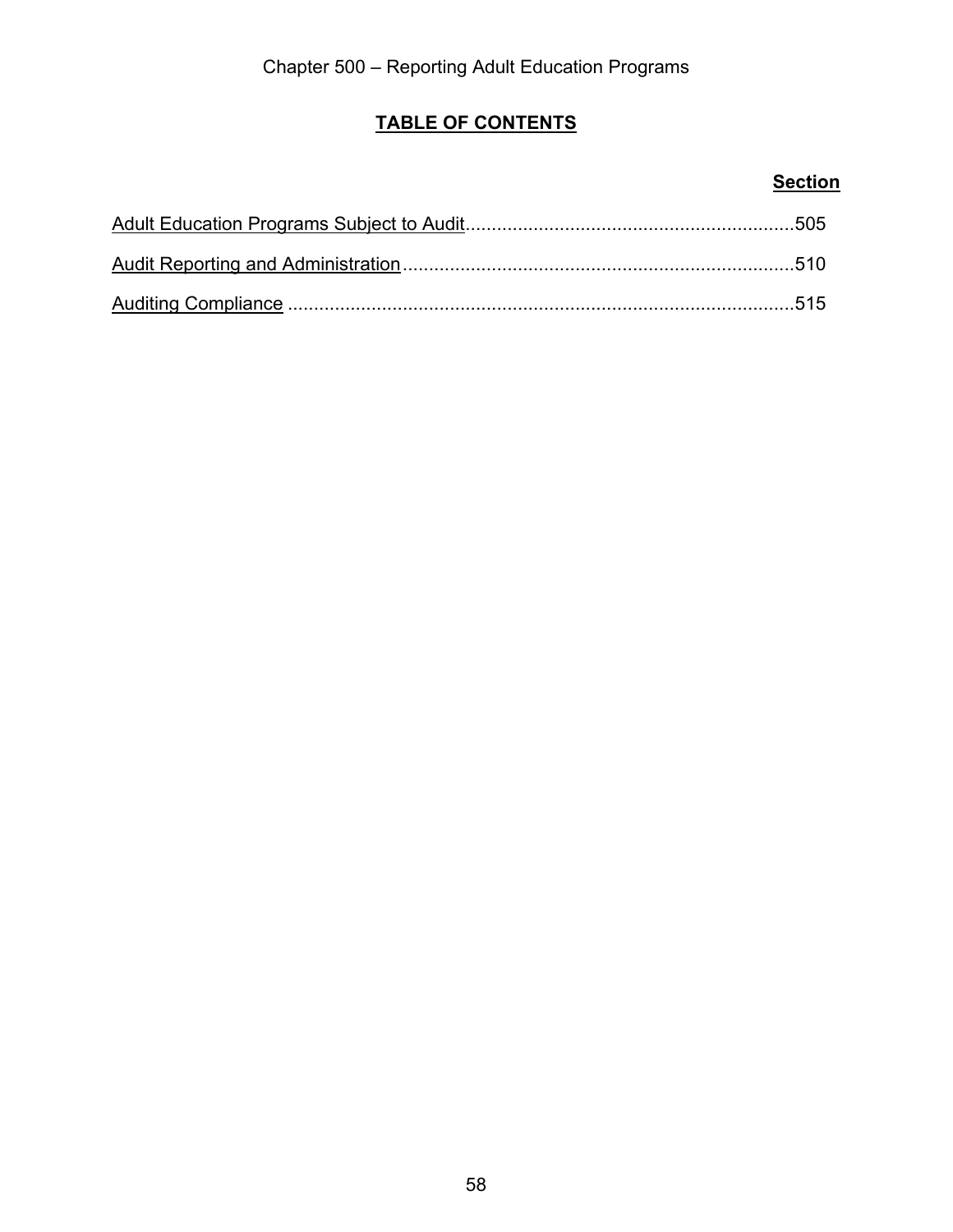Chapter 500 – Reporting Adult Education Programs

## TABLE OF CONTENTS

| | Section |
|---|---|
| Adult Education Programs Subject to Audit | 505 |
| Audit Reporting and Administration | 510 |
| Auditing Compliance | 515 |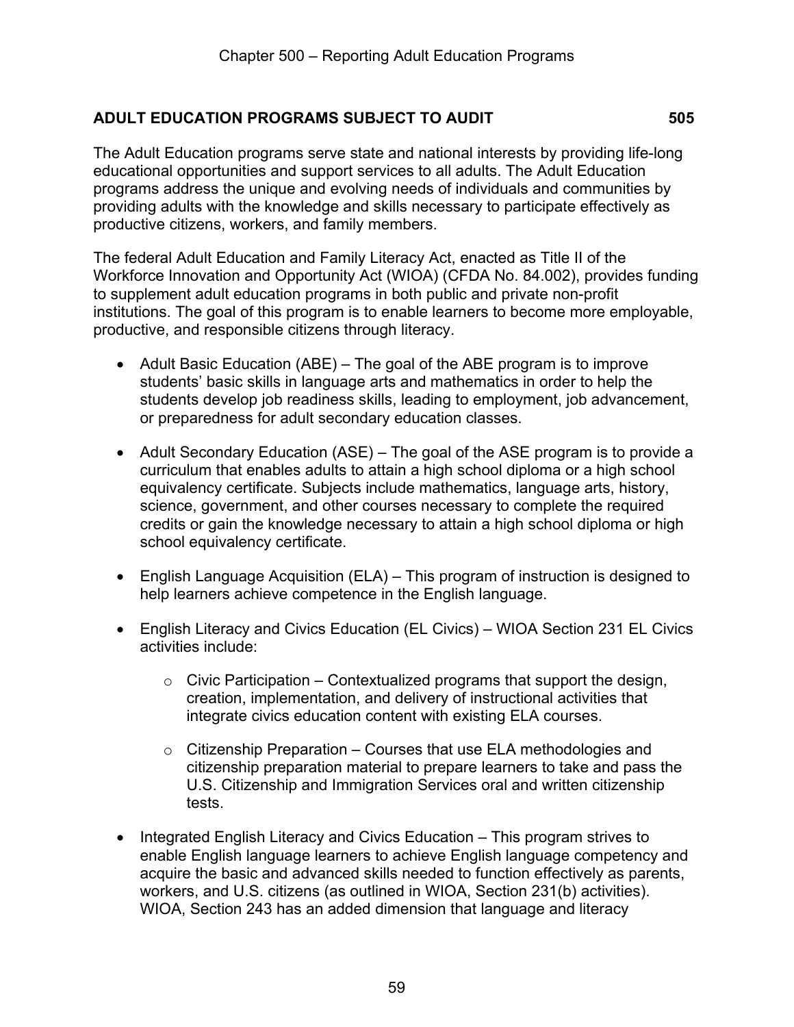## ADULT EDUCATION PROGRAMS SUBJECT TO AUDIT 505

The Adult Education programs serve state and national interests by providing life-long educational opportunities and support services to all adults. The Adult Education programs address the unique and evolving needs of individuals and communities by providing adults with the knowledge and skills necessary to participate effectively as productive citizens, workers, and family members.

The federal Adult Education and Family Literacy Act, enacted as Title II of the Workforce Innovation and Opportunity Act (WIOA) (CFDA No. 84.002), provides funding to supplement adult education programs in both public and private non-profit institutions. The goal of this program is to enable learners to become more employable, productive, and responsible citizens through literacy.

- Adult Basic Education (ABE) – The goal of the ABE program is to improve students' basic skills in language arts and mathematics in order to help the students develop job readiness skills, leading to employment, job advancement, or preparedness for adult secondary education classes.

- Adult Secondary Education (ASE) – The goal of the ASE program is to provide a curriculum that enables adults to attain a high school diploma or a high school equivalency certificate. Subjects include mathematics, language arts, history, science, government, and other courses necessary to complete the required credits or gain the knowledge necessary to attain a high school diploma or high school equivalency certificate.

- English Language Acquisition (ELA) – This program of instruction is designed to help learners achieve competence in the English language.

- English Literacy and Civics Education (EL Civics) – WIOA Section 231 EL Civics activities include:

  - Civic Participation – Contextualized programs that support the design, creation, implementation, and delivery of instructional activities that integrate civics education content with existing ELA courses.

  - Citizenship Preparation – Courses that use ELA methodologies and citizenship preparation material to prepare learners to take and pass the U.S. Citizenship and Immigration Services oral and written citizenship tests.

- Integrated English Literacy and Civics Education – This program strives to enable English language learners to achieve English language competency and acquire the basic and advanced skills needed to function effectively as parents, workers, and U.S. citizens (as outlined in WIOA, Section 231(b) activities). WIOA, Section 243 has an added dimension that language and literacy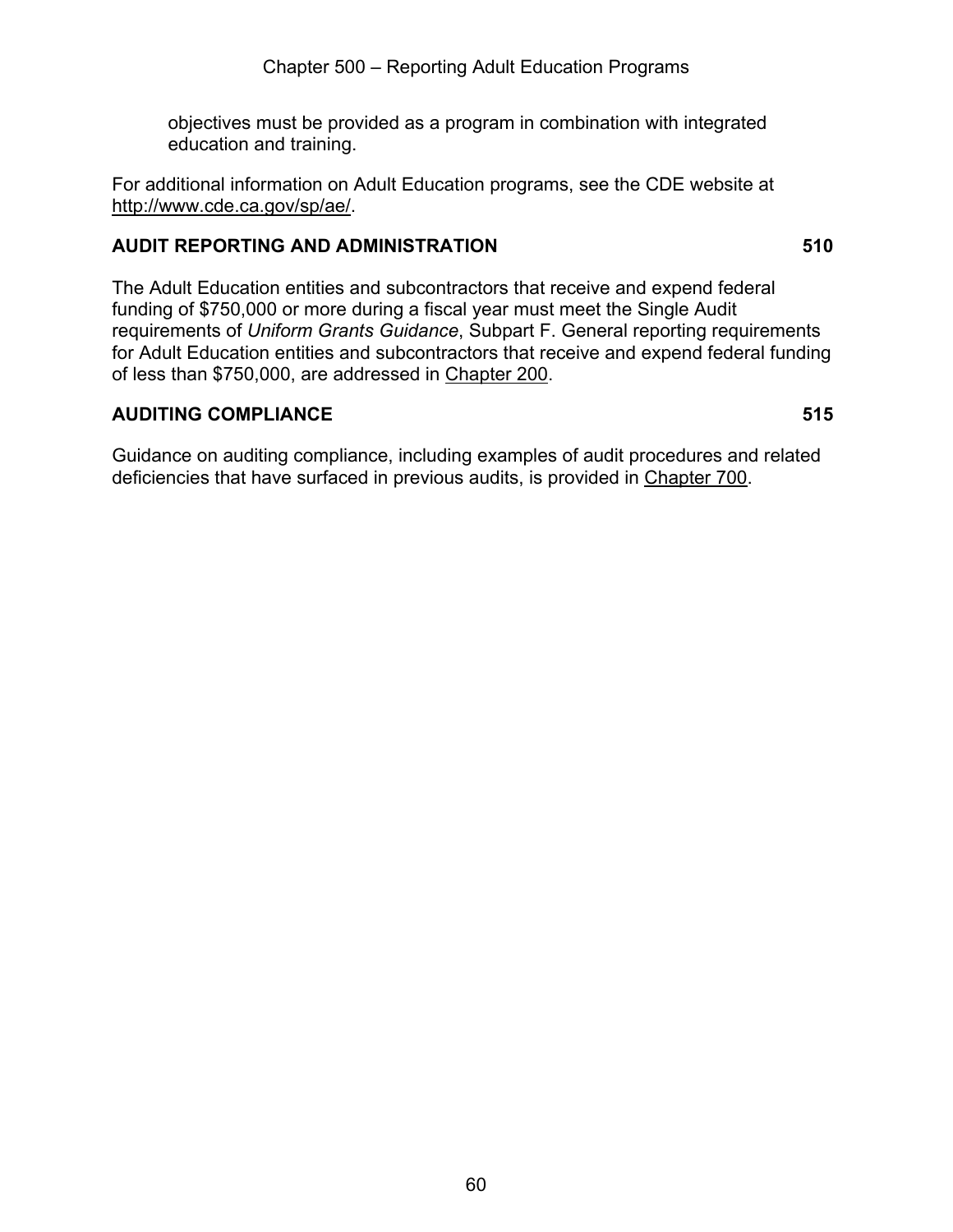objectives must be provided as a program in combination with integrated education and training.

For additional information on Adult Education programs, see the CDE website at http://www.cde.ca.gov/sp/ae/.

## AUDIT REPORTING AND ADMINISTRATION 510

The Adult Education entities and subcontractors that receive and expend federal funding of $750,000 or more during a fiscal year must meet the Single Audit requirements of *Uniform Grants Guidance*, Subpart F. General reporting requirements for Adult Education entities and subcontractors that receive and expend federal funding of less than $750,000, are addressed in Chapter 200.

## AUDITING COMPLIANCE 515

Guidance on auditing compliance, including examples of audit procedures and related deficiencies that have surfaced in previous audits, is provided in Chapter 700.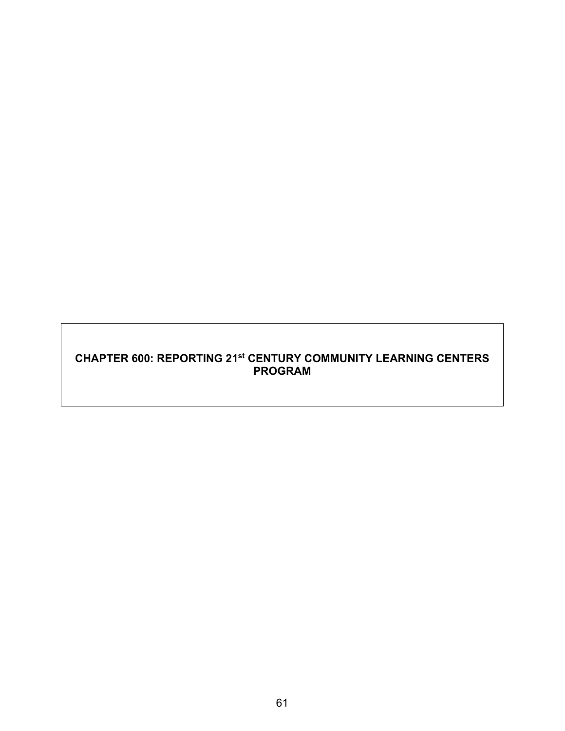# CHAPTER 600: REPORTING 21st CENTURY COMMUNITY LEARNING CENTERS PROGRAM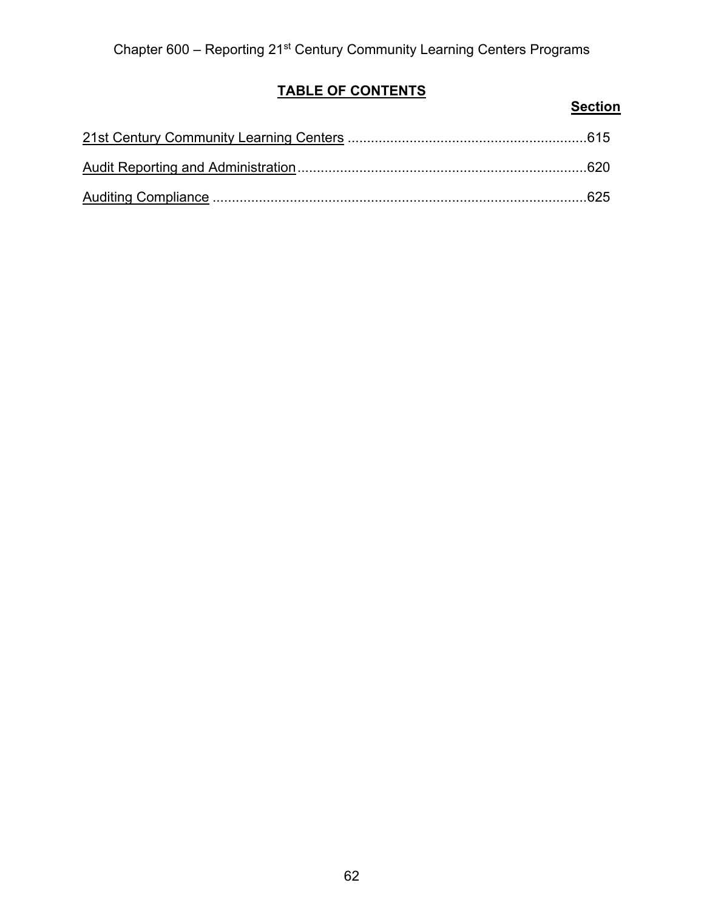Chapter 600 – Reporting 21st Century Community Learning Centers Programs

## TABLE OF CONTENTS

| | Section |
| --- | --- |
| 21st Century Community Learning Centers | 615 |
| Audit Reporting and Administration | 620 |
| Auditing Compliance | 625 |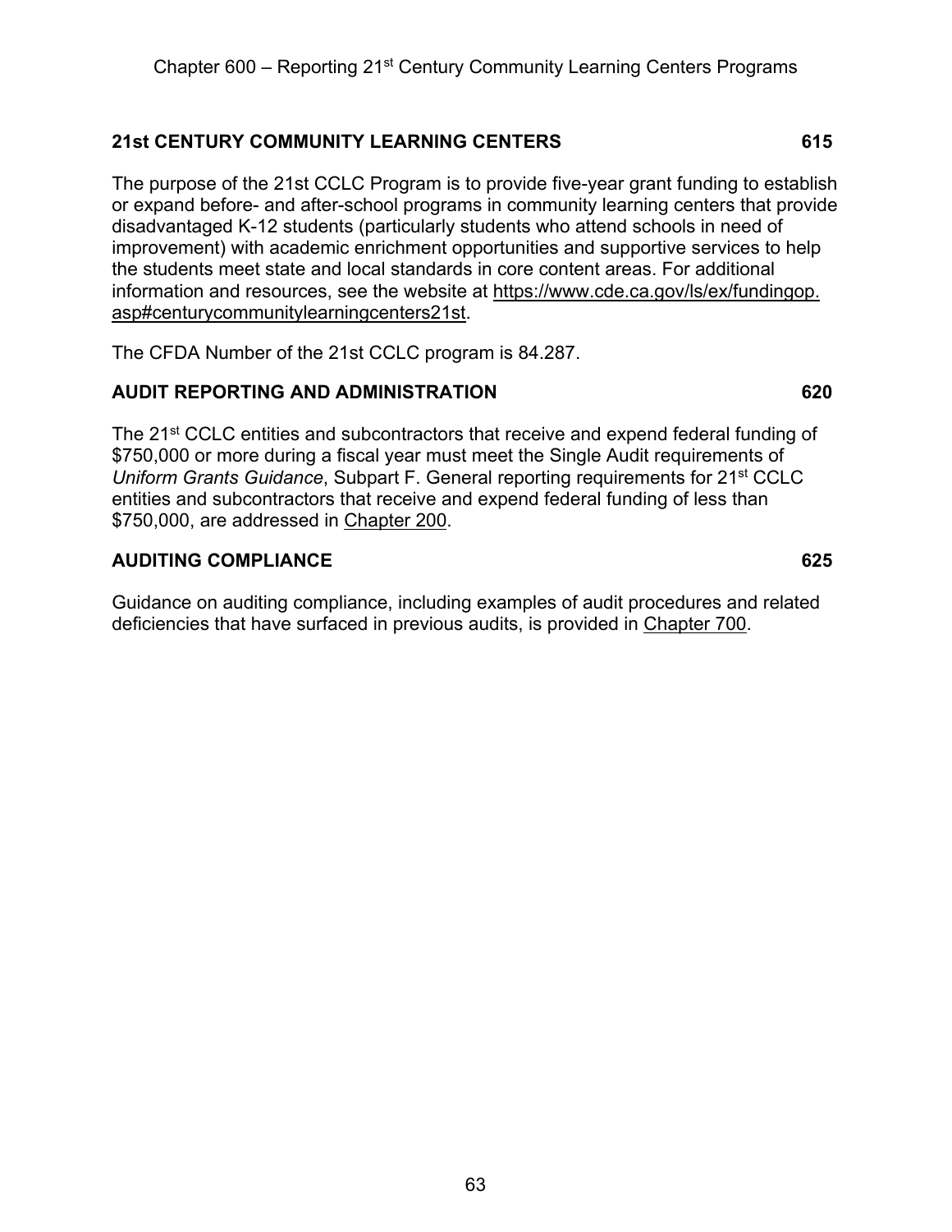## 21st CENTURY COMMUNITY LEARNING CENTERS 615

The purpose of the 21st CCLC Program is to provide five-year grant funding to establish or expand before- and after-school programs in community learning centers that provide disadvantaged K-12 students (particularly students who attend schools in need of improvement) with academic enrichment opportunities and supportive services to help the students meet state and local standards in core content areas. For additional information and resources, see the website at https://www.cde.ca.gov/ls/ex/fundingop.asp#centurycommunitylearningcenters21st.

The CFDA Number of the 21st CCLC program is 84.287.

## AUDIT REPORTING AND ADMINISTRATION 620

The 21st CCLC entities and subcontractors that receive and expend federal funding of $750,000 or more during a fiscal year must meet the Single Audit requirements of *Uniform Grants Guidance*, Subpart F. General reporting requirements for 21st CCLC entities and subcontractors that receive and expend federal funding of less than $750,000, are addressed in Chapter 200.

## AUDITING COMPLIANCE 625

Guidance on auditing compliance, including examples of audit procedures and related deficiencies that have surfaced in previous audits, is provided in Chapter 700.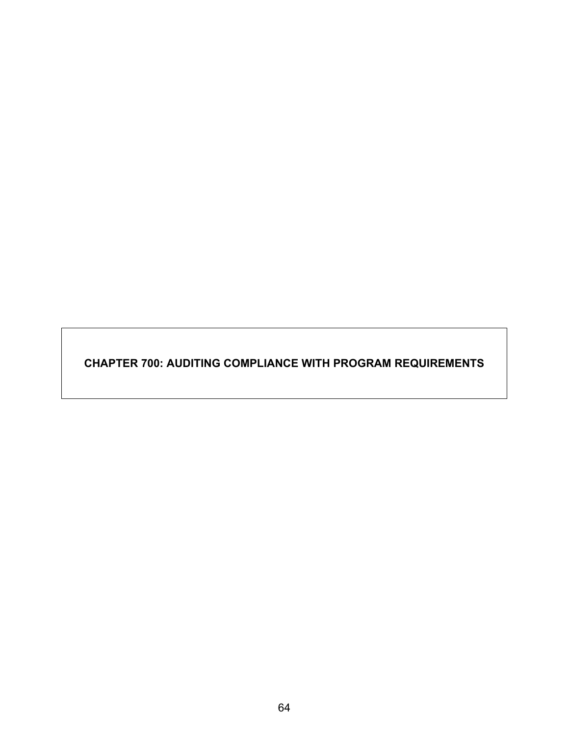# CHAPTER 700: AUDITING COMPLIANCE WITH PROGRAM REQUIREMENTS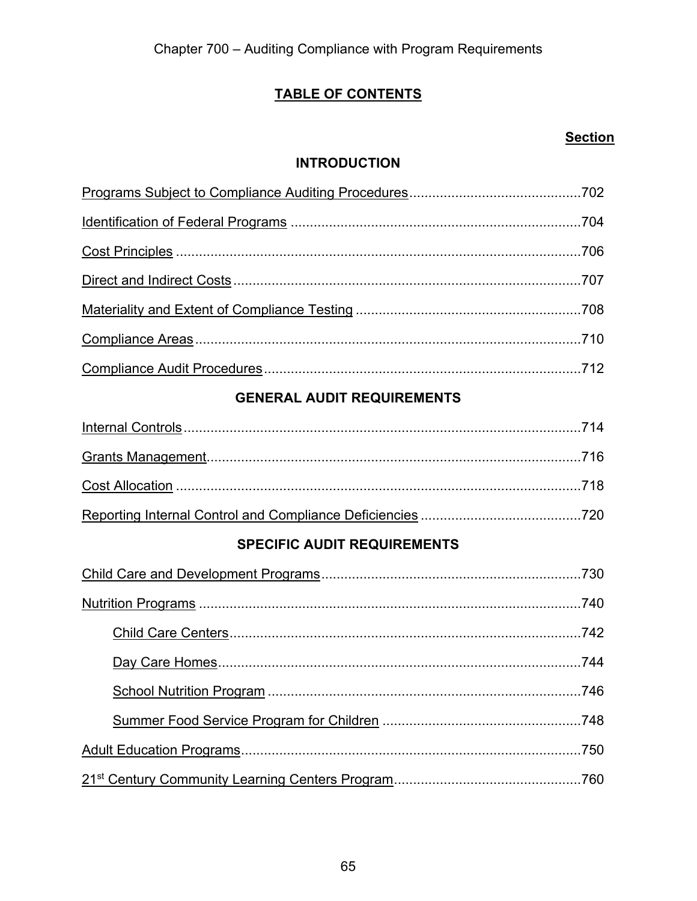Chapter 700 – Auditing Compliance with Program Requirements

# TABLE OF CONTENTS

**Section**

## INTRODUCTION

| | |
|---|---|
| Programs Subject to Compliance Auditing Procedures | 702 |
| Identification of Federal Programs | 704 |
| Cost Principles | 706 |
| Direct and Indirect Costs | 707 |
| Materiality and Extent of Compliance Testing | 708 |
| Compliance Areas | 710 |
| Compliance Audit Procedures | 712 |

## GENERAL AUDIT REQUIREMENTS

| | |
|---|---|
| Internal Controls | 714 |
| Grants Management | 716 |
| Cost Allocation | 718 |
| Reporting Internal Control and Compliance Deficiencies | 720 |

## SPECIFIC AUDIT REQUIREMENTS

| | |
|---|---|
| Child Care and Development Programs | 730 |
| Nutrition Programs | 740 |
| &nbsp;&nbsp;&nbsp;&nbsp;Child Care Centers | 742 |
| &nbsp;&nbsp;&nbsp;&nbsp;Day Care Homes | 744 |
| &nbsp;&nbsp;&nbsp;&nbsp;School Nutrition Program | 746 |
| &nbsp;&nbsp;&nbsp;&nbsp;Summer Food Service Program for Children | 748 |
| Adult Education Programs | 750 |
| 21st Century Community Learning Centers Program | 760 |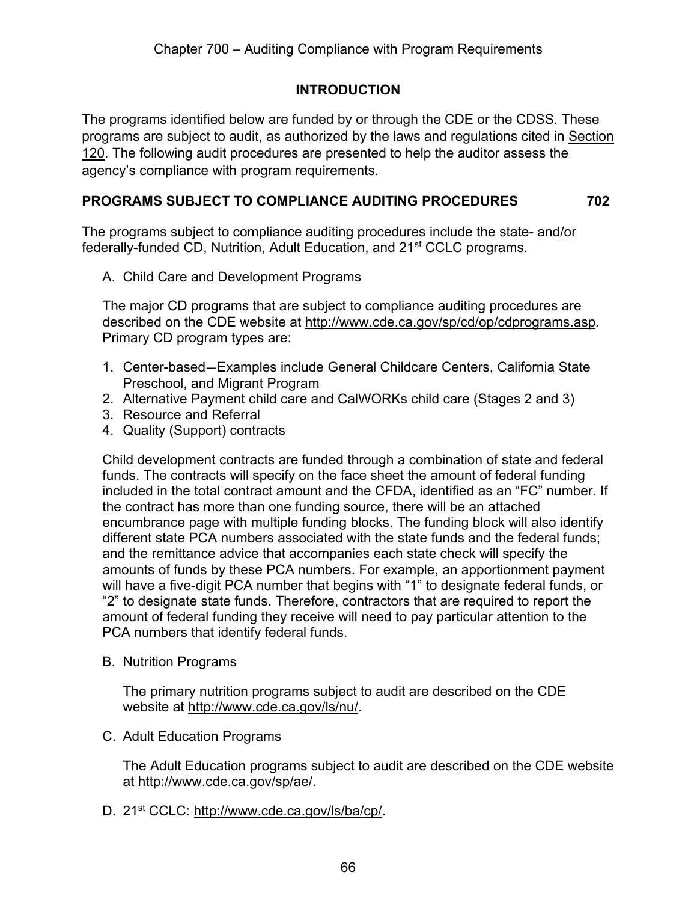## INTRODUCTION

The programs identified below are funded by or through the CDE or the CDSS. These programs are subject to audit, as authorized by the laws and regulations cited in Section 120. The following audit procedures are presented to help the auditor assess the agency's compliance with program requirements.

## PROGRAMS SUBJECT TO COMPLIANCE AUDITING PROCEDURES 702

The programs subject to compliance auditing procedures include the state- and/or federally-funded CD, Nutrition, Adult Education, and 21st CCLC programs.

A. Child Care and Development Programs

The major CD programs that are subject to compliance auditing procedures are described on the CDE website at http://www.cde.ca.gov/sp/cd/op/cdprograms.asp. Primary CD program types are:

1. Center-based—Examples include General Childcare Centers, California State Preschool, and Migrant Program
2. Alternative Payment child care and CalWORKs child care (Stages 2 and 3)
3. Resource and Referral
4. Quality (Support) contracts

Child development contracts are funded through a combination of state and federal funds. The contracts will specify on the face sheet the amount of federal funding included in the total contract amount and the CFDA, identified as an "FC" number. If the contract has more than one funding source, there will be an attached encumbrance page with multiple funding blocks. The funding block will also identify different state PCA numbers associated with the state funds and the federal funds; and the remittance advice that accompanies each state check will specify the amounts of funds by these PCA numbers. For example, an apportionment payment will have a five-digit PCA number that begins with "1" to designate federal funds, or "2" to designate state funds. Therefore, contractors that are required to report the amount of federal funding they receive will need to pay particular attention to the PCA numbers that identify federal funds.

B. Nutrition Programs

The primary nutrition programs subject to audit are described on the CDE website at http://www.cde.ca.gov/ls/nu/.

C. Adult Education Programs

The Adult Education programs subject to audit are described on the CDE website at http://www.cde.ca.gov/sp/ae/.

D. 21st CCLC: http://www.cde.ca.gov/ls/ba/cp/.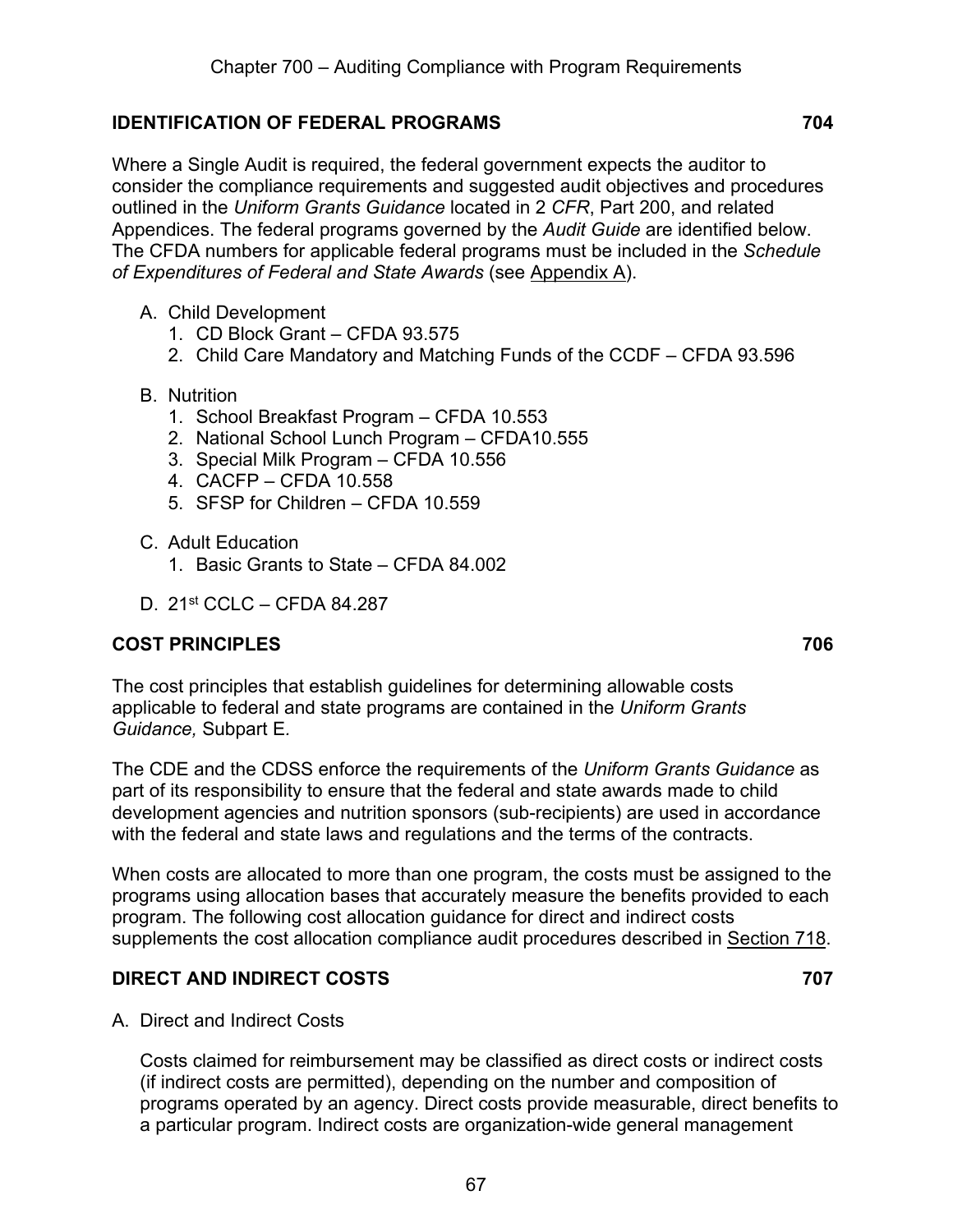## IDENTIFICATION OF FEDERAL PROGRAMS 704

Where a Single Audit is required, the federal government expects the auditor to consider the compliance requirements and suggested audit objectives and procedures outlined in the *Uniform Grants Guidance* located in 2 *CFR*, Part 200, and related Appendices. The federal programs governed by the *Audit Guide* are identified below. The CFDA numbers for applicable federal programs must be included in the *Schedule of Expenditures of Federal and State Awards* (see Appendix A).

A. Child Development
   1. CD Block Grant – CFDA 93.575
   2. Child Care Mandatory and Matching Funds of the CCDF – CFDA 93.596

B. Nutrition
   1. School Breakfast Program – CFDA 10.553
   2. National School Lunch Program – CFDA10.555
   3. Special Milk Program – CFDA 10.556
   4. CACFP – CFDA 10.558
   5. SFSP for Children – CFDA 10.559

C. Adult Education
   1. Basic Grants to State – CFDA 84.002

D. 21st CCLC – CFDA 84.287

## COST PRINCIPLES 706

The cost principles that establish guidelines for determining allowable costs applicable to federal and state programs are contained in the *Uniform Grants Guidance,* Subpart E.

The CDE and the CDSS enforce the requirements of the *Uniform Grants Guidance* as part of its responsibility to ensure that the federal and state awards made to child development agencies and nutrition sponsors (sub-recipients) are used in accordance with the federal and state laws and regulations and the terms of the contracts.

When costs are allocated to more than one program, the costs must be assigned to the programs using allocation bases that accurately measure the benefits provided to each program. The following cost allocation guidance for direct and indirect costs supplements the cost allocation compliance audit procedures described in Section 718.

## DIRECT AND INDIRECT COSTS 707

A. Direct and Indirect Costs

   Costs claimed for reimbursement may be classified as direct costs or indirect costs (if indirect costs are permitted), depending on the number and composition of programs operated by an agency. Direct costs provide measurable, direct benefits to a particular program. Indirect costs are organization-wide general management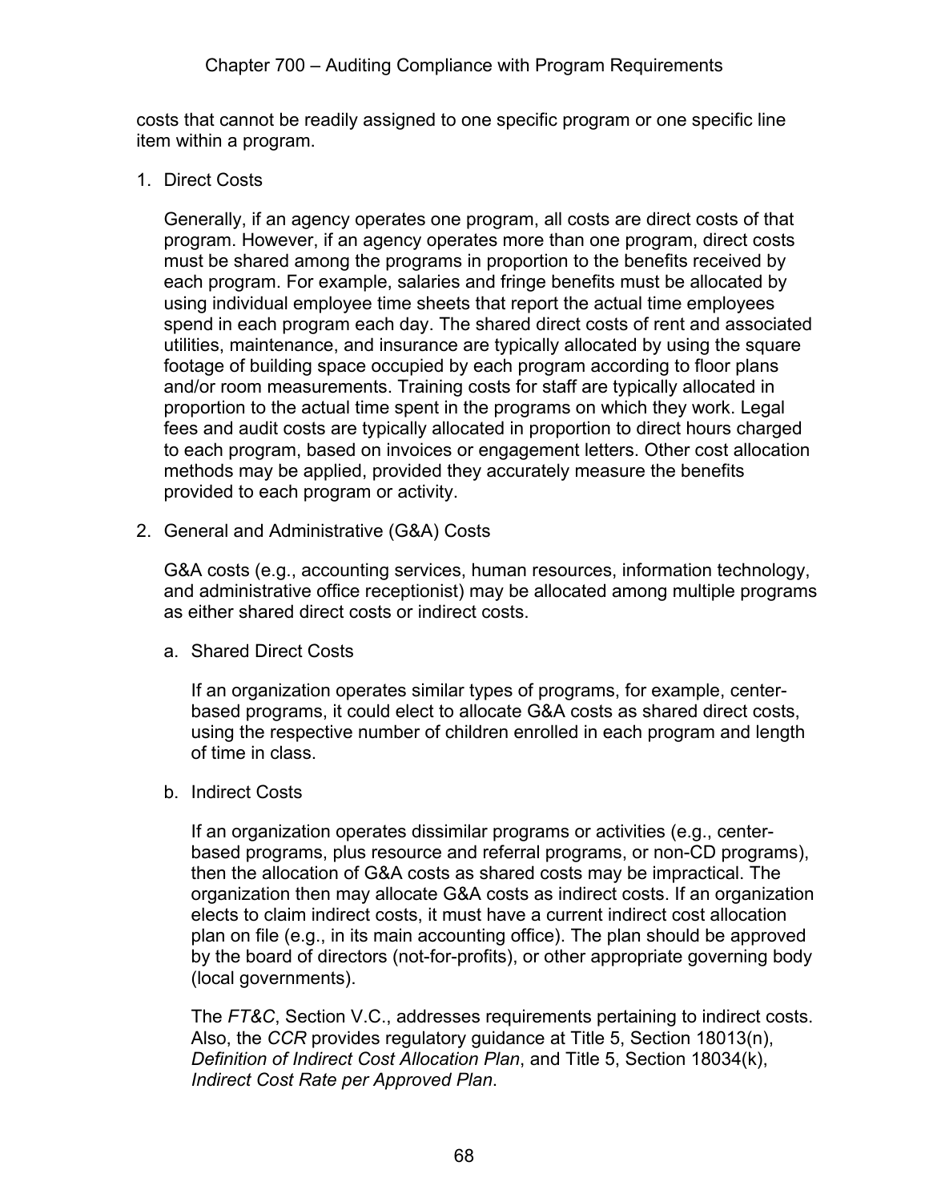costs that cannot be readily assigned to one specific program or one specific line item within a program.

1. Direct Costs

   Generally, if an agency operates one program, all costs are direct costs of that program. However, if an agency operates more than one program, direct costs must be shared among the programs in proportion to the benefits received by each program. For example, salaries and fringe benefits must be allocated by using individual employee time sheets that report the actual time employees spend in each program each day. The shared direct costs of rent and associated utilities, maintenance, and insurance are typically allocated by using the square footage of building space occupied by each program according to floor plans and/or room measurements. Training costs for staff are typically allocated in proportion to the actual time spent in the programs on which they work. Legal fees and audit costs are typically allocated in proportion to direct hours charged to each program, based on invoices or engagement letters. Other cost allocation methods may be applied, provided they accurately measure the benefits provided to each program or activity.

2. General and Administrative (G&A) Costs

   G&A costs (e.g., accounting services, human resources, information technology, and administrative office receptionist) may be allocated among multiple programs as either shared direct costs or indirect costs.

   a. Shared Direct Costs

      If an organization operates similar types of programs, for example, center-based programs, it could elect to allocate G&A costs as shared direct costs, using the respective number of children enrolled in each program and length of time in class.

   b. Indirect Costs

      If an organization operates dissimilar programs or activities (e.g., center-based programs, plus resource and referral programs, or non-CD programs), then the allocation of G&A costs as shared costs may be impractical. The organization then may allocate G&A costs as indirect costs. If an organization elects to claim indirect costs, it must have a current indirect cost allocation plan on file (e.g., in its main accounting office). The plan should be approved by the board of directors (not-for-profits), or other appropriate governing body (local governments).

      The *FT&C*, Section V.C., addresses requirements pertaining to indirect costs. Also, the *CCR* provides regulatory guidance at Title 5, Section 18013(n), *Definition of Indirect Cost Allocation Plan*, and Title 5, Section 18034(k), *Indirect Cost Rate per Approved Plan*.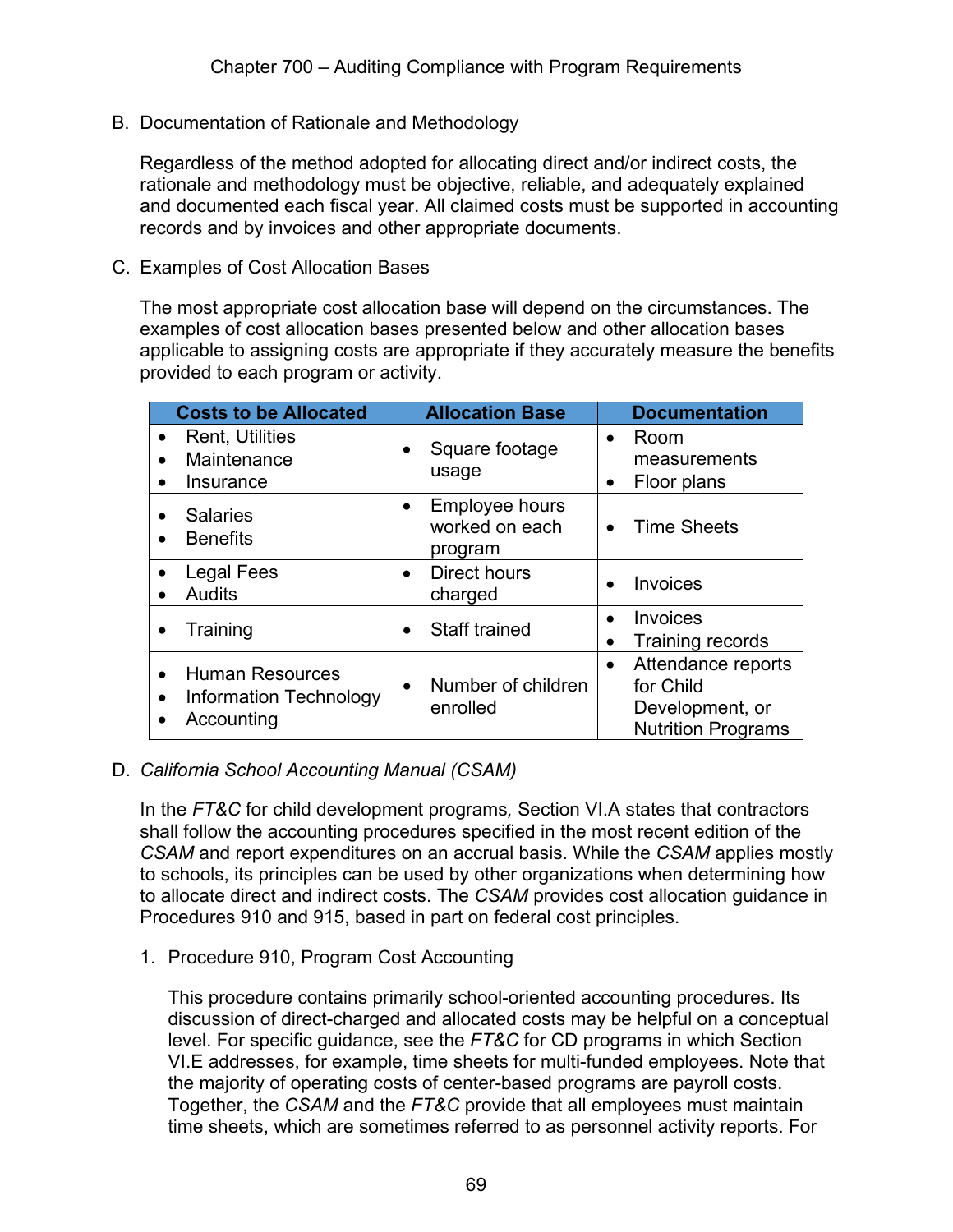## B. Documentation of Rationale and Methodology

Regardless of the method adopted for allocating direct and/or indirect costs, the rationale and methodology must be objective, reliable, and adequately explained and documented each fiscal year. All claimed costs must be supported in accounting records and by invoices and other appropriate documents.

## C. Examples of Cost Allocation Bases

The most appropriate cost allocation base will depend on the circumstances. The examples of cost allocation bases presented below and other allocation bases applicable to assigning costs are appropriate if they accurately measure the benefits provided to each program or activity.

| Costs to be Allocated | Allocation Base | Documentation |
| --- | --- | --- |
| • Rent, Utilities<br>• Maintenance<br>• Insurance | • Square footage usage | • Room measurements<br>• Floor plans |
| • Salaries<br>• Benefits | • Employee hours worked on each program | • Time Sheets |
| • Legal Fees<br>• Audits | • Direct hours charged | • Invoices |
| • Training | • Staff trained | • Invoices<br>• Training records |
| • Human Resources<br>• Information Technology<br>• Accounting | • Number of children enrolled | • Attendance reports for Child Development, or Nutrition Programs |

## D. *California School Accounting Manual (CSAM)*

In the *FT&C* for child development programs, Section VI.A states that contractors shall follow the accounting procedures specified in the most recent edition of the *CSAM* and report expenditures on an accrual basis. While the *CSAM* applies mostly to schools, its principles can be used by other organizations when determining how to allocate direct and indirect costs. The *CSAM* provides cost allocation guidance in Procedures 910 and 915, based in part on federal cost principles.

### 1. Procedure 910, Program Cost Accounting

This procedure contains primarily school-oriented accounting procedures. Its discussion of direct-charged and allocated costs may be helpful on a conceptual level. For specific guidance, see the *FT&C* for CD programs in which Section VI.E addresses, for example, time sheets for multi-funded employees. Note that the majority of operating costs of center-based programs are payroll costs. Together, the *CSAM* and the *FT&C* provide that all employees must maintain time sheets, which are sometimes referred to as personnel activity reports. For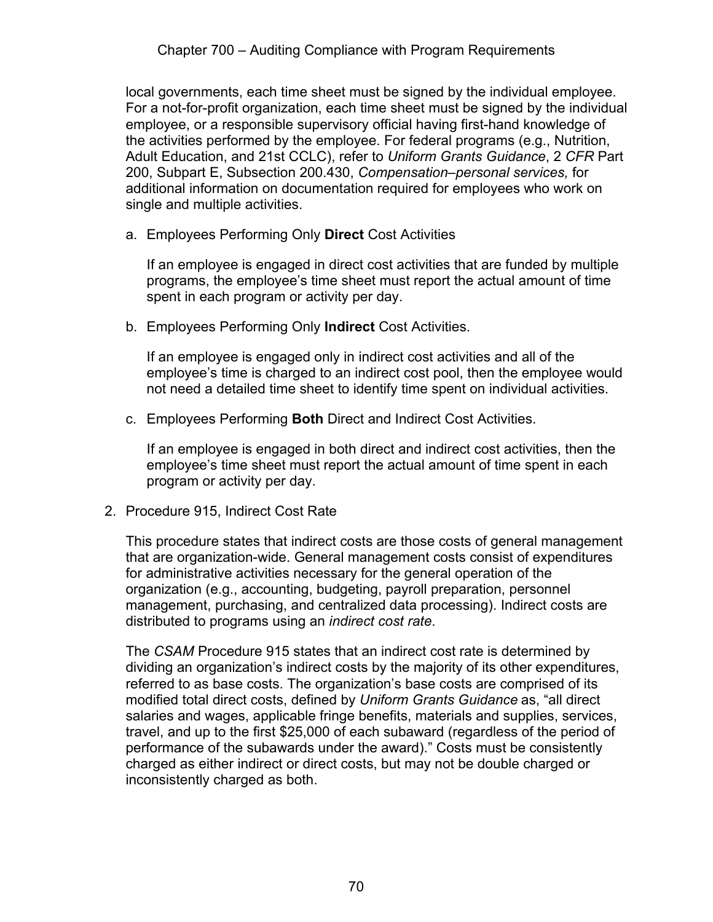local governments, each time sheet must be signed by the individual employee. For a not-for-profit organization, each time sheet must be signed by the individual employee, or a responsible supervisory official having first-hand knowledge of the activities performed by the employee. For federal programs (e.g., Nutrition, Adult Education, and 21st CCLC), refer to *Uniform Grants Guidance*, 2 *CFR* Part 200, Subpart E, Subsection 200.430, *Compensation–personal services,* for additional information on documentation required for employees who work on single and multiple activities.

a. Employees Performing Only **Direct** Cost Activities

   If an employee is engaged in direct cost activities that are funded by multiple programs, the employee's time sheet must report the actual amount of time spent in each program or activity per day.

b. Employees Performing Only **Indirect** Cost Activities.

   If an employee is engaged only in indirect cost activities and all of the employee's time is charged to an indirect cost pool, then the employee would not need a detailed time sheet to identify time spent on individual activities.

c. Employees Performing **Both** Direct and Indirect Cost Activities.

   If an employee is engaged in both direct and indirect cost activities, then the employee's time sheet must report the actual amount of time spent in each program or activity per day.

2. Procedure 915, Indirect Cost Rate

   This procedure states that indirect costs are those costs of general management that are organization-wide. General management costs consist of expenditures for administrative activities necessary for the general operation of the organization (e.g., accounting, budgeting, payroll preparation, personnel management, purchasing, and centralized data processing). Indirect costs are distributed to programs using an *indirect cost rate*.

   The *CSAM* Procedure 915 states that an indirect cost rate is determined by dividing an organization's indirect costs by the majority of its other expenditures, referred to as base costs. The organization's base costs are comprised of its modified total direct costs, defined by *Uniform Grants Guidance* as, "all direct salaries and wages, applicable fringe benefits, materials and supplies, services, travel, and up to the first $25,000 of each subaward (regardless of the period of performance of the subawards under the award)." Costs must be consistently charged as either indirect or direct costs, but may not be double charged or inconsistently charged as both.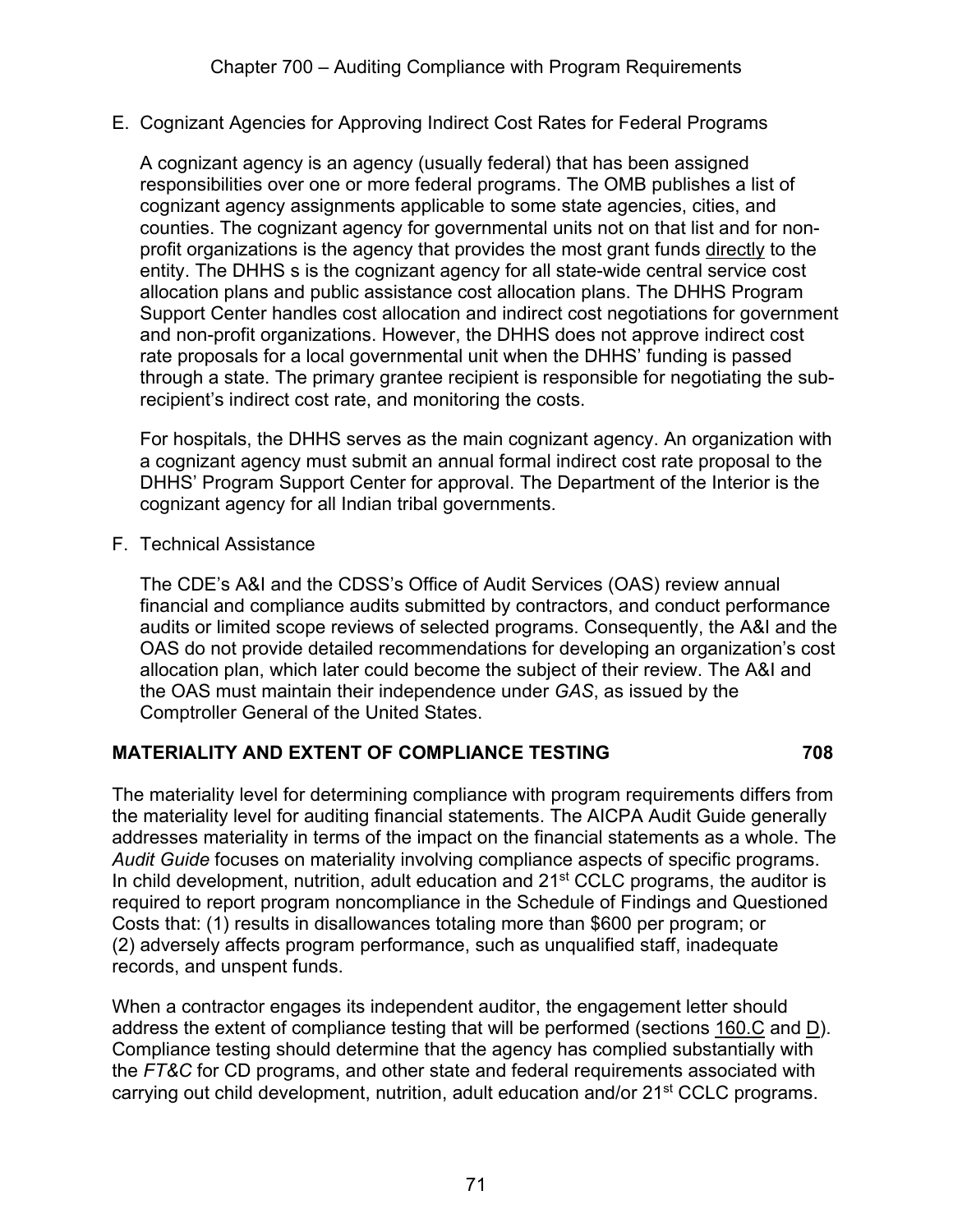E. Cognizant Agencies for Approving Indirect Cost Rates for Federal Programs

A cognizant agency is an agency (usually federal) that has been assigned responsibilities over one or more federal programs. The OMB publishes a list of cognizant agency assignments applicable to some state agencies, cities, and counties. The cognizant agency for governmental units not on that list and for non-profit organizations is the agency that provides the most grant funds directly to the entity. The DHHS s is the cognizant agency for all state-wide central service cost allocation plans and public assistance cost allocation plans. The DHHS Program Support Center handles cost allocation and indirect cost negotiations for government and non-profit organizations. However, the DHHS does not approve indirect cost rate proposals for a local governmental unit when the DHHS' funding is passed through a state. The primary grantee recipient is responsible for negotiating the sub-recipient's indirect cost rate, and monitoring the costs.

For hospitals, the DHHS serves as the main cognizant agency. An organization with a cognizant agency must submit an annual formal indirect cost rate proposal to the DHHS' Program Support Center for approval. The Department of the Interior is the cognizant agency for all Indian tribal governments.

F. Technical Assistance

The CDE's A&I and the CDSS's Office of Audit Services (OAS) review annual financial and compliance audits submitted by contractors, and conduct performance audits or limited scope reviews of selected programs. Consequently, the A&I and the OAS do not provide detailed recommendations for developing an organization's cost allocation plan, which later could become the subject of their review. The A&I and the OAS must maintain their independence under *GAS*, as issued by the Comptroller General of the United States.

## MATERIALITY AND EXTENT OF COMPLIANCE TESTING 708

The materiality level for determining compliance with program requirements differs from the materiality level for auditing financial statements. The AICPA Audit Guide generally addresses materiality in terms of the impact on the financial statements as a whole. The *Audit Guide* focuses on materiality involving compliance aspects of specific programs. In child development, nutrition, adult education and 21st CCLC programs, the auditor is required to report program noncompliance in the Schedule of Findings and Questioned Costs that: (1) results in disallowances totaling more than $600 per program; or (2) adversely affects program performance, such as unqualified staff, inadequate records, and unspent funds.

When a contractor engages its independent auditor, the engagement letter should address the extent of compliance testing that will be performed (sections 160.C and D). Compliance testing should determine that the agency has complied substantially with the *FT&C* for CD programs, and other state and federal requirements associated with carrying out child development, nutrition, adult education and/or 21st CCLC programs.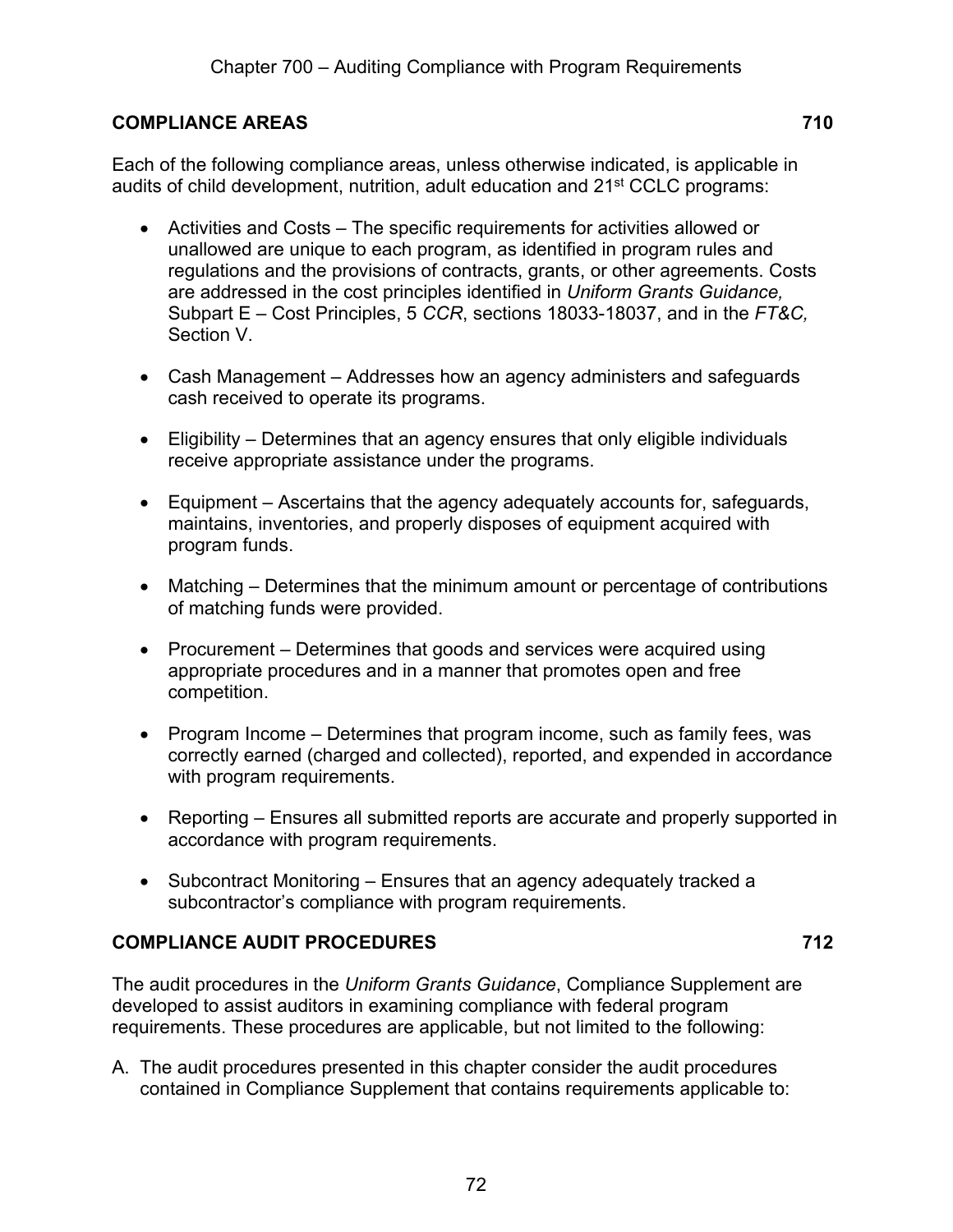## COMPLIANCE AREAS 710

Each of the following compliance areas, unless otherwise indicated, is applicable in audits of child development, nutrition, adult education and 21st CCLC programs:

- Activities and Costs – The specific requirements for activities allowed or unallowed are unique to each program, as identified in program rules and regulations and the provisions of contracts, grants, or other agreements. Costs are addressed in the cost principles identified in *Uniform Grants Guidance,* Subpart E – Cost Principles, 5 *CCR*, sections 18033-18037, and in the *FT&C,* Section V.

- Cash Management – Addresses how an agency administers and safeguards cash received to operate its programs.

- Eligibility – Determines that an agency ensures that only eligible individuals receive appropriate assistance under the programs.

- Equipment – Ascertains that the agency adequately accounts for, safeguards, maintains, inventories, and properly disposes of equipment acquired with program funds.

- Matching – Determines that the minimum amount or percentage of contributions of matching funds were provided.

- Procurement – Determines that goods and services were acquired using appropriate procedures and in a manner that promotes open and free competition.

- Program Income – Determines that program income, such as family fees, was correctly earned (charged and collected), reported, and expended in accordance with program requirements.

- Reporting – Ensures all submitted reports are accurate and properly supported in accordance with program requirements.

- Subcontract Monitoring – Ensures that an agency adequately tracked a subcontractor's compliance with program requirements.

## COMPLIANCE AUDIT PROCEDURES 712

The audit procedures in the *Uniform Grants Guidance*, Compliance Supplement are developed to assist auditors in examining compliance with federal program requirements. These procedures are applicable, but not limited to the following:

A. The audit procedures presented in this chapter consider the audit procedures contained in Compliance Supplement that contains requirements applicable to: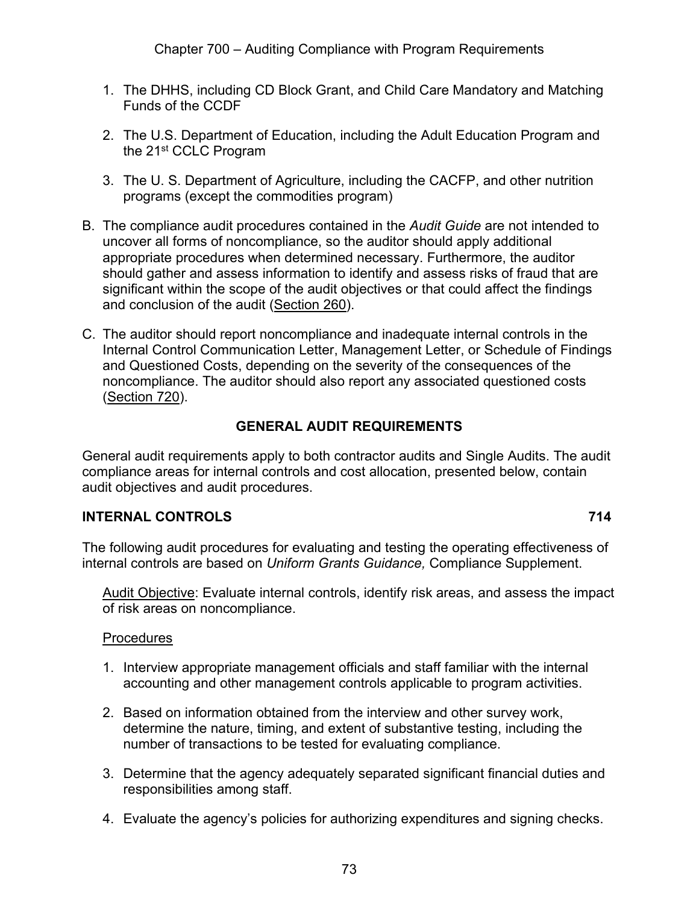1. The DHHS, including CD Block Grant, and Child Care Mandatory and Matching Funds of the CCDF

2. The U.S. Department of Education, including the Adult Education Program and the 21st CCLC Program

3. The U. S. Department of Agriculture, including the CACFP, and other nutrition programs (except the commodities program)

B. The compliance audit procedures contained in the *Audit Guide* are not intended to uncover all forms of noncompliance, so the auditor should apply additional appropriate procedures when determined necessary. Furthermore, the auditor should gather and assess information to identify and assess risks of fraud that are significant within the scope of the audit objectives or that could affect the findings and conclusion of the audit (Section 260).

C. The auditor should report noncompliance and inadequate internal controls in the Internal Control Communication Letter, Management Letter, or Schedule of Findings and Questioned Costs, depending on the severity of the consequences of the noncompliance. The auditor should also report any associated questioned costs (Section 720).

## GENERAL AUDIT REQUIREMENTS

General audit requirements apply to both contractor audits and Single Audits. The audit compliance areas for internal controls and cost allocation, presented below, contain audit objectives and audit procedures.

### INTERNAL CONTROLS 714

The following audit procedures for evaluating and testing the operating effectiveness of internal controls are based on *Uniform Grants Guidance,* Compliance Supplement.

Audit Objective: Evaluate internal controls, identify risk areas, and assess the impact of risk areas on noncompliance.

Procedures

1. Interview appropriate management officials and staff familiar with the internal accounting and other management controls applicable to program activities.

2. Based on information obtained from the interview and other survey work, determine the nature, timing, and extent of substantive testing, including the number of transactions to be tested for evaluating compliance.

3. Determine that the agency adequately separated significant financial duties and responsibilities among staff.

4. Evaluate the agency's policies for authorizing expenditures and signing checks.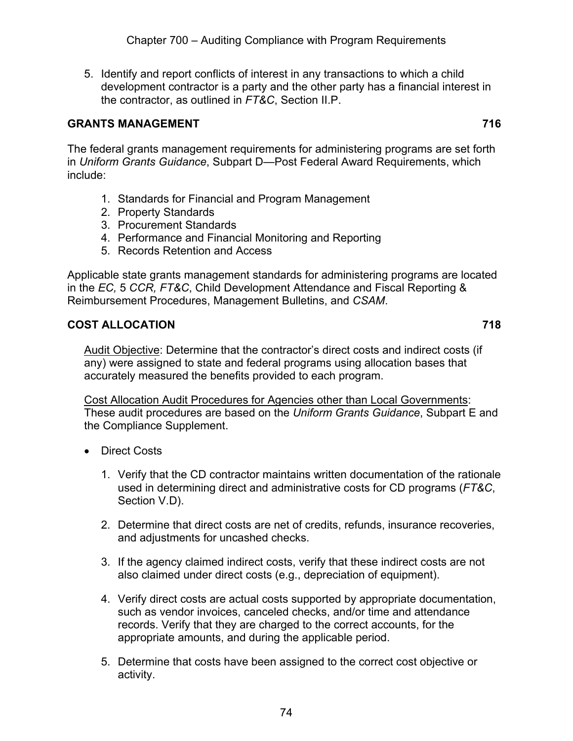5. Identify and report conflicts of interest in any transactions to which a child development contractor is a party and the other party has a financial interest in the contractor, as outlined in *FT&C*, Section II.P.

## GRANTS MANAGEMENT 716

The federal grants management requirements for administering programs are set forth in *Uniform Grants Guidance*, Subpart D—Post Federal Award Requirements, which include:

1. Standards for Financial and Program Management
2. Property Standards
3. Procurement Standards
4. Performance and Financial Monitoring and Reporting
5. Records Retention and Access

Applicable state grants management standards for administering programs are located in the *EC,* 5 *CCR, FT&C*, Child Development Attendance and Fiscal Reporting & Reimbursement Procedures, Management Bulletins, and *CSAM*.

## COST ALLOCATION 718

Audit Objective: Determine that the contractor's direct costs and indirect costs (if any) were assigned to state and federal programs using allocation bases that accurately measured the benefits provided to each program.

Cost Allocation Audit Procedures for Agencies other than Local Governments: These audit procedures are based on the *Uniform Grants Guidance*, Subpart E and the Compliance Supplement.

- Direct Costs

  1. Verify that the CD contractor maintains written documentation of the rationale used in determining direct and administrative costs for CD programs (*FT&C*, Section V.D).

  2. Determine that direct costs are net of credits, refunds, insurance recoveries, and adjustments for uncashed checks.

  3. If the agency claimed indirect costs, verify that these indirect costs are not also claimed under direct costs (e.g., depreciation of equipment).

  4. Verify direct costs are actual costs supported by appropriate documentation, such as vendor invoices, canceled checks, and/or time and attendance records. Verify that they are charged to the correct accounts, for the appropriate amounts, and during the applicable period.

  5. Determine that costs have been assigned to the correct cost objective or activity.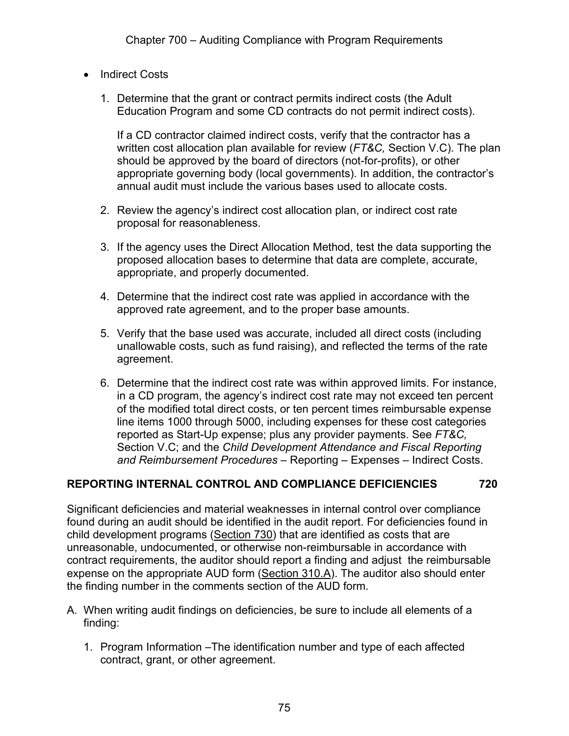- Indirect Costs

  1. Determine that the grant or contract permits indirect costs (the Adult Education Program and some CD contracts do not permit indirect costs).

     If a CD contractor claimed indirect costs, verify that the contractor has a written cost allocation plan available for review (*FT&C,* Section V.C). The plan should be approved by the board of directors (not-for-profits), or other appropriate governing body (local governments). In addition, the contractor's annual audit must include the various bases used to allocate costs.

  2. Review the agency's indirect cost allocation plan, or indirect cost rate proposal for reasonableness.

  3. If the agency uses the Direct Allocation Method, test the data supporting the proposed allocation bases to determine that data are complete, accurate, appropriate, and properly documented.

  4. Determine that the indirect cost rate was applied in accordance with the approved rate agreement, and to the proper base amounts.

  5. Verify that the base used was accurate, included all direct costs (including unallowable costs, such as fund raising), and reflected the terms of the rate agreement.

  6. Determine that the indirect cost rate was within approved limits. For instance, in a CD program, the agency's indirect cost rate may not exceed ten percent of the modified total direct costs, or ten percent times reimbursable expense line items 1000 through 5000, including expenses for these cost categories reported as Start-Up expense; plus any provider payments. See *FT&C,* Section V.C; and the *Child Development Attendance and Fiscal Reporting and Reimbursement Procedures* – Reporting – Expenses – Indirect Costs.

## REPORTING INTERNAL CONTROL AND COMPLIANCE DEFICIENCIES 720

Significant deficiencies and material weaknesses in internal control over compliance found during an audit should be identified in the audit report. For deficiencies found in child development programs (Section 730) that are identified as costs that are unreasonable, undocumented, or otherwise non-reimbursable in accordance with contract requirements, the auditor should report a finding and adjust the reimbursable expense on the appropriate AUD form (Section 310.A). The auditor also should enter the finding number in the comments section of the AUD form.

A. When writing audit findings on deficiencies, be sure to include all elements of a finding:

   1. Program Information –The identification number and type of each affected contract, grant, or other agreement.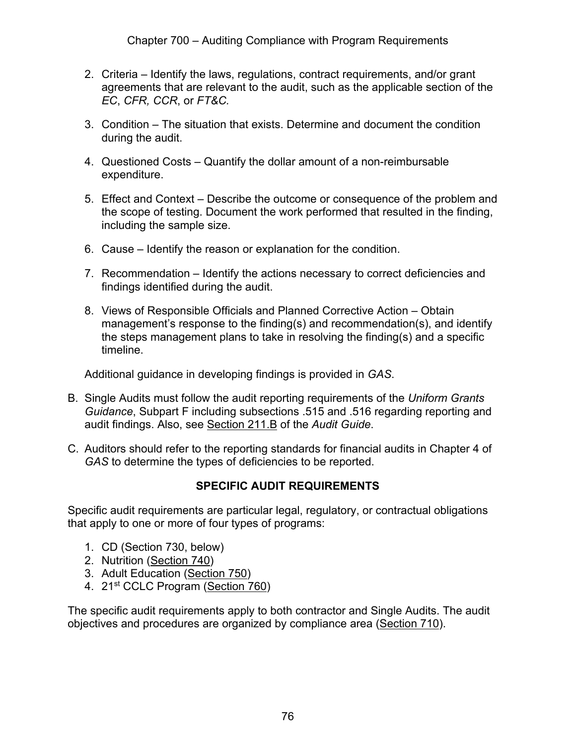2. Criteria – Identify the laws, regulations, contract requirements, and/or grant agreements that are relevant to the audit, such as the applicable section of the *EC*, *CFR, CCR*, or *FT&C.*

3. Condition – The situation that exists. Determine and document the condition during the audit.

4. Questioned Costs – Quantify the dollar amount of a non-reimbursable expenditure.

5. Effect and Context – Describe the outcome or consequence of the problem and the scope of testing. Document the work performed that resulted in the finding, including the sample size.

6. Cause – Identify the reason or explanation for the condition.

7. Recommendation – Identify the actions necessary to correct deficiencies and findings identified during the audit.

8. Views of Responsible Officials and Planned Corrective Action – Obtain management's response to the finding(s) and recommendation(s), and identify the steps management plans to take in resolving the finding(s) and a specific timeline.

Additional guidance in developing findings is provided in *GAS*.

B. Single Audits must follow the audit reporting requirements of the *Uniform Grants Guidance*, Subpart F including subsections .515 and .516 regarding reporting and audit findings. Also, see Section 211.B of the *Audit Guide*.

C. Auditors should refer to the reporting standards for financial audits in Chapter 4 of *GAS* to determine the types of deficiencies to be reported.

## SPECIFIC AUDIT REQUIREMENTS

Specific audit requirements are particular legal, regulatory, or contractual obligations that apply to one or more of four types of programs:

1. CD (Section 730, below)
2. Nutrition (Section 740)
3. Adult Education (Section 750)
4. 21st CCLC Program (Section 760)

The specific audit requirements apply to both contractor and Single Audits. The audit objectives and procedures are organized by compliance area (Section 710).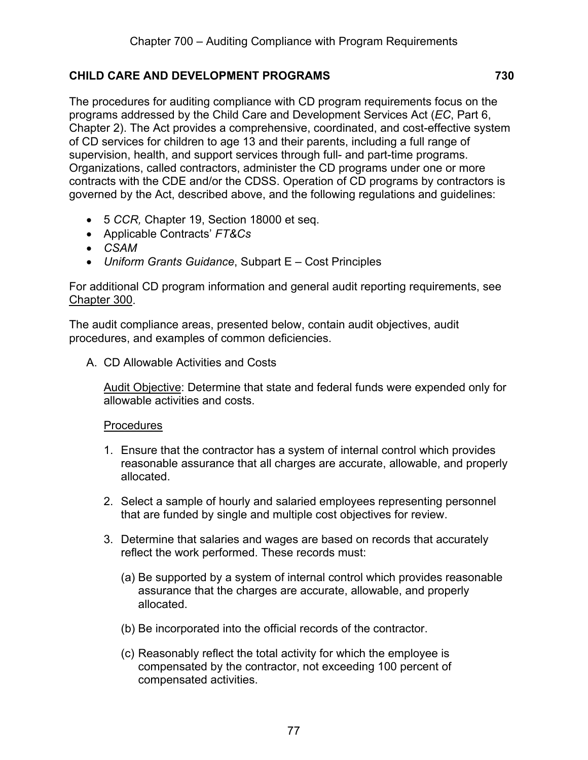## CHILD CARE AND DEVELOPMENT PROGRAMS 730

The procedures for auditing compliance with CD program requirements focus on the programs addressed by the Child Care and Development Services Act (*EC*, Part 6, Chapter 2). The Act provides a comprehensive, coordinated, and cost-effective system of CD services for children to age 13 and their parents, including a full range of supervision, health, and support services through full- and part-time programs. Organizations, called contractors, administer the CD programs under one or more contracts with the CDE and/or the CDSS. Operation of CD programs by contractors is governed by the Act, described above, and the following regulations and guidelines:

- 5 *CCR,* Chapter 19, Section 18000 et seq.
- Applicable Contracts' *FT&Cs*
- *CSAM*
- *Uniform Grants Guidance*, Subpart E – Cost Principles

For additional CD program information and general audit reporting requirements, see Chapter 300.

The audit compliance areas, presented below, contain audit objectives, audit procedures, and examples of common deficiencies.

A. CD Allowable Activities and Costs

   Audit Objective: Determine that state and federal funds were expended only for allowable activities and costs.

   Procedures

   1. Ensure that the contractor has a system of internal control which provides reasonable assurance that all charges are accurate, allowable, and properly allocated.

   2. Select a sample of hourly and salaried employees representing personnel that are funded by single and multiple cost objectives for review.

   3. Determine that salaries and wages are based on records that accurately reflect the work performed. These records must:

      (a) Be supported by a system of internal control which provides reasonable assurance that the charges are accurate, allowable, and properly allocated.

      (b) Be incorporated into the official records of the contractor.

      (c) Reasonably reflect the total activity for which the employee is compensated by the contractor, not exceeding 100 percent of compensated activities.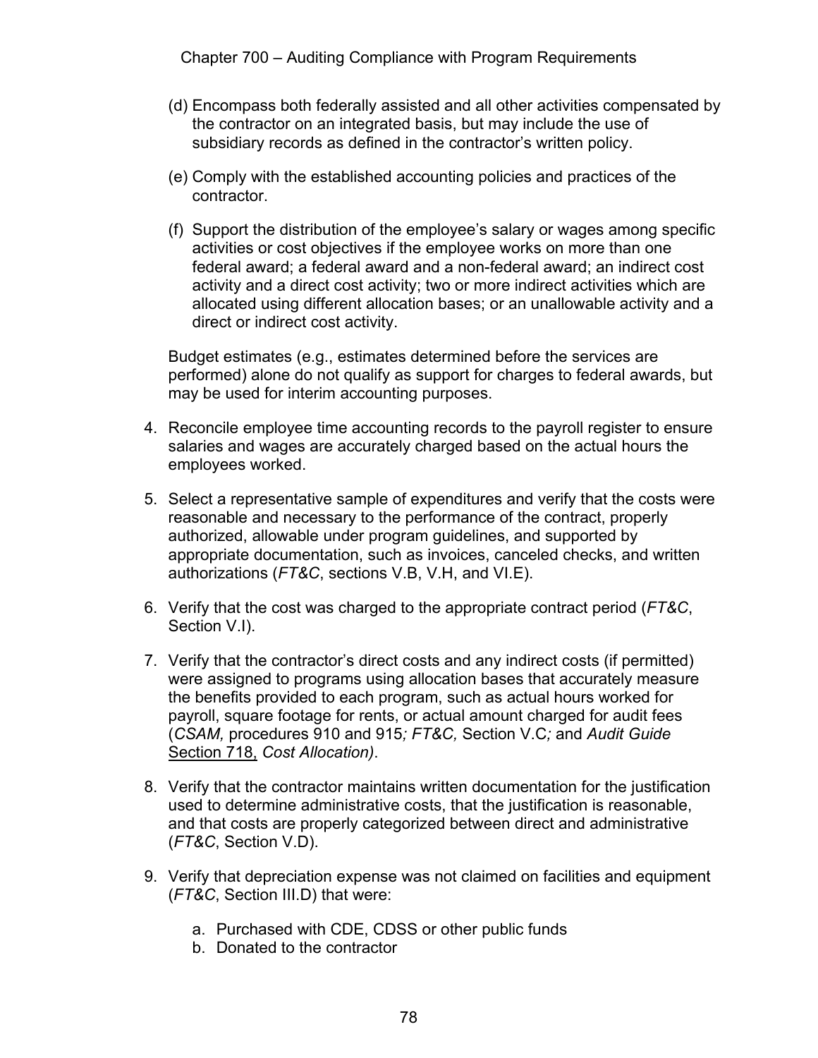(d) Encompass both federally assisted and all other activities compensated by the contractor on an integrated basis, but may include the use of subsidiary records as defined in the contractor's written policy.

(e) Comply with the established accounting policies and practices of the contractor.

(f) Support the distribution of the employee's salary or wages among specific activities or cost objectives if the employee works on more than one federal award; a federal award and a non-federal award; an indirect cost activity and a direct cost activity; two or more indirect activities which are allocated using different allocation bases; or an unallowable activity and a direct or indirect cost activity.

Budget estimates (e.g., estimates determined before the services are performed) alone do not qualify as support for charges to federal awards, but may be used for interim accounting purposes.

4. Reconcile employee time accounting records to the payroll register to ensure salaries and wages are accurately charged based on the actual hours the employees worked.

5. Select a representative sample of expenditures and verify that the costs were reasonable and necessary to the performance of the contract, properly authorized, allowable under program guidelines, and supported by appropriate documentation, such as invoices, canceled checks, and written authorizations (*FT&C*, sections V.B, V.H, and VI.E).

6. Verify that the cost was charged to the appropriate contract period (*FT&C*, Section V.I).

7. Verify that the contractor's direct costs and any indirect costs (if permitted) were assigned to programs using allocation bases that accurately measure the benefits provided to each program, such as actual hours worked for payroll, square footage for rents, or actual amount charged for audit fees (*CSAM,* procedures 910 and 915*; FT&C,* Section V.C*;* and *Audit Guide* Section 718, *Cost Allocation)*.

8. Verify that the contractor maintains written documentation for the justification used to determine administrative costs, that the justification is reasonable, and that costs are properly categorized between direct and administrative (*FT&C*, Section V.D).

9. Verify that depreciation expense was not claimed on facilities and equipment (*FT&C*, Section III.D) that were:

   a. Purchased with CDE, CDSS or other public funds
   b. Donated to the contractor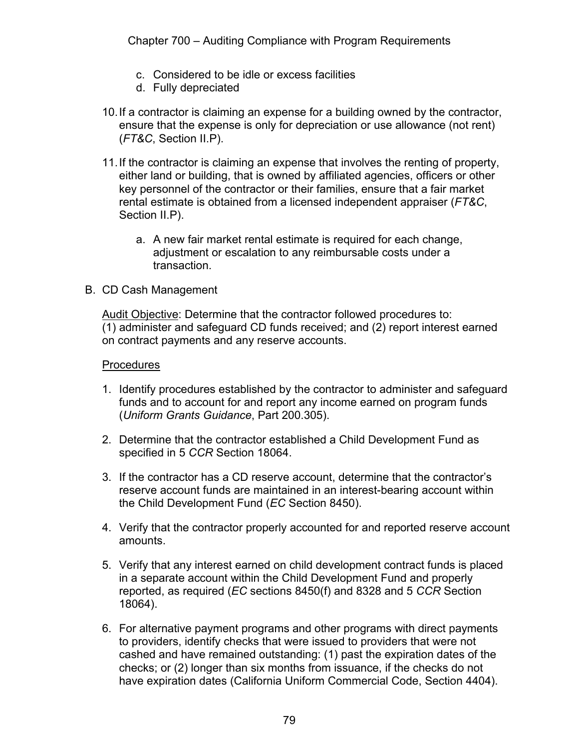c. Considered to be idle or excess facilities
d. Fully depreciated

10. If a contractor is claiming an expense for a building owned by the contractor, ensure that the expense is only for depreciation or use allowance (not rent) (*FT&C*, Section II.P).

11. If the contractor is claiming an expense that involves the renting of property, either land or building, that is owned by affiliated agencies, officers or other key personnel of the contractor or their families, ensure that a fair market rental estimate is obtained from a licensed independent appraiser (*FT&C*, Section II.P).

    a. A new fair market rental estimate is required for each change, adjustment or escalation to any reimbursable costs under a transaction.

B. CD Cash Management

Audit Objective: Determine that the contractor followed procedures to: (1) administer and safeguard CD funds received; and (2) report interest earned on contract payments and any reserve accounts.

Procedures

1. Identify procedures established by the contractor to administer and safeguard funds and to account for and report any income earned on program funds (*Uniform Grants Guidance*, Part 200.305).

2. Determine that the contractor established a Child Development Fund as specified in 5 *CCR* Section 18064.

3. If the contractor has a CD reserve account, determine that the contractor's reserve account funds are maintained in an interest-bearing account within the Child Development Fund (*EC* Section 8450).

4. Verify that the contractor properly accounted for and reported reserve account amounts.

5. Verify that any interest earned on child development contract funds is placed in a separate account within the Child Development Fund and properly reported, as required (*EC* sections 8450(f) and 8328 and 5 *CCR* Section 18064).

6. For alternative payment programs and other programs with direct payments to providers, identify checks that were issued to providers that were not cashed and have remained outstanding: (1) past the expiration dates of the checks; or (2) longer than six months from issuance, if the checks do not have expiration dates (California Uniform Commercial Code, Section 4404).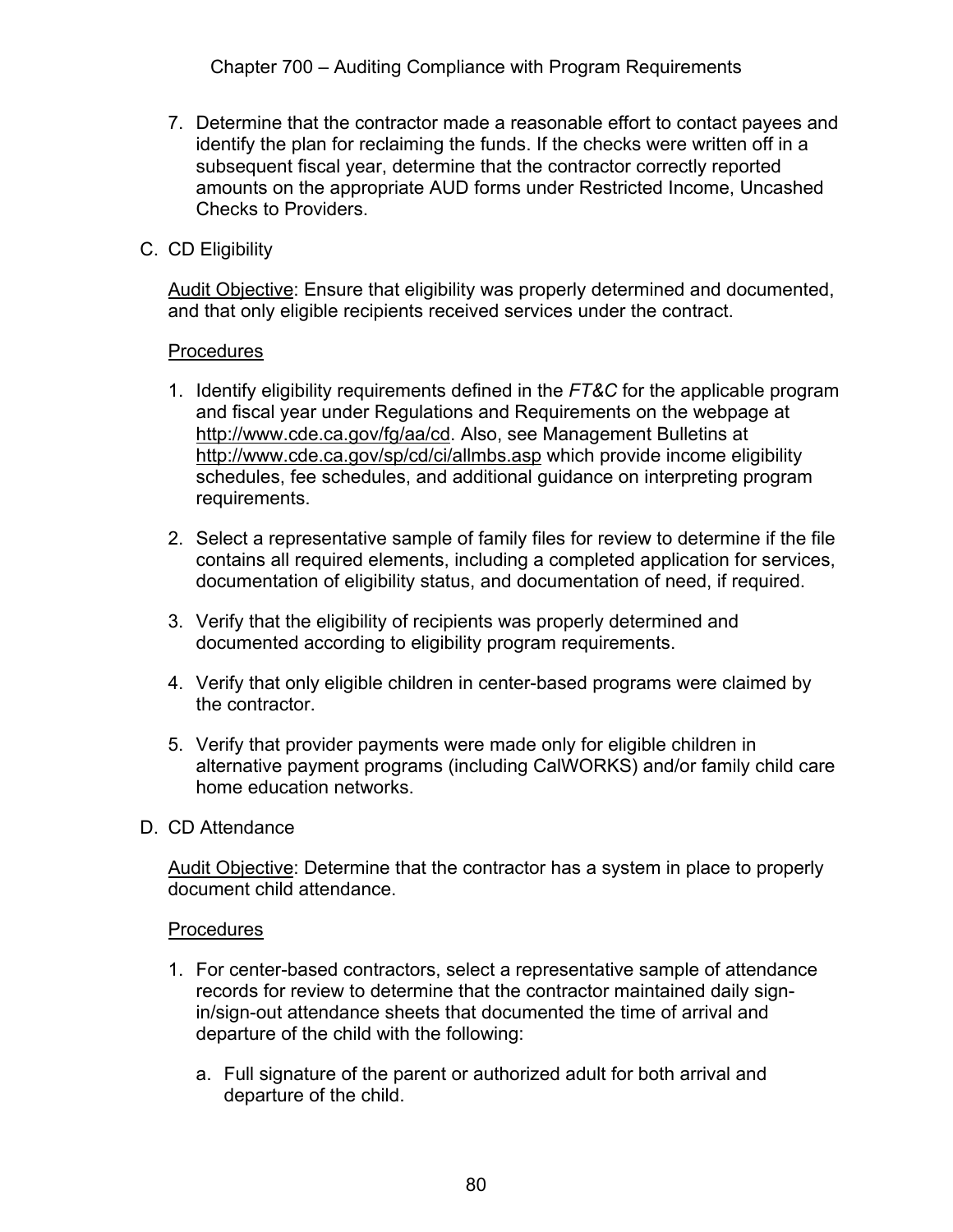7. Determine that the contractor made a reasonable effort to contact payees and identify the plan for reclaiming the funds. If the checks were written off in a subsequent fiscal year, determine that the contractor correctly reported amounts on the appropriate AUD forms under Restricted Income, Uncashed Checks to Providers.

C. CD Eligibility

Audit Objective: Ensure that eligibility was properly determined and documented, and that only eligible recipients received services under the contract.

Procedures

1. Identify eligibility requirements defined in the *FT&C* for the applicable program and fiscal year under Regulations and Requirements on the webpage at http://www.cde.ca.gov/fg/aa/cd. Also, see Management Bulletins at http://www.cde.ca.gov/sp/cd/ci/allmbs.asp which provide income eligibility schedules, fee schedules, and additional guidance on interpreting program requirements.

2. Select a representative sample of family files for review to determine if the file contains all required elements, including a completed application for services, documentation of eligibility status, and documentation of need, if required.

3. Verify that the eligibility of recipients was properly determined and documented according to eligibility program requirements.

4. Verify that only eligible children in center-based programs were claimed by the contractor.

5. Verify that provider payments were made only for eligible children in alternative payment programs (including CalWORKS) and/or family child care home education networks.

D. CD Attendance

Audit Objective: Determine that the contractor has a system in place to properly document child attendance.

Procedures

1. For center-based contractors, select a representative sample of attendance records for review to determine that the contractor maintained daily sign-in/sign-out attendance sheets that documented the time of arrival and departure of the child with the following:

   a. Full signature of the parent or authorized adult for both arrival and departure of the child.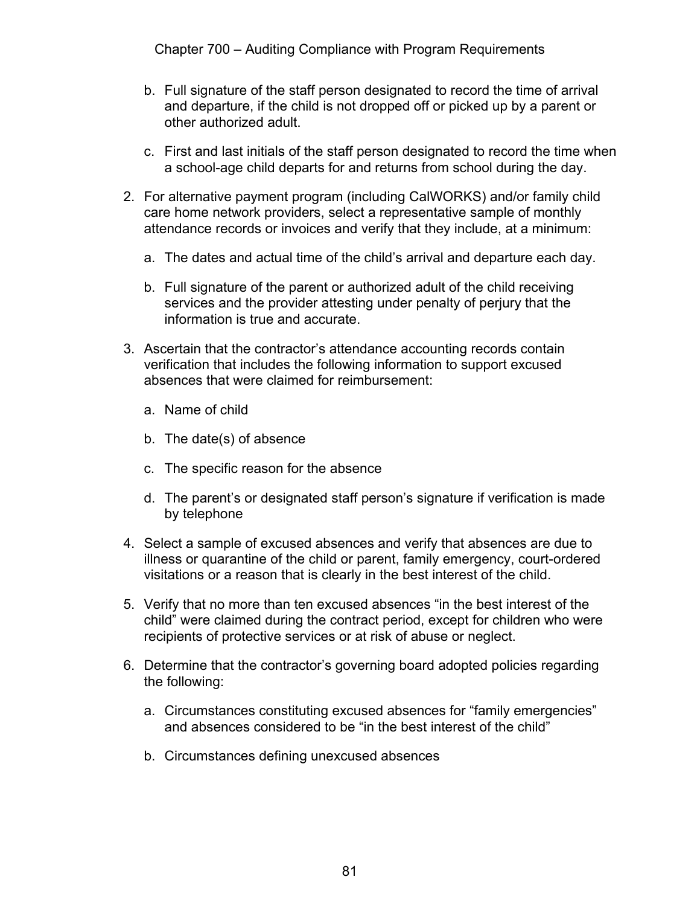b. Full signature of the staff person designated to record the time of arrival and departure, if the child is not dropped off or picked up by a parent or other authorized adult.

   c. First and last initials of the staff person designated to record the time when a school-age child departs for and returns from school during the day.

2. For alternative payment program (including CalWORKS) and/or family child care home network providers, select a representative sample of monthly attendance records or invoices and verify that they include, at a minimum:

   a. The dates and actual time of the child's arrival and departure each day.

   b. Full signature of the parent or authorized adult of the child receiving services and the provider attesting under penalty of perjury that the information is true and accurate.

3. Ascertain that the contractor's attendance accounting records contain verification that includes the following information to support excused absences that were claimed for reimbursement:

   a. Name of child

   b. The date(s) of absence

   c. The specific reason for the absence

   d. The parent's or designated staff person's signature if verification is made by telephone

4. Select a sample of excused absences and verify that absences are due to illness or quarantine of the child or parent, family emergency, court-ordered visitations or a reason that is clearly in the best interest of the child.

5. Verify that no more than ten excused absences "in the best interest of the child" were claimed during the contract period, except for children who were recipients of protective services or at risk of abuse or neglect.

6. Determine that the contractor's governing board adopted policies regarding the following:

   a. Circumstances constituting excused absences for "family emergencies" and absences considered to be "in the best interest of the child"

   b. Circumstances defining unexcused absences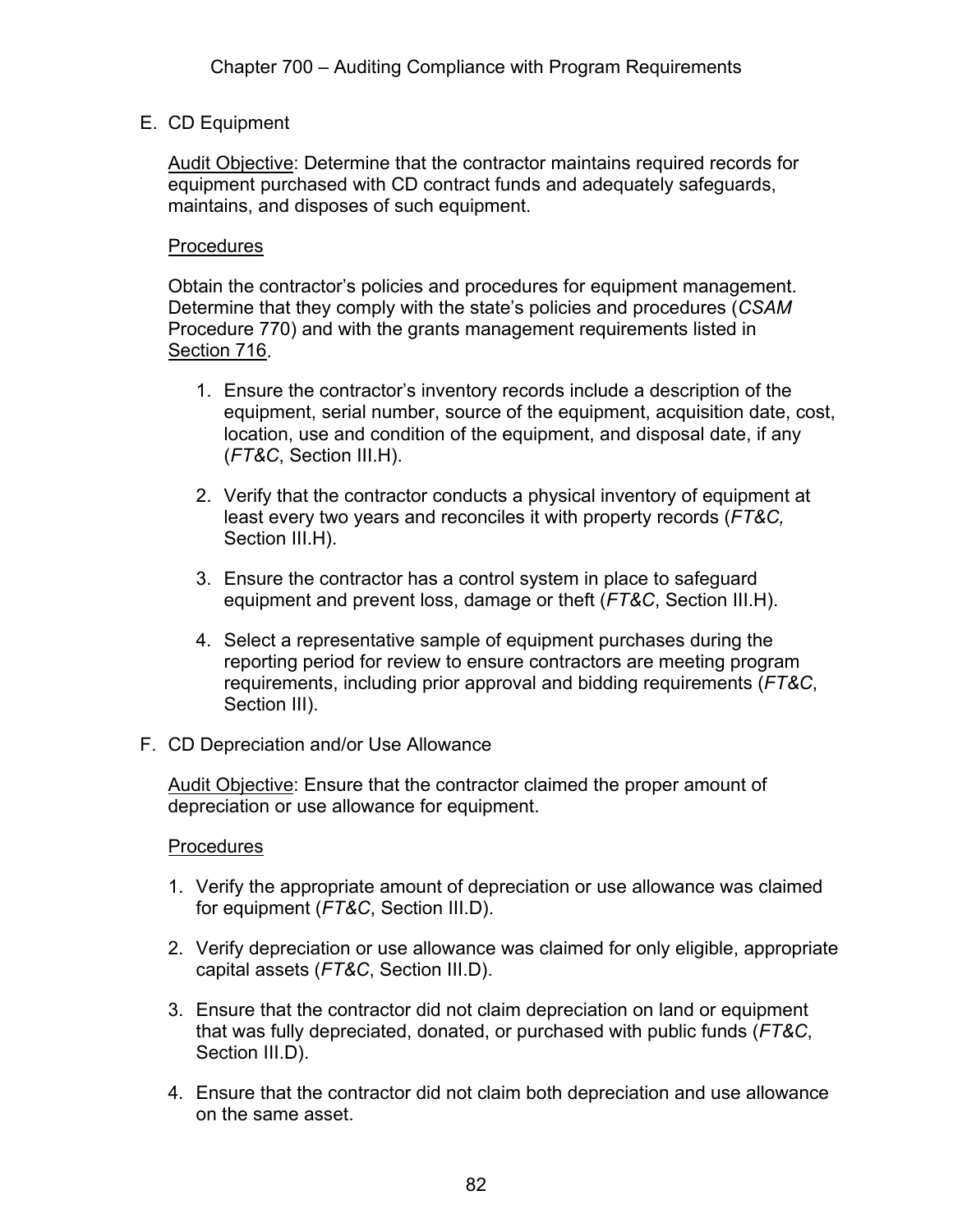## E. CD Equipment

Audit Objective: Determine that the contractor maintains required records for equipment purchased with CD contract funds and adequately safeguards, maintains, and disposes of such equipment.

Procedures

Obtain the contractor's policies and procedures for equipment management. Determine that they comply with the state's policies and procedures (*CSAM* Procedure 770) and with the grants management requirements listed in Section 716.

1. Ensure the contractor's inventory records include a description of the equipment, serial number, source of the equipment, acquisition date, cost, location, use and condition of the equipment, and disposal date, if any (*FT&C*, Section III.H).
2. Verify that the contractor conducts a physical inventory of equipment at least every two years and reconciles it with property records (*FT&C,* Section III.H).
3. Ensure the contractor has a control system in place to safeguard equipment and prevent loss, damage or theft (*FT&C*, Section III.H).
4. Select a representative sample of equipment purchases during the reporting period for review to ensure contractors are meeting program requirements, including prior approval and bidding requirements (*FT&C*, Section III).

## F. CD Depreciation and/or Use Allowance

Audit Objective: Ensure that the contractor claimed the proper amount of depreciation or use allowance for equipment.

Procedures

1. Verify the appropriate amount of depreciation or use allowance was claimed for equipment (*FT&C*, Section III.D).
2. Verify depreciation or use allowance was claimed for only eligible, appropriate capital assets (*FT&C*, Section III.D).
3. Ensure that the contractor did not claim depreciation on land or equipment that was fully depreciated, donated, or purchased with public funds (*FT&C*, Section III.D).
4. Ensure that the contractor did not claim both depreciation and use allowance on the same asset.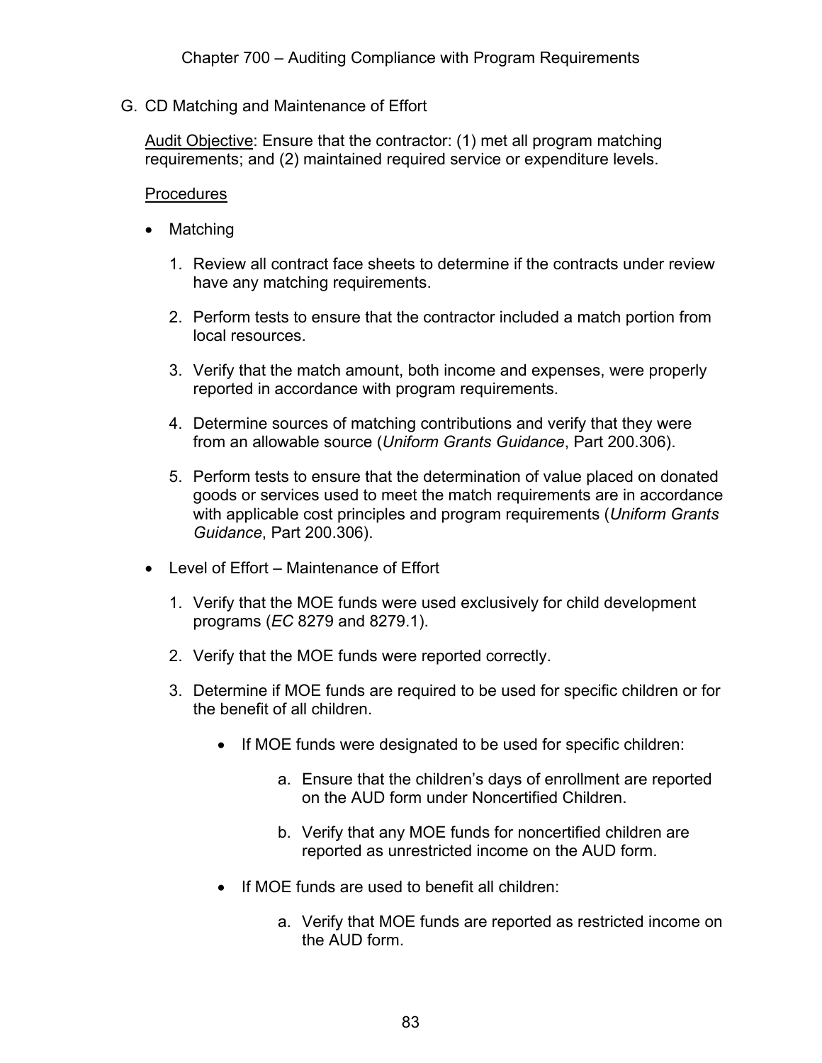## G. CD Matching and Maintenance of Effort

<u>Audit Objective</u>: Ensure that the contractor: (1) met all program matching requirements; and (2) maintained required service or expenditure levels.

<u>Procedures</u>

- Matching

  1. Review all contract face sheets to determine if the contracts under review have any matching requirements.
  2. Perform tests to ensure that the contractor included a match portion from local resources.
  3. Verify that the match amount, both income and expenses, were properly reported in accordance with program requirements.
  4. Determine sources of matching contributions and verify that they were from an allowable source (*Uniform Grants Guidance*, Part 200.306).
  5. Perform tests to ensure that the determination of value placed on donated goods or services used to meet the match requirements are in accordance with applicable cost principles and program requirements (*Uniform Grants Guidance*, Part 200.306).

- Level of Effort – Maintenance of Effort

  1. Verify that the MOE funds were used exclusively for child development programs (*EC* 8279 and 8279.1).
  2. Verify that the MOE funds were reported correctly.
  3. Determine if MOE funds are required to be used for specific children or for the benefit of all children.

     - If MOE funds were designated to be used for specific children:

       a. Ensure that the children's days of enrollment are reported on the AUD form under Noncertified Children.

       b. Verify that any MOE funds for noncertified children are reported as unrestricted income on the AUD form.

     - If MOE funds are used to benefit all children:

       a. Verify that MOE funds are reported as restricted income on the AUD form.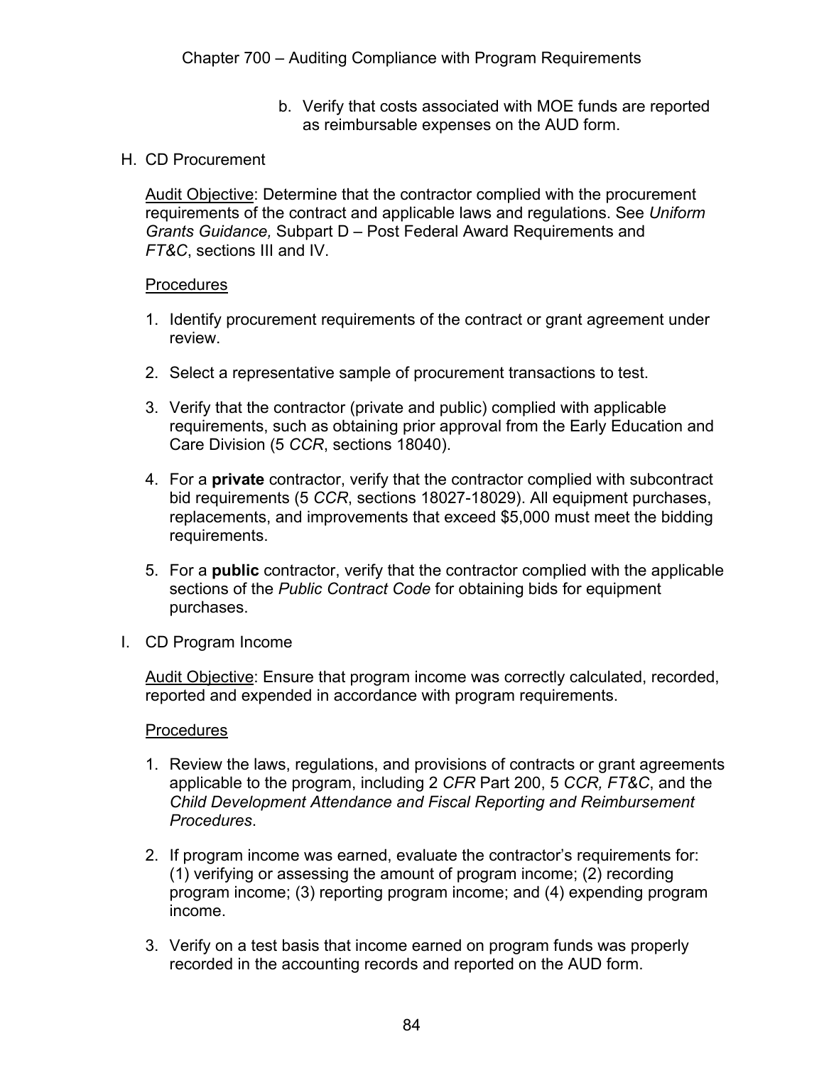b. Verify that costs associated with MOE funds are reported as reimbursable expenses on the AUD form.

H. CD Procurement

<u>Audit Objective</u>: Determine that the contractor complied with the procurement requirements of the contract and applicable laws and regulations. See *Uniform Grants Guidance,* Subpart D – Post Federal Award Requirements and *FT&C*, sections III and IV.

<u>Procedures</u>

1. Identify procurement requirements of the contract or grant agreement under review.

2. Select a representative sample of procurement transactions to test.

3. Verify that the contractor (private and public) complied with applicable requirements, such as obtaining prior approval from the Early Education and Care Division (5 *CCR*, sections 18040).

4. For a **private** contractor, verify that the contractor complied with subcontract bid requirements (5 *CCR*, sections 18027-18029). All equipment purchases, replacements, and improvements that exceed $5,000 must meet the bidding requirements.

5. For a **public** contractor, verify that the contractor complied with the applicable sections of the *Public Contract Code* for obtaining bids for equipment purchases.

I. CD Program Income

<u>Audit Objective</u>: Ensure that program income was correctly calculated, recorded, reported and expended in accordance with program requirements.

<u>Procedures</u>

1. Review the laws, regulations, and provisions of contracts or grant agreements applicable to the program, including 2 *CFR* Part 200, 5 *CCR, FT&C*, and the *Child Development Attendance and Fiscal Reporting and Reimbursement Procedures*.

2. If program income was earned, evaluate the contractor's requirements for: (1) verifying or assessing the amount of program income; (2) recording program income; (3) reporting program income; and (4) expending program income.

3. Verify on a test basis that income earned on program funds was properly recorded in the accounting records and reported on the AUD form.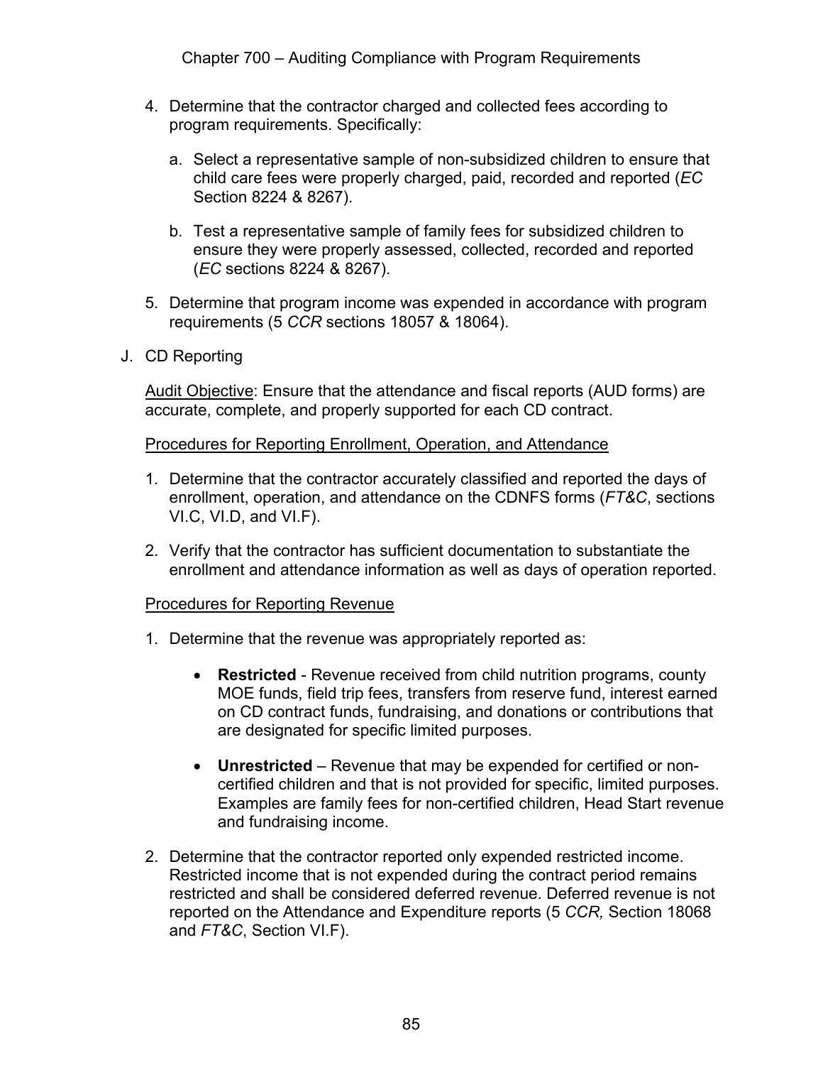4. Determine that the contractor charged and collected fees according to program requirements. Specifically:

   a. Select a representative sample of non-subsidized children to ensure that child care fees were properly charged, paid, recorded and reported (*EC* Section 8224 & 8267).

   b. Test a representative sample of family fees for subsidized children to ensure they were properly assessed, collected, recorded and reported (*EC* sections 8224 & 8267).

5. Determine that program income was expended in accordance with program requirements (5 *CCR* sections 18057 & 18064).

J. CD Reporting

<u>Audit Objective</u>: Ensure that the attendance and fiscal reports (AUD forms) are accurate, complete, and properly supported for each CD contract.

<u>Procedures for Reporting Enrollment, Operation, and Attendance</u>

1. Determine that the contractor accurately classified and reported the days of enrollment, operation, and attendance on the CDNFS forms (*FT&C*, sections VI.C, VI.D, and VI.F).

2. Verify that the contractor has sufficient documentation to substantiate the enrollment and attendance information as well as days of operation reported.

<u>Procedures for Reporting Revenue</u>

1. Determine that the revenue was appropriately reported as:

   - **Restricted** - Revenue received from child nutrition programs, county MOE funds, field trip fees, transfers from reserve fund, interest earned on CD contract funds, fundraising, and donations or contributions that are designated for specific limited purposes.

   - **Unrestricted** – Revenue that may be expended for certified or non-certified children and that is not provided for specific, limited purposes. Examples are family fees for non-certified children, Head Start revenue and fundraising income.

2. Determine that the contractor reported only expended restricted income. Restricted income that is not expended during the contract period remains restricted and shall be considered deferred revenue. Deferred revenue is not reported on the Attendance and Expenditure reports (5 *CCR,* Section 18068 and *FT&C*, Section VI.F).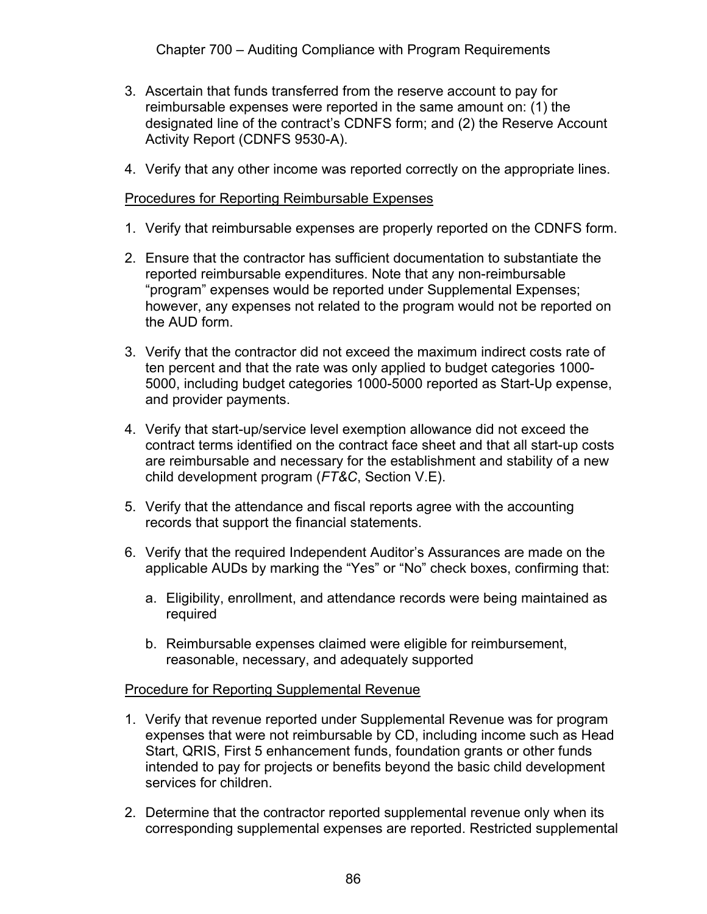3. Ascertain that funds transferred from the reserve account to pay for reimbursable expenses were reported in the same amount on: (1) the designated line of the contract's CDNFS form; and (2) the Reserve Account Activity Report (CDNFS 9530-A).

4. Verify that any other income was reported correctly on the appropriate lines.

<u>Procedures for Reporting Reimbursable Expenses</u>

1. Verify that reimbursable expenses are properly reported on the CDNFS form.

2. Ensure that the contractor has sufficient documentation to substantiate the reported reimbursable expenditures. Note that any non-reimbursable "program" expenses would be reported under Supplemental Expenses; however, any expenses not related to the program would not be reported on the AUD form.

3. Verify that the contractor did not exceed the maximum indirect costs rate of ten percent and that the rate was only applied to budget categories 1000-5000, including budget categories 1000-5000 reported as Start-Up expense, and provider payments.

4. Verify that start-up/service level exemption allowance did not exceed the contract terms identified on the contract face sheet and that all start-up costs are reimbursable and necessary for the establishment and stability of a new child development program (*FT&C*, Section V.E).

5. Verify that the attendance and fiscal reports agree with the accounting records that support the financial statements.

6. Verify that the required Independent Auditor's Assurances are made on the applicable AUDs by marking the "Yes" or "No" check boxes, confirming that:

   a. Eligibility, enrollment, and attendance records were being maintained as required

   b. Reimbursable expenses claimed were eligible for reimbursement, reasonable, necessary, and adequately supported

<u>Procedure for Reporting Supplemental Revenue</u>

1. Verify that revenue reported under Supplemental Revenue was for program expenses that were not reimbursable by CD, including income such as Head Start, QRIS, First 5 enhancement funds, foundation grants or other funds intended to pay for projects or benefits beyond the basic child development services for children.

2. Determine that the contractor reported supplemental revenue only when its corresponding supplemental expenses are reported. Restricted supplemental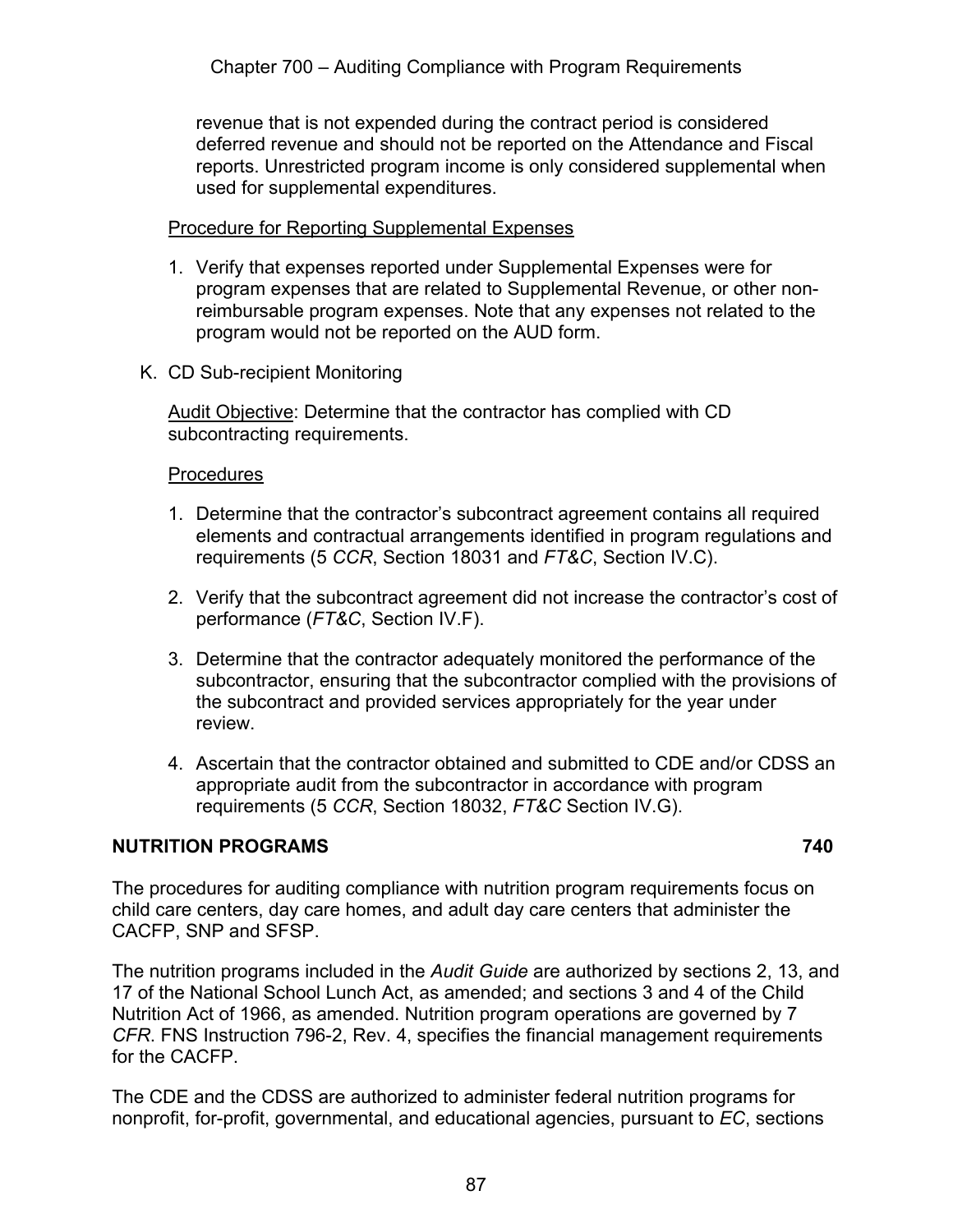revenue that is not expended during the contract period is considered deferred revenue and should not be reported on the Attendance and Fiscal reports. Unrestricted program income is only considered supplemental when used for supplemental expenditures.

Procedure for Reporting Supplemental Expenses

1. Verify that expenses reported under Supplemental Expenses were for program expenses that are related to Supplemental Revenue, or other non-reimbursable program expenses. Note that any expenses not related to the program would not be reported on the AUD form.

K. CD Sub-recipient Monitoring

Audit Objective: Determine that the contractor has complied with CD subcontracting requirements.

Procedures

1. Determine that the contractor's subcontract agreement contains all required elements and contractual arrangements identified in program regulations and requirements (5 *CCR*, Section 18031 and *FT&C*, Section IV.C).
2. Verify that the subcontract agreement did not increase the contractor's cost of performance (*FT&C*, Section IV.F).
3. Determine that the contractor adequately monitored the performance of the subcontractor, ensuring that the subcontractor complied with the provisions of the subcontract and provided services appropriately for the year under review.
4. Ascertain that the contractor obtained and submitted to CDE and/or CDSS an appropriate audit from the subcontractor in accordance with program requirements (5 *CCR*, Section 18032, *FT&C* Section IV.G).

## NUTRITION PROGRAMS 740

The procedures for auditing compliance with nutrition program requirements focus on child care centers, day care homes, and adult day care centers that administer the CACFP, SNP and SFSP.

The nutrition programs included in the *Audit Guide* are authorized by sections 2, 13, and 17 of the National School Lunch Act, as amended; and sections 3 and 4 of the Child Nutrition Act of 1966, as amended. Nutrition program operations are governed by 7 *CFR*. FNS Instruction 796-2, Rev. 4, specifies the financial management requirements for the CACFP.

The CDE and the CDSS are authorized to administer federal nutrition programs for nonprofit, for-profit, governmental, and educational agencies, pursuant to *EC*, sections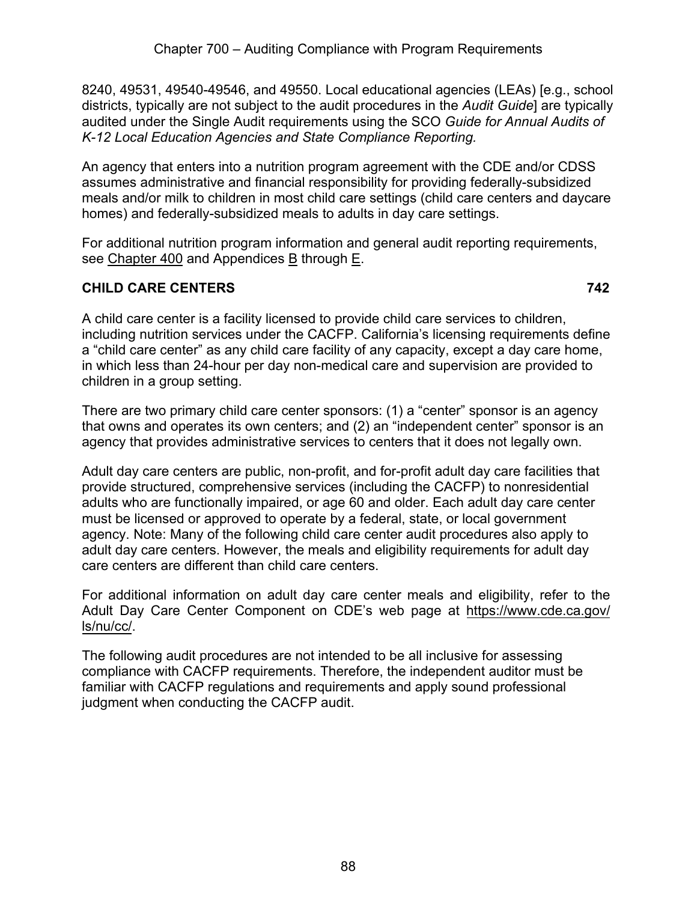8240, 49531, 49540-49546, and 49550. Local educational agencies (LEAs) [e.g., school districts, typically are not subject to the audit procedures in the *Audit Guide*] are typically audited under the Single Audit requirements using the SCO *Guide for Annual Audits of K-12 Local Education Agencies and State Compliance Reporting.*

An agency that enters into a nutrition program agreement with the CDE and/or CDSS assumes administrative and financial responsibility for providing federally-subsidized meals and/or milk to children in most child care settings (child care centers and daycare homes) and federally-subsidized meals to adults in day care settings.

For additional nutrition program information and general audit reporting requirements, see Chapter 400 and Appendices B through E.

## CHILD CARE CENTERS 742

A child care center is a facility licensed to provide child care services to children, including nutrition services under the CACFP. California's licensing requirements define a "child care center" as any child care facility of any capacity, except a day care home, in which less than 24-hour per day non-medical care and supervision are provided to children in a group setting.

There are two primary child care center sponsors: (1) a "center" sponsor is an agency that owns and operates its own centers; and (2) an "independent center" sponsor is an agency that provides administrative services to centers that it does not legally own.

Adult day care centers are public, non-profit, and for-profit adult day care facilities that provide structured, comprehensive services (including the CACFP) to nonresidential adults who are functionally impaired, or age 60 and older. Each adult day care center must be licensed or approved to operate by a federal, state, or local government agency. Note: Many of the following child care center audit procedures also apply to adult day care centers. However, the meals and eligibility requirements for adult day care centers are different than child care centers.

For additional information on adult day care center meals and eligibility, refer to the Adult Day Care Center Component on CDE's web page at https://www.cde.ca.gov/ls/nu/cc/.

The following audit procedures are not intended to be all inclusive for assessing compliance with CACFP requirements. Therefore, the independent auditor must be familiar with CACFP regulations and requirements and apply sound professional judgment when conducting the CACFP audit.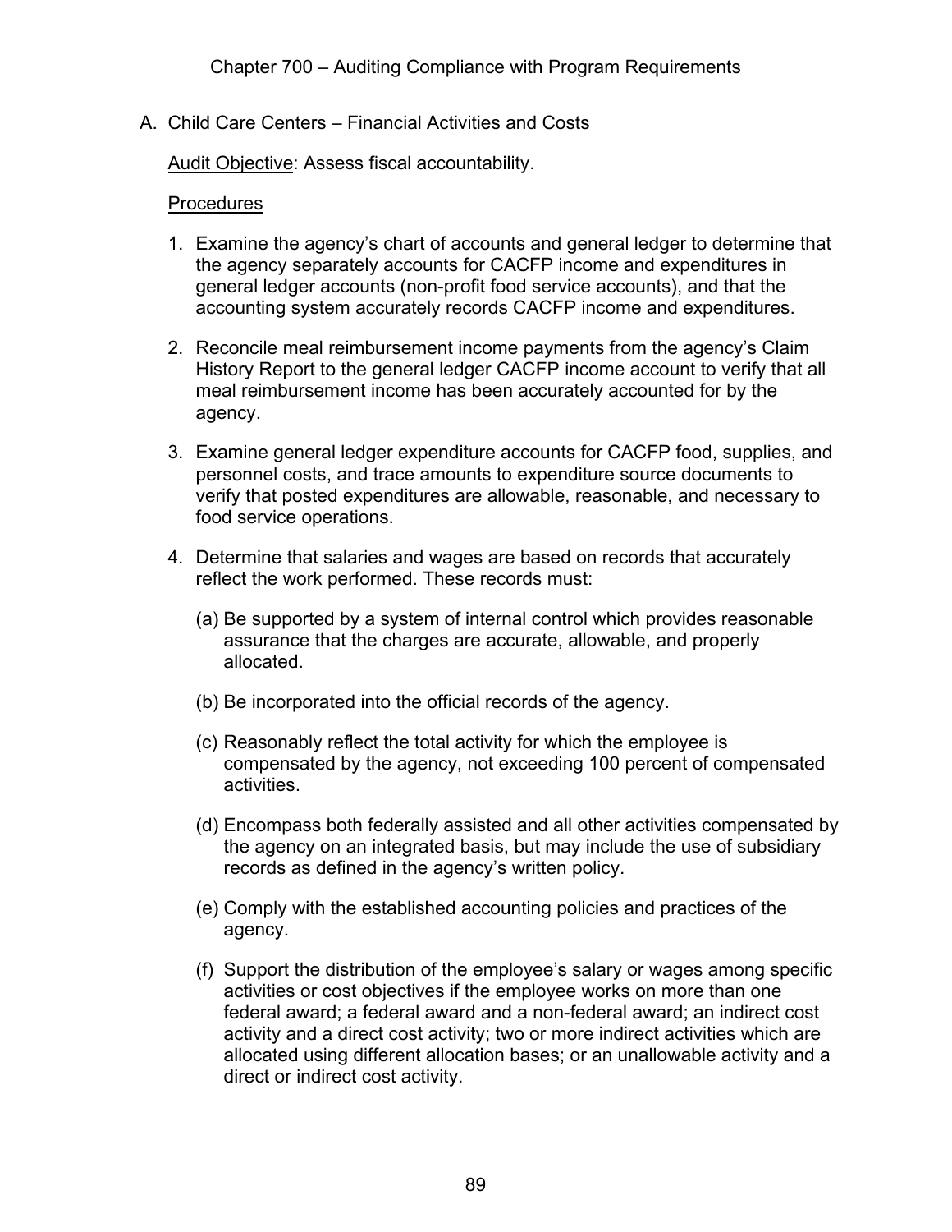# Chapter 700 – Auditing Compliance with Program Requirements

## A. Child Care Centers – Financial Activities and Costs

Audit Objective: Assess fiscal accountability.

Procedures

1. Examine the agency's chart of accounts and general ledger to determine that the agency separately accounts for CACFP income and expenditures in general ledger accounts (non-profit food service accounts), and that the accounting system accurately records CACFP income and expenditures.

2. Reconcile meal reimbursement income payments from the agency's Claim History Report to the general ledger CACFP income account to verify that all meal reimbursement income has been accurately accounted for by the agency.

3. Examine general ledger expenditure accounts for CACFP food, supplies, and personnel costs, and trace amounts to expenditure source documents to verify that posted expenditures are allowable, reasonable, and necessary to food service operations.

4. Determine that salaries and wages are based on records that accurately reflect the work performed. These records must:

   (a) Be supported by a system of internal control which provides reasonable assurance that the charges are accurate, allowable, and properly allocated.

   (b) Be incorporated into the official records of the agency.

   (c) Reasonably reflect the total activity for which the employee is compensated by the agency, not exceeding 100 percent of compensated activities.

   (d) Encompass both federally assisted and all other activities compensated by the agency on an integrated basis, but may include the use of subsidiary records as defined in the agency's written policy.

   (e) Comply with the established accounting policies and practices of the agency.

   (f) Support the distribution of the employee's salary or wages among specific activities or cost objectives if the employee works on more than one federal award; a federal award and a non-federal award; an indirect cost activity and a direct cost activity; two or more indirect activities which are allocated using different allocation bases; or an unallowable activity and a direct or indirect cost activity.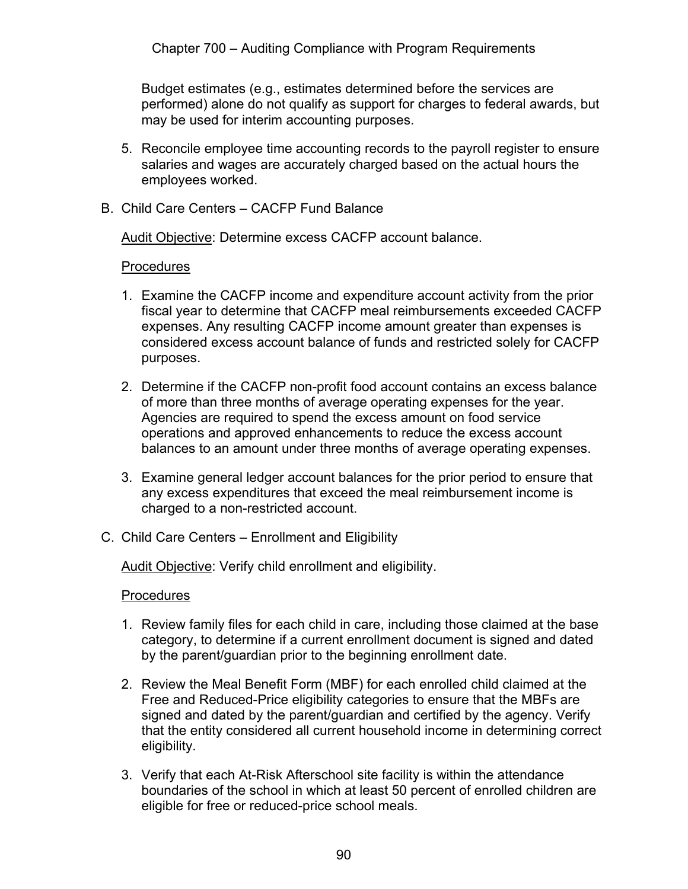Budget estimates (e.g., estimates determined before the services are performed) alone do not qualify as support for charges to federal awards, but may be used for interim accounting purposes.

5. Reconcile employee time accounting records to the payroll register to ensure salaries and wages are accurately charged based on the actual hours the employees worked.

B. Child Care Centers – CACFP Fund Balance

<u>Audit Objective</u>: Determine excess CACFP account balance.

<u>Procedures</u>

1. Examine the CACFP income and expenditure account activity from the prior fiscal year to determine that CACFP meal reimbursements exceeded CACFP expenses. Any resulting CACFP income amount greater than expenses is considered excess account balance of funds and restricted solely for CACFP purposes.

2. Determine if the CACFP non-profit food account contains an excess balance of more than three months of average operating expenses for the year. Agencies are required to spend the excess amount on food service operations and approved enhancements to reduce the excess account balances to an amount under three months of average operating expenses.

3. Examine general ledger account balances for the prior period to ensure that any excess expenditures that exceed the meal reimbursement income is charged to a non-restricted account.

C. Child Care Centers – Enrollment and Eligibility

<u>Audit Objective</u>: Verify child enrollment and eligibility.

<u>Procedures</u>

1. Review family files for each child in care, including those claimed at the base category, to determine if a current enrollment document is signed and dated by the parent/guardian prior to the beginning enrollment date.

2. Review the Meal Benefit Form (MBF) for each enrolled child claimed at the Free and Reduced-Price eligibility categories to ensure that the MBFs are signed and dated by the parent/guardian and certified by the agency. Verify that the entity considered all current household income in determining correct eligibility.

3. Verify that each At-Risk Afterschool site facility is within the attendance boundaries of the school in which at least 50 percent of enrolled children are eligible for free or reduced-price school meals.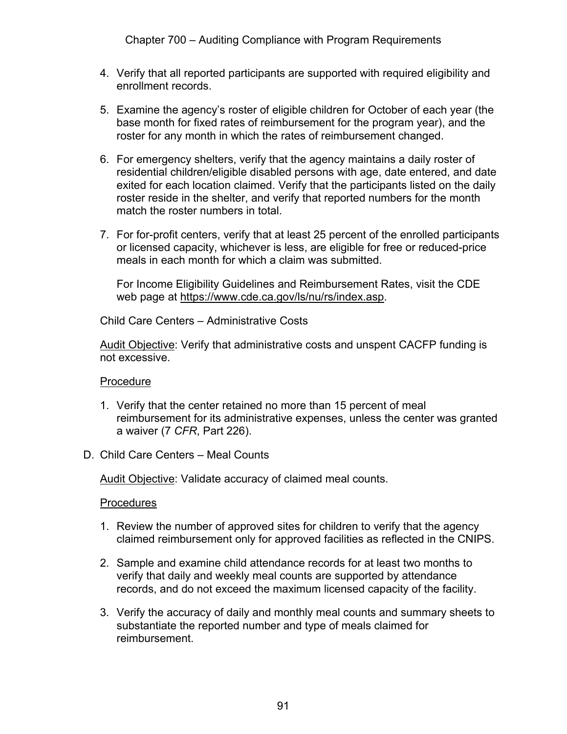4. Verify that all reported participants are supported with required eligibility and enrollment records.

5. Examine the agency's roster of eligible children for October of each year (the base month for fixed rates of reimbursement for the program year), and the roster for any month in which the rates of reimbursement changed.

6. For emergency shelters, verify that the agency maintains a daily roster of residential children/eligible disabled persons with age, date entered, and date exited for each location claimed. Verify that the participants listed on the daily roster reside in the shelter, and verify that reported numbers for the month match the roster numbers in total.

7. For for-profit centers, verify that at least 25 percent of the enrolled participants or licensed capacity, whichever is less, are eligible for free or reduced-price meals in each month for which a claim was submitted.

   For Income Eligibility Guidelines and Reimbursement Rates, visit the CDE web page at https://www.cde.ca.gov/ls/nu/rs/index.asp.

Child Care Centers – Administrative Costs

Audit Objective: Verify that administrative costs and unspent CACFP funding is not excessive.

Procedure

1. Verify that the center retained no more than 15 percent of meal reimbursement for its administrative expenses, unless the center was granted a waiver (7 *CFR*, Part 226).

D. Child Care Centers – Meal Counts

Audit Objective: Validate accuracy of claimed meal counts.

Procedures

1. Review the number of approved sites for children to verify that the agency claimed reimbursement only for approved facilities as reflected in the CNIPS.

2. Sample and examine child attendance records for at least two months to verify that daily and weekly meal counts are supported by attendance records, and do not exceed the maximum licensed capacity of the facility.

3. Verify the accuracy of daily and monthly meal counts and summary sheets to substantiate the reported number and type of meals claimed for reimbursement.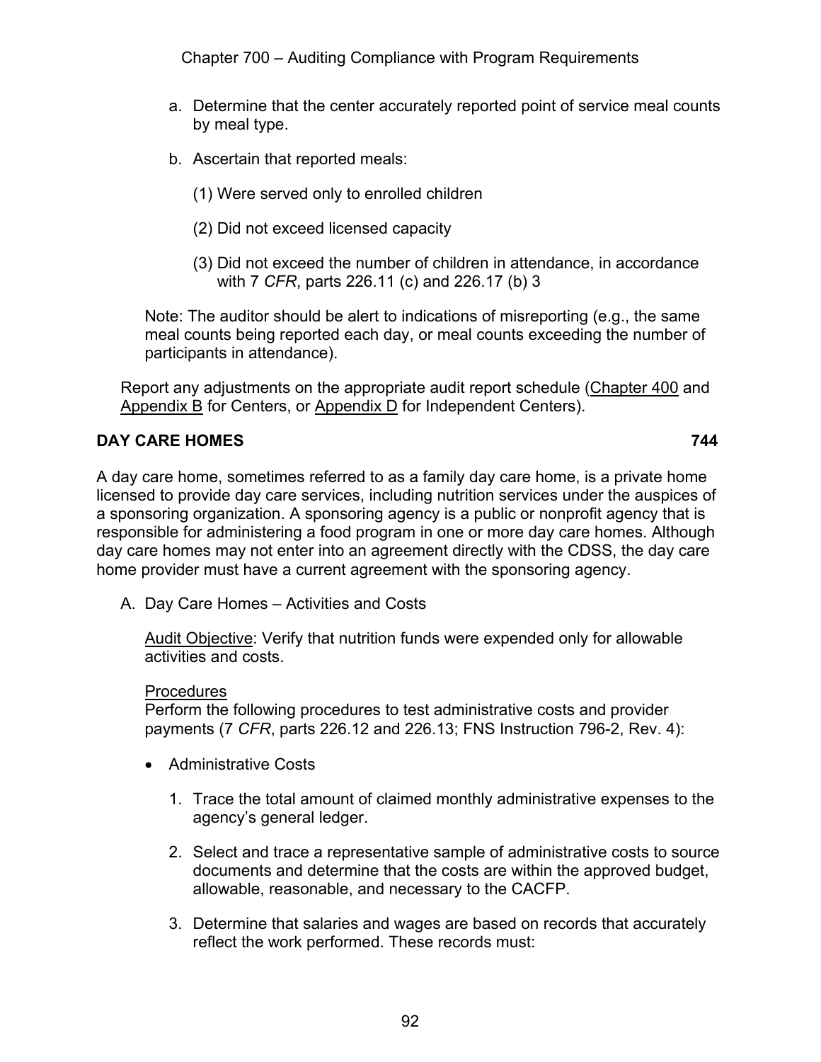a. Determine that the center accurately reported point of service meal counts by meal type.

b. Ascertain that reported meals:

   (1) Were served only to enrolled children

   (2) Did not exceed licensed capacity

   (3) Did not exceed the number of children in attendance, in accordance with 7 *CFR*, parts 226.11 (c) and 226.17 (b) 3

Note: The auditor should be alert to indications of misreporting (e.g., the same meal counts being reported each day, or meal counts exceeding the number of participants in attendance).

Report any adjustments on the appropriate audit report schedule (Chapter 400 and Appendix B for Centers, or Appendix D for Independent Centers).

## DAY CARE HOMES 744

A day care home, sometimes referred to as a family day care home, is a private home licensed to provide day care services, including nutrition services under the auspices of a sponsoring organization. A sponsoring agency is a public or nonprofit agency that is responsible for administering a food program in one or more day care homes. Although day care homes may not enter into an agreement directly with the CDSS, the day care home provider must have a current agreement with the sponsoring agency.

A. Day Care Homes – Activities and Costs

   Audit Objective: Verify that nutrition funds were expended only for allowable activities and costs.

   Procedures
   Perform the following procedures to test administrative costs and provider payments (7 *CFR*, parts 226.12 and 226.13; FNS Instruction 796-2, Rev. 4):

   - Administrative Costs

     1. Trace the total amount of claimed monthly administrative expenses to the agency's general ledger.

     2. Select and trace a representative sample of administrative costs to source documents and determine that the costs are within the approved budget, allowable, reasonable, and necessary to the CACFP.

     3. Determine that salaries and wages are based on records that accurately reflect the work performed. These records must: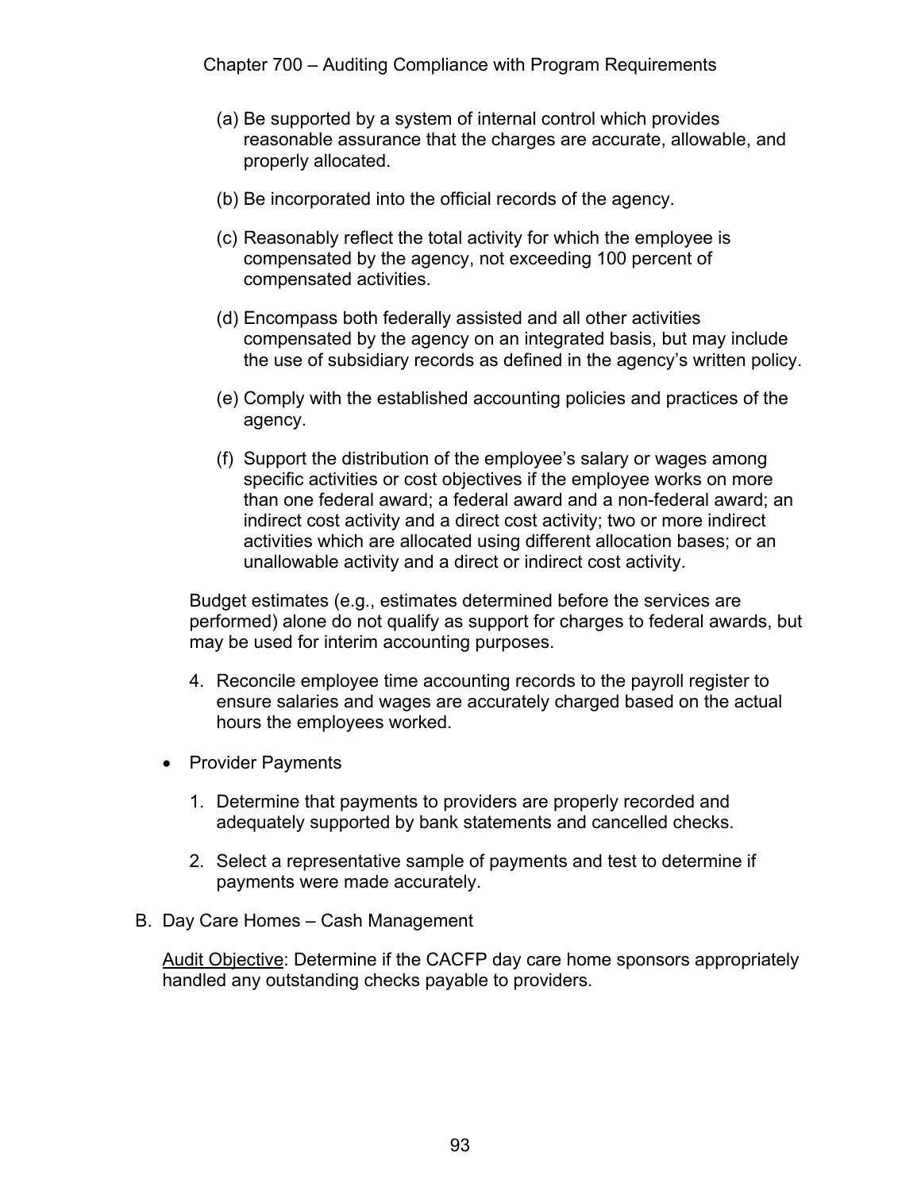(a) Be supported by a system of internal control which provides reasonable assurance that the charges are accurate, allowable, and properly allocated.

(b) Be incorporated into the official records of the agency.

(c) Reasonably reflect the total activity for which the employee is compensated by the agency, not exceeding 100 percent of compensated activities.

(d) Encompass both federally assisted and all other activities compensated by the agency on an integrated basis, but may include the use of subsidiary records as defined in the agency's written policy.

(e) Comply with the established accounting policies and practices of the agency.

(f) Support the distribution of the employee's salary or wages among specific activities or cost objectives if the employee works on more than one federal award; a federal award and a non-federal award; an indirect cost activity and a direct cost activity; two or more indirect activities which are allocated using different allocation bases; or an unallowable activity and a direct or indirect cost activity.

Budget estimates (e.g., estimates determined before the services are performed) alone do not qualify as support for charges to federal awards, but may be used for interim accounting purposes.

4. Reconcile employee time accounting records to the payroll register to ensure salaries and wages are accurately charged based on the actual hours the employees worked.

- Provider Payments

  1. Determine that payments to providers are properly recorded and adequately supported by bank statements and cancelled checks.

  2. Select a representative sample of payments and test to determine if payments were made accurately.

B. Day Care Homes – Cash Management

<u>Audit Objective</u>: Determine if the CACFP day care home sponsors appropriately handled any outstanding checks payable to providers.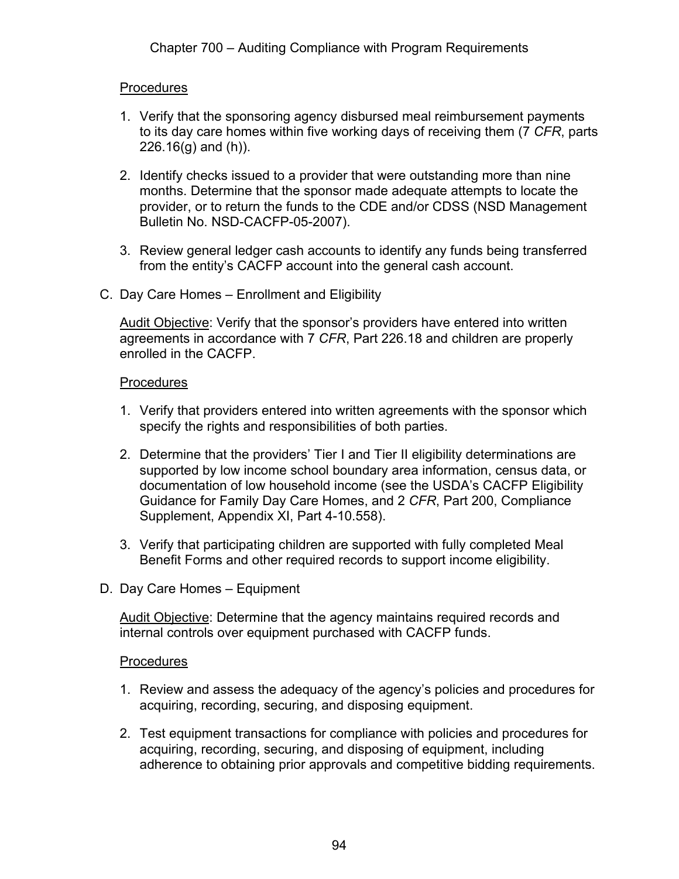Procedures

1. Verify that the sponsoring agency disbursed meal reimbursement payments to its day care homes within five working days of receiving them (7 *CFR*, parts 226.16(g) and (h)).

2. Identify checks issued to a provider that were outstanding more than nine months. Determine that the sponsor made adequate attempts to locate the provider, or to return the funds to the CDE and/or CDSS (NSD Management Bulletin No. NSD-CACFP-05-2007).

3. Review general ledger cash accounts to identify any funds being transferred from the entity's CACFP account into the general cash account.

C. Day Care Homes – Enrollment and Eligibility

Audit Objective: Verify that the sponsor's providers have entered into written agreements in accordance with 7 *CFR*, Part 226.18 and children are properly enrolled in the CACFP.

Procedures

1. Verify that providers entered into written agreements with the sponsor which specify the rights and responsibilities of both parties.

2. Determine that the providers' Tier I and Tier II eligibility determinations are supported by low income school boundary area information, census data, or documentation of low household income (see the USDA's CACFP Eligibility Guidance for Family Day Care Homes, and 2 *CFR*, Part 200, Compliance Supplement, Appendix XI, Part 4-10.558).

3. Verify that participating children are supported with fully completed Meal Benefit Forms and other required records to support income eligibility.

D. Day Care Homes – Equipment

Audit Objective: Determine that the agency maintains required records and internal controls over equipment purchased with CACFP funds.

Procedures

1. Review and assess the adequacy of the agency's policies and procedures for acquiring, recording, securing, and disposing equipment.

2. Test equipment transactions for compliance with policies and procedures for acquiring, recording, securing, and disposing of equipment, including adherence to obtaining prior approvals and competitive bidding requirements.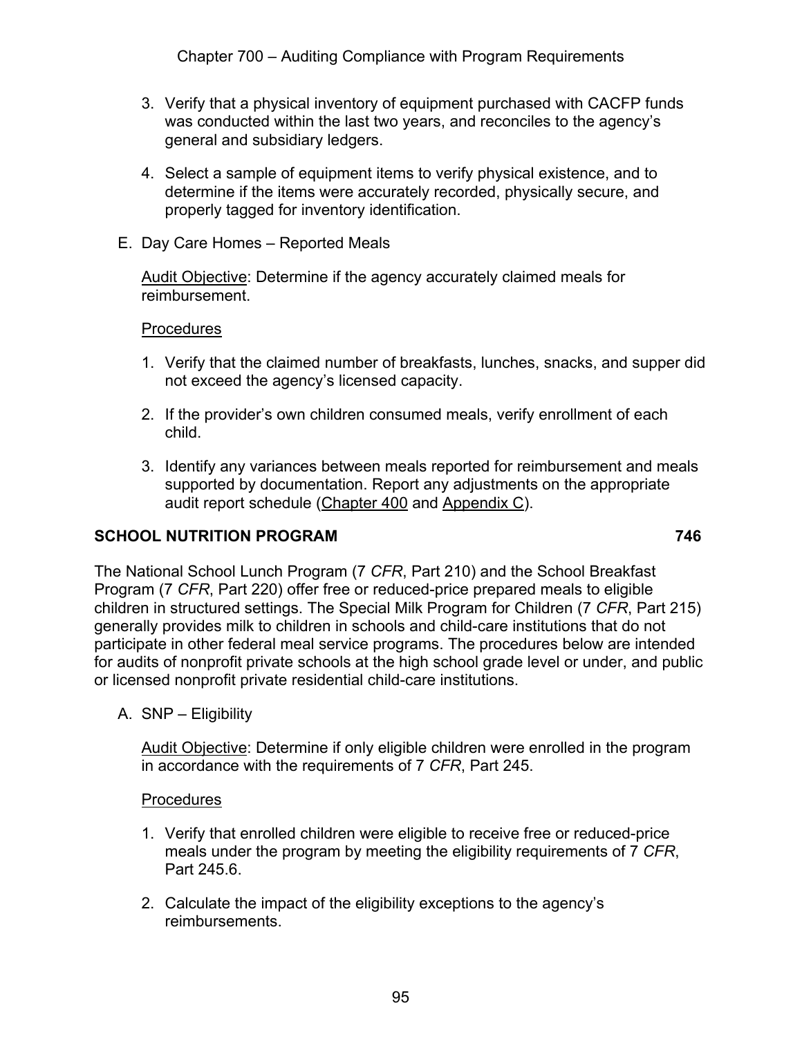3. Verify that a physical inventory of equipment purchased with CACFP funds was conducted within the last two years, and reconciles to the agency's general and subsidiary ledgers.
4. Select a sample of equipment items to verify physical existence, and to determine if the items were accurately recorded, physically secure, and properly tagged for inventory identification.

E. Day Care Homes – Reported Meals

Audit Objective: Determine if the agency accurately claimed meals for reimbursement.

Procedures

1. Verify that the claimed number of breakfasts, lunches, snacks, and supper did not exceed the agency's licensed capacity.
2. If the provider's own children consumed meals, verify enrollment of each child.
3. Identify any variances between meals reported for reimbursement and meals supported by documentation. Report any adjustments on the appropriate audit report schedule (Chapter 400 and Appendix C).

## SCHOOL NUTRITION PROGRAM 746

The National School Lunch Program (7 *CFR*, Part 210) and the School Breakfast Program (7 *CFR*, Part 220) offer free or reduced-price prepared meals to eligible children in structured settings. The Special Milk Program for Children (7 *CFR*, Part 215) generally provides milk to children in schools and child-care institutions that do not participate in other federal meal service programs. The procedures below are intended for audits of nonprofit private schools at the high school grade level or under, and public or licensed nonprofit private residential child-care institutions.

A. SNP – Eligibility

Audit Objective: Determine if only eligible children were enrolled in the program in accordance with the requirements of 7 *CFR*, Part 245.

Procedures

1. Verify that enrolled children were eligible to receive free or reduced-price meals under the program by meeting the eligibility requirements of 7 *CFR*, Part 245.6.
2. Calculate the impact of the eligibility exceptions to the agency's reimbursements.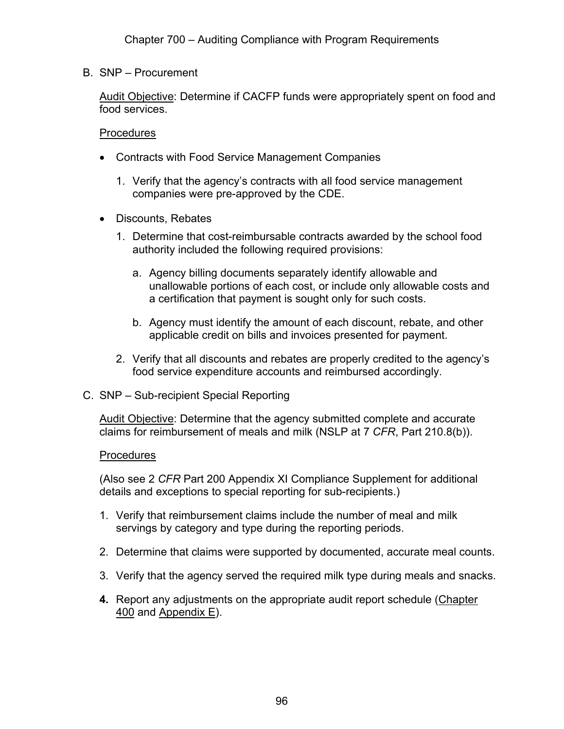B. SNP – Procurement

Audit Objective: Determine if CACFP funds were appropriately spent on food and food services.

Procedures

- Contracts with Food Service Management Companies
  1. Verify that the agency's contracts with all food service management companies were pre-approved by the CDE.
- Discounts, Rebates
  1. Determine that cost-reimbursable contracts awarded by the school food authority included the following required provisions:
     a. Agency billing documents separately identify allowable and unallowable portions of each cost, or include only allowable costs and a certification that payment is sought only for such costs.
     b. Agency must identify the amount of each discount, rebate, and other applicable credit on bills and invoices presented for payment.
  2. Verify that all discounts and rebates are properly credited to the agency's food service expenditure accounts and reimbursed accordingly.

C. SNP – Sub-recipient Special Reporting

Audit Objective: Determine that the agency submitted complete and accurate claims for reimbursement of meals and milk (NSLP at 7 *CFR*, Part 210.8(b)).

Procedures

(Also see 2 *CFR* Part 200 Appendix XI Compliance Supplement for additional details and exceptions to special reporting for sub-recipients.)

1. Verify that reimbursement claims include the number of meal and milk servings by category and type during the reporting periods.
2. Determine that claims were supported by documented, accurate meal counts.
3. Verify that the agency served the required milk type during meals and snacks.
4. Report any adjustments on the appropriate audit report schedule (Chapter 400 and Appendix E).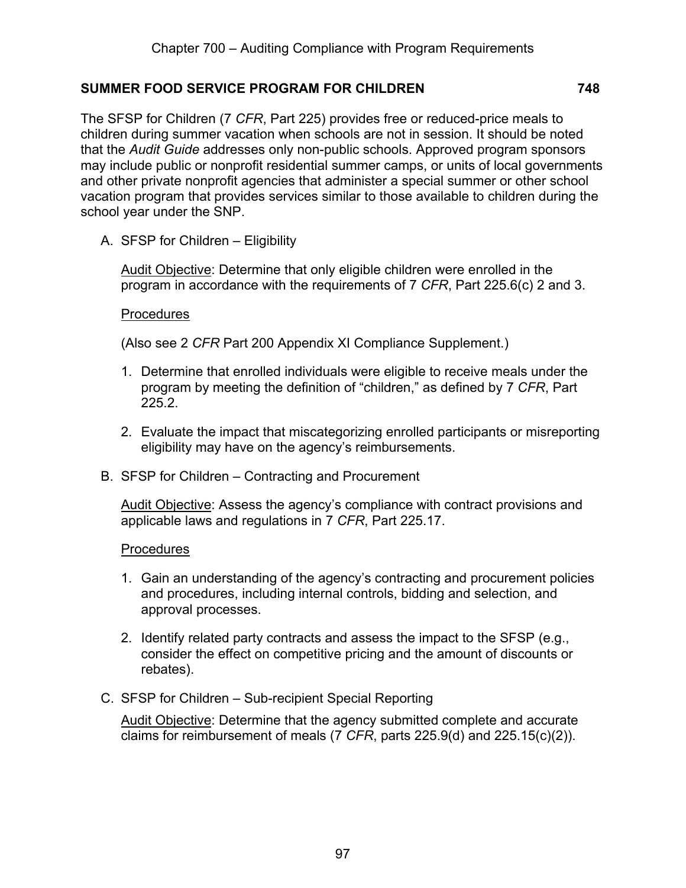## SUMMER FOOD SERVICE PROGRAM FOR CHILDREN 748

The SFSP for Children (7 *CFR*, Part 225) provides free or reduced-price meals to children during summer vacation when schools are not in session. It should be noted that the *Audit Guide* addresses only non-public schools. Approved program sponsors may include public or nonprofit residential summer camps, or units of local governments and other private nonprofit agencies that administer a special summer or other school vacation program that provides services similar to those available to children during the school year under the SNP.

A. SFSP for Children – Eligibility

   Audit Objective: Determine that only eligible children were enrolled in the program in accordance with the requirements of 7 *CFR*, Part 225.6(c) 2 and 3.

   Procedures

   (Also see 2 *CFR* Part 200 Appendix XI Compliance Supplement.)

   1. Determine that enrolled individuals were eligible to receive meals under the program by meeting the definition of "children," as defined by 7 *CFR*, Part 225.2.

   2. Evaluate the impact that miscategorizing enrolled participants or misreporting eligibility may have on the agency's reimbursements.

B. SFSP for Children – Contracting and Procurement

   Audit Objective: Assess the agency's compliance with contract provisions and applicable laws and regulations in 7 *CFR*, Part 225.17.

   Procedures

   1. Gain an understanding of the agency's contracting and procurement policies and procedures, including internal controls, bidding and selection, and approval processes.

   2. Identify related party contracts and assess the impact to the SFSP (e.g., consider the effect on competitive pricing and the amount of discounts or rebates).

C. SFSP for Children – Sub-recipient Special Reporting

   Audit Objective: Determine that the agency submitted complete and accurate claims for reimbursement of meals (7 *CFR*, parts 225.9(d) and 225.15(c)(2)).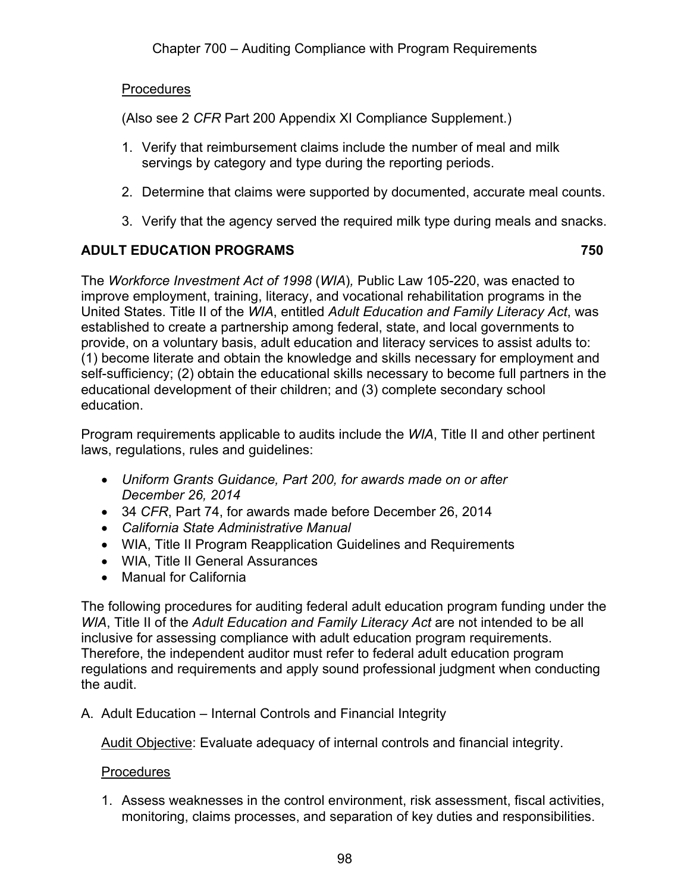Procedures

(Also see 2 *CFR* Part 200 Appendix XI Compliance Supplement.)

1. Verify that reimbursement claims include the number of meal and milk servings by category and type during the reporting periods.

2. Determine that claims were supported by documented, accurate meal counts.

3. Verify that the agency served the required milk type during meals and snacks.

## ADULT EDUCATION PROGRAMS 750

The *Workforce Investment Act of 1998* (*WIA*)*,* Public Law 105-220, was enacted to improve employment, training, literacy, and vocational rehabilitation programs in the United States. Title II of the *WIA*, entitled *Adult Education and Family Literacy Act*, was established to create a partnership among federal, state, and local governments to provide, on a voluntary basis, adult education and literacy services to assist adults to: (1) become literate and obtain the knowledge and skills necessary for employment and self-sufficiency; (2) obtain the educational skills necessary to become full partners in the educational development of their children; and (3) complete secondary school education.

Program requirements applicable to audits include the *WIA*, Title II and other pertinent laws, regulations, rules and guidelines:

- *Uniform Grants Guidance, Part 200, for awards made on or after December 26, 2014*
- 34 *CFR*, Part 74, for awards made before December 26, 2014
- *California State Administrative Manual*
- WIA, Title II Program Reapplication Guidelines and Requirements
- WIA, Title II General Assurances
- Manual for California

The following procedures for auditing federal adult education program funding under the *WIA*, Title II of the *Adult Education and Family Literacy Act* are not intended to be all inclusive for assessing compliance with adult education program requirements. Therefore, the independent auditor must refer to federal adult education program regulations and requirements and apply sound professional judgment when conducting the audit.

A. Adult Education – Internal Controls and Financial Integrity

Audit Objective: Evaluate adequacy of internal controls and financial integrity.

Procedures

1. Assess weaknesses in the control environment, risk assessment, fiscal activities, monitoring, claims processes, and separation of key duties and responsibilities.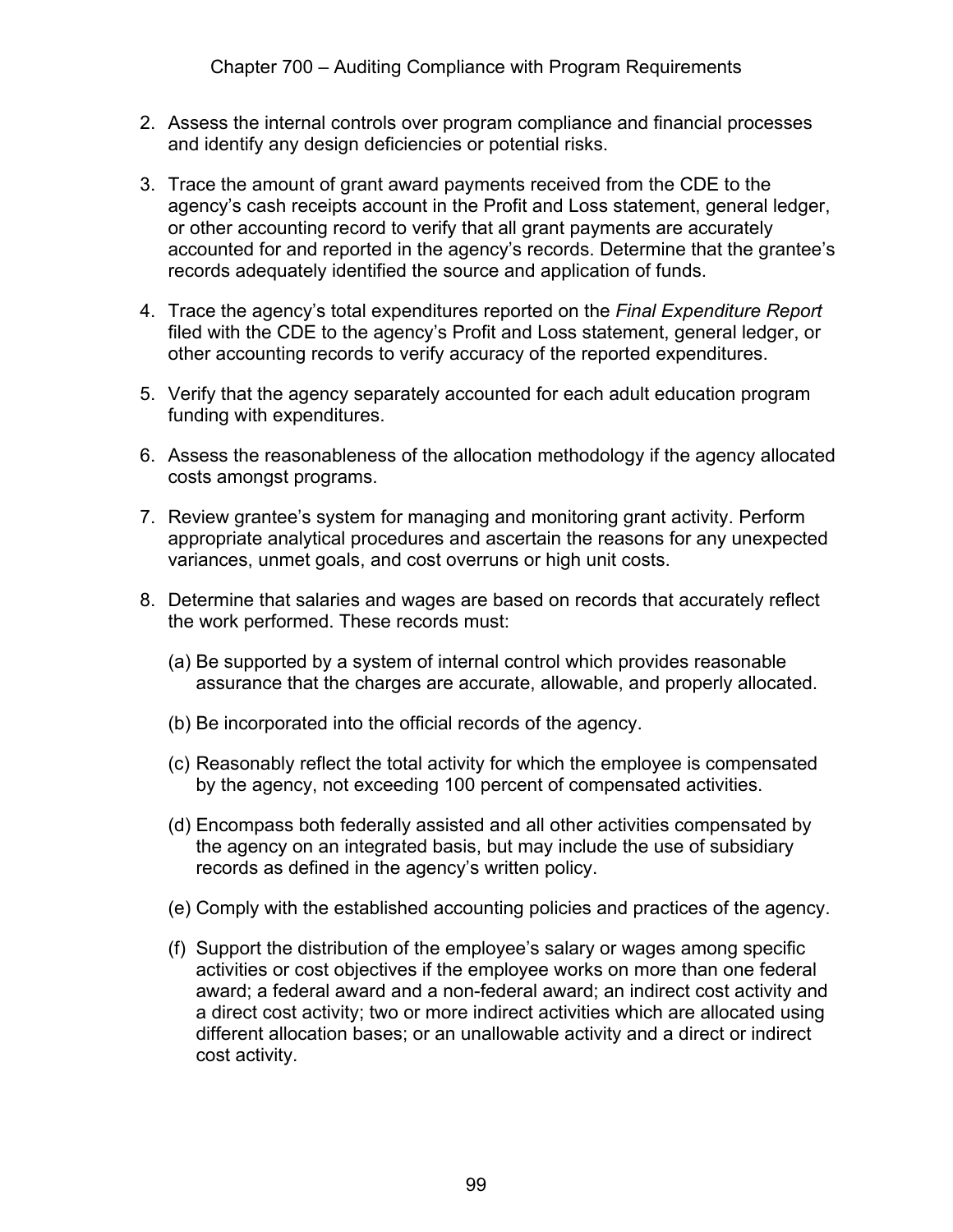2. Assess the internal controls over program compliance and financial processes and identify any design deficiencies or potential risks.

3. Trace the amount of grant award payments received from the CDE to the agency's cash receipts account in the Profit and Loss statement, general ledger, or other accounting record to verify that all grant payments are accurately accounted for and reported in the agency's records. Determine that the grantee's records adequately identified the source and application of funds.

4. Trace the agency's total expenditures reported on the *Final Expenditure Report* filed with the CDE to the agency's Profit and Loss statement, general ledger, or other accounting records to verify accuracy of the reported expenditures.

5. Verify that the agency separately accounted for each adult education program funding with expenditures.

6. Assess the reasonableness of the allocation methodology if the agency allocated costs amongst programs.

7. Review grantee's system for managing and monitoring grant activity. Perform appropriate analytical procedures and ascertain the reasons for any unexpected variances, unmet goals, and cost overruns or high unit costs.

8. Determine that salaries and wages are based on records that accurately reflect the work performed. These records must:

   (a) Be supported by a system of internal control which provides reasonable assurance that the charges are accurate, allowable, and properly allocated.

   (b) Be incorporated into the official records of the agency.

   (c) Reasonably reflect the total activity for which the employee is compensated by the agency, not exceeding 100 percent of compensated activities.

   (d) Encompass both federally assisted and all other activities compensated by the agency on an integrated basis, but may include the use of subsidiary records as defined in the agency's written policy.

   (e) Comply with the established accounting policies and practices of the agency.

   (f) Support the distribution of the employee's salary or wages among specific activities or cost objectives if the employee works on more than one federal award; a federal award and a non-federal award; an indirect cost activity and a direct cost activity; two or more indirect activities which are allocated using different allocation bases; or an unallowable activity and a direct or indirect cost activity.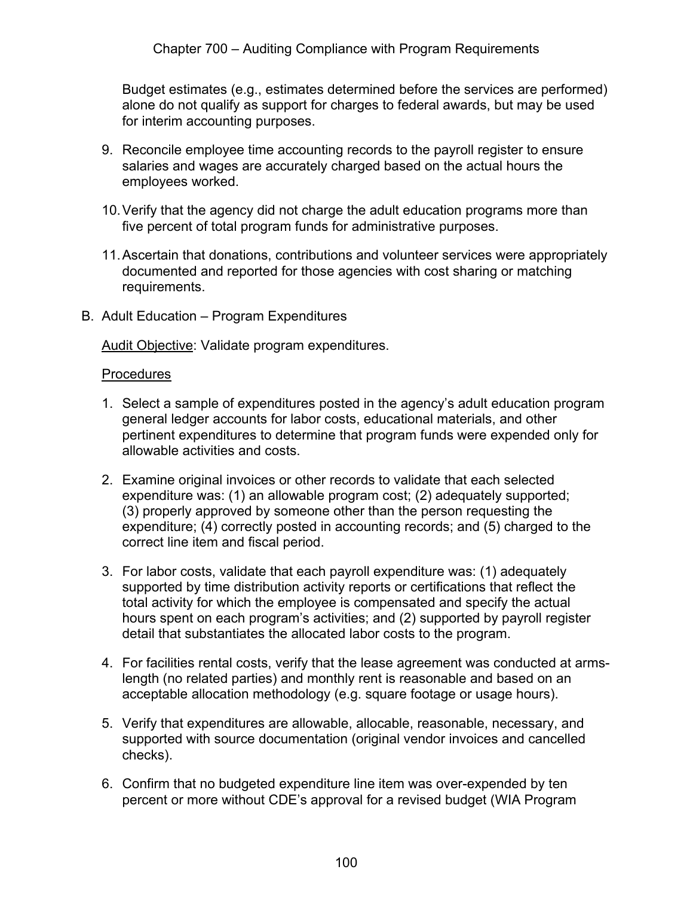Budget estimates (e.g., estimates determined before the services are performed) alone do not qualify as support for charges to federal awards, but may be used for interim accounting purposes.

9. Reconcile employee time accounting records to the payroll register to ensure salaries and wages are accurately charged based on the actual hours the employees worked.

10. Verify that the agency did not charge the adult education programs more than five percent of total program funds for administrative purposes.

11. Ascertain that donations, contributions and volunteer services were appropriately documented and reported for those agencies with cost sharing or matching requirements.

B. Adult Education – Program Expenditures

<u>Audit Objective</u>: Validate program expenditures.

<u>Procedures</u>

1. Select a sample of expenditures posted in the agency's adult education program general ledger accounts for labor costs, educational materials, and other pertinent expenditures to determine that program funds were expended only for allowable activities and costs.

2. Examine original invoices or other records to validate that each selected expenditure was: (1) an allowable program cost; (2) adequately supported; (3) properly approved by someone other than the person requesting the expenditure; (4) correctly posted in accounting records; and (5) charged to the correct line item and fiscal period.

3. For labor costs, validate that each payroll expenditure was: (1) adequately supported by time distribution activity reports or certifications that reflect the total activity for which the employee is compensated and specify the actual hours spent on each program's activities; and (2) supported by payroll register detail that substantiates the allocated labor costs to the program.

4. For facilities rental costs, verify that the lease agreement was conducted at arms-length (no related parties) and monthly rent is reasonable and based on an acceptable allocation methodology (e.g. square footage or usage hours).

5. Verify that expenditures are allowable, allocable, reasonable, necessary, and supported with source documentation (original vendor invoices and cancelled checks).

6. Confirm that no budgeted expenditure line item was over-expended by ten percent or more without CDE's approval for a revised budget (WIA Program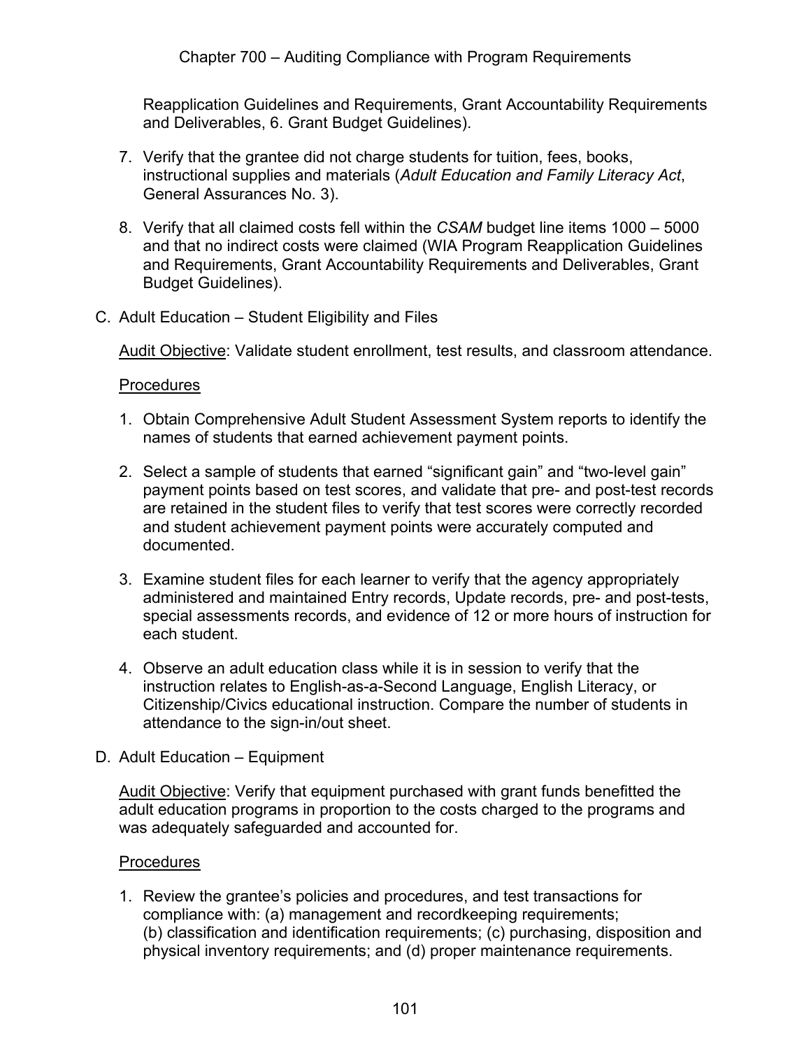Reapplication Guidelines and Requirements, Grant Accountability Requirements and Deliverables, 6. Grant Budget Guidelines).

7. Verify that the grantee did not charge students for tuition, fees, books, instructional supplies and materials (*Adult Education and Family Literacy Act*, General Assurances No. 3).

8. Verify that all claimed costs fell within the *CSAM* budget line items 1000 – 5000 and that no indirect costs were claimed (WIA Program Reapplication Guidelines and Requirements, Grant Accountability Requirements and Deliverables, Grant Budget Guidelines).

C. Adult Education – Student Eligibility and Files

<u>Audit Objective</u>: Validate student enrollment, test results, and classroom attendance.

<u>Procedures</u>

1. Obtain Comprehensive Adult Student Assessment System reports to identify the names of students that earned achievement payment points.

2. Select a sample of students that earned "significant gain" and "two-level gain" payment points based on test scores, and validate that pre- and post-test records are retained in the student files to verify that test scores were correctly recorded and student achievement payment points were accurately computed and documented.

3. Examine student files for each learner to verify that the agency appropriately administered and maintained Entry records, Update records, pre- and post-tests, special assessments records, and evidence of 12 or more hours of instruction for each student.

4. Observe an adult education class while it is in session to verify that the instruction relates to English-as-a-Second Language, English Literacy, or Citizenship/Civics educational instruction. Compare the number of students in attendance to the sign-in/out sheet.

D. Adult Education – Equipment

<u>Audit Objective</u>: Verify that equipment purchased with grant funds benefitted the adult education programs in proportion to the costs charged to the programs and was adequately safeguarded and accounted for.

<u>Procedures</u>

1. Review the grantee's policies and procedures, and test transactions for compliance with: (a) management and recordkeeping requirements; (b) classification and identification requirements; (c) purchasing, disposition and physical inventory requirements; and (d) proper maintenance requirements.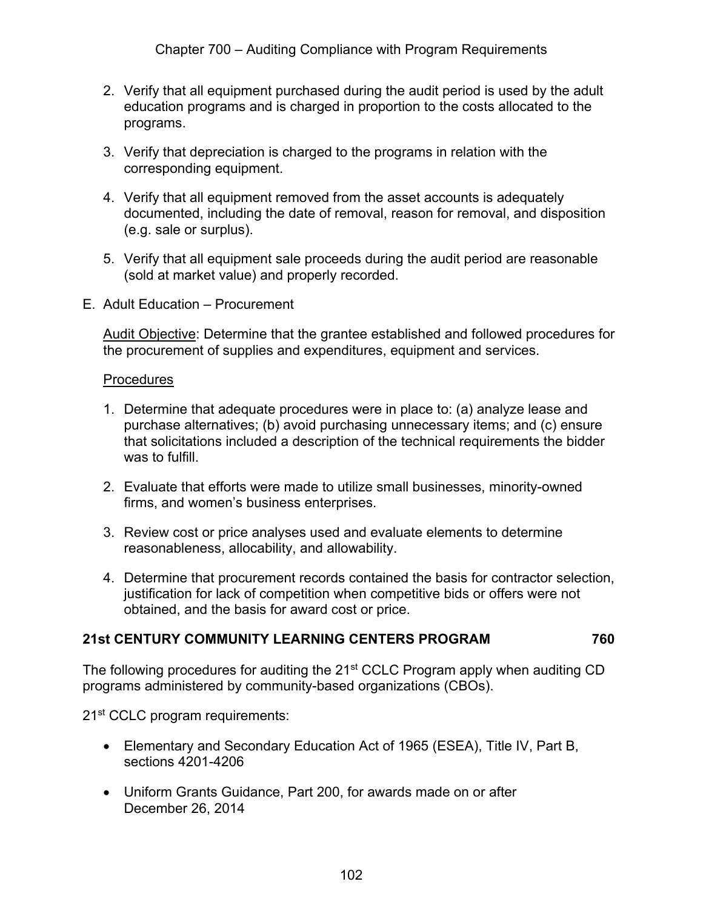2. Verify that all equipment purchased during the audit period is used by the adult education programs and is charged in proportion to the costs allocated to the programs.

3. Verify that depreciation is charged to the programs in relation with the corresponding equipment.

4. Verify that all equipment removed from the asset accounts is adequately documented, including the date of removal, reason for removal, and disposition (e.g. sale or surplus).

5. Verify that all equipment sale proceeds during the audit period are reasonable (sold at market value) and properly recorded.

E. Adult Education – Procurement

Audit Objective: Determine that the grantee established and followed procedures for the procurement of supplies and expenditures, equipment and services.

Procedures

1. Determine that adequate procedures were in place to: (a) analyze lease and purchase alternatives; (b) avoid purchasing unnecessary items; and (c) ensure that solicitations included a description of the technical requirements the bidder was to fulfill.

2. Evaluate that efforts were made to utilize small businesses, minority-owned firms, and women's business enterprises.

3. Review cost or price analyses used and evaluate elements to determine reasonableness, allocability, and allowability.

4. Determine that procurement records contained the basis for contractor selection, justification for lack of competition when competitive bids or offers were not obtained, and the basis for award cost or price.

## 21st CENTURY COMMUNITY LEARNING CENTERS PROGRAM 760

The following procedures for auditing the 21st CCLC Program apply when auditing CD programs administered by community-based organizations (CBOs).

21st CCLC program requirements:

- Elementary and Secondary Education Act of 1965 (ESEA), Title IV, Part B, sections 4201-4206

- Uniform Grants Guidance, Part 200, for awards made on or after December 26, 2014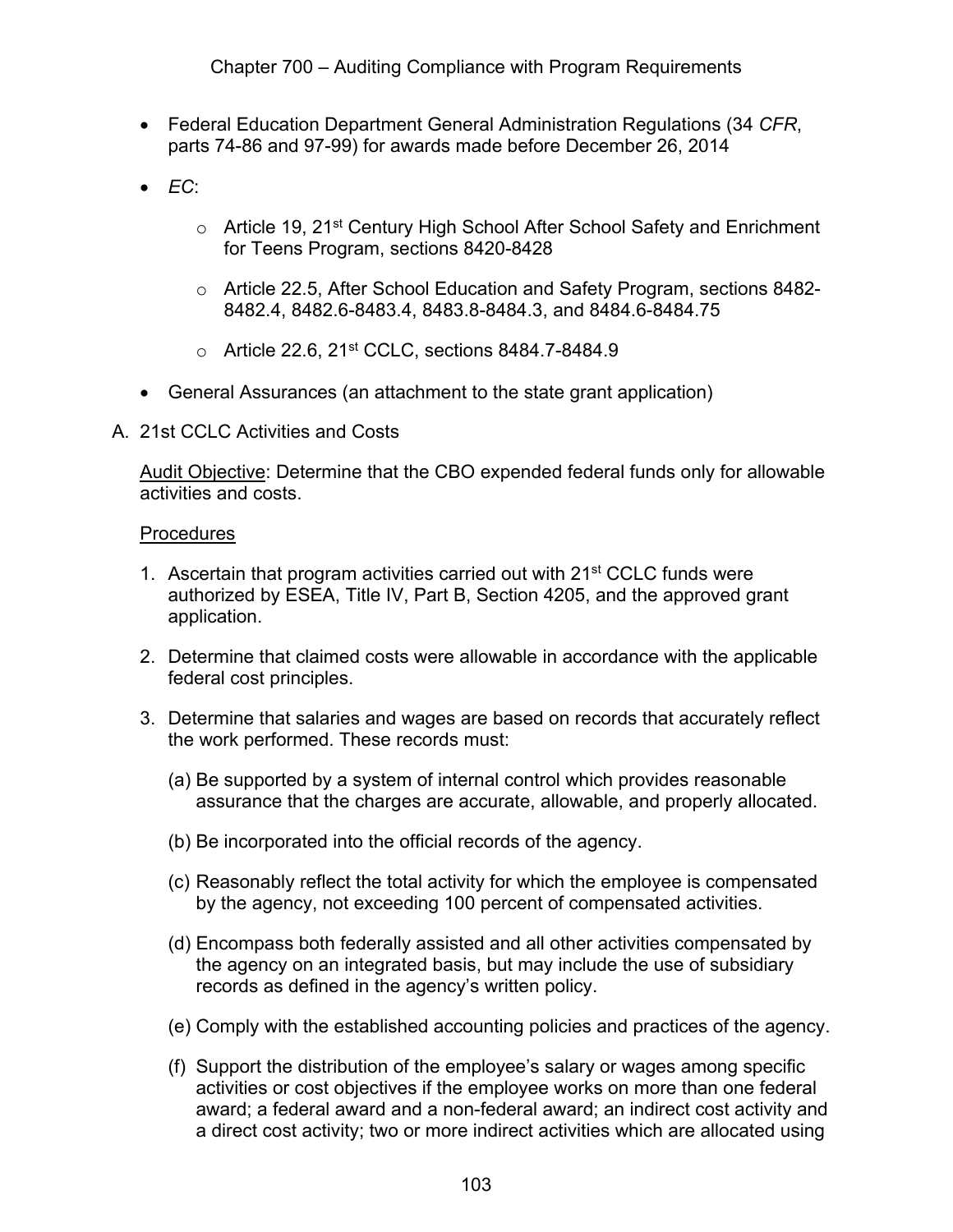- Federal Education Department General Administration Regulations (34 *CFR*, parts 74-86 and 97-99) for awards made before December 26, 2014
- *EC*:
  - Article 19, 21st Century High School After School Safety and Enrichment for Teens Program, sections 8420-8428
  - Article 22.5, After School Education and Safety Program, sections 8482-8482.4, 8482.6-8483.4, 8483.8-8484.3, and 8484.6-8484.75
  - Article 22.6, 21st CCLC, sections 8484.7-8484.9
- General Assurances (an attachment to the state grant application)

A. 21st CCLC Activities and Costs

Audit Objective: Determine that the CBO expended federal funds only for allowable activities and costs.

Procedures

1. Ascertain that program activities carried out with 21st CCLC funds were authorized by ESEA, Title IV, Part B, Section 4205, and the approved grant application.

2. Determine that claimed costs were allowable in accordance with the applicable federal cost principles.

3. Determine that salaries and wages are based on records that accurately reflect the work performed. These records must:

   (a) Be supported by a system of internal control which provides reasonable assurance that the charges are accurate, allowable, and properly allocated.

   (b) Be incorporated into the official records of the agency.

   (c) Reasonably reflect the total activity for which the employee is compensated by the agency, not exceeding 100 percent of compensated activities.

   (d) Encompass both federally assisted and all other activities compensated by the agency on an integrated basis, but may include the use of subsidiary records as defined in the agency's written policy.

   (e) Comply with the established accounting policies and practices of the agency.

   (f) Support the distribution of the employee's salary or wages among specific activities or cost objectives if the employee works on more than one federal award; a federal award and a non-federal award; an indirect cost activity and a direct cost activity; two or more indirect activities which are allocated using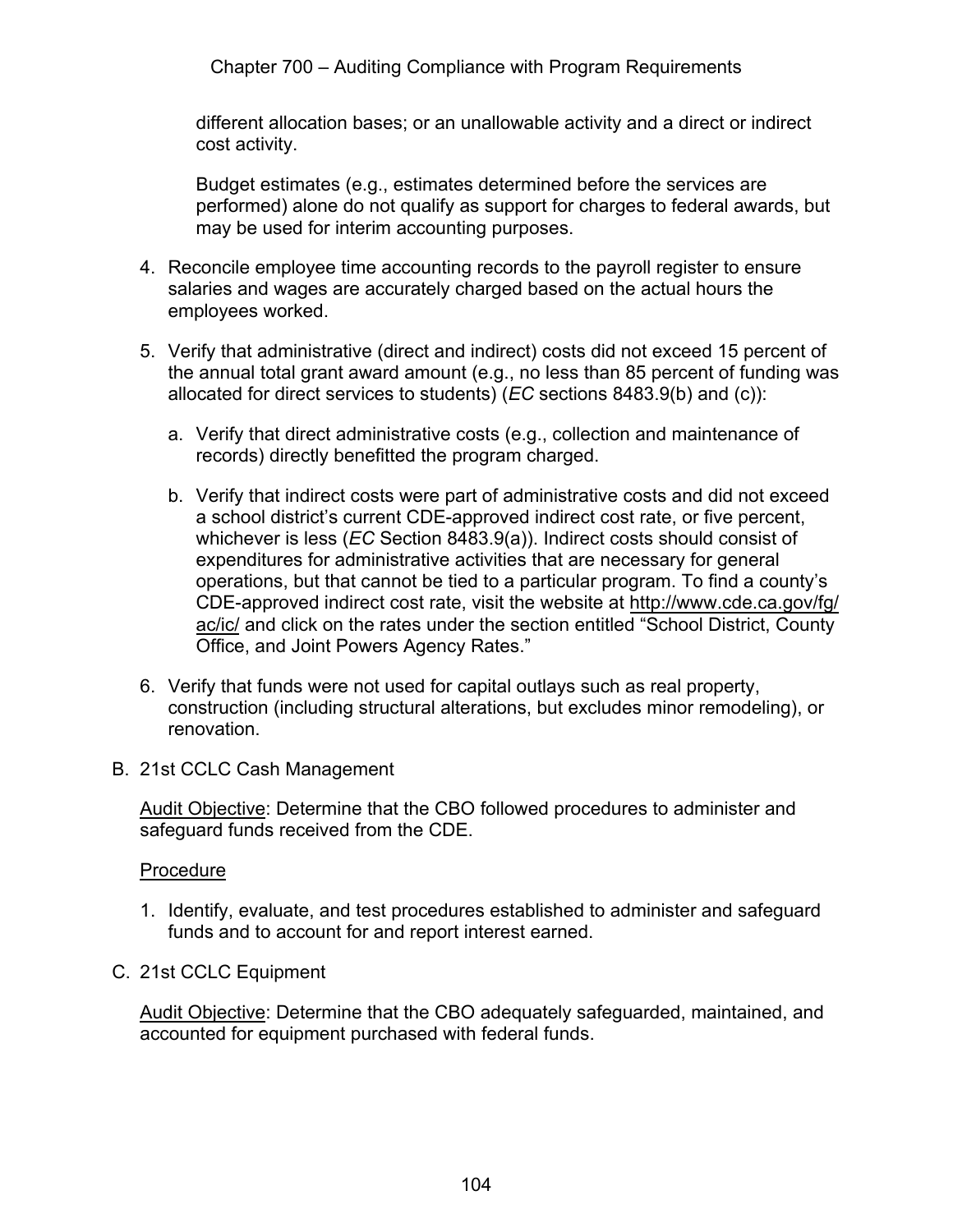different allocation bases; or an unallowable activity and a direct or indirect cost activity.

Budget estimates (e.g., estimates determined before the services are performed) alone do not qualify as support for charges to federal awards, but may be used for interim accounting purposes.

4. Reconcile employee time accounting records to the payroll register to ensure salaries and wages are accurately charged based on the actual hours the employees worked.

5. Verify that administrative (direct and indirect) costs did not exceed 15 percent of the annual total grant award amount (e.g., no less than 85 percent of funding was allocated for direct services to students) (*EC* sections 8483.9(b) and (c)):

   a. Verify that direct administrative costs (e.g., collection and maintenance of records) directly benefitted the program charged.

   b. Verify that indirect costs were part of administrative costs and did not exceed a school district's current CDE-approved indirect cost rate, or five percent, whichever is less (*EC* Section 8483.9(a)). Indirect costs should consist of expenditures for administrative activities that are necessary for general operations, but that cannot be tied to a particular program. To find a county's CDE-approved indirect cost rate, visit the website at http://www.cde.ca.gov/fg/ac/ic/ and click on the rates under the section entitled "School District, County Office, and Joint Powers Agency Rates."

6. Verify that funds were not used for capital outlays such as real property, construction (including structural alterations, but excludes minor remodeling), or renovation.

B. 21st CCLC Cash Management

Audit Objective: Determine that the CBO followed procedures to administer and safeguard funds received from the CDE.

Procedure

1. Identify, evaluate, and test procedures established to administer and safeguard funds and to account for and report interest earned.

C. 21st CCLC Equipment

Audit Objective: Determine that the CBO adequately safeguarded, maintained, and accounted for equipment purchased with federal funds.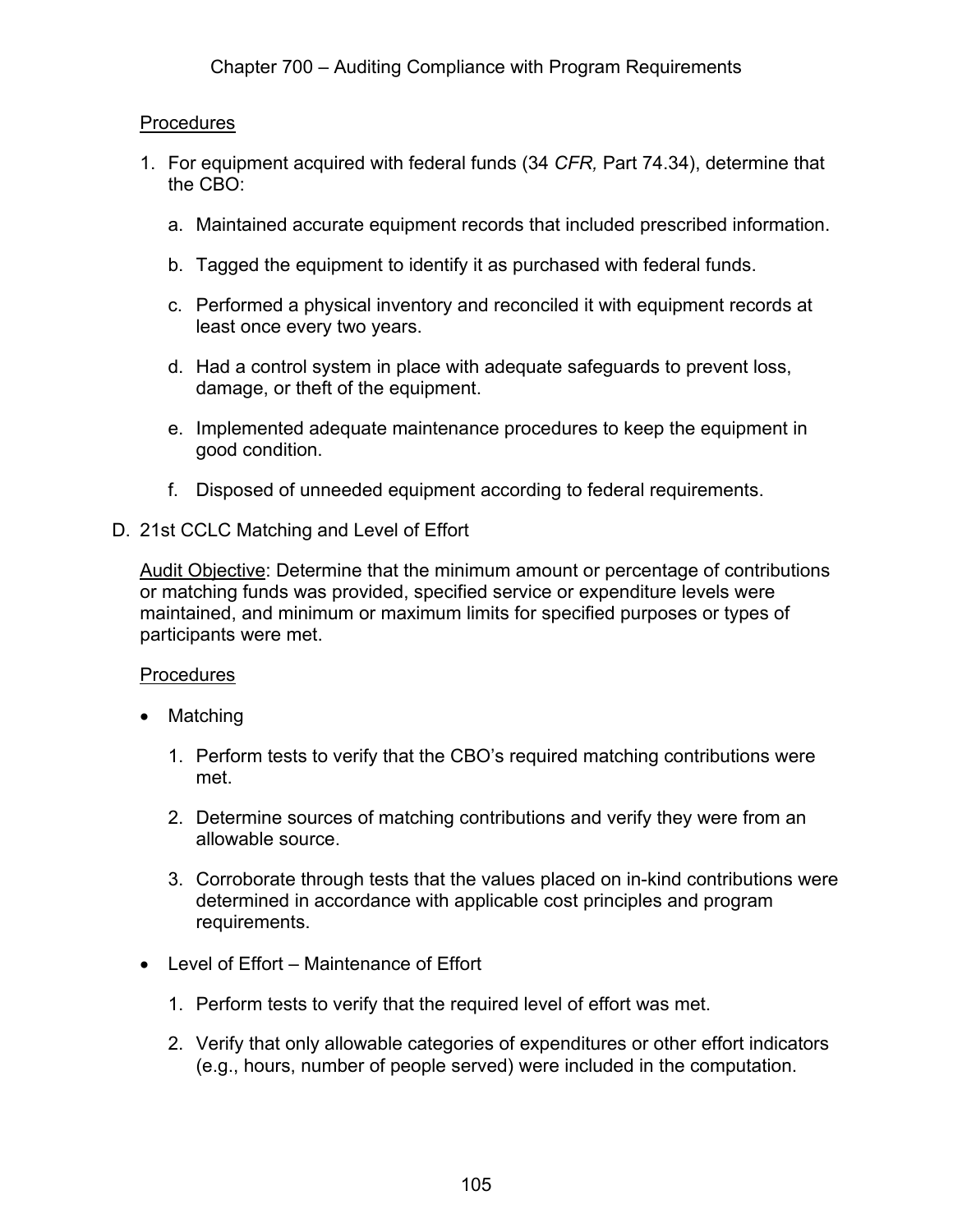Procedures

1. For equipment acquired with federal funds (34 *CFR,* Part 74.34), determine that the CBO:

   a. Maintained accurate equipment records that included prescribed information.

   b. Tagged the equipment to identify it as purchased with federal funds.

   c. Performed a physical inventory and reconciled it with equipment records at least once every two years.

   d. Had a control system in place with adequate safeguards to prevent loss, damage, or theft of the equipment.

   e. Implemented adequate maintenance procedures to keep the equipment in good condition.

   f. Disposed of unneeded equipment according to federal requirements.

D. 21st CCLC Matching and Level of Effort

   Audit Objective: Determine that the minimum amount or percentage of contributions or matching funds was provided, specified service or expenditure levels were maintained, and minimum or maximum limits for specified purposes or types of participants were met.

   Procedures

   - Matching

     1. Perform tests to verify that the CBO's required matching contributions were met.

     2. Determine sources of matching contributions and verify they were from an allowable source.

     3. Corroborate through tests that the values placed on in-kind contributions were determined in accordance with applicable cost principles and program requirements.

   - Level of Effort – Maintenance of Effort

     1. Perform tests to verify that the required level of effort was met.

     2. Verify that only allowable categories of expenditures or other effort indicators (e.g., hours, number of people served) were included in the computation.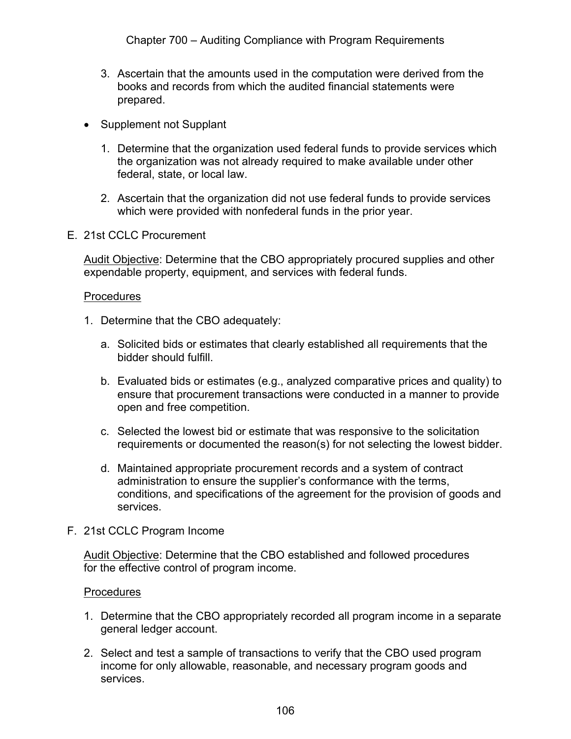3. Ascertain that the amounts used in the computation were derived from the books and records from which the audited financial statements were prepared.

- Supplement not Supplant

  1. Determine that the organization used federal funds to provide services which the organization was not already required to make available under other federal, state, or local law.

  2. Ascertain that the organization did not use federal funds to provide services which were provided with nonfederal funds in the prior year.

E. 21st CCLC Procurement

Audit Objective: Determine that the CBO appropriately procured supplies and other expendable property, equipment, and services with federal funds.

Procedures

1. Determine that the CBO adequately:

   a. Solicited bids or estimates that clearly established all requirements that the bidder should fulfill.

   b. Evaluated bids or estimates (e.g., analyzed comparative prices and quality) to ensure that procurement transactions were conducted in a manner to provide open and free competition.

   c. Selected the lowest bid or estimate that was responsive to the solicitation requirements or documented the reason(s) for not selecting the lowest bidder.

   d. Maintained appropriate procurement records and a system of contract administration to ensure the supplier's conformance with the terms, conditions, and specifications of the agreement for the provision of goods and services.

F. 21st CCLC Program Income

Audit Objective: Determine that the CBO established and followed procedures for the effective control of program income.

Procedures

1. Determine that the CBO appropriately recorded all program income in a separate general ledger account.

2. Select and test a sample of transactions to verify that the CBO used program income for only allowable, reasonable, and necessary program goods and services.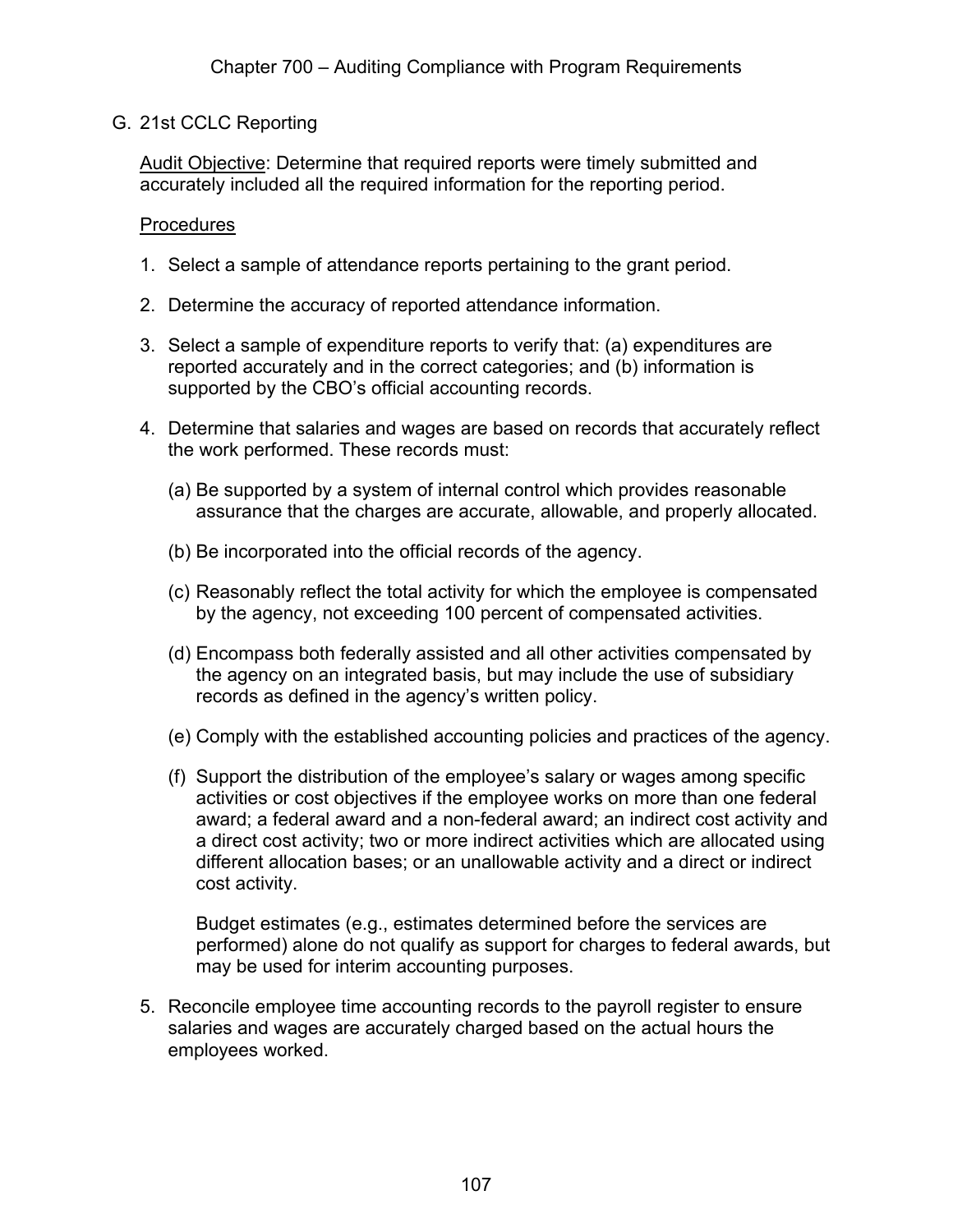## G. 21st CCLC Reporting

Audit Objective: Determine that required reports were timely submitted and accurately included all the required information for the reporting period.

Procedures

1. Select a sample of attendance reports pertaining to the grant period.

2. Determine the accuracy of reported attendance information.

3. Select a sample of expenditure reports to verify that: (a) expenditures are reported accurately and in the correct categories; and (b) information is supported by the CBO's official accounting records.

4. Determine that salaries and wages are based on records that accurately reflect the work performed. These records must:

   (a) Be supported by a system of internal control which provides reasonable assurance that the charges are accurate, allowable, and properly allocated.

   (b) Be incorporated into the official records of the agency.

   (c) Reasonably reflect the total activity for which the employee is compensated by the agency, not exceeding 100 percent of compensated activities.

   (d) Encompass both federally assisted and all other activities compensated by the agency on an integrated basis, but may include the use of subsidiary records as defined in the agency's written policy.

   (e) Comply with the established accounting policies and practices of the agency.

   (f) Support the distribution of the employee's salary or wages among specific activities or cost objectives if the employee works on more than one federal award; a federal award and a non-federal award; an indirect cost activity and a direct cost activity; two or more indirect activities which are allocated using different allocation bases; or an unallowable activity and a direct or indirect cost activity.

   Budget estimates (e.g., estimates determined before the services are performed) alone do not qualify as support for charges to federal awards, but may be used for interim accounting purposes.

5. Reconcile employee time accounting records to the payroll register to ensure salaries and wages are accurately charged based on the actual hours the employees worked.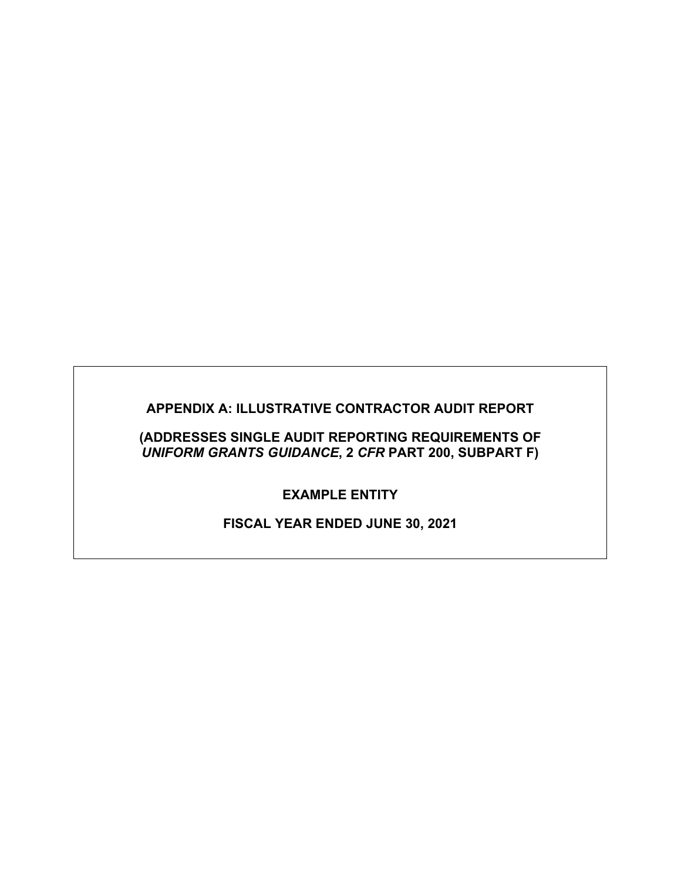# APPENDIX A: ILLUSTRATIVE CONTRACTOR AUDIT REPORT

## (ADDRESSES SINGLE AUDIT REPORTING REQUIREMENTS OF *UNIFORM GRANTS GUIDANCE*, 2 *CFR* PART 200, SUBPART F)

## EXAMPLE ENTITY

## FISCAL YEAR ENDED JUNE 30, 2021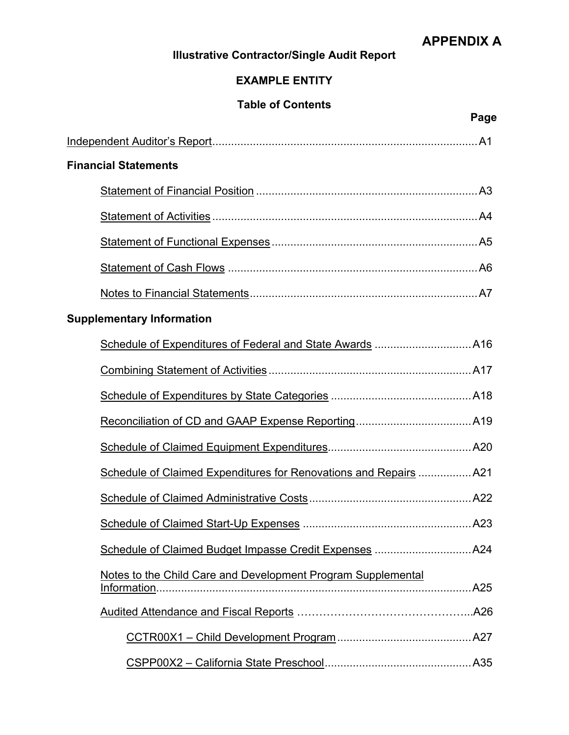# APPENDIX A

**Illustrative Contractor/Single Audit Report**

**EXAMPLE ENTITY**

**Table of Contents**

| | Page |
|---|---|
| Independent Auditor's Report | A1 |
| **Financial Statements** | |
| Statement of Financial Position | A3 |
| Statement of Activities | A4 |
| Statement of Functional Expenses | A5 |
| Statement of Cash Flows | A6 |
| Notes to Financial Statements | A7 |
| **Supplementary Information** | |
| Schedule of Expenditures of Federal and State Awards | A16 |
| Combining Statement of Activities | A17 |
| Schedule of Expenditures by State Categories | A18 |
| Reconciliation of CD and GAAP Expense Reporting | A19 |
| Schedule of Claimed Equipment Expenditures | A20 |
| Schedule of Claimed Expenditures for Renovations and Repairs | A21 |
| Schedule of Claimed Administrative Costs | A22 |
| Schedule of Claimed Start-Up Expenses | A23 |
| Schedule of Claimed Budget Impasse Credit Expenses | A24 |
| Notes to the Child Care and Development Program Supplemental Information | A25 |
| Audited Attendance and Fiscal Reports | A26 |
| CCTR00X1 – Child Development Program | A27 |
| CSPP00X2 – California State Preschool | A35 |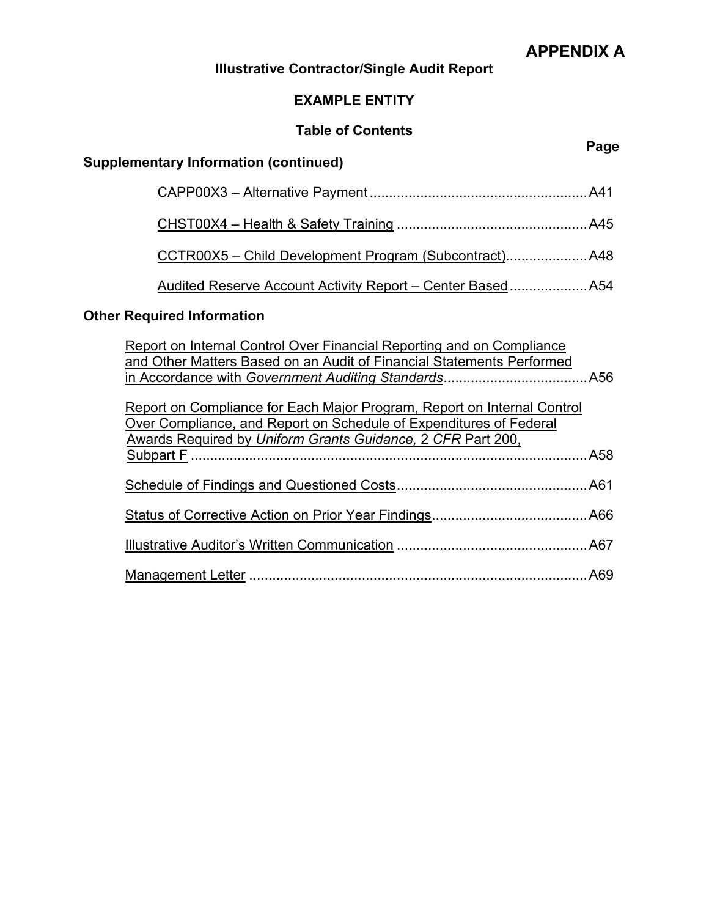# APPENDIX A

## Illustrative Contractor/Single Audit Report

## EXAMPLE ENTITY

### Table of Contents

| | Page |
|---|---|
| **Supplementary Information (continued)** | |
| CAPP00X3 – Alternative Payment | A41 |
| CHST00X4 – Health & Safety Training | A45 |
| CCTR00X5 – Child Development Program (Subcontract) | A48 |
| Audited Reserve Account Activity Report – Center Based | A54 |
| **Other Required Information** | |
| Report on Internal Control Over Financial Reporting and on Compliance and Other Matters Based on an Audit of Financial Statements Performed in Accordance with *Government Auditing Standards* | A56 |
| Report on Compliance for Each Major Program, Report on Internal Control Over Compliance, and Report on Schedule of Expenditures of Federal Awards Required by *Uniform Grants Guidance,* 2 *CFR* Part 200, Subpart F | A58 |
| Schedule of Findings and Questioned Costs | A61 |
| Status of Corrective Action on Prior Year Findings | A66 |
| Illustrative Auditor's Written Communication | A67 |
| Management Letter | A69 |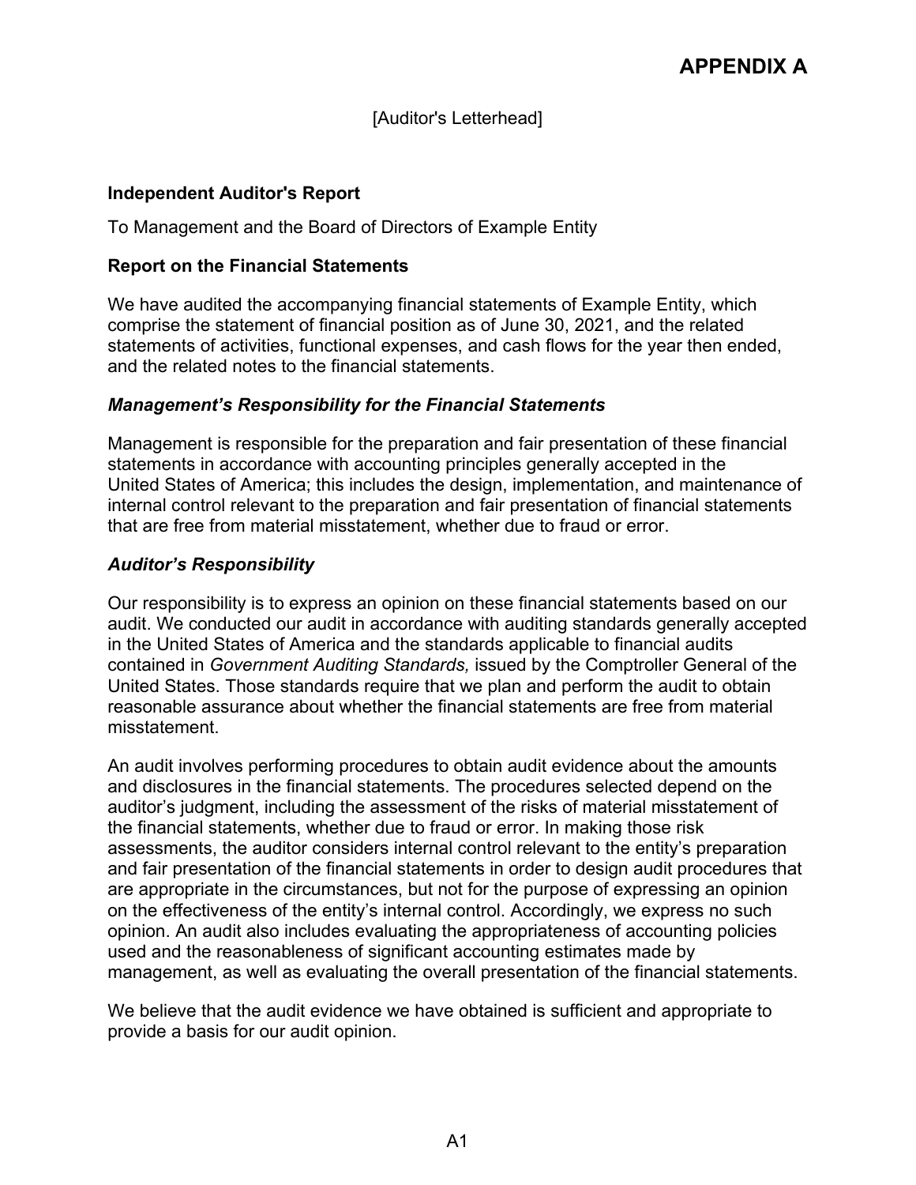# APPENDIX A

[Auditor's Letterhead]

**Independent Auditor's Report**

To Management and the Board of Directors of Example Entity

**Report on the Financial Statements**

We have audited the accompanying financial statements of Example Entity, which comprise the statement of financial position as of June 30, 2021, and the related statements of activities, functional expenses, and cash flows for the year then ended, and the related notes to the financial statements.

***Management's Responsibility for the Financial Statements***

Management is responsible for the preparation and fair presentation of these financial statements in accordance with accounting principles generally accepted in the United States of America; this includes the design, implementation, and maintenance of internal control relevant to the preparation and fair presentation of financial statements that are free from material misstatement, whether due to fraud or error.

***Auditor's Responsibility***

Our responsibility is to express an opinion on these financial statements based on our audit. We conducted our audit in accordance with auditing standards generally accepted in the United States of America and the standards applicable to financial audits contained in *Government Auditing Standards,* issued by the Comptroller General of the United States. Those standards require that we plan and perform the audit to obtain reasonable assurance about whether the financial statements are free from material misstatement.

An audit involves performing procedures to obtain audit evidence about the amounts and disclosures in the financial statements. The procedures selected depend on the auditor's judgment, including the assessment of the risks of material misstatement of the financial statements, whether due to fraud or error. In making those risk assessments, the auditor considers internal control relevant to the entity's preparation and fair presentation of the financial statements in order to design audit procedures that are appropriate in the circumstances, but not for the purpose of expressing an opinion on the effectiveness of the entity's internal control. Accordingly, we express no such opinion. An audit also includes evaluating the appropriateness of accounting policies used and the reasonableness of significant accounting estimates made by management, as well as evaluating the overall presentation of the financial statements.

We believe that the audit evidence we have obtained is sufficient and appropriate to provide a basis for our audit opinion.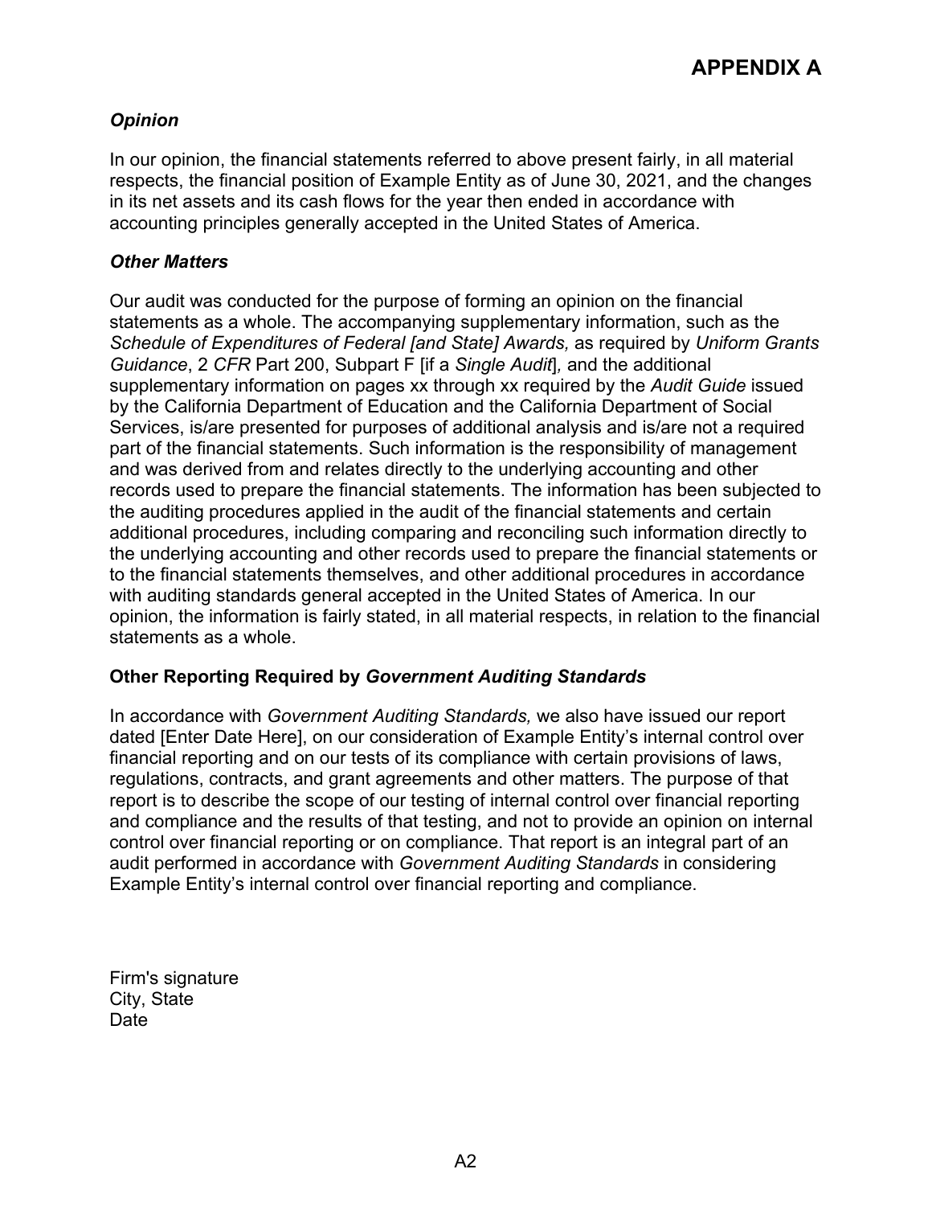# APPENDIX A

### *Opinion*

In our opinion, the financial statements referred to above present fairly, in all material respects, the financial position of Example Entity as of June 30, 2021, and the changes in its net assets and its cash flows for the year then ended in accordance with accounting principles generally accepted in the United States of America.

### *Other Matters*

Our audit was conducted for the purpose of forming an opinion on the financial statements as a whole. The accompanying supplementary information, such as the *Schedule of Expenditures of Federal [and State] Awards,* as required by *Uniform Grants Guidance*, 2 *CFR* Part 200, Subpart F [if a *Single Audit*]*,* and the additional supplementary information on pages xx through xx required by the *Audit Guide* issued by the California Department of Education and the California Department of Social Services, is/are presented for purposes of additional analysis and is/are not a required part of the financial statements. Such information is the responsibility of management and was derived from and relates directly to the underlying accounting and other records used to prepare the financial statements. The information has been subjected to the auditing procedures applied in the audit of the financial statements and certain additional procedures, including comparing and reconciling such information directly to the underlying accounting and other records used to prepare the financial statements or to the financial statements themselves, and other additional procedures in accordance with auditing standards general accepted in the United States of America. In our opinion, the information is fairly stated, in all material respects, in relation to the financial statements as a whole.

### Other Reporting Required by *Government Auditing Standards*

In accordance with *Government Auditing Standards,* we also have issued our report dated [Enter Date Here], on our consideration of Example Entity's internal control over financial reporting and on our tests of its compliance with certain provisions of laws, regulations, contracts, and grant agreements and other matters. The purpose of that report is to describe the scope of our testing of internal control over financial reporting and compliance and the results of that testing, and not to provide an opinion on internal control over financial reporting or on compliance. That report is an integral part of an audit performed in accordance with *Government Auditing Standards* in considering Example Entity's internal control over financial reporting and compliance.

Firm's signature
City, State
Date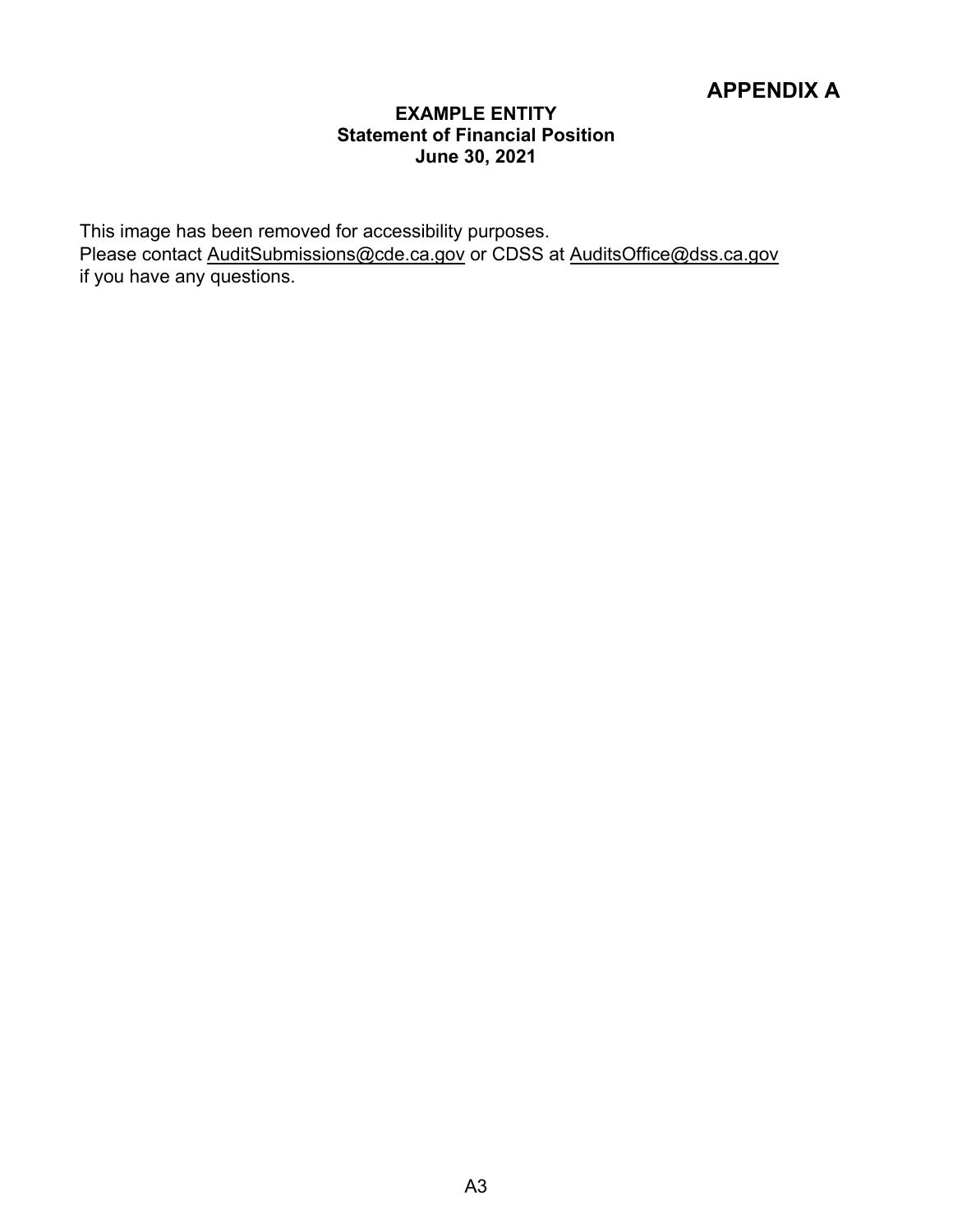# APPENDIX A

**EXAMPLE ENTITY**
**Statement of Financial Position**
**June 30, 2021**

This image has been removed for accessibility purposes.
Please contact AuditSubmissions@cde.ca.gov or CDSS at AuditsOffice@dss.ca.gov if you have any questions.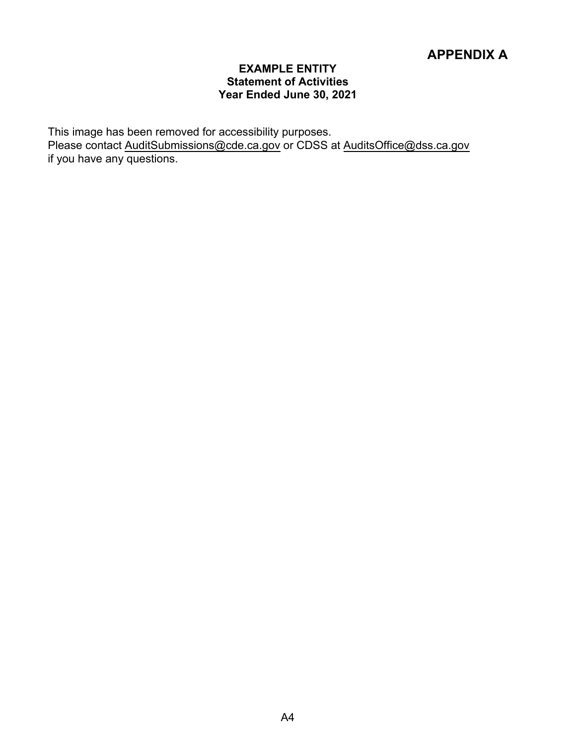# APPENDIX A

**EXAMPLE ENTITY**
**Statement of Activities**
**Year Ended June 30, 2021**

This image has been removed for accessibility purposes.
Please contact AuditSubmissions@cde.ca.gov or CDSS at AuditsOffice@dss.ca.gov if you have any questions.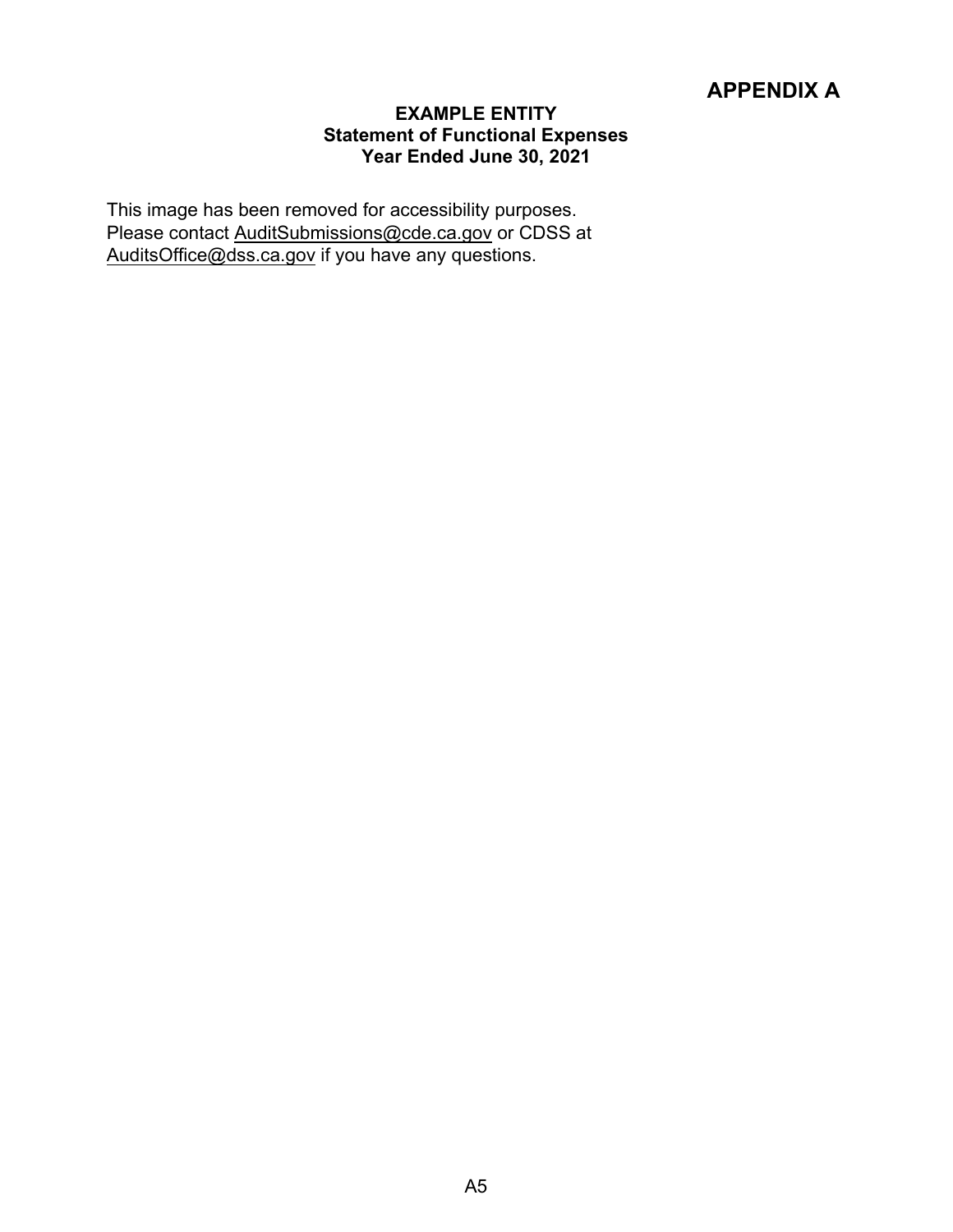# APPENDIX A

**EXAMPLE ENTITY**
**Statement of Functional Expenses**
**Year Ended June 30, 2021**

This image has been removed for accessibility purposes. Please contact AuditSubmissions@cde.ca.gov or CDSS at AuditsOffice@dss.ca.gov if you have any questions.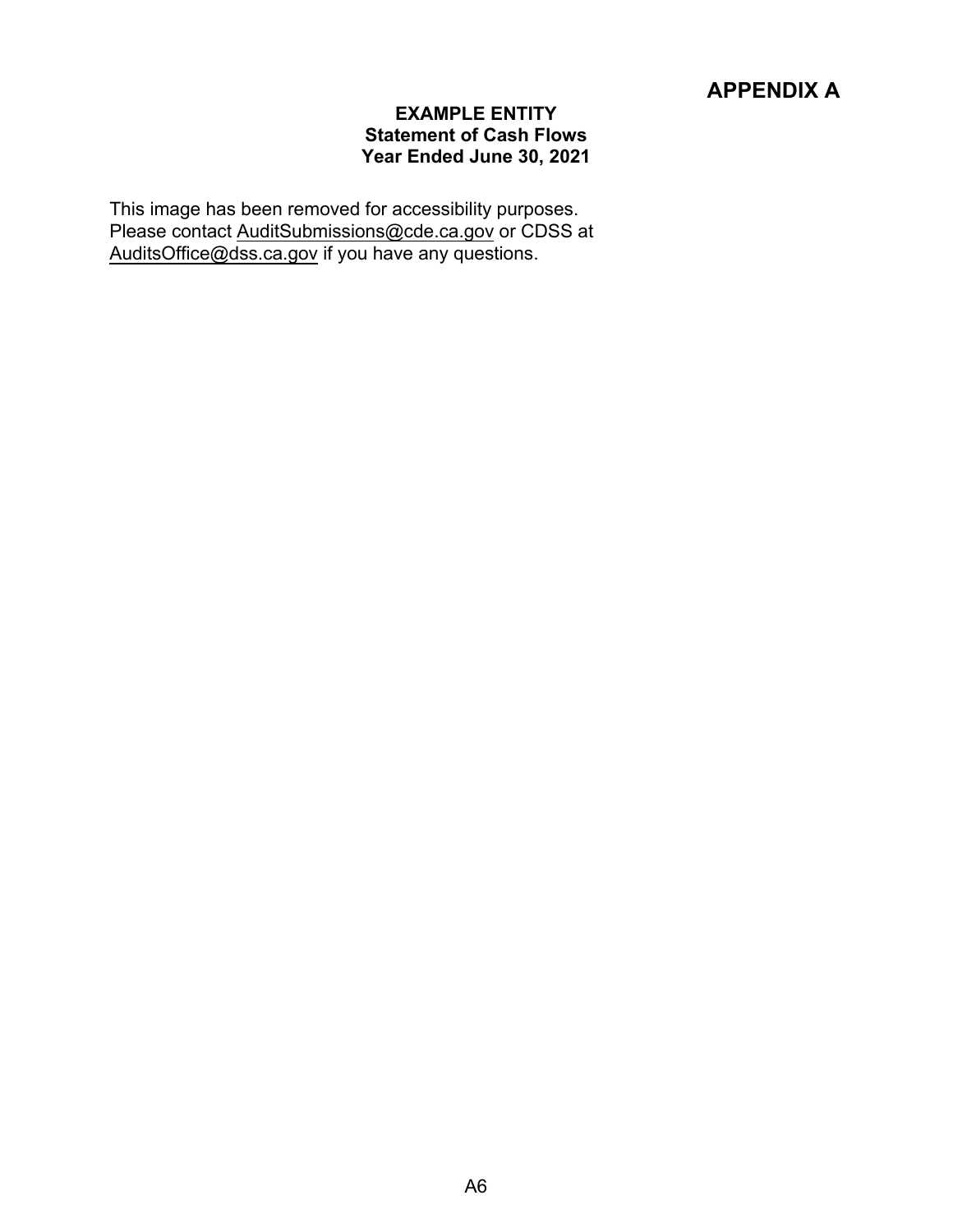# APPENDIX A

**EXAMPLE ENTITY**
**Statement of Cash Flows**
**Year Ended June 30, 2021**

This image has been removed for accessibility purposes. Please contact AuditSubmissions@cde.ca.gov or CDSS at AuditsOffice@dss.ca.gov if you have any questions.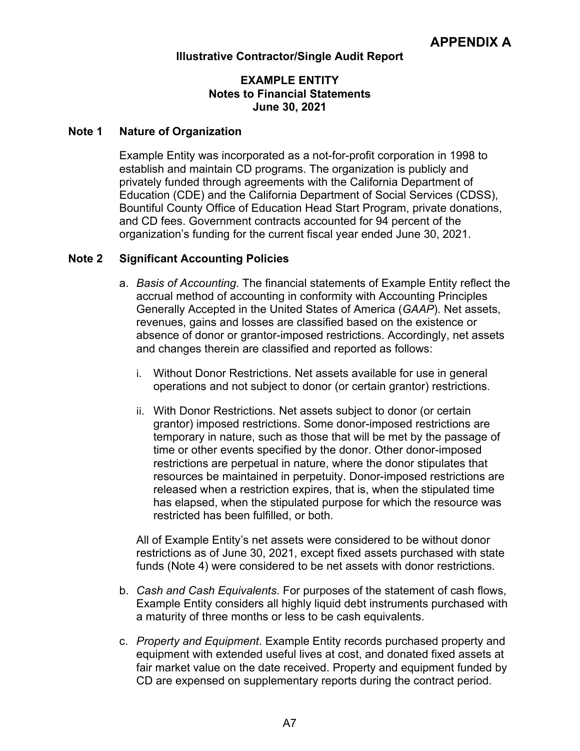# APPENDIX A

**Illustrative Contractor/Single Audit Report**

**EXAMPLE ENTITY**
**Notes to Financial Statements**
**June 30, 2021**

## Note 1 Nature of Organization

Example Entity was incorporated as a not-for-profit corporation in 1998 to establish and maintain CD programs. The organization is publicly and privately funded through agreements with the California Department of Education (CDE) and the California Department of Social Services (CDSS), Bountiful County Office of Education Head Start Program, private donations, and CD fees. Government contracts accounted for 94 percent of the organization's funding for the current fiscal year ended June 30, 2021.

## Note 2 Significant Accounting Policies

a. *Basis of Accounting*. The financial statements of Example Entity reflect the accrual method of accounting in conformity with Accounting Principles Generally Accepted in the United States of America (*GAAP*). Net assets, revenues, gains and losses are classified based on the existence or absence of donor or grantor-imposed restrictions. Accordingly, net assets and changes therein are classified and reported as follows:

   i. Without Donor Restrictions. Net assets available for use in general operations and not subject to donor (or certain grantor) restrictions.

   ii. With Donor Restrictions. Net assets subject to donor (or certain grantor) imposed restrictions. Some donor-imposed restrictions are temporary in nature, such as those that will be met by the passage of time or other events specified by the donor. Other donor-imposed restrictions are perpetual in nature, where the donor stipulates that resources be maintained in perpetuity. Donor-imposed restrictions are released when a restriction expires, that is, when the stipulated time has elapsed, when the stipulated purpose for which the resource was restricted has been fulfilled, or both.

   All of Example Entity's net assets were considered to be without donor restrictions as of June 30, 2021, except fixed assets purchased with state funds (Note 4) were considered to be net assets with donor restrictions.

b. *Cash and Cash Equivalents*. For purposes of the statement of cash flows, Example Entity considers all highly liquid debt instruments purchased with a maturity of three months or less to be cash equivalents.

c. *Property and Equipment*. Example Entity records purchased property and equipment with extended useful lives at cost, and donated fixed assets at fair market value on the date received. Property and equipment funded by CD are expensed on supplementary reports during the contract period.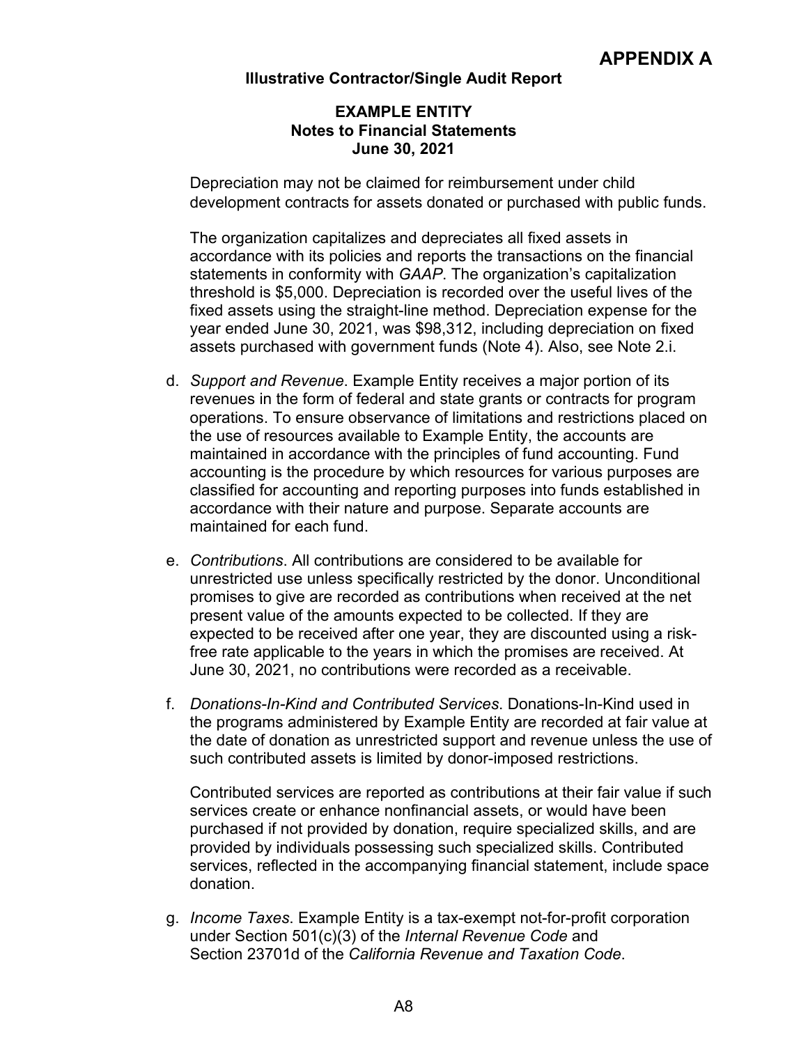## APPENDIX A

### Illustrative Contractor/Single Audit Report

### EXAMPLE ENTITY
### Notes to Financial Statements
### June 30, 2021

Depreciation may not be claimed for reimbursement under child development contracts for assets donated or purchased with public funds.

The organization capitalizes and depreciates all fixed assets in accordance with its policies and reports the transactions on the financial statements in conformity with *GAAP*. The organization's capitalization threshold is $5,000. Depreciation is recorded over the useful lives of the fixed assets using the straight-line method. Depreciation expense for the year ended June 30, 2021, was $98,312, including depreciation on fixed assets purchased with government funds (Note 4). Also, see Note 2.i.

d. *Support and Revenue*. Example Entity receives a major portion of its revenues in the form of federal and state grants or contracts for program operations. To ensure observance of limitations and restrictions placed on the use of resources available to Example Entity, the accounts are maintained in accordance with the principles of fund accounting. Fund accounting is the procedure by which resources for various purposes are classified for accounting and reporting purposes into funds established in accordance with their nature and purpose. Separate accounts are maintained for each fund.

e. *Contributions*. All contributions are considered to be available for unrestricted use unless specifically restricted by the donor. Unconditional promises to give are recorded as contributions when received at the net present value of the amounts expected to be collected. If they are expected to be received after one year, they are discounted using a risk-free rate applicable to the years in which the promises are received. At June 30, 2021, no contributions were recorded as a receivable.

f. *Donations-In-Kind and Contributed Services*. Donations-In-Kind used in the programs administered by Example Entity are recorded at fair value at the date of donation as unrestricted support and revenue unless the use of such contributed assets is limited by donor-imposed restrictions.

   Contributed services are reported as contributions at their fair value if such services create or enhance nonfinancial assets, or would have been purchased if not provided by donation, require specialized skills, and are provided by individuals possessing such specialized skills. Contributed services, reflected in the accompanying financial statement, include space donation.

g. *Income Taxes*. Example Entity is a tax-exempt not-for-profit corporation under Section 501(c)(3) of the *Internal Revenue Code* and Section 23701d of the *California Revenue and Taxation Code*.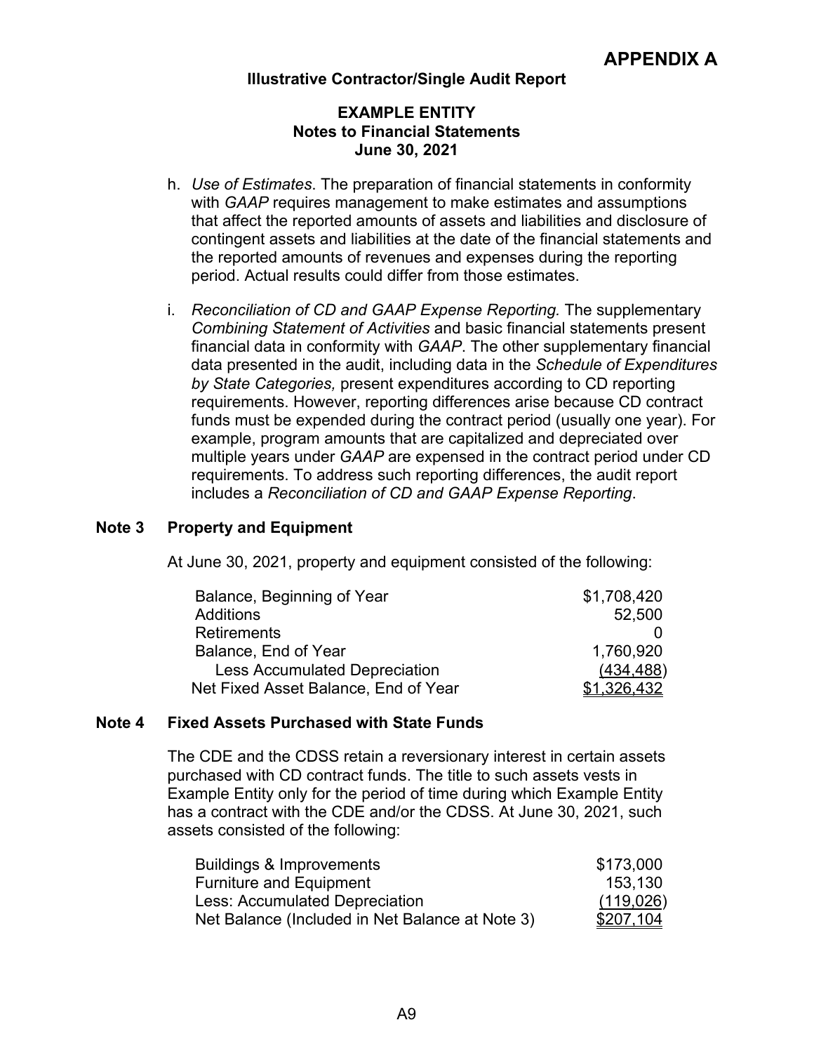# APPENDIX A

**Illustrative Contractor/Single Audit Report**

**EXAMPLE ENTITY**
**Notes to Financial Statements**
**June 30, 2021**

h. *Use of Estimates*. The preparation of financial statements in conformity with *GAAP* requires management to make estimates and assumptions that affect the reported amounts of assets and liabilities and disclosure of contingent assets and liabilities at the date of the financial statements and the reported amounts of revenues and expenses during the reporting period. Actual results could differ from those estimates.

i. *Reconciliation of CD and GAAP Expense Reporting.* The supplementary *Combining Statement of Activities* and basic financial statements present financial data in conformity with *GAAP*. The other supplementary financial data presented in the audit, including data in the *Schedule of Expenditures by State Categories,* present expenditures according to CD reporting requirements. However, reporting differences arise because CD contract funds must be expended during the contract period (usually one year). For example, program amounts that are capitalized and depreciated over multiple years under *GAAP* are expensed in the contract period under CD requirements. To address such reporting differences, the audit report includes a *Reconciliation of CD and GAAP Expense Reporting*.

## Note 3 Property and Equipment

At June 30, 2021, property and equipment consisted of the following:

| | |
|---|---|
| Balance, Beginning of Year | $1,708,420 |
| Additions | 52,500 |
| Retirements | 0 |
| Balance, End of Year | 1,760,920 |
| Less Accumulated Depreciation | (434,488) |
| Net Fixed Asset Balance, End of Year | $1,326,432 |

## Note 4 Fixed Assets Purchased with State Funds

The CDE and the CDSS retain a reversionary interest in certain assets purchased with CD contract funds. The title to such assets vests in Example Entity only for the period of time during which Example Entity has a contract with the CDE and/or the CDSS. At June 30, 2021, such assets consisted of the following:

| | |
|---|---|
| Buildings & Improvements | $173,000 |
| Furniture and Equipment | 153,130 |
| Less: Accumulated Depreciation | (119,026) |
| Net Balance (Included in Net Balance at Note 3) | $207,104 |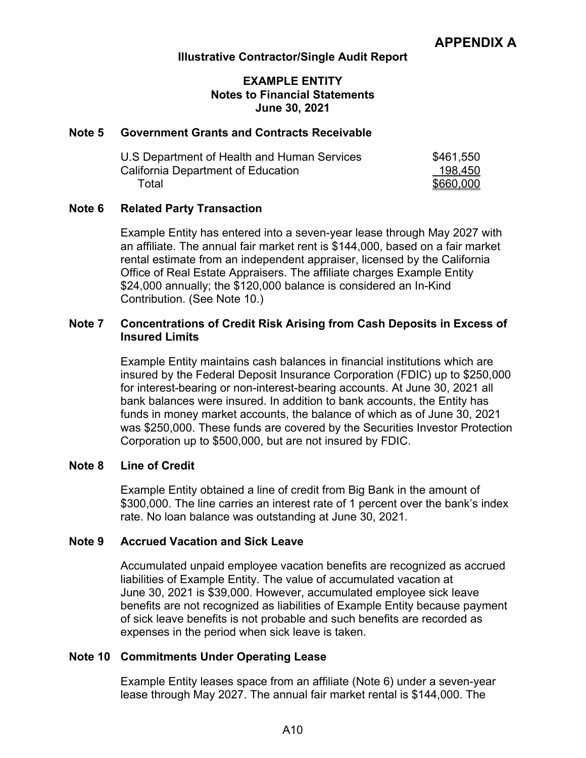# APPENDIX A

**Illustrative Contractor/Single Audit Report**

**EXAMPLE ENTITY**
**Notes to Financial Statements**
**June 30, 2021**

## Note 5 Government Grants and Contracts Receivable

| | |
|---|---|
| U.S Department of Health and Human Services | \$461,550 |
| California Department of Education | 198,450 |
| Total | \$660,000 |

## Note 6 Related Party Transaction

Example Entity has entered into a seven-year lease through May 2027 with an affiliate. The annual fair market rent is \$144,000, based on a fair market rental estimate from an independent appraiser, licensed by the California Office of Real Estate Appraisers. The affiliate charges Example Entity \$24,000 annually; the \$120,000 balance is considered an In-Kind Contribution. (See Note 10.)

## Note 7 Concentrations of Credit Risk Arising from Cash Deposits in Excess of Insured Limits

Example Entity maintains cash balances in financial institutions which are insured by the Federal Deposit Insurance Corporation (FDIC) up to \$250,000 for interest-bearing or non-interest-bearing accounts. At June 30, 2021 all bank balances were insured. In addition to bank accounts, the Entity has funds in money market accounts, the balance of which as of June 30, 2021 was \$250,000. These funds are covered by the Securities Investor Protection Corporation up to \$500,000, but are not insured by FDIC.

## Note 8 Line of Credit

Example Entity obtained a line of credit from Big Bank in the amount of \$300,000. The line carries an interest rate of 1 percent over the bank's index rate. No loan balance was outstanding at June 30, 2021.

## Note 9 Accrued Vacation and Sick Leave

Accumulated unpaid employee vacation benefits are recognized as accrued liabilities of Example Entity. The value of accumulated vacation at June 30, 2021 is \$39,000. However, accumulated employee sick leave benefits are not recognized as liabilities of Example Entity because payment of sick leave benefits is not probable and such benefits are recorded as expenses in the period when sick leave is taken.

## Note 10 Commitments Under Operating Lease

Example Entity leases space from an affiliate (Note 6) under a seven-year lease through May 2027. The annual fair market rental is \$144,000. The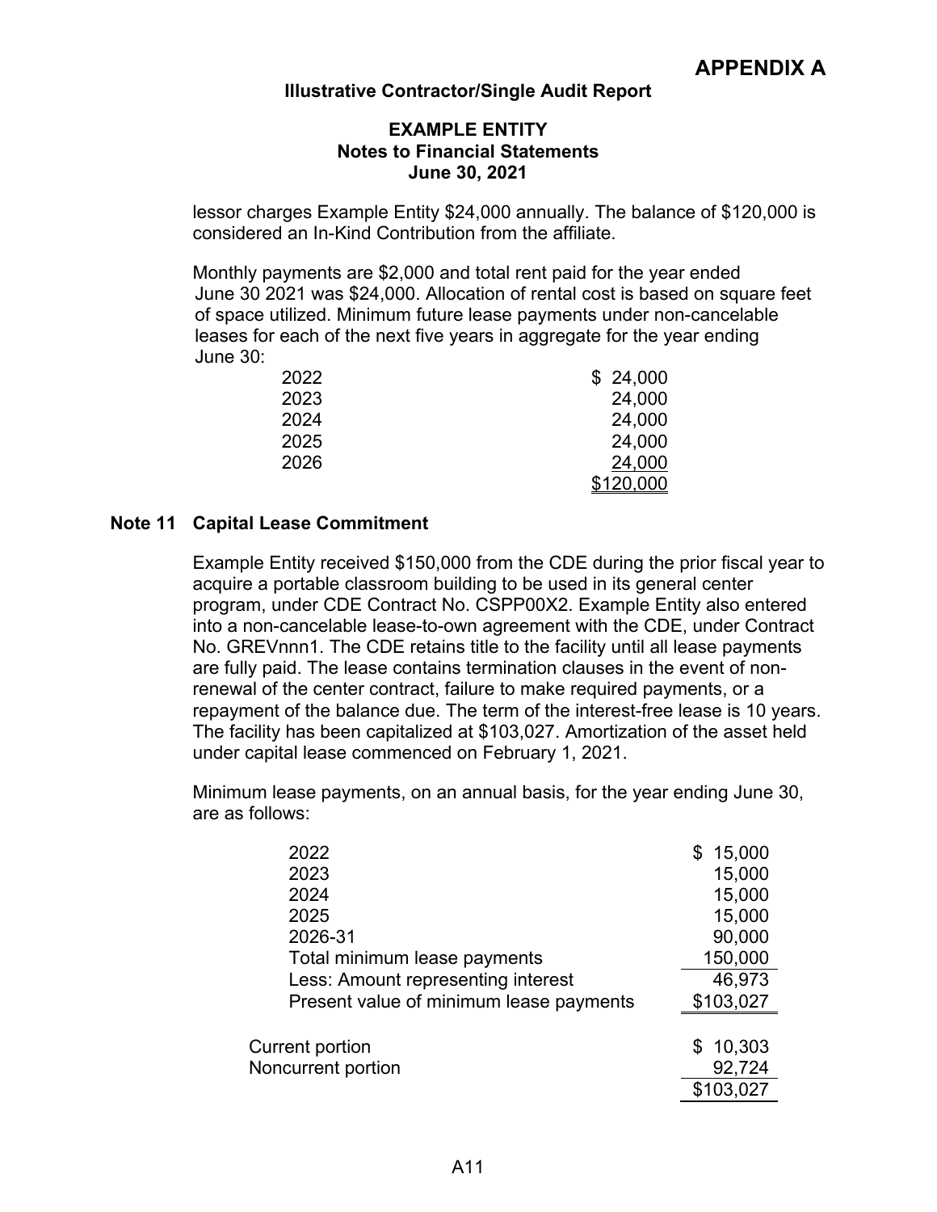lessor charges Example Entity $24,000 annually. The balance of $120,000 is considered an In-Kind Contribution from the affiliate.

Monthly payments are $2,000 and total rent paid for the year ended June 30 2021 was $24,000. Allocation of rental cost is based on square feet of space utilized. Minimum future lease payments under non-cancelable leases for each of the next five years in aggregate for the year ending June 30:

| | |
|---|---|
| 2022 | $ 24,000 |
| 2023 | 24,000 |
| 2024 | 24,000 |
| 2025 | 24,000 |
| 2026 | 24,000 |
| | $120,000 |

## Note 11 Capital Lease Commitment

Example Entity received $150,000 from the CDE during the prior fiscal year to acquire a portable classroom building to be used in its general center program, under CDE Contract No. CSPP00X2. Example Entity also entered into a non-cancelable lease-to-own agreement with the CDE, under Contract No. GREVnnn1. The CDE retains title to the facility until all lease payments are fully paid. The lease contains termination clauses in the event of non-renewal of the center contract, failure to make required payments, or a repayment of the balance due. The term of the interest-free lease is 10 years. The facility has been capitalized at $103,027. Amortization of the asset held under capital lease commenced on February 1, 2021.

Minimum lease payments, on an annual basis, for the year ending June 30, are as follows:

| | |
|---|---|
| 2022 | $ 15,000 |
| 2023 | 15,000 |
| 2024 | 15,000 |
| 2025 | 15,000 |
| 2026-31 | 90,000 |
| Total minimum lease payments | 150,000 |
| Less: Amount representing interest | 46,973 |
| Present value of minimum lease payments | $103,027 |

| | |
|---|---|
| Current portion | $ 10,303 |
| Noncurrent portion | 92,724 |
| | $103,027 |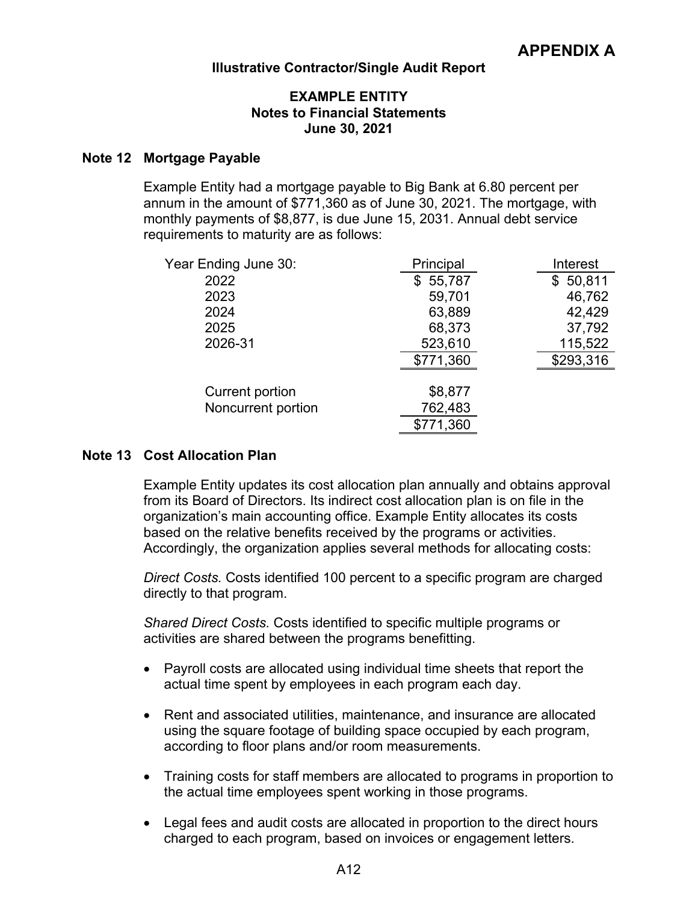# APPENDIX A

**Illustrative Contractor/Single Audit Report**

**EXAMPLE ENTITY**
**Notes to Financial Statements**
**June 30, 2021**

## Note 12 Mortgage Payable

Example Entity had a mortgage payable to Big Bank at 6.80 percent per annum in the amount of $771,360 as of June 30, 2021. The mortgage, with monthly payments of $8,877, is due June 15, 2031. Annual debt service requirements to maturity are as follows:

| Year Ending June 30: | Principal | Interest |
|---|---|---|
| 2022 | $ 55,787 | $ 50,811 |
| 2023 | 59,701 | 46,762 |
| 2024 | 63,889 | 42,429 |
| 2025 | 68,373 | 37,792 |
| 2026-31 | 523,610 | 115,522 |
| | $771,360 | $293,316 |
| | | |
| Current portion | $8,877 | |
| Noncurrent portion | 762,483 | |
| | $771,360 | |

## Note 13 Cost Allocation Plan

Example Entity updates its cost allocation plan annually and obtains approval from its Board of Directors. Its indirect cost allocation plan is on file in the organization's main accounting office. Example Entity allocates its costs based on the relative benefits received by the programs or activities. Accordingly, the organization applies several methods for allocating costs:

*Direct Costs.* Costs identified 100 percent to a specific program are charged directly to that program.

*Shared Direct Costs.* Costs identified to specific multiple programs or activities are shared between the programs benefitting.

- Payroll costs are allocated using individual time sheets that report the actual time spent by employees in each program each day.
- Rent and associated utilities, maintenance, and insurance are allocated using the square footage of building space occupied by each program, according to floor plans and/or room measurements.
- Training costs for staff members are allocated to programs in proportion to the actual time employees spent working in those programs.
- Legal fees and audit costs are allocated in proportion to the direct hours charged to each program, based on invoices or engagement letters.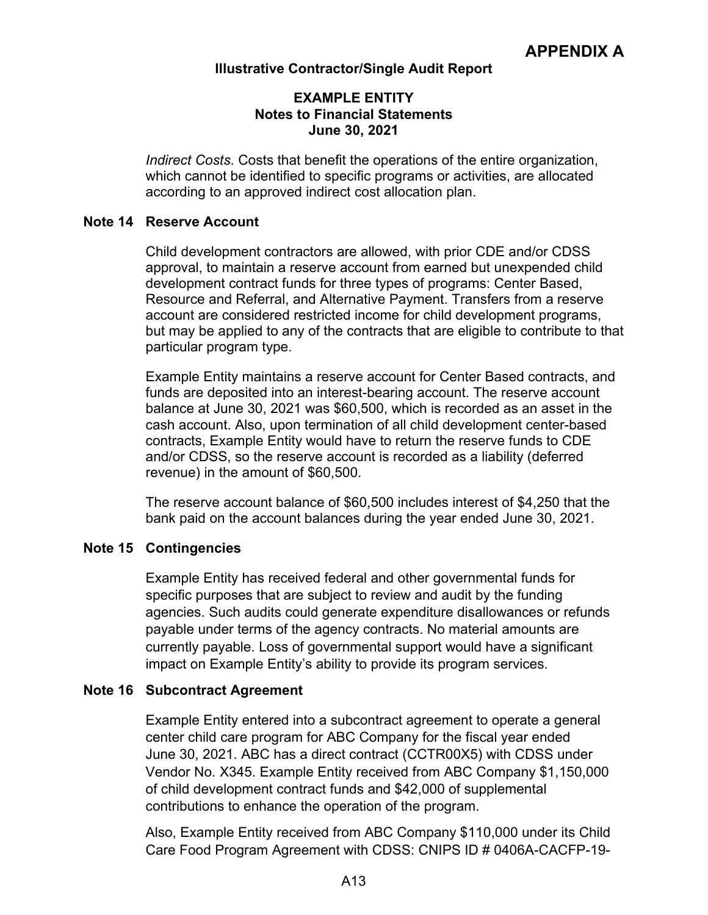# APPENDIX A

**Illustrative Contractor/Single Audit Report**

**EXAMPLE ENTITY**
**Notes to Financial Statements**
**June 30, 2021**

*Indirect Costs*. Costs that benefit the operations of the entire organization, which cannot be identified to specific programs or activities, are allocated according to an approved indirect cost allocation plan.

## Note 14 Reserve Account

Child development contractors are allowed, with prior CDE and/or CDSS approval, to maintain a reserve account from earned but unexpended child development contract funds for three types of programs: Center Based, Resource and Referral, and Alternative Payment. Transfers from a reserve account are considered restricted income for child development programs, but may be applied to any of the contracts that are eligible to contribute to that particular program type.

Example Entity maintains a reserve account for Center Based contracts, and funds are deposited into an interest-bearing account. The reserve account balance at June 30, 2021 was $60,500, which is recorded as an asset in the cash account. Also, upon termination of all child development center-based contracts, Example Entity would have to return the reserve funds to CDE and/or CDSS, so the reserve account is recorded as a liability (deferred revenue) in the amount of $60,500.

The reserve account balance of $60,500 includes interest of $4,250 that the bank paid on the account balances during the year ended June 30, 2021.

## Note 15 Contingencies

Example Entity has received federal and other governmental funds for specific purposes that are subject to review and audit by the funding agencies. Such audits could generate expenditure disallowances or refunds payable under terms of the agency contracts. No material amounts are currently payable. Loss of governmental support would have a significant impact on Example Entity's ability to provide its program services.

## Note 16 Subcontract Agreement

Example Entity entered into a subcontract agreement to operate a general center child care program for ABC Company for the fiscal year ended June 30, 2021. ABC has a direct contract (CCTR00X5) with CDSS under Vendor No. X345. Example Entity received from ABC Company $1,150,000 of child development contract funds and $42,000 of supplemental contributions to enhance the operation of the program.

Also, Example Entity received from ABC Company $110,000 under its Child Care Food Program Agreement with CDSS: CNIPS ID # 0406A-CACFP-19-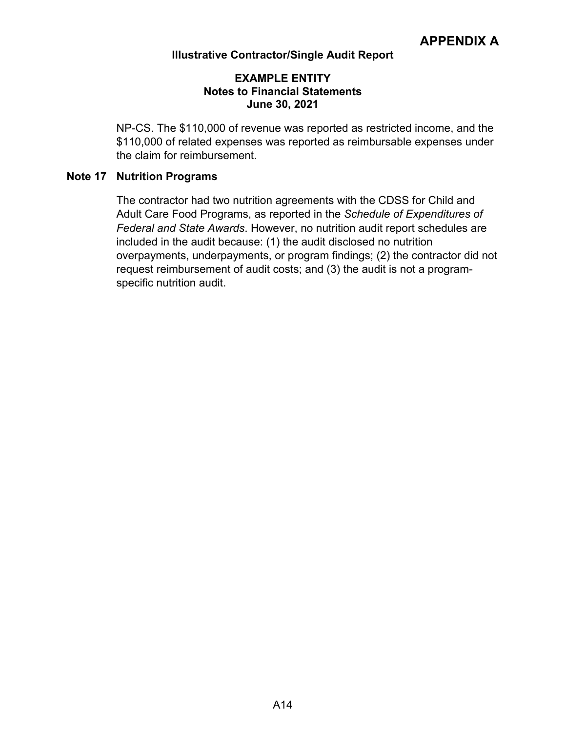NP-CS. The $110,000 of revenue was reported as restricted income, and the $110,000 of related expenses was reported as reimbursable expenses under the claim for reimbursement.

### Note 17 Nutrition Programs

The contractor had two nutrition agreements with the CDSS for Child and Adult Care Food Programs, as reported in the *Schedule of Expenditures of Federal and State Awards*. However, no nutrition audit report schedules are included in the audit because: (1) the audit disclosed no nutrition overpayments, underpayments, or program findings; (2) the contractor did not request reimbursement of audit costs; and (3) the audit is not a program-specific nutrition audit.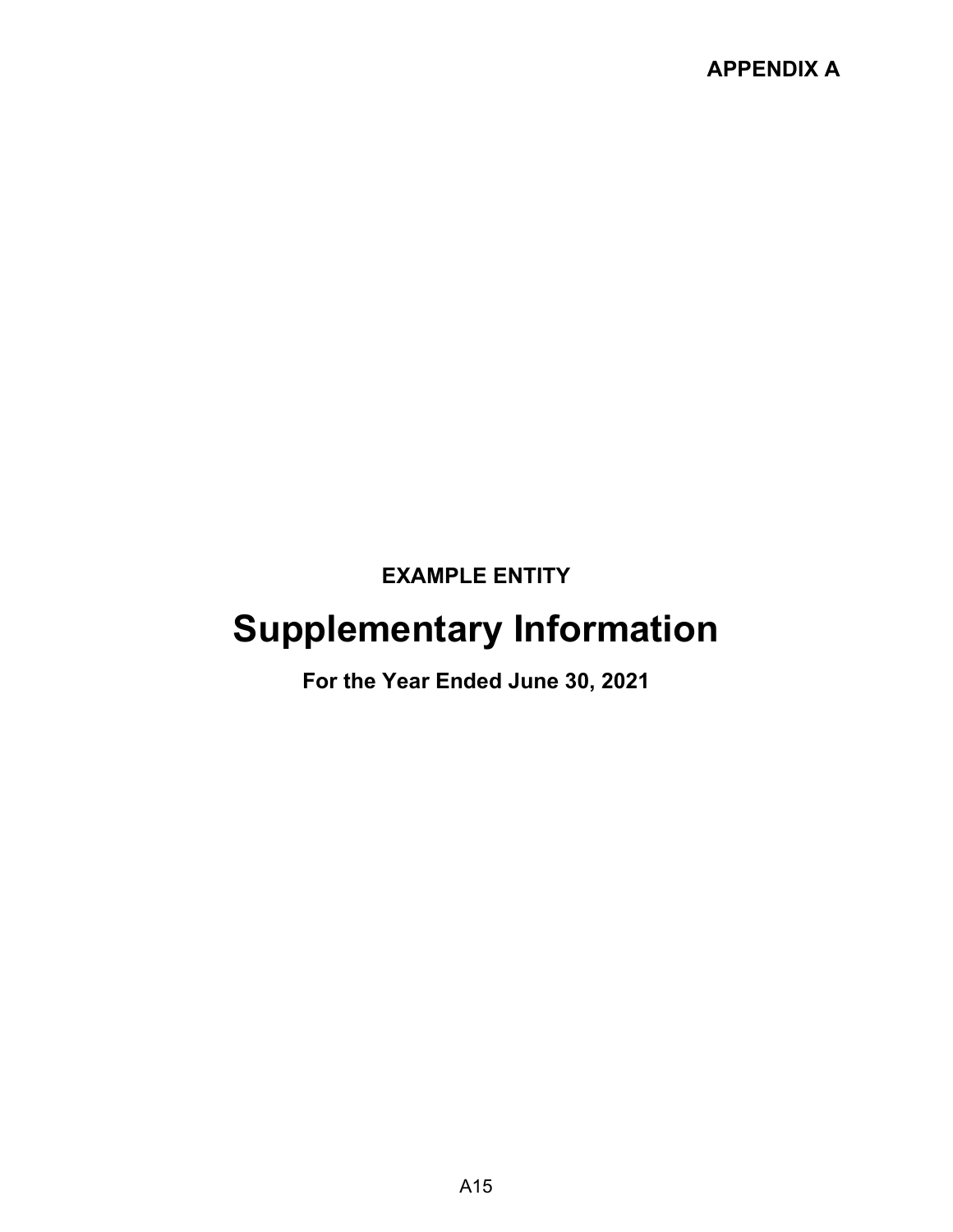**APPENDIX A**

**EXAMPLE ENTITY**

# Supplementary Information

**For the Year Ended June 30, 2021**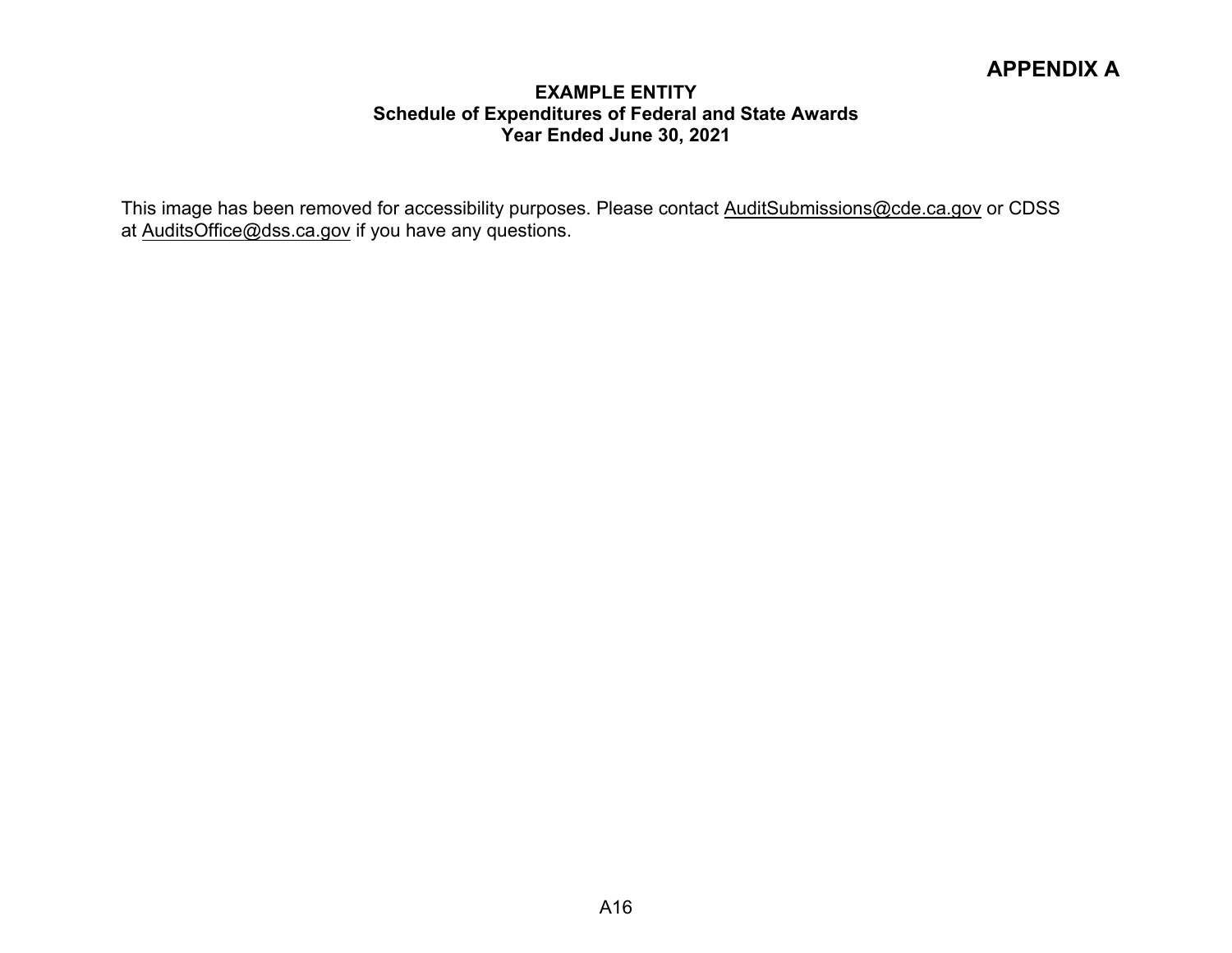**APPENDIX A**

**EXAMPLE ENTITY**
**Schedule of Expenditures of Federal and State Awards**
**Year Ended June 30, 2021**

This image has been removed for accessibility purposes. Please contact AuditSubmissions@cde.ca.gov or CDSS at AuditsOffice@dss.ca.gov if you have any questions.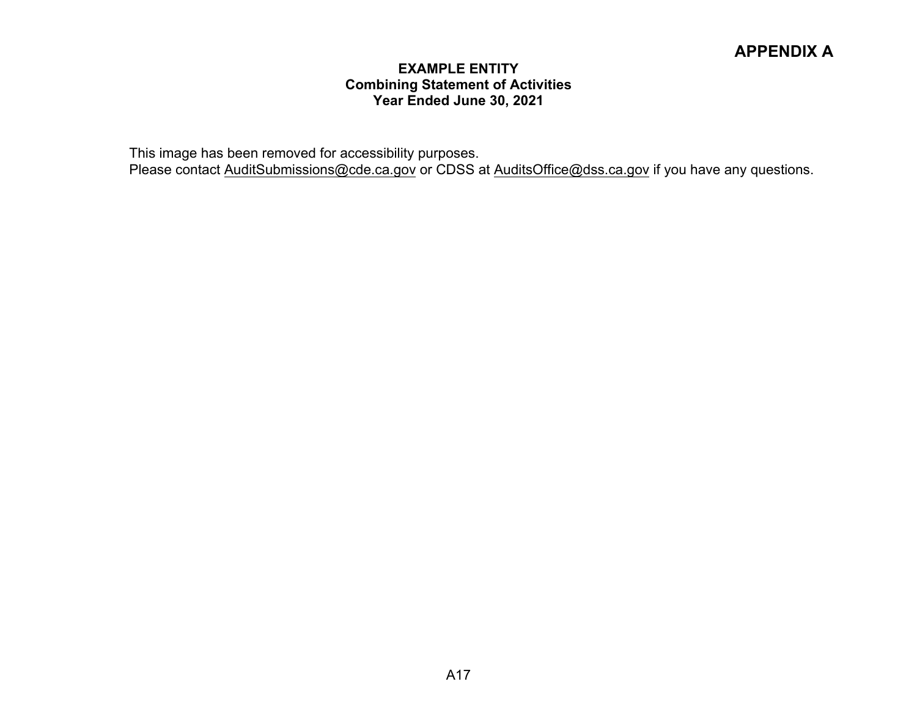# APPENDIX A

**EXAMPLE ENTITY**
**Combining Statement of Activities**
**Year Ended June 30, 2021**

This image has been removed for accessibility purposes.
Please contact AuditSubmissions@cde.ca.gov or CDSS at AuditsOffice@dss.ca.gov if you have any questions.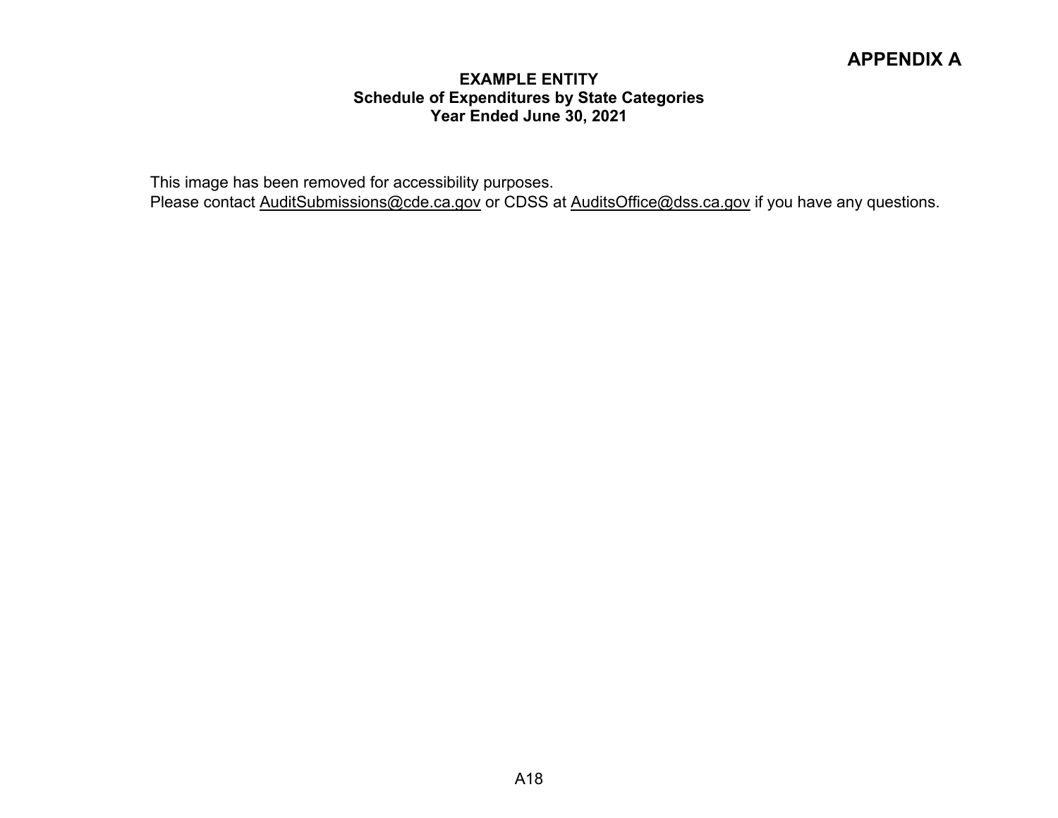**APPENDIX A**

**EXAMPLE ENTITY**
**Schedule of Expenditures by State Categories**
**Year Ended June 30, 2021**

This image has been removed for accessibility purposes.
Please contact AuditSubmissions@cde.ca.gov or CDSS at AuditsOffice@dss.ca.gov if you have any questions.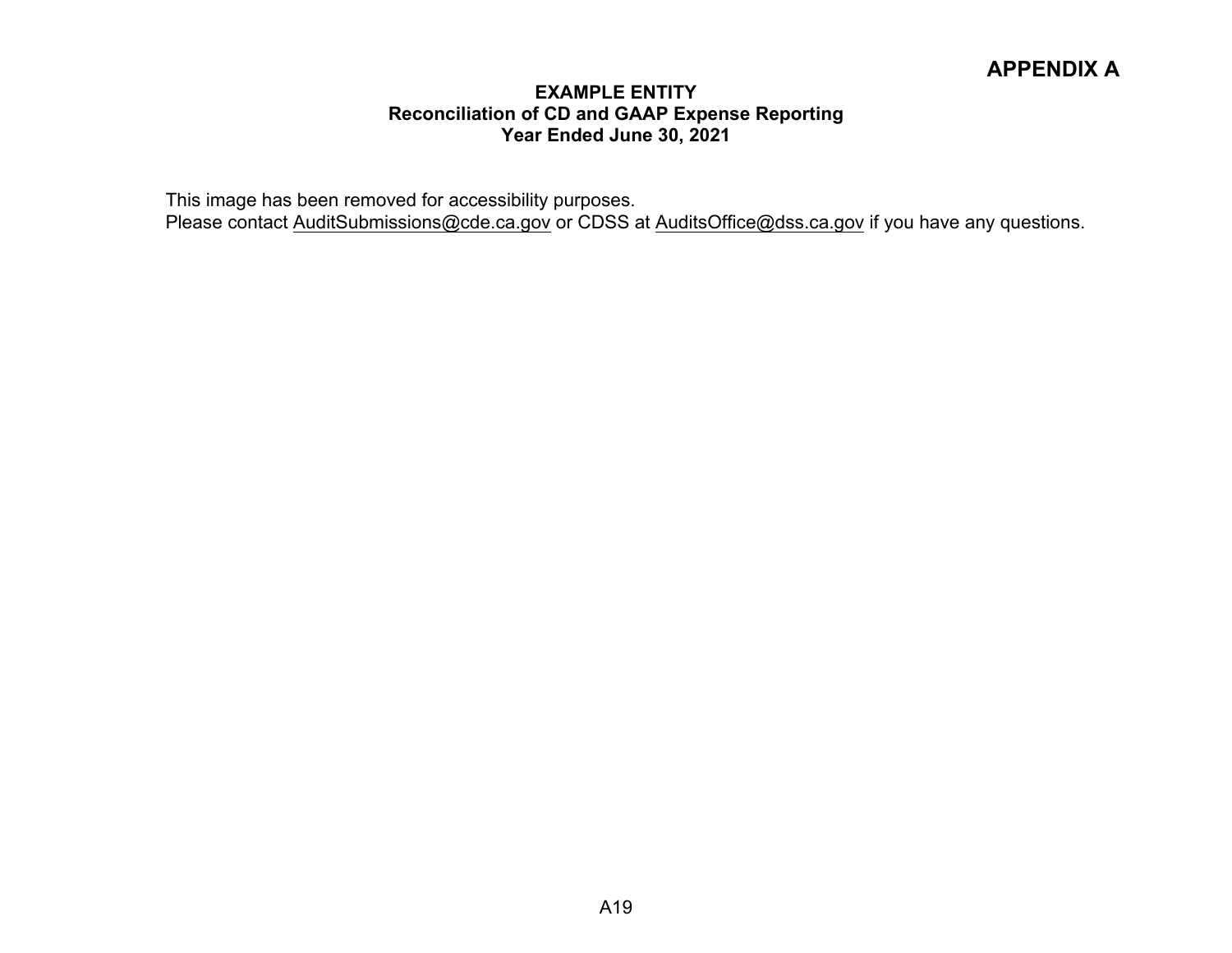# APPENDIX A

**EXAMPLE ENTITY**
**Reconciliation of CD and GAAP Expense Reporting**
**Year Ended June 30, 2021**

This image has been removed for accessibility purposes.
Please contact AuditSubmissions@cde.ca.gov or CDSS at AuditsOffice@dss.ca.gov if you have any questions.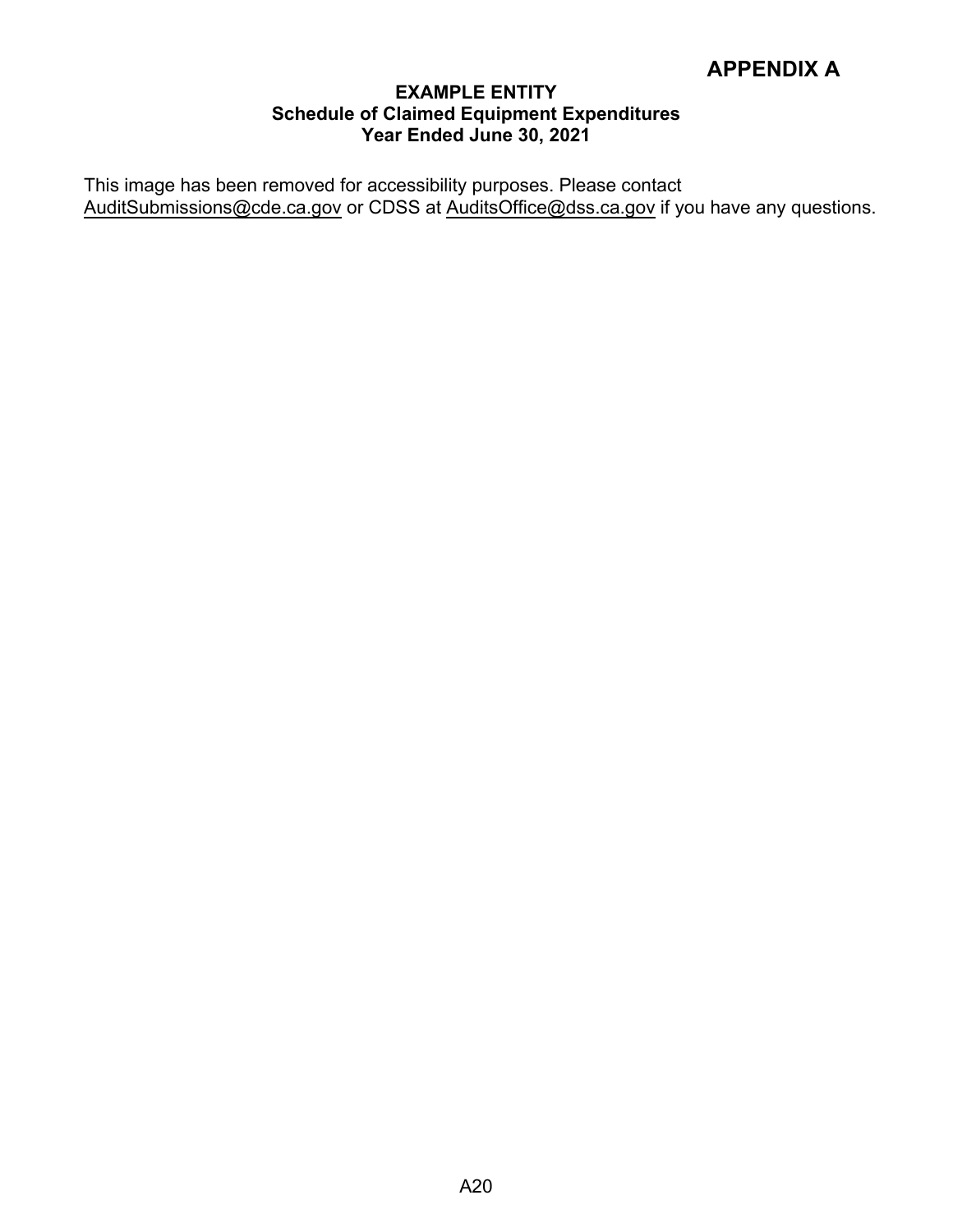# APPENDIX A

**EXAMPLE ENTITY**
**Schedule of Claimed Equipment Expenditures**
**Year Ended June 30, 2021**

This image has been removed for accessibility purposes. Please contact AuditSubmissions@cde.ca.gov or CDSS at AuditsOffice@dss.ca.gov if you have any questions.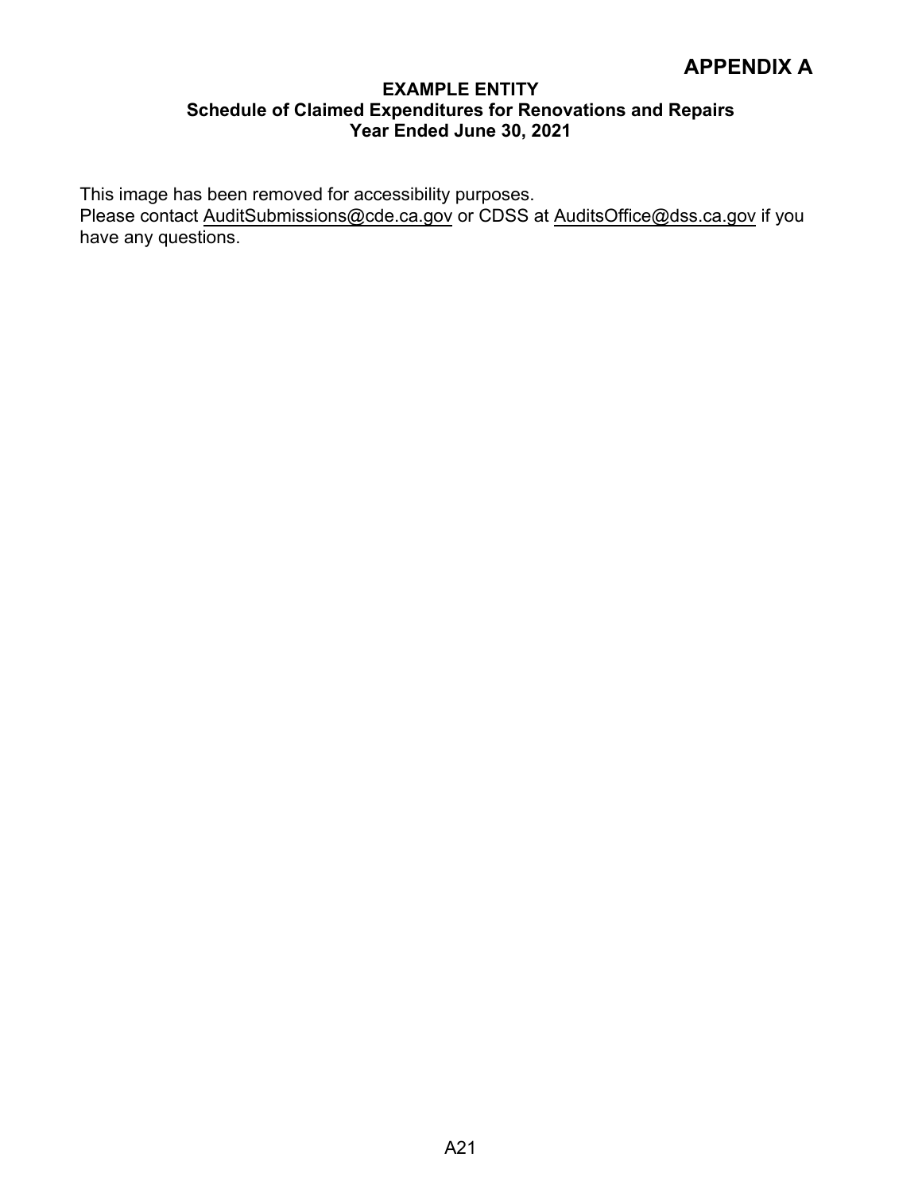# APPENDIX A

## EXAMPLE ENTITY
### Schedule of Claimed Expenditures for Renovations and Repairs
### Year Ended June 30, 2021

This image has been removed for accessibility purposes.
Please contact AuditSubmissions@cde.ca.gov or CDSS at AuditsOffice@dss.ca.gov if you have any questions.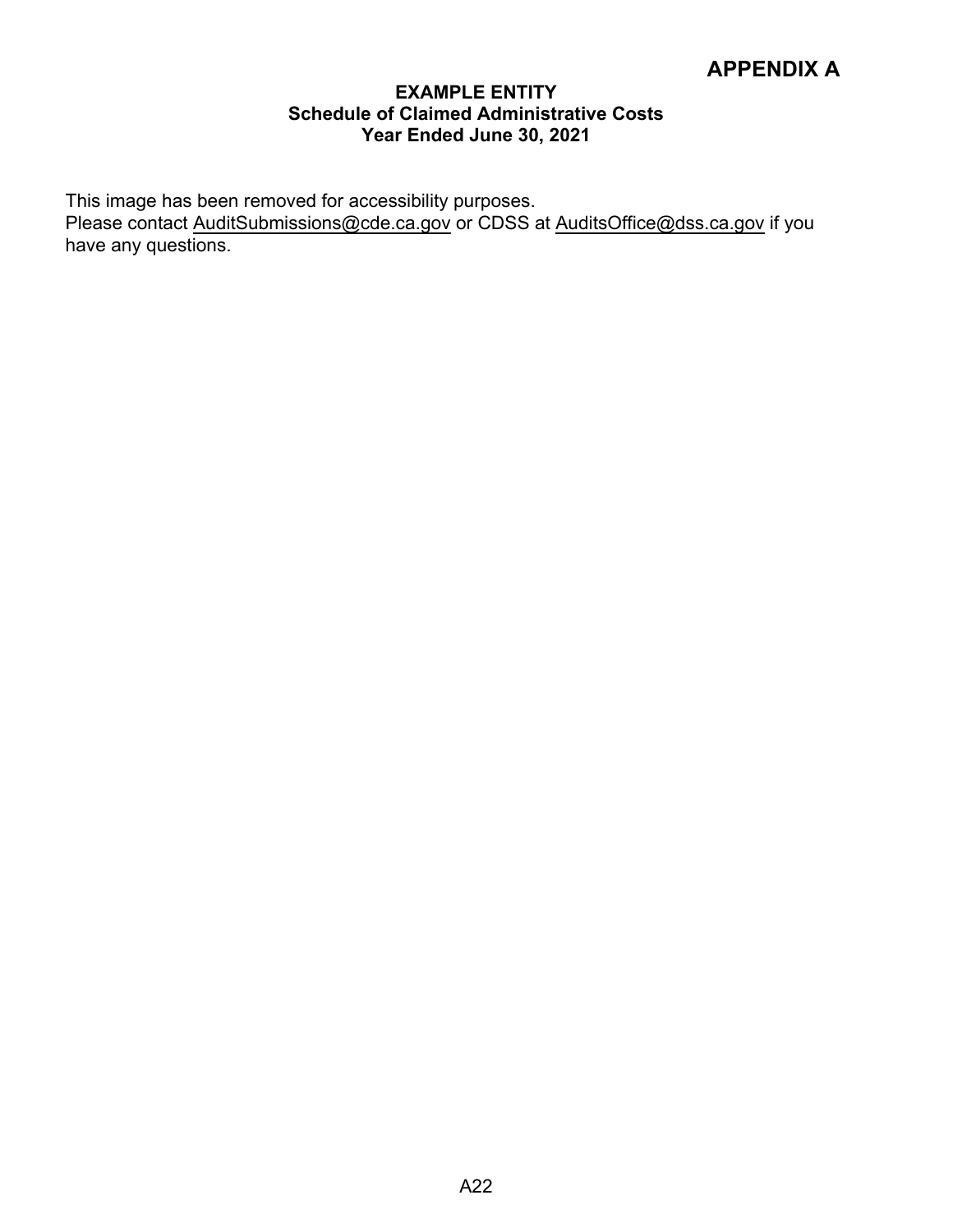# APPENDIX A

### EXAMPLE ENTITY
### Schedule of Claimed Administrative Costs
### Year Ended June 30, 2021

This image has been removed for accessibility purposes.
Please contact AuditSubmissions@cde.ca.gov or CDSS at AuditsOffice@dss.ca.gov if you have any questions.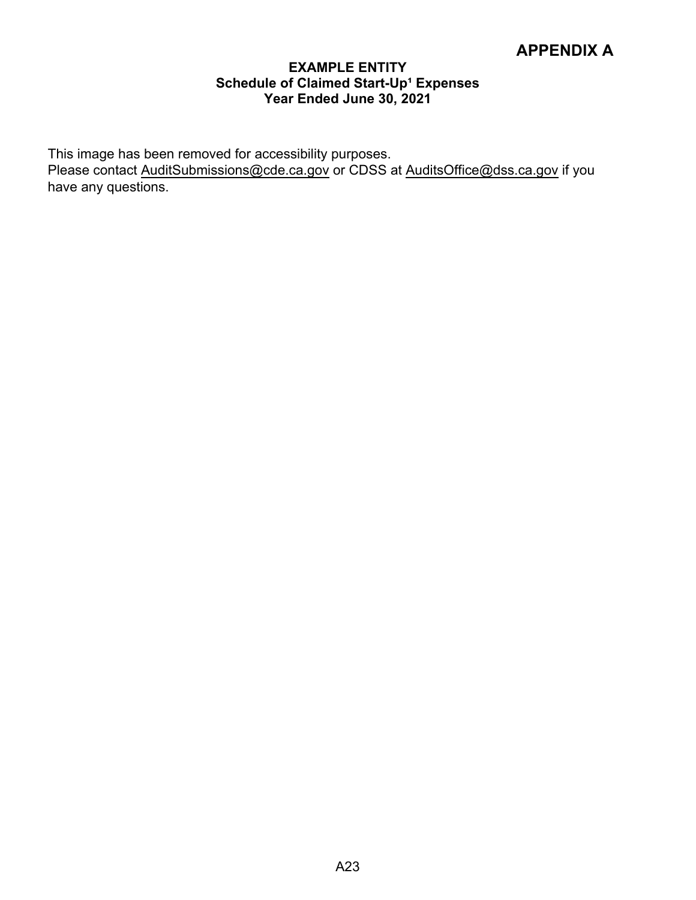# APPENDIX A

**EXAMPLE ENTITY**
**Schedule of Claimed Start-Up[1] Expenses**
**Year Ended June 30, 2021**

This image has been removed for accessibility purposes.
Please contact AuditSubmissions@cde.ca.gov or CDSS at AuditsOffice@dss.ca.gov if you have any questions.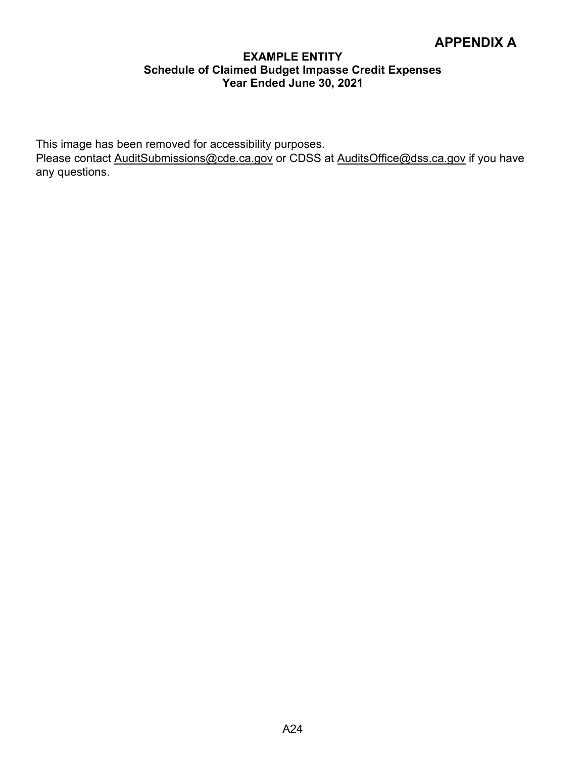# APPENDIX A

**EXAMPLE ENTITY**
**Schedule of Claimed Budget Impasse Credit Expenses**
**Year Ended June 30, 2021**

This image has been removed for accessibility purposes.
Please contact AuditSubmissions@cde.ca.gov or CDSS at AuditsOffice@dss.ca.gov if you have any questions.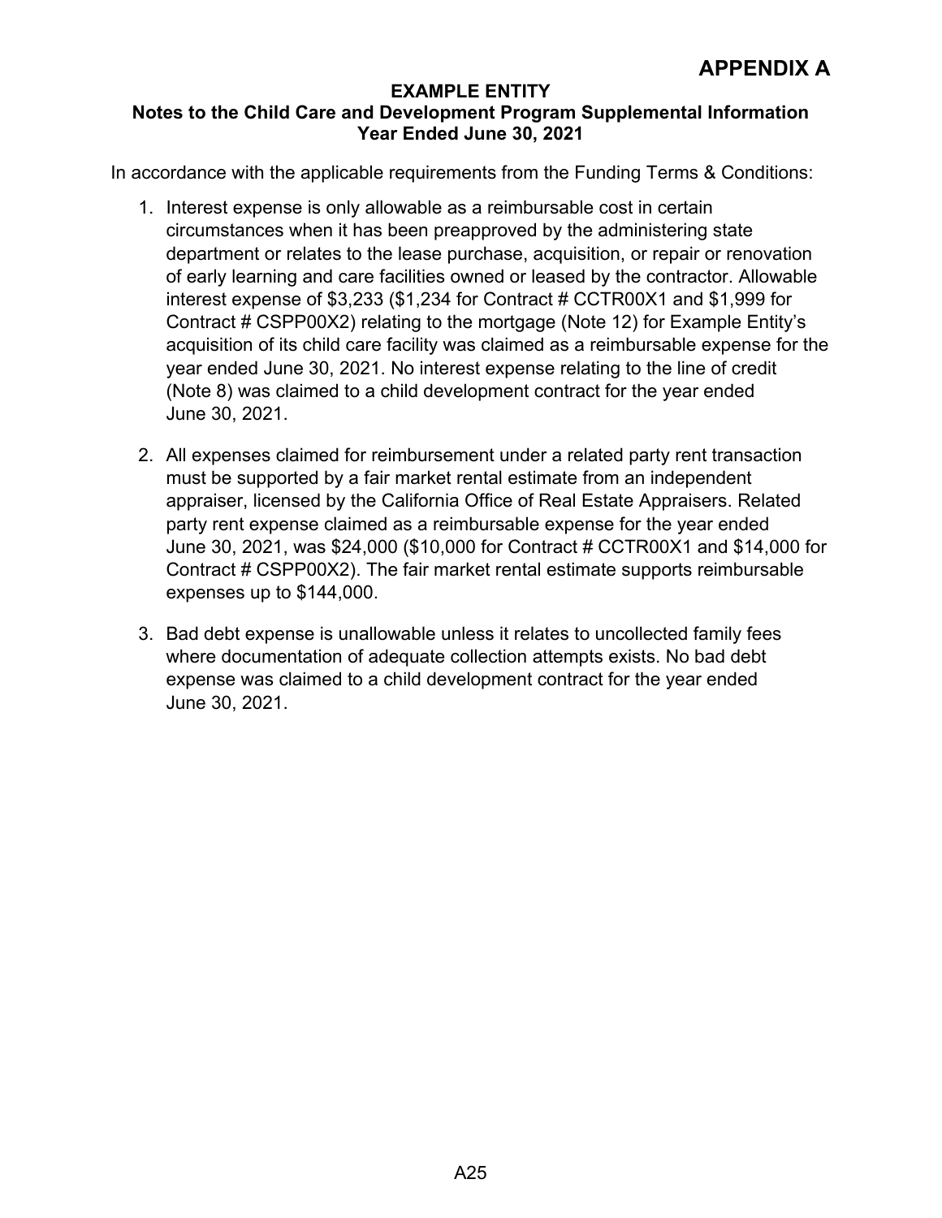# APPENDIX A

**EXAMPLE ENTITY**
**Notes to the Child Care and Development Program Supplemental Information**
**Year Ended June 30, 2021**

In accordance with the applicable requirements from the Funding Terms & Conditions:

1. Interest expense is only allowable as a reimbursable cost in certain circumstances when it has been preapproved by the administering state department or relates to the lease purchase, acquisition, or repair or renovation of early learning and care facilities owned or leased by the contractor. Allowable interest expense of $3,233 ($1,234 for Contract # CCTR00X1 and $1,999 for Contract # CSPP00X2) relating to the mortgage (Note 12) for Example Entity's acquisition of its child care facility was claimed as a reimbursable expense for the year ended June 30, 2021. No interest expense relating to the line of credit (Note 8) was claimed to a child development contract for the year ended June 30, 2021.

2. All expenses claimed for reimbursement under a related party rent transaction must be supported by a fair market rental estimate from an independent appraiser, licensed by the California Office of Real Estate Appraisers. Related party rent expense claimed as a reimbursable expense for the year ended June 30, 2021, was $24,000 ($10,000 for Contract # CCTR00X1 and $14,000 for Contract # CSPP00X2). The fair market rental estimate supports reimbursable expenses up to $144,000.

3. Bad debt expense is unallowable unless it relates to uncollected family fees where documentation of adequate collection attempts exists. No bad debt expense was claimed to a child development contract for the year ended June 30, 2021.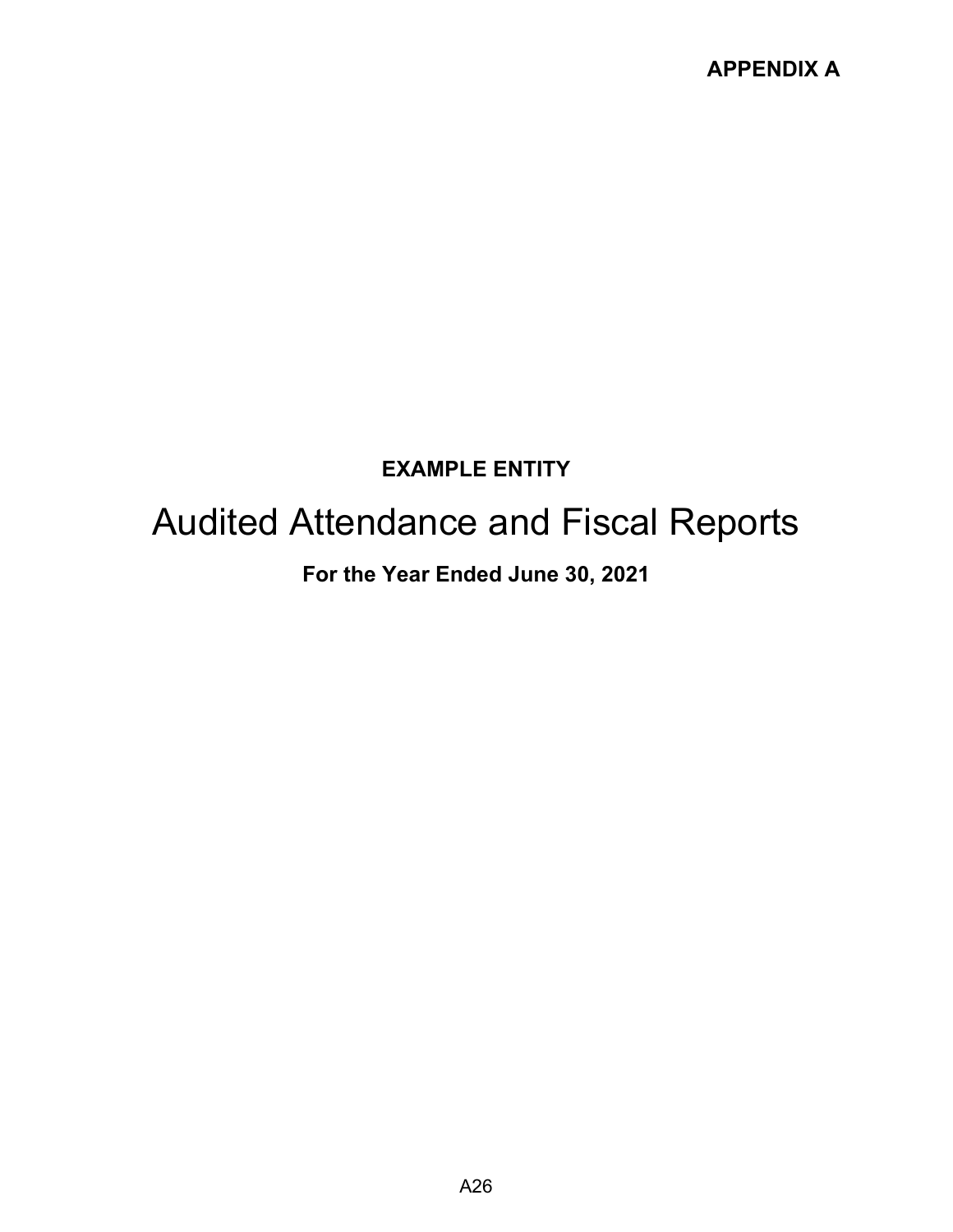**APPENDIX A**

**EXAMPLE ENTITY**

# Audited Attendance and Fiscal Reports

**For the Year Ended June 30, 2021**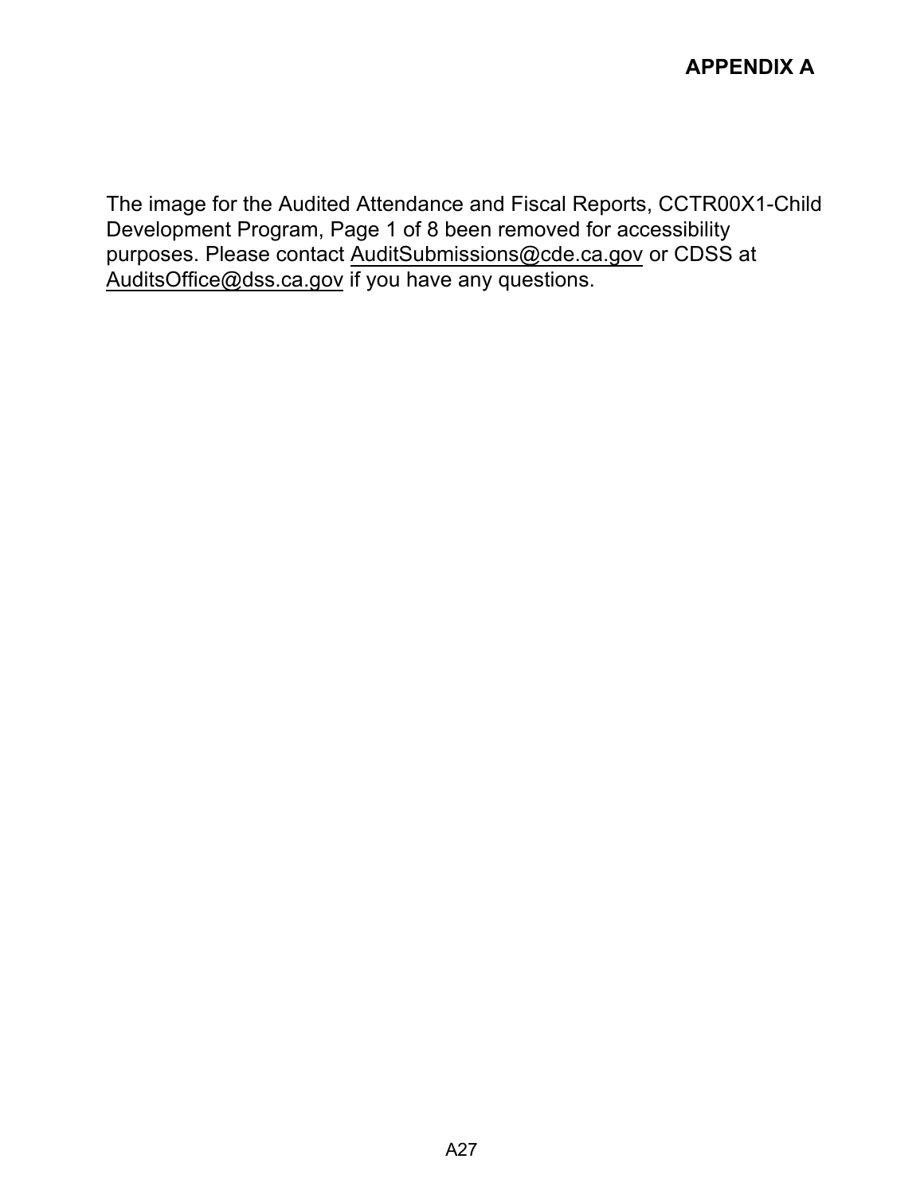**APPENDIX A**

The image for the Audited Attendance and Fiscal Reports, CCTR00X1-Child Development Program, Page 1 of 8 been removed for accessibility purposes. Please contact AuditSubmissions@cde.ca.gov or CDSS at AuditsOffice@dss.ca.gov if you have any questions.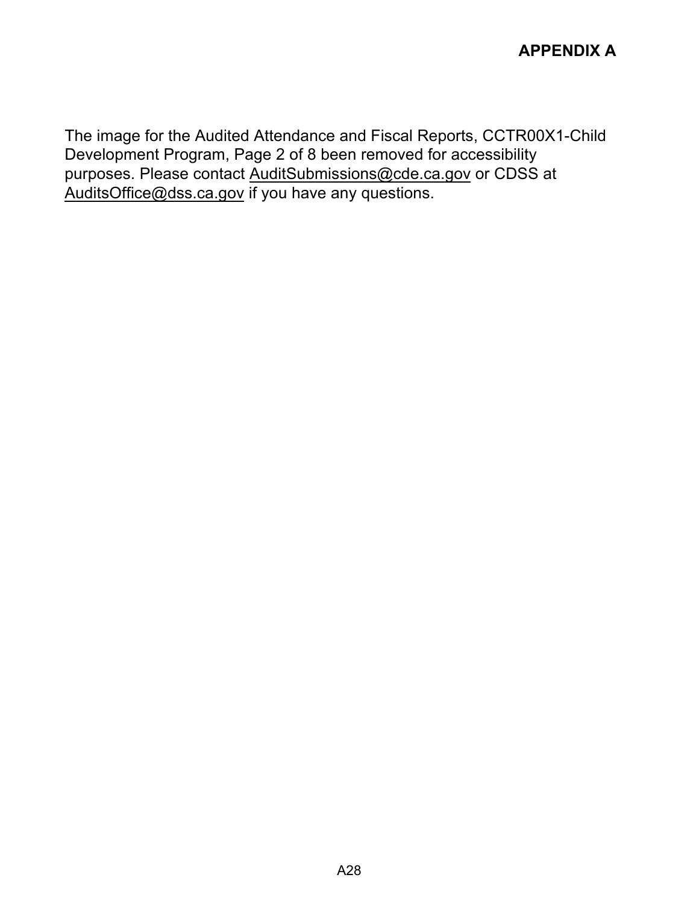# APPENDIX A

The image for the Audited Attendance and Fiscal Reports, CCTR00X1-Child Development Program, Page 2 of 8 been removed for accessibility purposes. Please contact AuditSubmissions@cde.ca.gov or CDSS at AuditsOffice@dss.ca.gov if you have any questions.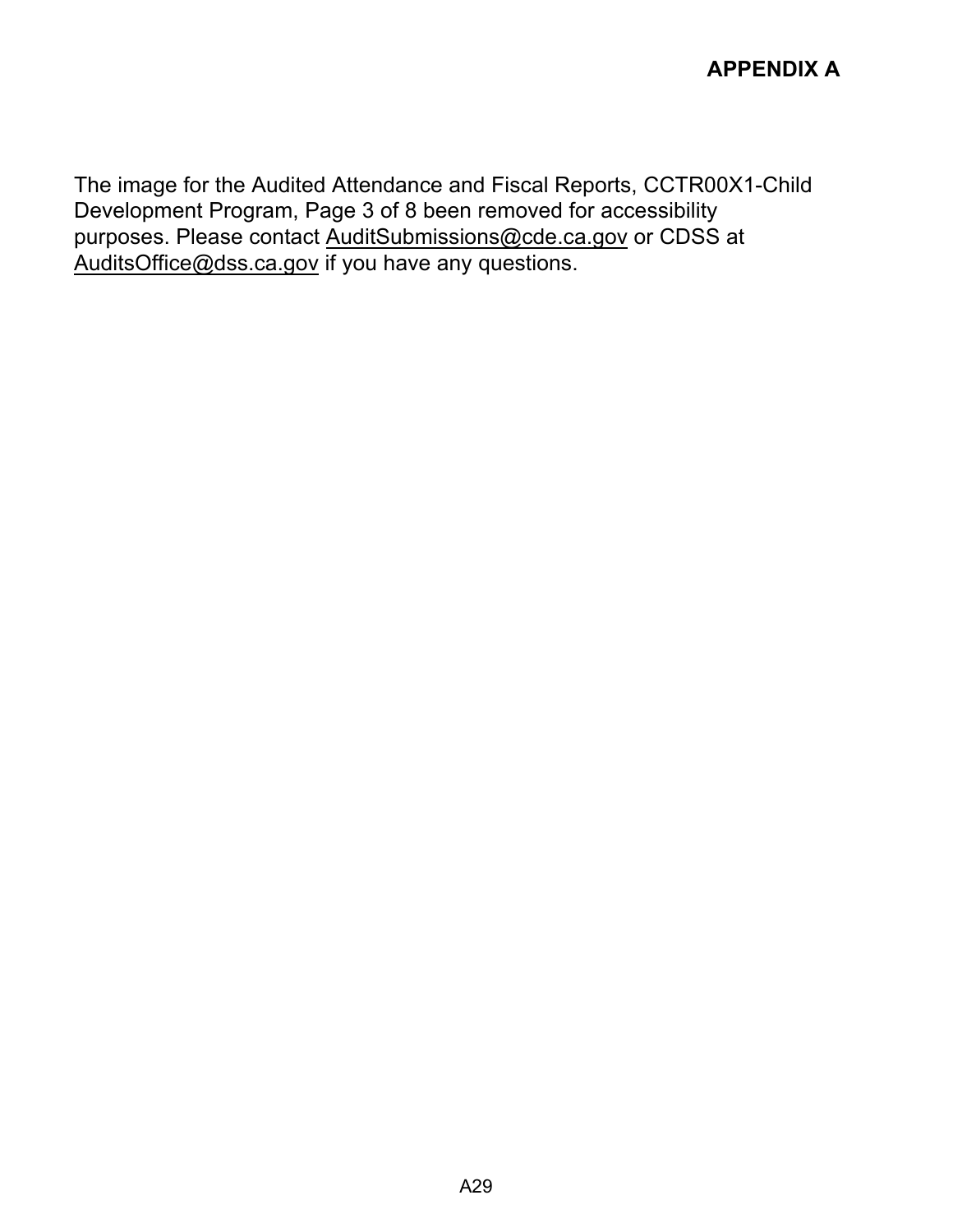The image for the Audited Attendance and Fiscal Reports, CCTR00X1-Child Development Program, Page 3 of 8 been removed for accessibility purposes. Please contact AuditSubmissions@cde.ca.gov or CDSS at AuditsOffice@dss.ca.gov if you have any questions.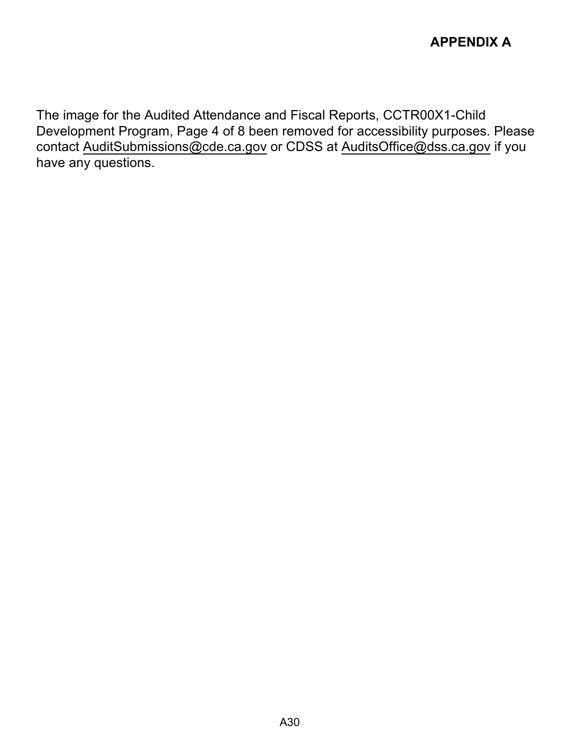**APPENDIX A**

The image for the Audited Attendance and Fiscal Reports, CCTR00X1-Child Development Program, Page 4 of 8 been removed for accessibility purposes. Please contact AuditSubmissions@cde.ca.gov or CDSS at AuditsOffice@dss.ca.gov if you have any questions.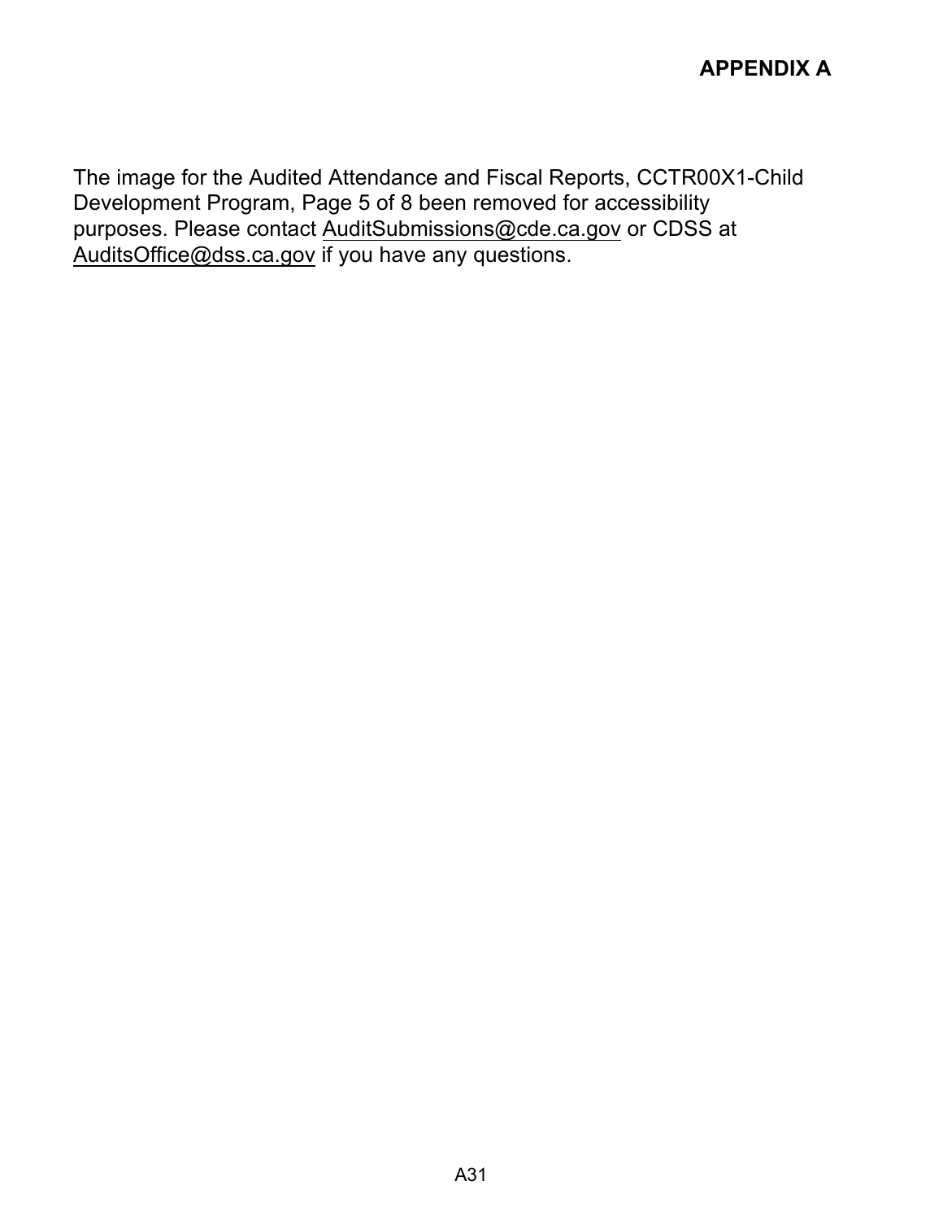**APPENDIX A**

The image for the Audited Attendance and Fiscal Reports, CCTR00X1-Child Development Program, Page 5 of 8 been removed for accessibility purposes. Please contact AuditSubmissions@cde.ca.gov or CDSS at AuditsOffice@dss.ca.gov if you have any questions.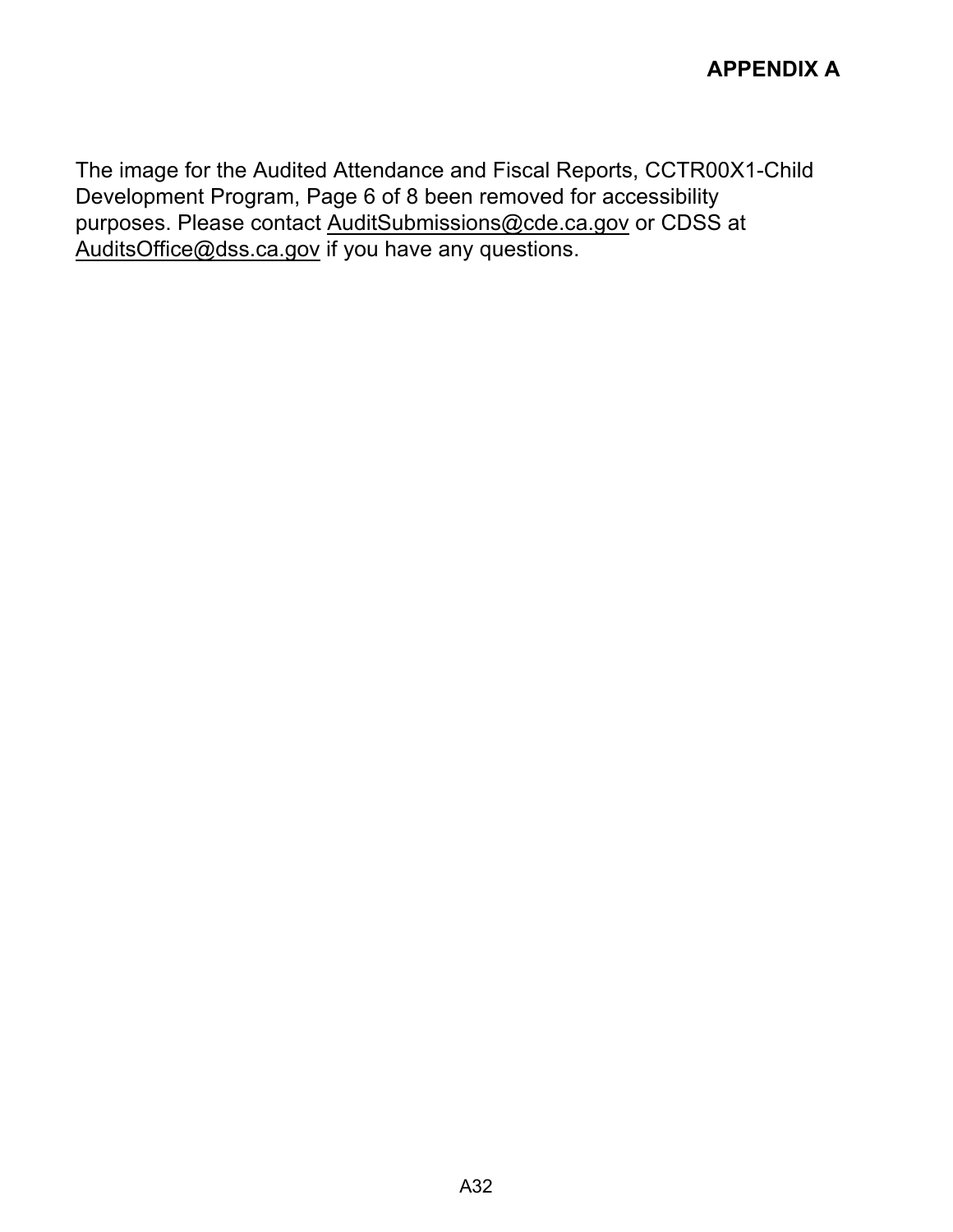**APPENDIX A**

The image for the Audited Attendance and Fiscal Reports, CCTR00X1-Child Development Program, Page 6 of 8 been removed for accessibility purposes. Please contact AuditSubmissions@cde.ca.gov or CDSS at AuditsOffice@dss.ca.gov if you have any questions.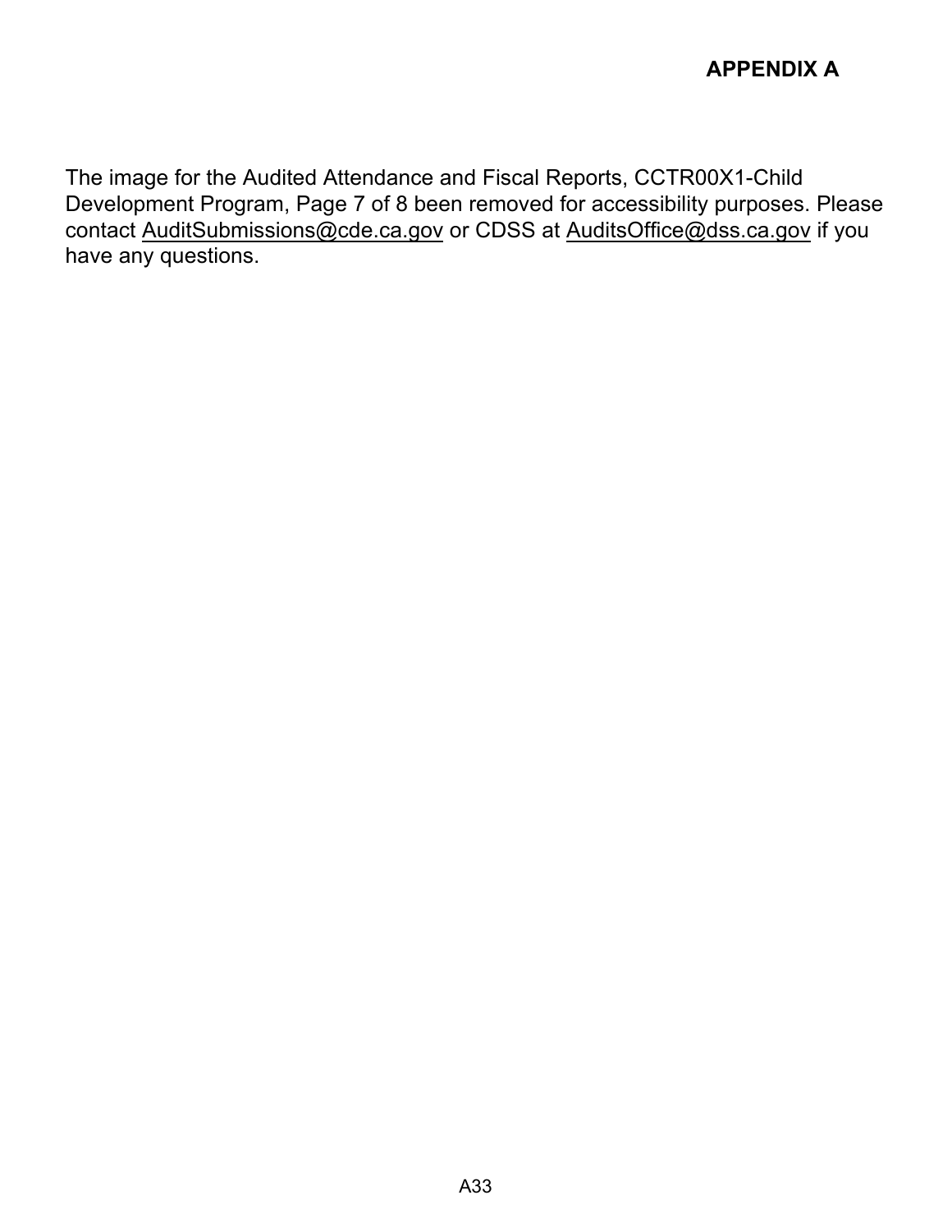**APPENDIX A**

The image for the Audited Attendance and Fiscal Reports, CCTR00X1-Child Development Program, Page 7 of 8 been removed for accessibility purposes. Please contact AuditSubmissions@cde.ca.gov or CDSS at AuditsOffice@dss.ca.gov if you have any questions.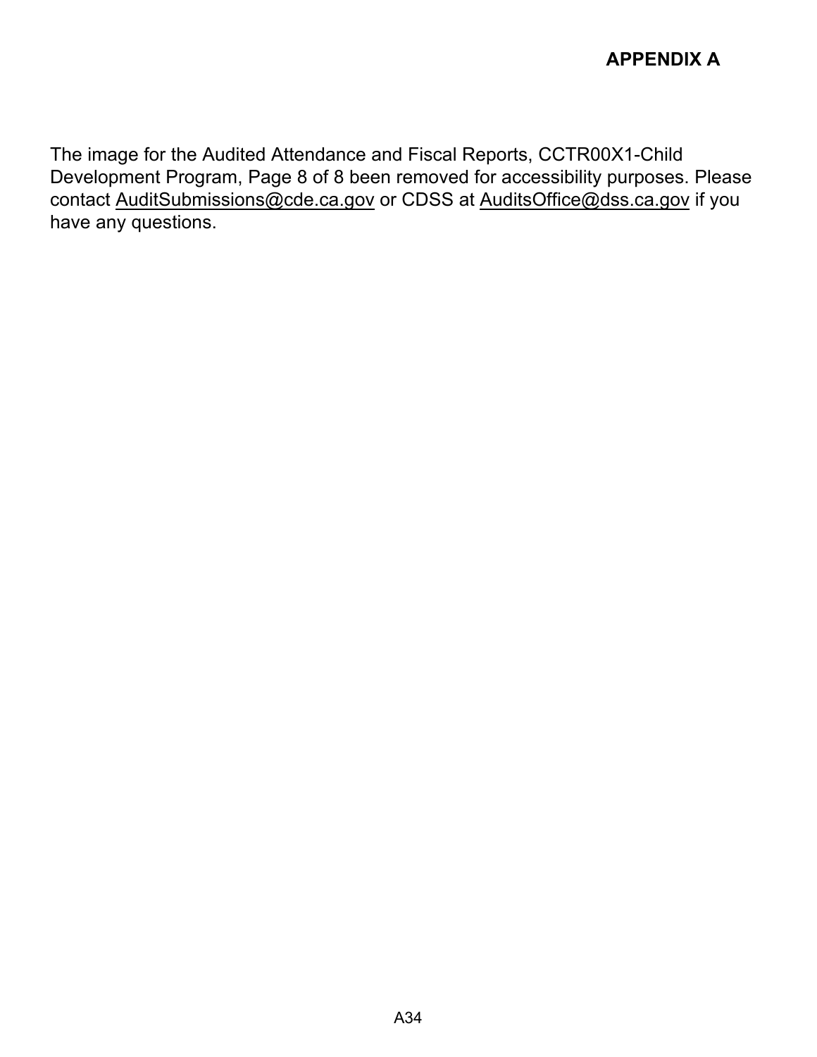**APPENDIX A**

The image for the Audited Attendance and Fiscal Reports, CCTR00X1-Child Development Program, Page 8 of 8 been removed for accessibility purposes. Please contact AuditSubmissions@cde.ca.gov or CDSS at AuditsOffice@dss.ca.gov if you have any questions.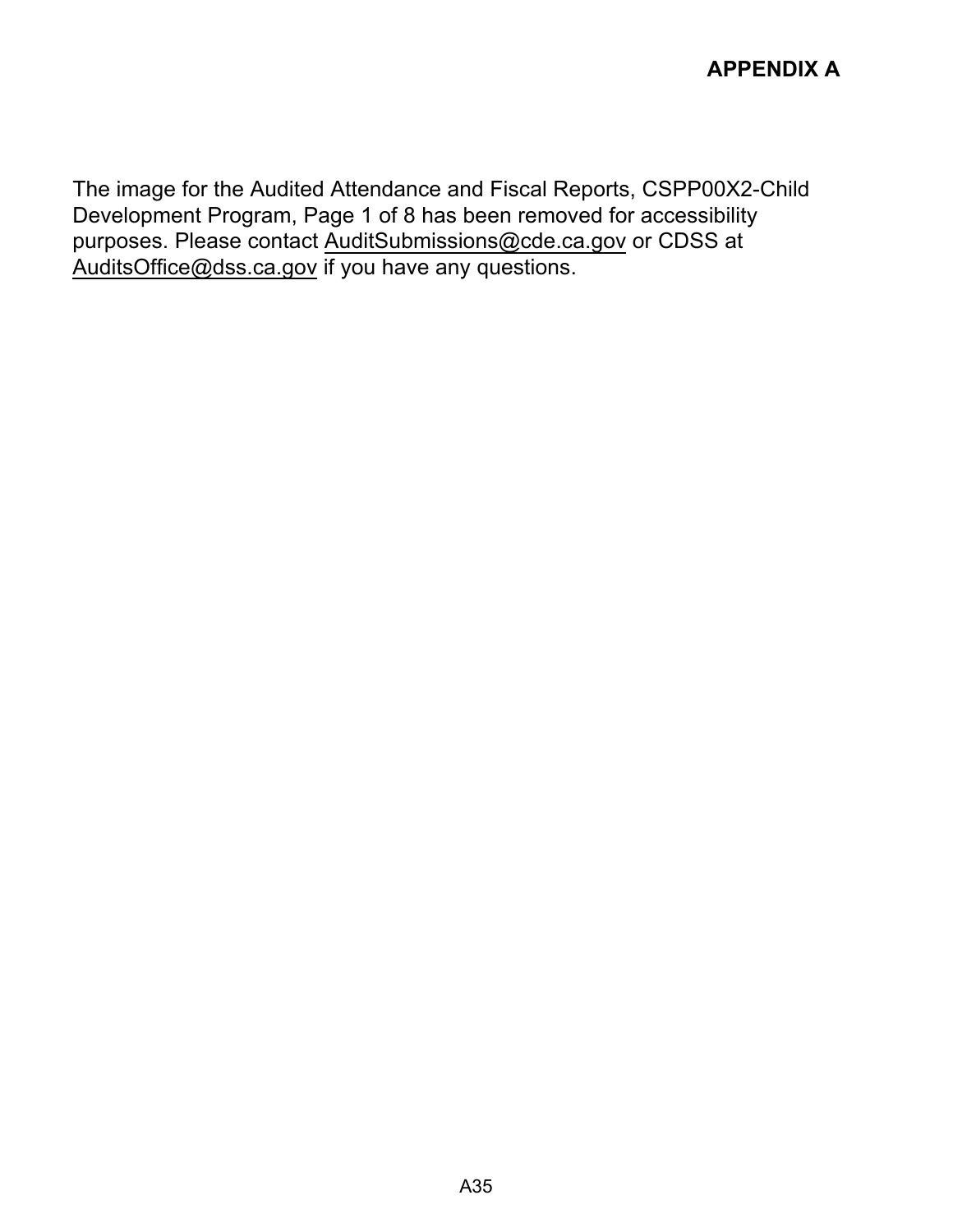**APPENDIX A**

The image for the Audited Attendance and Fiscal Reports, CSPP00X2-Child Development Program, Page 1 of 8 has been removed for accessibility purposes. Please contact AuditSubmissions@cde.ca.gov or CDSS at AuditsOffice@dss.ca.gov if you have any questions.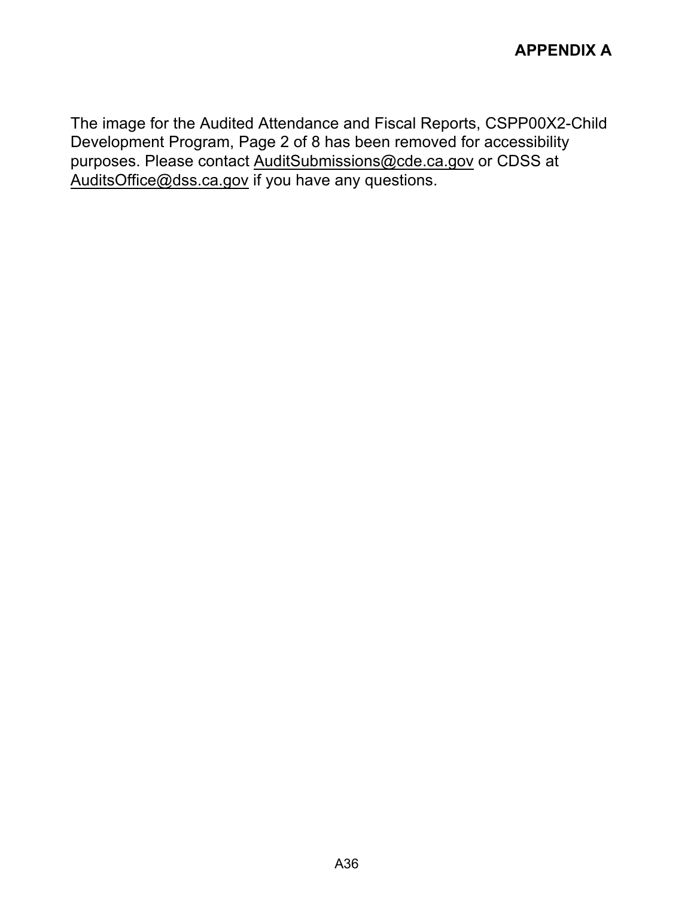The image for the Audited Attendance and Fiscal Reports, CSPP00X2-Child Development Program, Page 2 of 8 has been removed for accessibility purposes. Please contact AuditSubmissions@cde.ca.gov or CDSS at AuditsOffice@dss.ca.gov if you have any questions.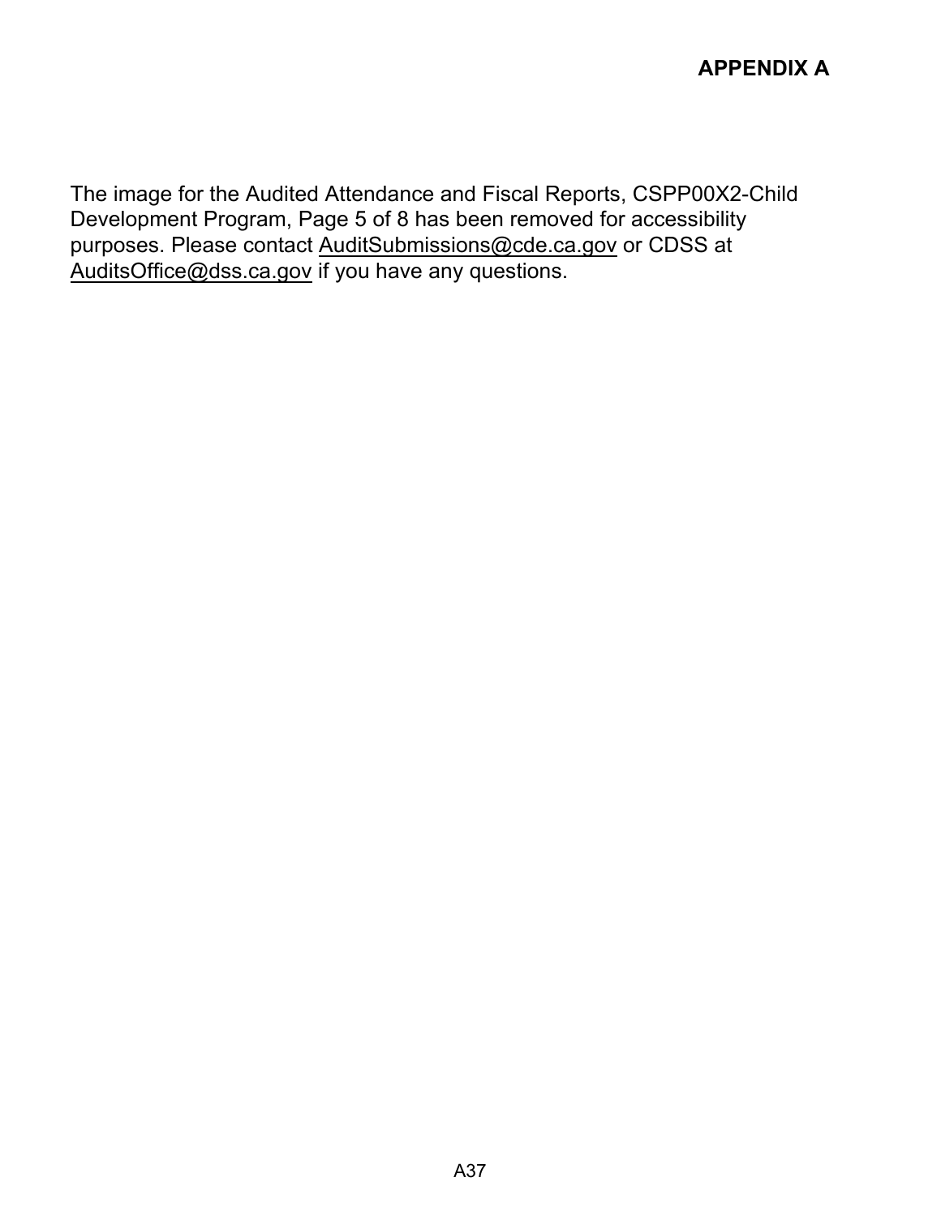**APPENDIX A**

The image for the Audited Attendance and Fiscal Reports, CSPP00X2-Child Development Program, Page 5 of 8 has been removed for accessibility purposes. Please contact AuditSubmissions@cde.ca.gov or CDSS at AuditsOffice@dss.ca.gov if you have any questions.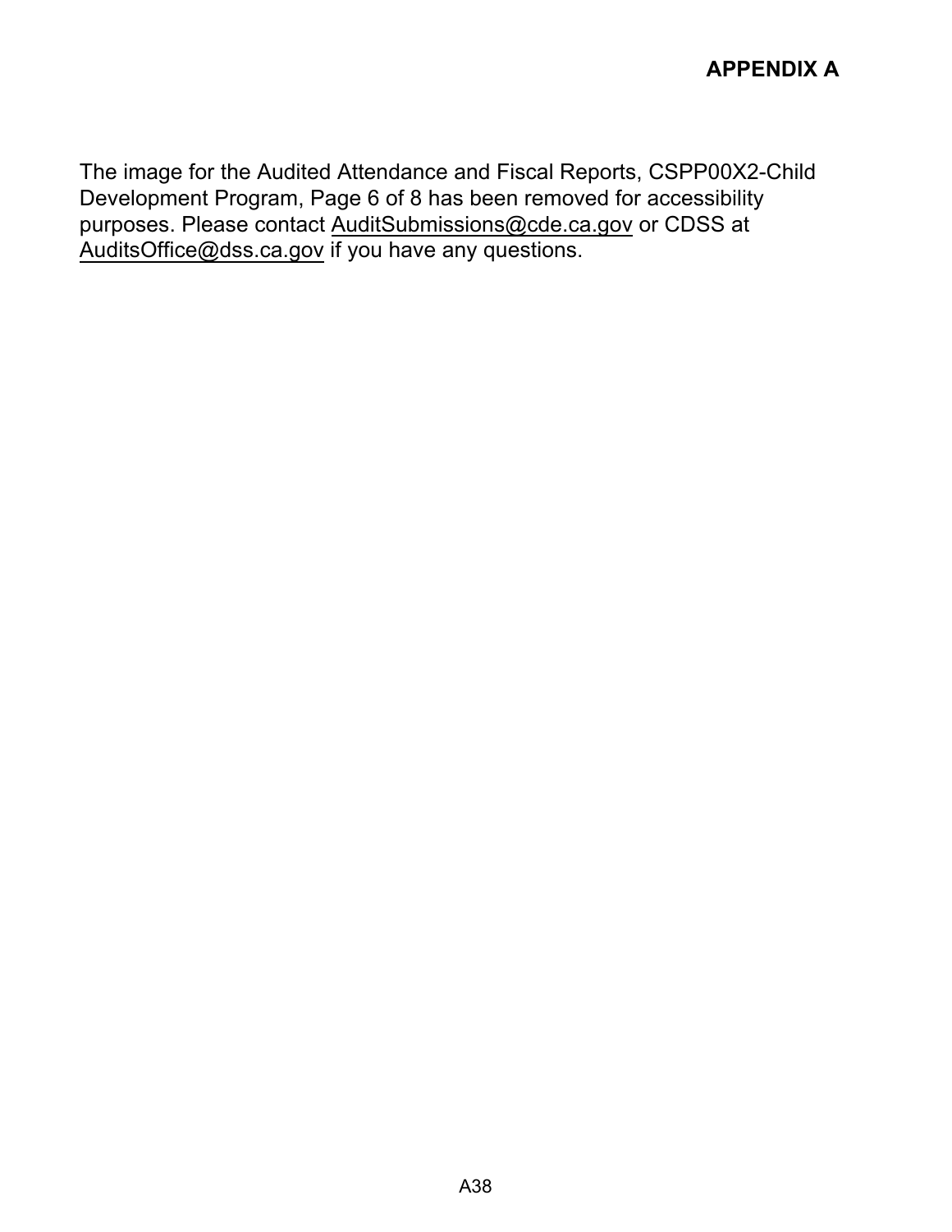**APPENDIX A**

The image for the Audited Attendance and Fiscal Reports, CSPP00X2-Child Development Program, Page 6 of 8 has been removed for accessibility purposes. Please contact AuditSubmissions@cde.ca.gov or CDSS at AuditsOffice@dss.ca.gov if you have any questions.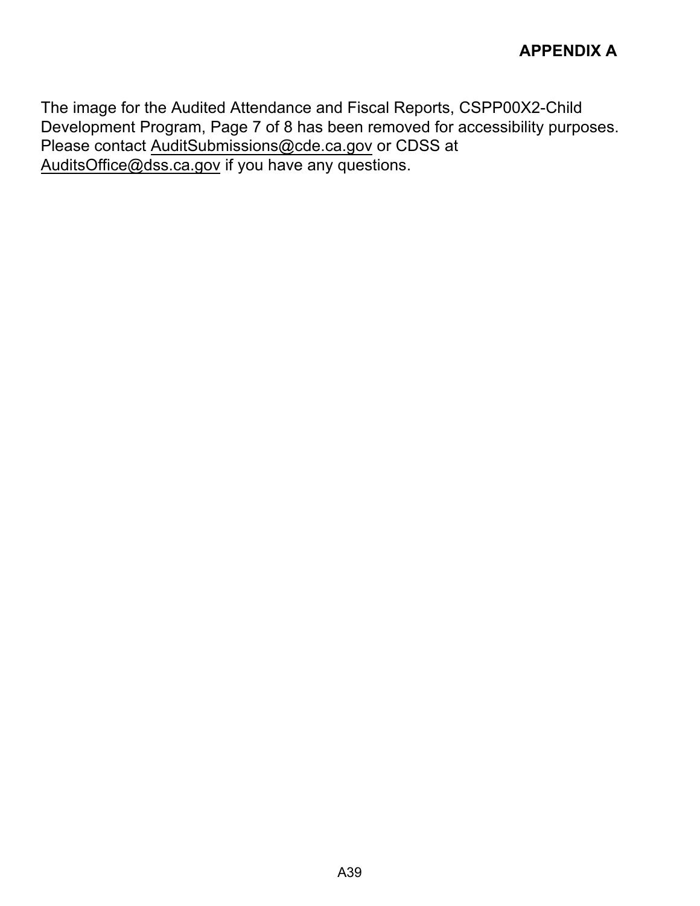**APPENDIX A**

The image for the Audited Attendance and Fiscal Reports, CSPP00X2-Child Development Program, Page 7 of 8 has been removed for accessibility purposes. Please contact AuditSubmissions@cde.ca.gov or CDSS at AuditsOffice@dss.ca.gov if you have any questions.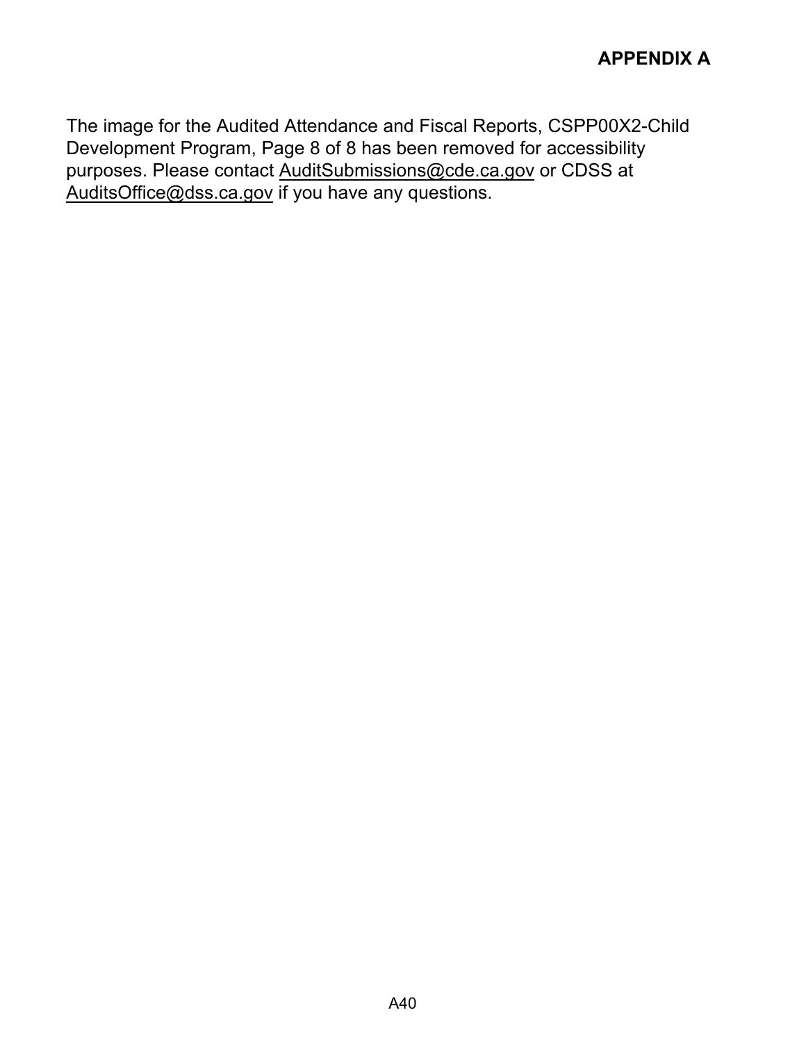**APPENDIX A**

The image for the Audited Attendance and Fiscal Reports, CSPP00X2-Child Development Program, Page 8 of 8 has been removed for accessibility purposes. Please contact AuditSubmissions@cde.ca.gov or CDSS at AuditsOffice@dss.ca.gov if you have any questions.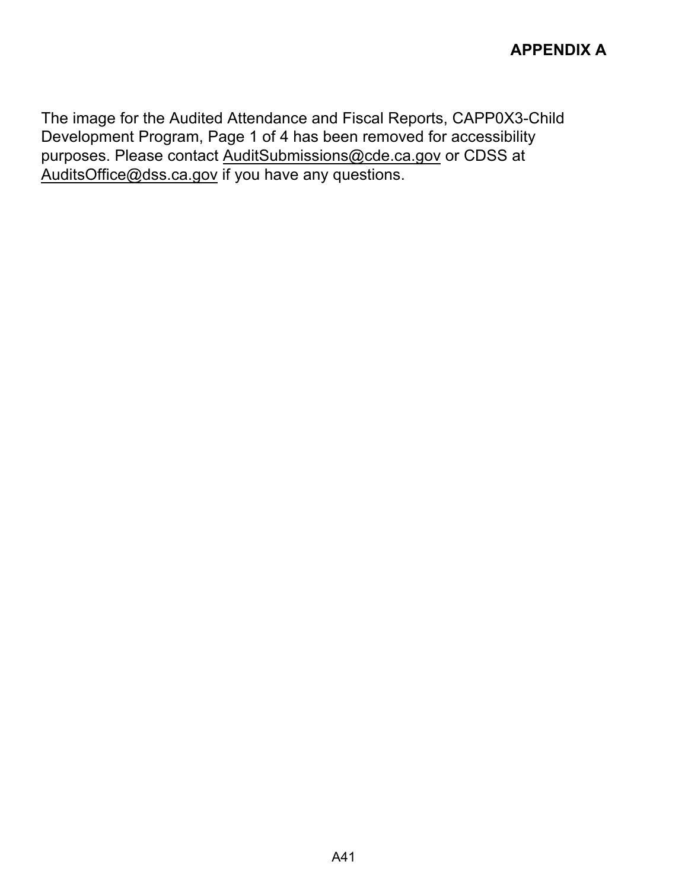**APPENDIX A**

The image for the Audited Attendance and Fiscal Reports, CAPP0X3-Child Development Program, Page 1 of 4 has been removed for accessibility purposes. Please contact AuditSubmissions@cde.ca.gov or CDSS at AuditsOffice@dss.ca.gov if you have any questions.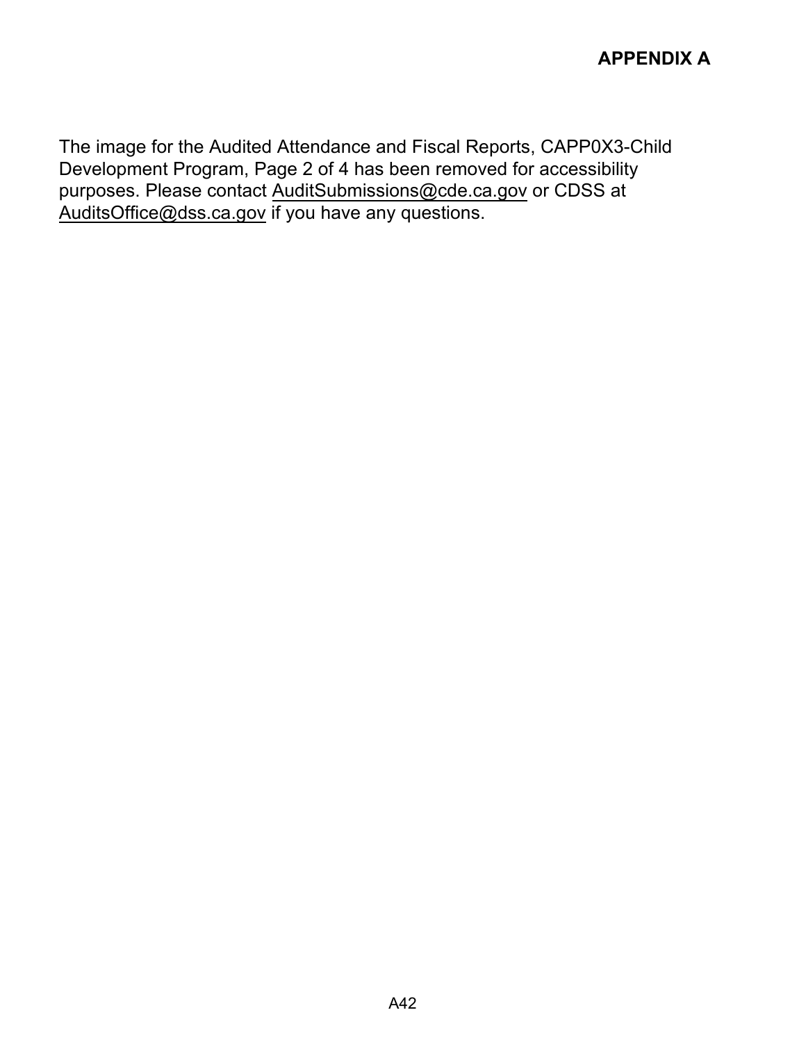**APPENDIX A**

The image for the Audited Attendance and Fiscal Reports, CAPP0X3-Child Development Program, Page 2 of 4 has been removed for accessibility purposes. Please contact AuditSubmissions@cde.ca.gov or CDSS at AuditsOffice@dss.ca.gov if you have any questions.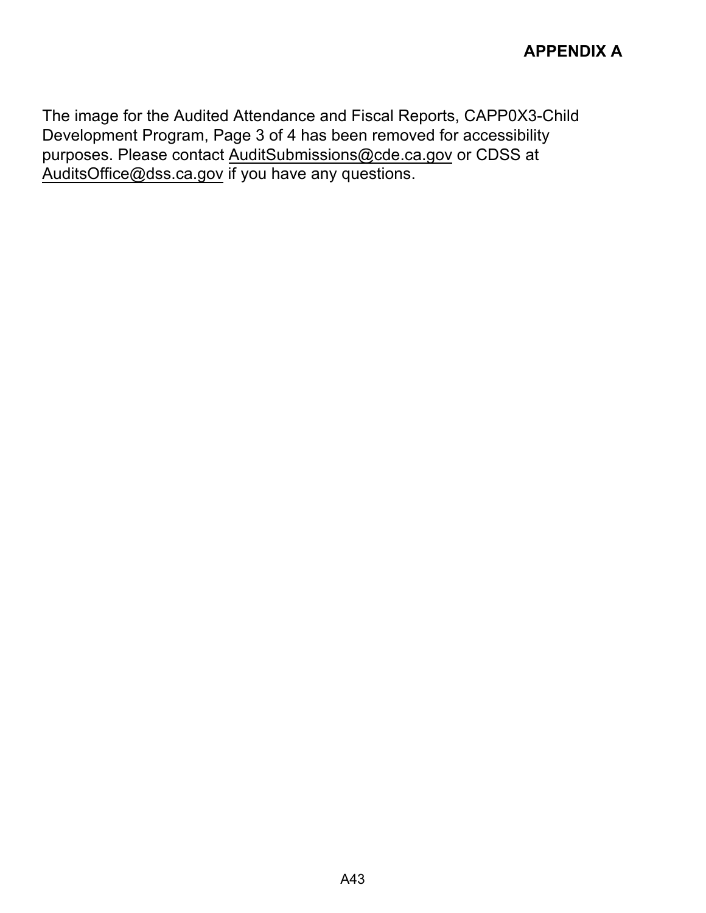**APPENDIX A**

The image for the Audited Attendance and Fiscal Reports, CAPP0X3-Child Development Program, Page 3 of 4 has been removed for accessibility purposes. Please contact AuditSubmissions@cde.ca.gov or CDSS at AuditsOffice@dss.ca.gov if you have any questions.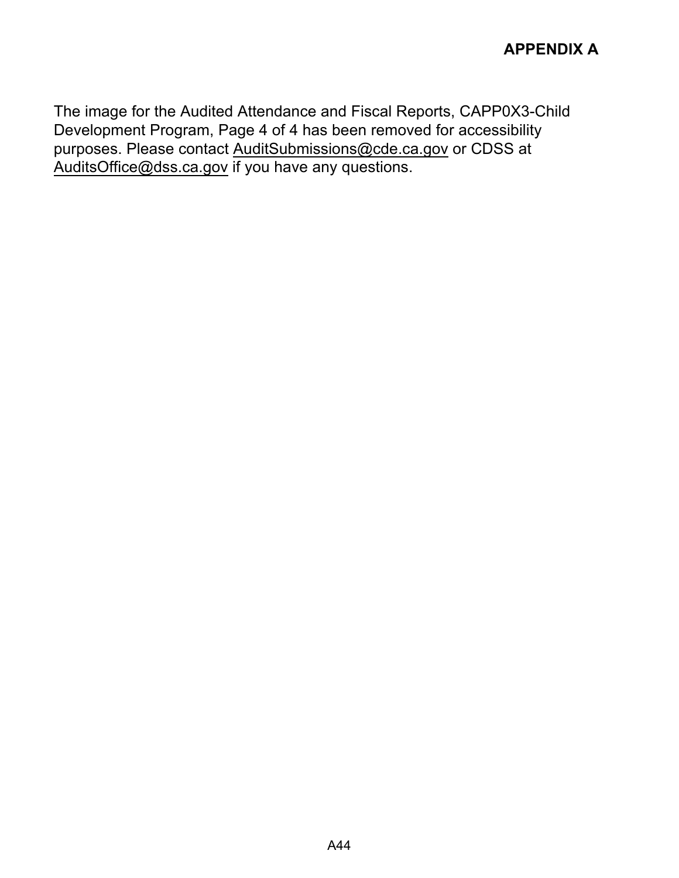**APPENDIX A**

The image for the Audited Attendance and Fiscal Reports, CAPP0X3-Child Development Program, Page 4 of 4 has been removed for accessibility purposes. Please contact AuditSubmissions@cde.ca.gov or CDSS at AuditsOffice@dss.ca.gov if you have any questions.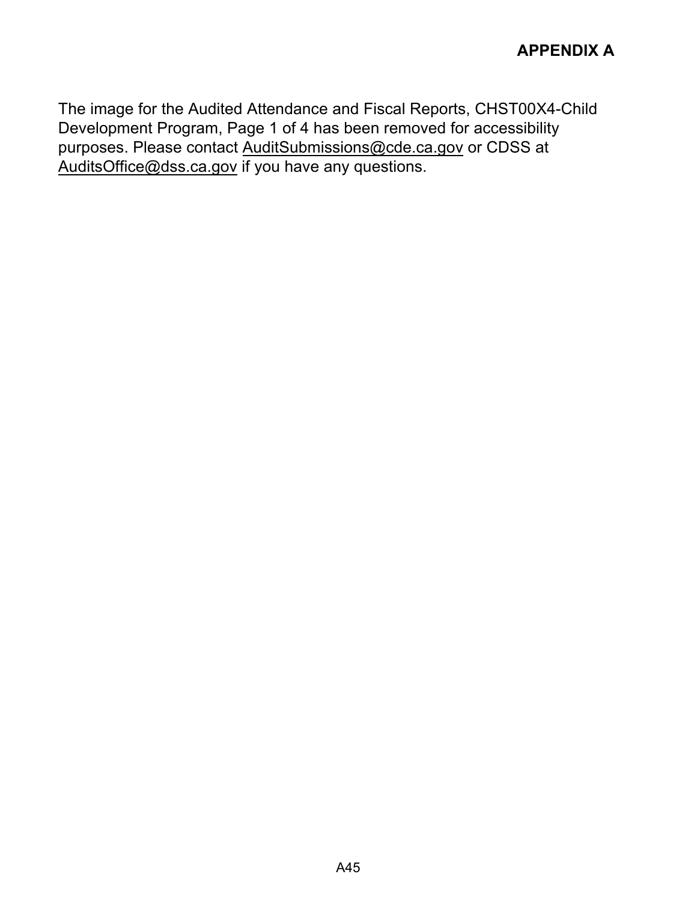**APPENDIX A**

The image for the Audited Attendance and Fiscal Reports, CHST00X4-Child Development Program, Page 1 of 4 has been removed for accessibility purposes. Please contact AuditSubmissions@cde.ca.gov or CDSS at AuditsOffice@dss.ca.gov if you have any questions.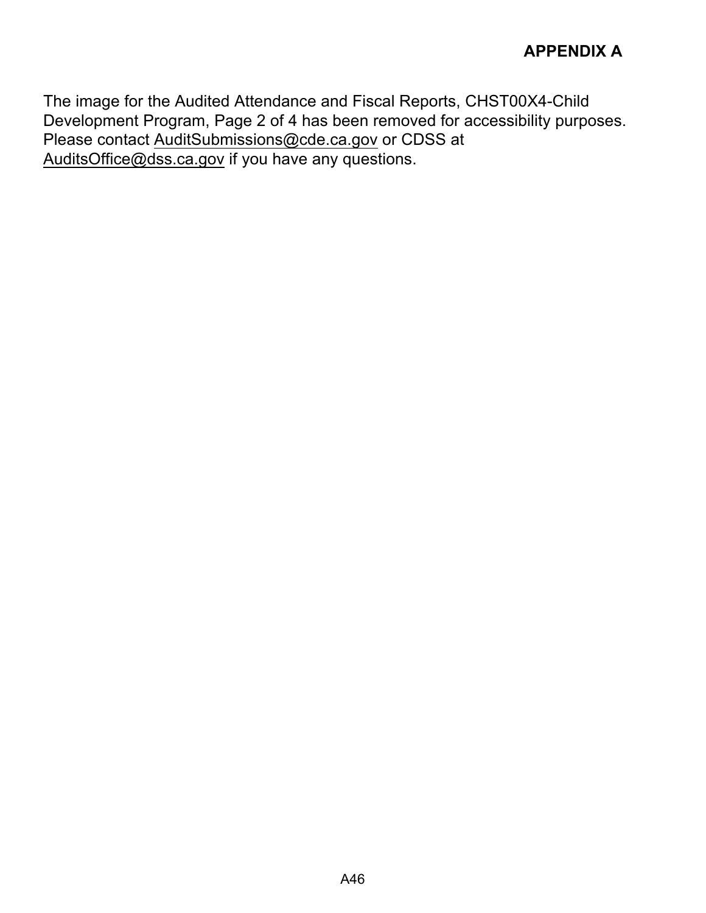**APPENDIX A**

The image for the Audited Attendance and Fiscal Reports, CHST00X4-Child Development Program, Page 2 of 4 has been removed for accessibility purposes. Please contact AuditSubmissions@cde.ca.gov or CDSS at AuditsOffice@dss.ca.gov if you have any questions.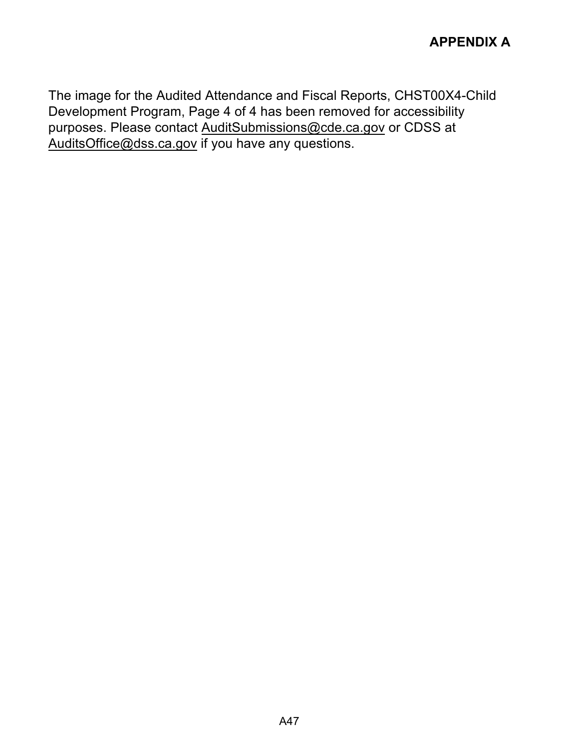The image for the Audited Attendance and Fiscal Reports, CHST00X4-Child Development Program, Page 4 of 4 has been removed for accessibility purposes. Please contact AuditSubmissions@cde.ca.gov or CDSS at AuditsOffice@dss.ca.gov if you have any questions.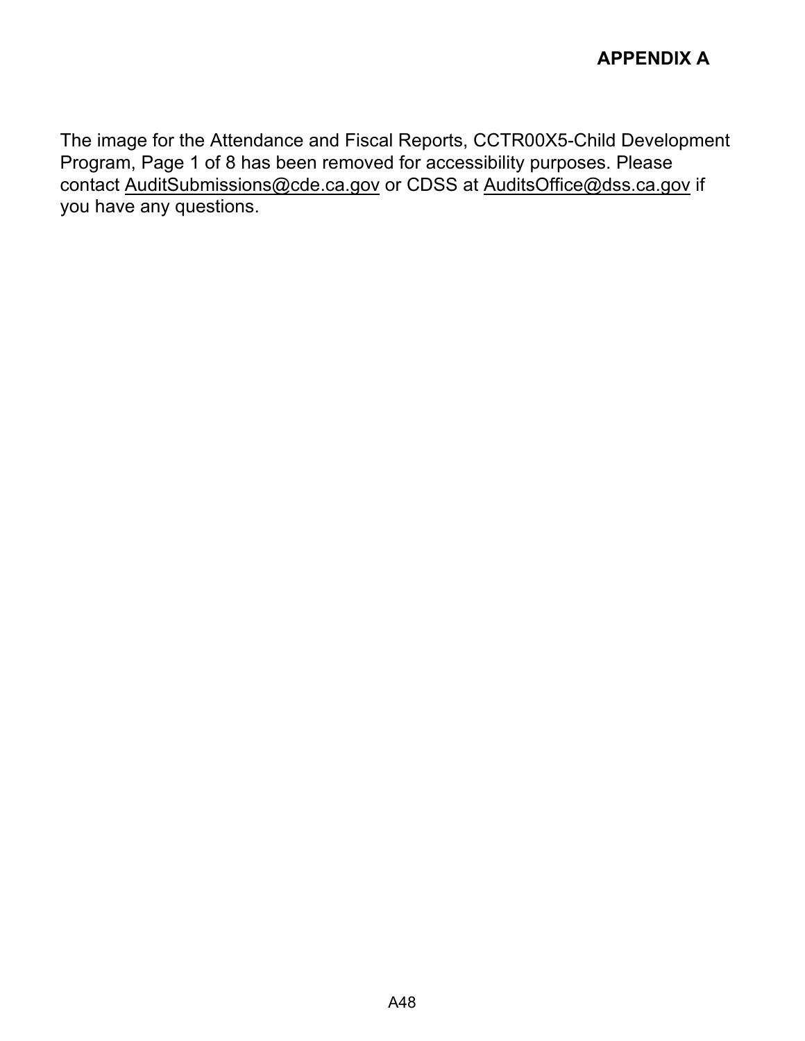**APPENDIX A**

The image for the Attendance and Fiscal Reports, CCTR00X5-Child Development Program, Page 1 of 8 has been removed for accessibility purposes. Please contact AuditSubmissions@cde.ca.gov or CDSS at AuditsOffice@dss.ca.gov if you have any questions.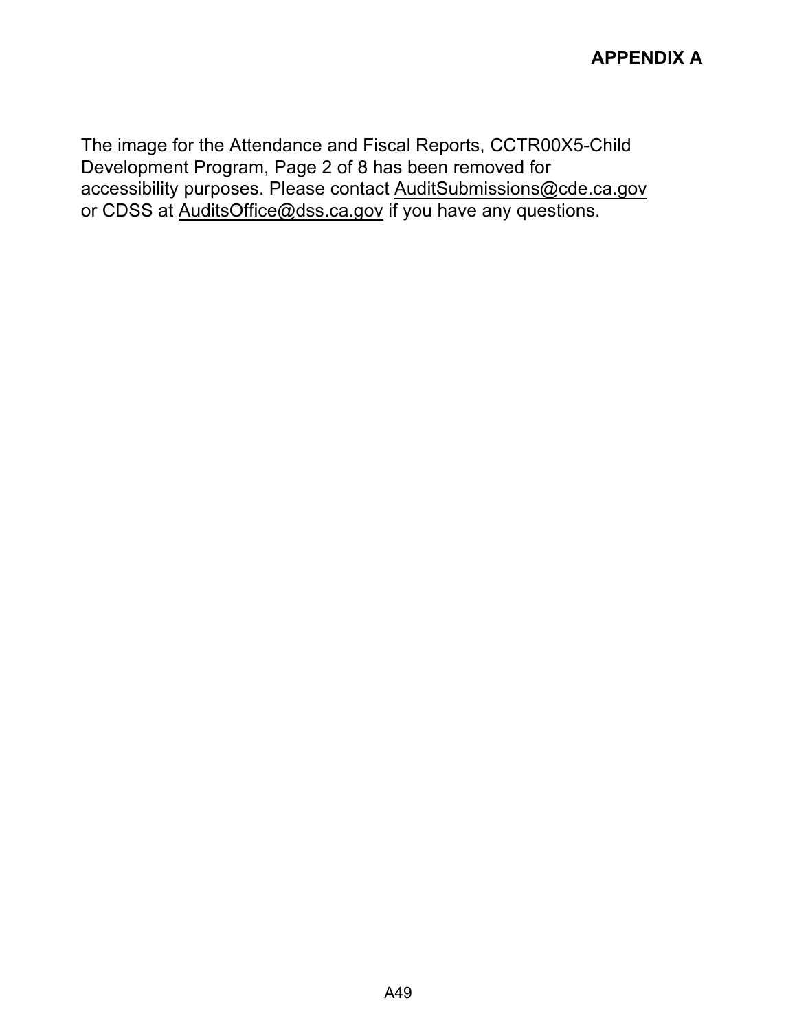**APPENDIX A**

The image for the Attendance and Fiscal Reports, CCTR00X5-Child Development Program, Page 2 of 8 has been removed for accessibility purposes. Please contact AuditSubmissions@cde.ca.gov or CDSS at AuditsOffice@dss.ca.gov if you have any questions.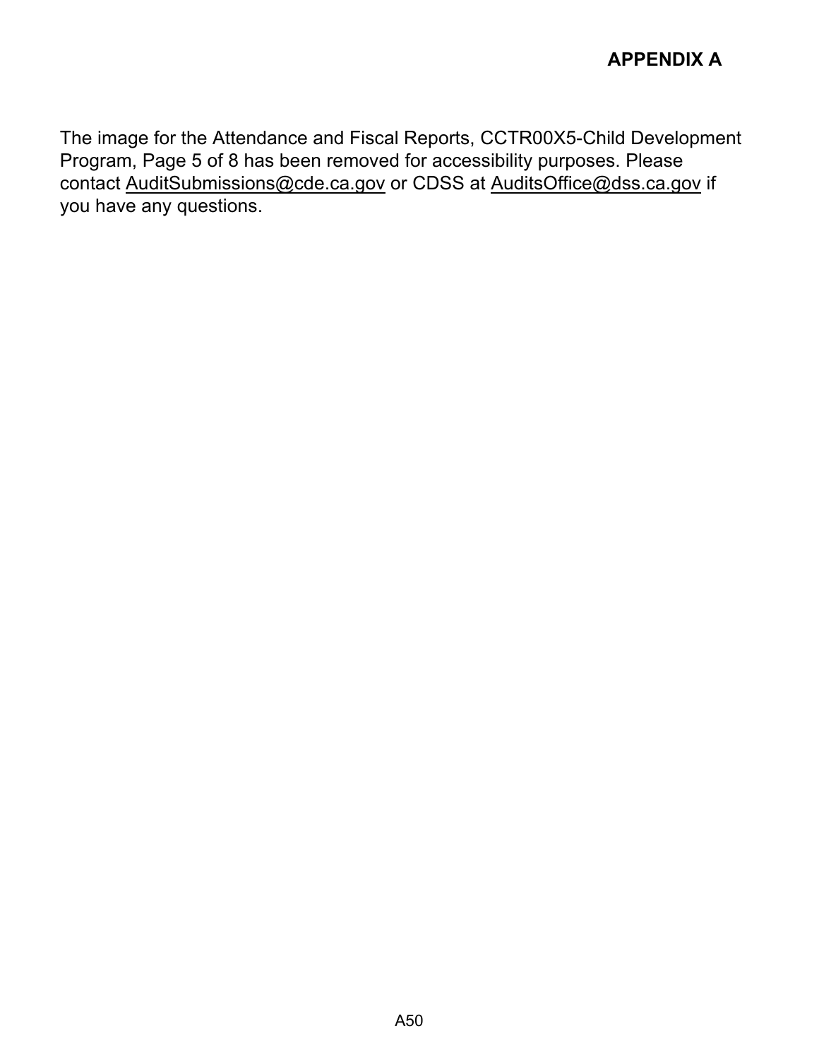**APPENDIX A**

The image for the Attendance and Fiscal Reports, CCTR00X5-Child Development Program, Page 5 of 8 has been removed for accessibility purposes. Please contact AuditSubmissions@cde.ca.gov or CDSS at AuditsOffice@dss.ca.gov if you have any questions.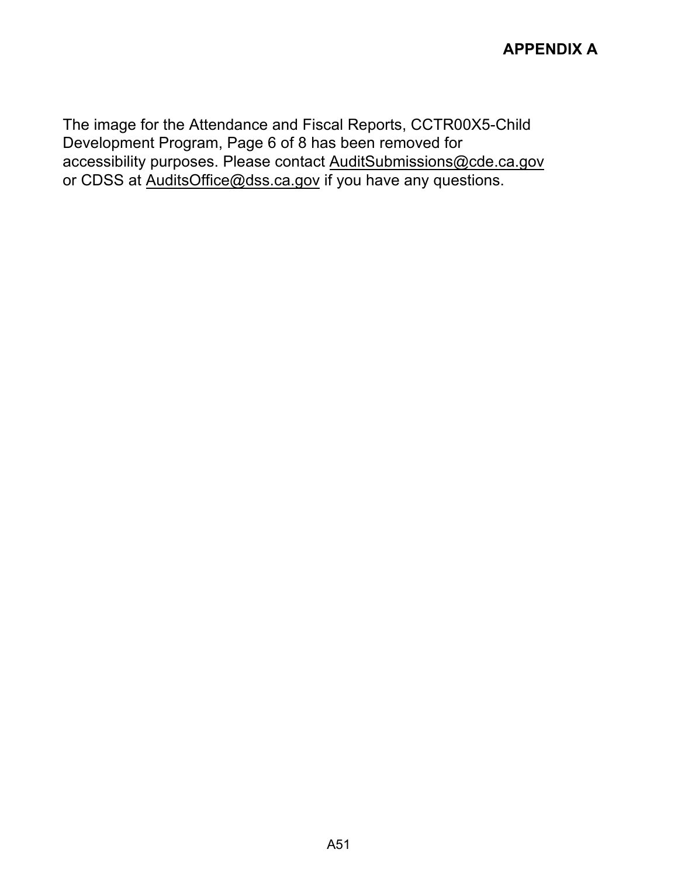## APPENDIX A

The image for the Attendance and Fiscal Reports, CCTR00X5-Child Development Program, Page 6 of 8 has been removed for accessibility purposes. Please contact AuditSubmissions@cde.ca.gov or CDSS at AuditsOffice@dss.ca.gov if you have any questions.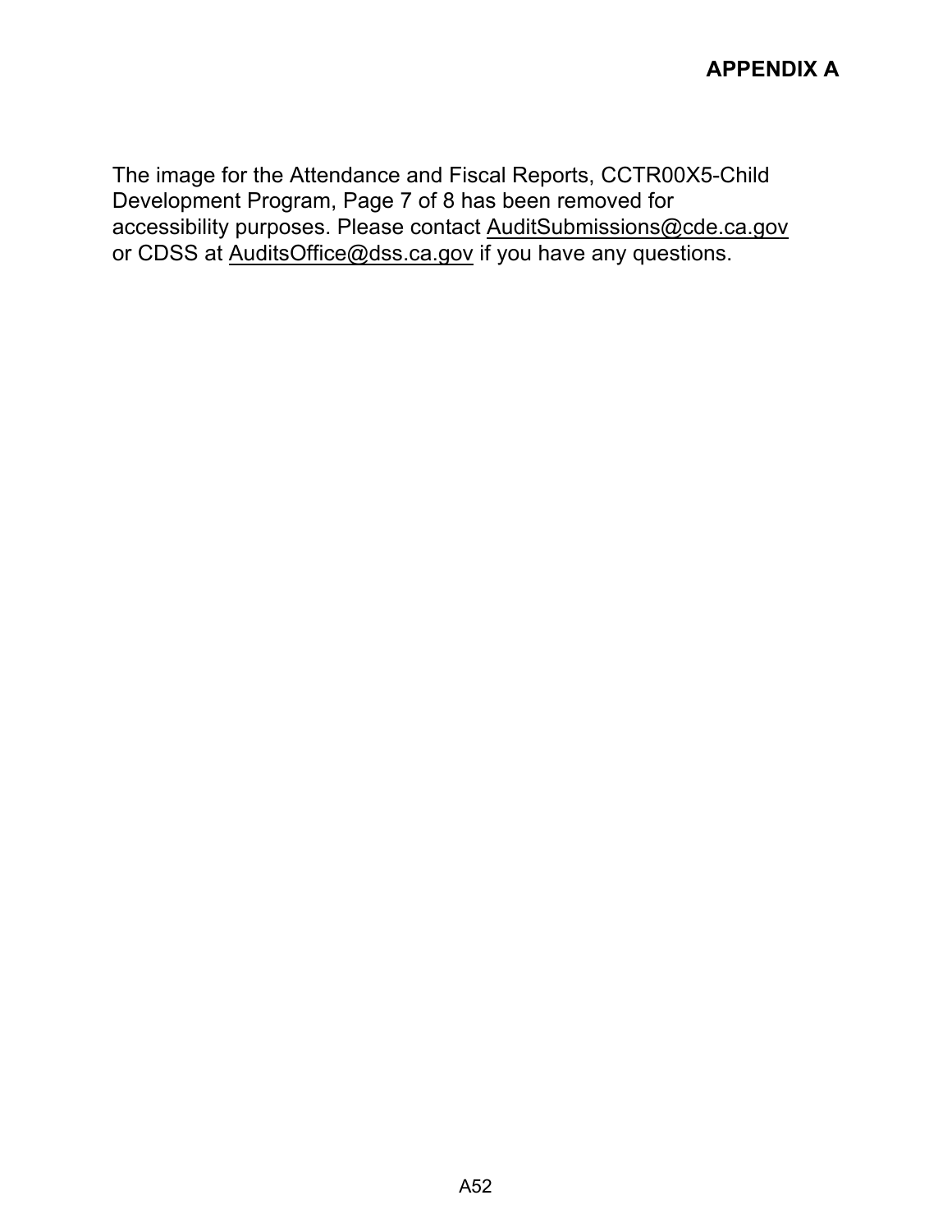**APPENDIX A**

The image for the Attendance and Fiscal Reports, CCTR00X5-Child Development Program, Page 7 of 8 has been removed for accessibility purposes. Please contact AuditSubmissions@cde.ca.gov or CDSS at AuditsOffice@dss.ca.gov if you have any questions.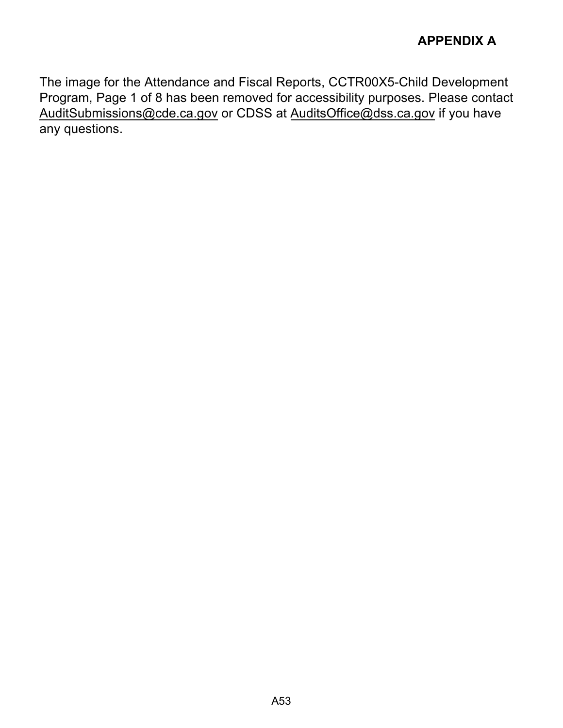**APPENDIX A**

The image for the Attendance and Fiscal Reports, CCTR00X5-Child Development Program, Page 1 of 8 has been removed for accessibility purposes. Please contact AuditSubmissions@cde.ca.gov or CDSS at AuditsOffice@dss.ca.gov if you have any questions.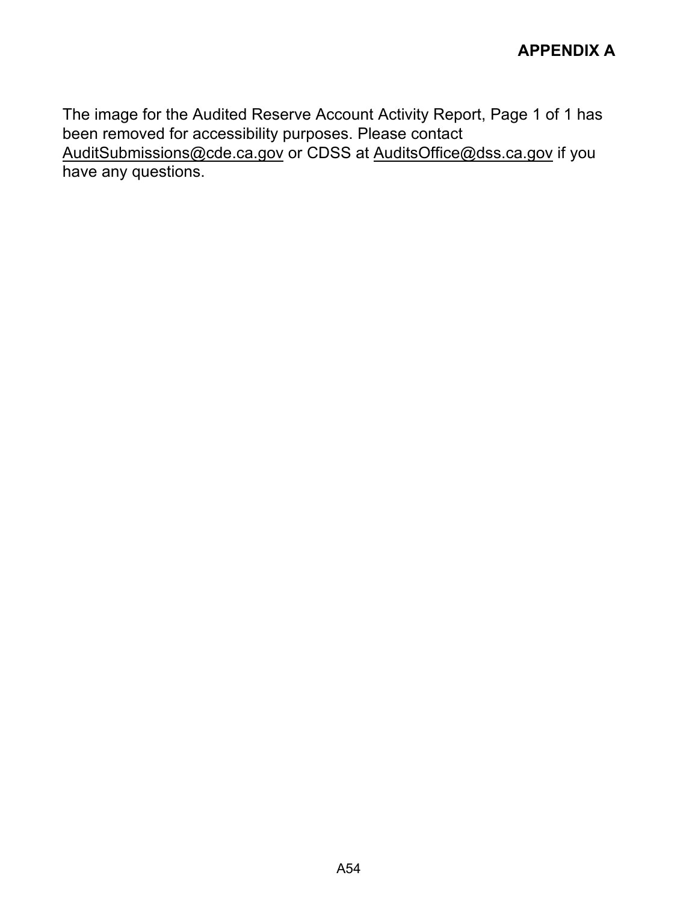**APPENDIX A**

The image for the Audited Reserve Account Activity Report, Page 1 of 1 has been removed for accessibility purposes. Please contact AuditSubmissions@cde.ca.gov or CDSS at AuditsOffice@dss.ca.gov if you have any questions.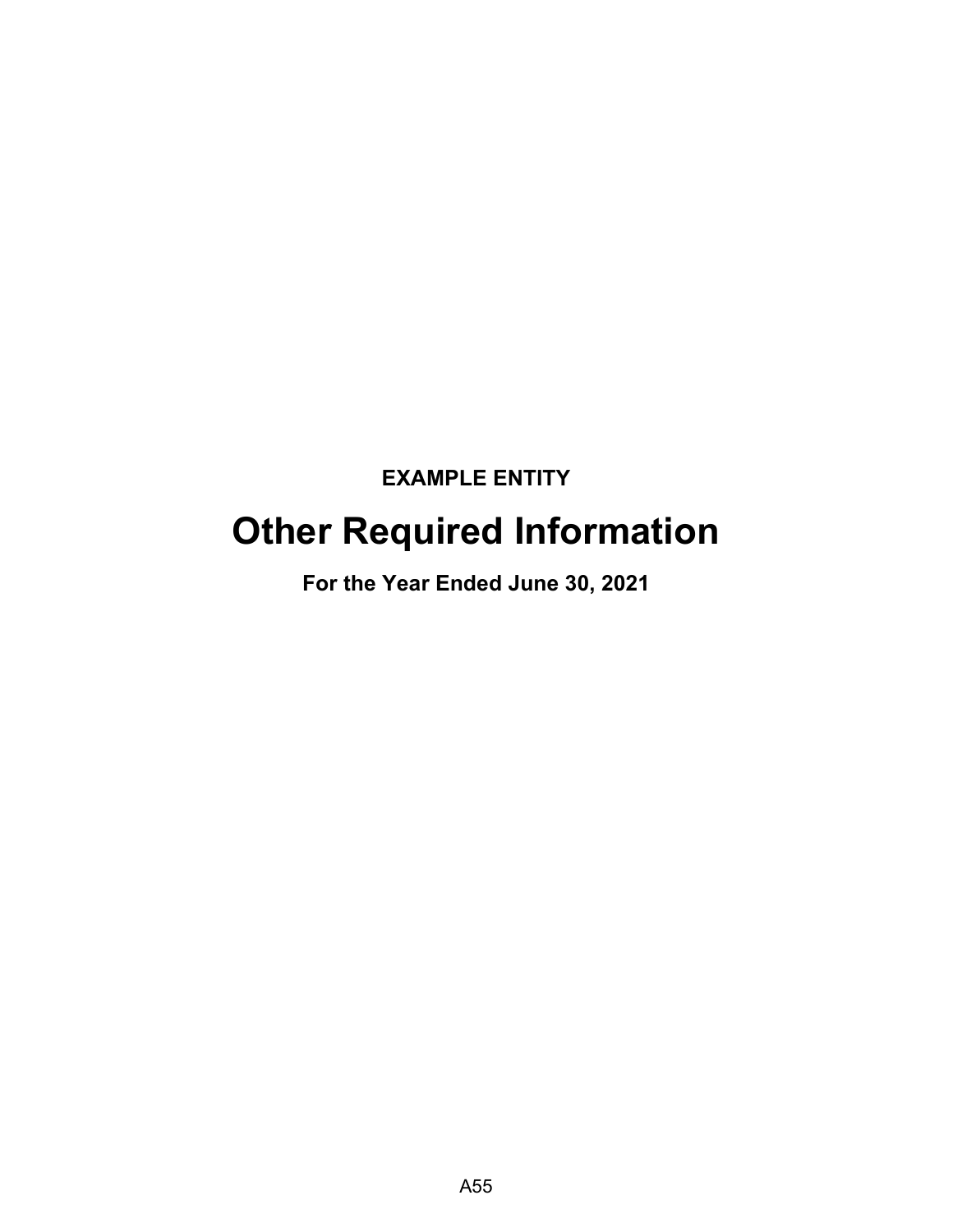**EXAMPLE ENTITY**

# Other Required Information

**For the Year Ended June 30, 2021**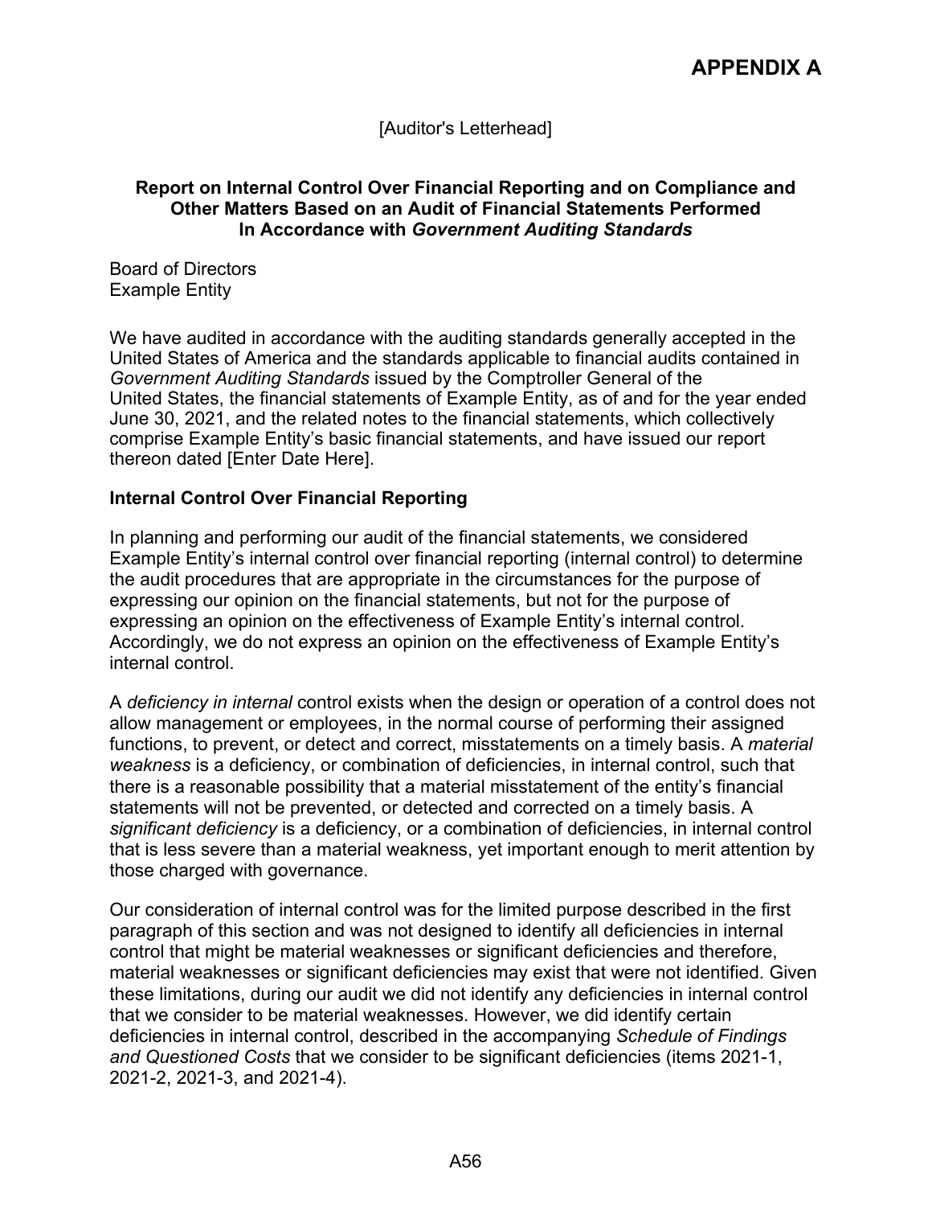# APPENDIX A

[Auditor's Letterhead]

**Report on Internal Control Over Financial Reporting and on Compliance and Other Matters Based on an Audit of Financial Statements Performed In Accordance with *Government Auditing Standards***

Board of Directors
Example Entity

We have audited in accordance with the auditing standards generally accepted in the United States of America and the standards applicable to financial audits contained in *Government Auditing Standards* issued by the Comptroller General of the United States, the financial statements of Example Entity, as of and for the year ended June 30, 2021, and the related notes to the financial statements, which collectively comprise Example Entity's basic financial statements, and have issued our report thereon dated [Enter Date Here].

**Internal Control Over Financial Reporting**

In planning and performing our audit of the financial statements, we considered Example Entity's internal control over financial reporting (internal control) to determine the audit procedures that are appropriate in the circumstances for the purpose of expressing our opinion on the financial statements, but not for the purpose of expressing an opinion on the effectiveness of Example Entity's internal control. Accordingly, we do not express an opinion on the effectiveness of Example Entity's internal control.

A *deficiency in internal* control exists when the design or operation of a control does not allow management or employees, in the normal course of performing their assigned functions, to prevent, or detect and correct, misstatements on a timely basis. A *material weakness* is a deficiency, or combination of deficiencies, in internal control, such that there is a reasonable possibility that a material misstatement of the entity's financial statements will not be prevented, or detected and corrected on a timely basis. A *significant deficiency* is a deficiency, or a combination of deficiencies, in internal control that is less severe than a material weakness, yet important enough to merit attention by those charged with governance.

Our consideration of internal control was for the limited purpose described in the first paragraph of this section and was not designed to identify all deficiencies in internal control that might be material weaknesses or significant deficiencies and therefore, material weaknesses or significant deficiencies may exist that were not identified. Given these limitations, during our audit we did not identify any deficiencies in internal control that we consider to be material weaknesses. However, we did identify certain deficiencies in internal control, described in the accompanying *Schedule of Findings and Questioned Costs* that we consider to be significant deficiencies (items 2021-1, 2021-2, 2021-3, and 2021-4).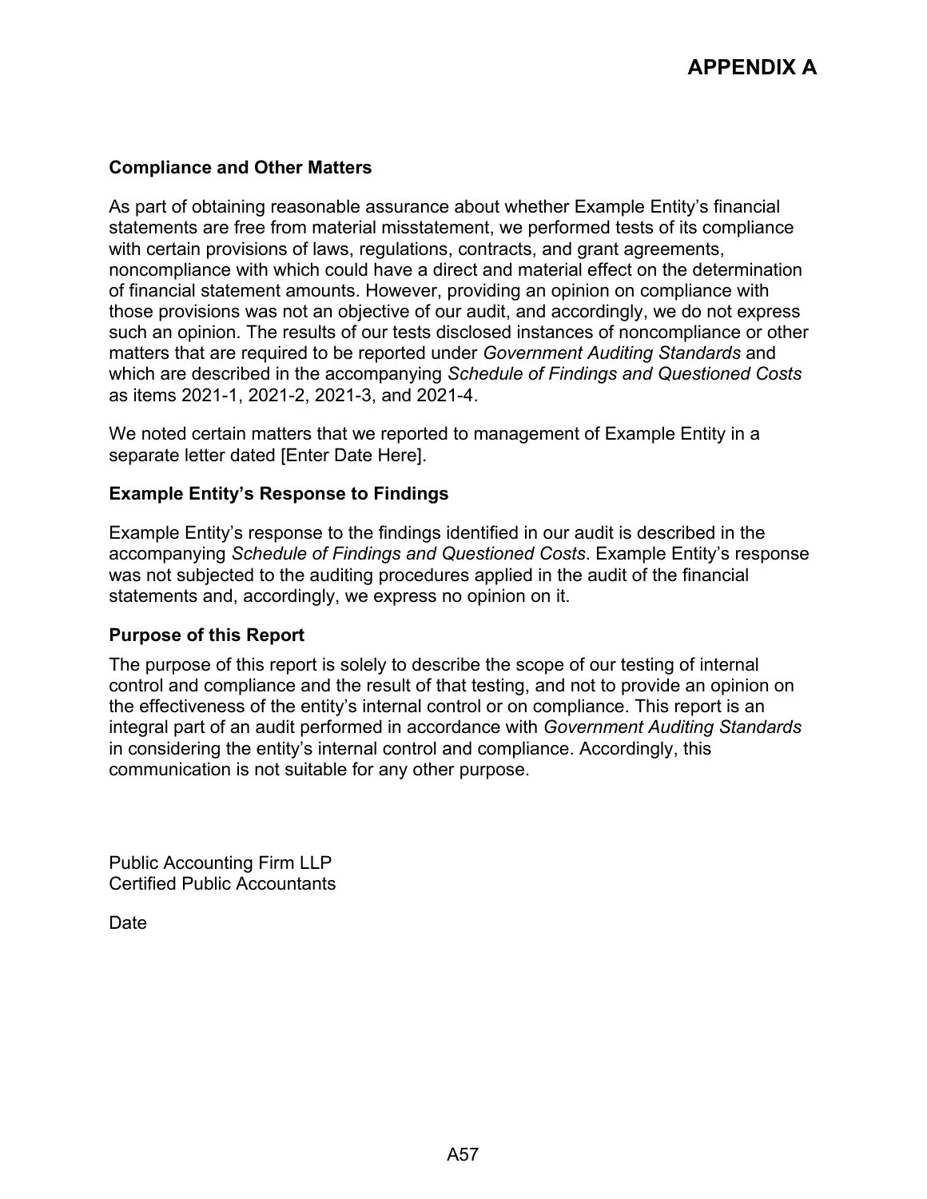# APPENDIX A

**Compliance and Other Matters**

As part of obtaining reasonable assurance about whether Example Entity's financial statements are free from material misstatement, we performed tests of its compliance with certain provisions of laws, regulations, contracts, and grant agreements, noncompliance with which could have a direct and material effect on the determination of financial statement amounts. However, providing an opinion on compliance with those provisions was not an objective of our audit, and accordingly, we do not express such an opinion. The results of our tests disclosed instances of noncompliance or other matters that are required to be reported under *Government Auditing Standards* and which are described in the accompanying *Schedule of Findings and Questioned Costs* as items 2021-1, 2021-2, 2021-3, and 2021-4.

We noted certain matters that we reported to management of Example Entity in a separate letter dated [Enter Date Here].

**Example Entity's Response to Findings**

Example Entity's response to the findings identified in our audit is described in the accompanying *Schedule of Findings and Questioned Costs*. Example Entity's response was not subjected to the auditing procedures applied in the audit of the financial statements and, accordingly, we express no opinion on it.

**Purpose of this Report**

The purpose of this report is solely to describe the scope of our testing of internal control and compliance and the result of that testing, and not to provide an opinion on the effectiveness of the entity's internal control or on compliance. This report is an integral part of an audit performed in accordance with *Government Auditing Standards* in considering the entity's internal control and compliance. Accordingly, this communication is not suitable for any other purpose.

Public Accounting Firm LLP
Certified Public Accountants

Date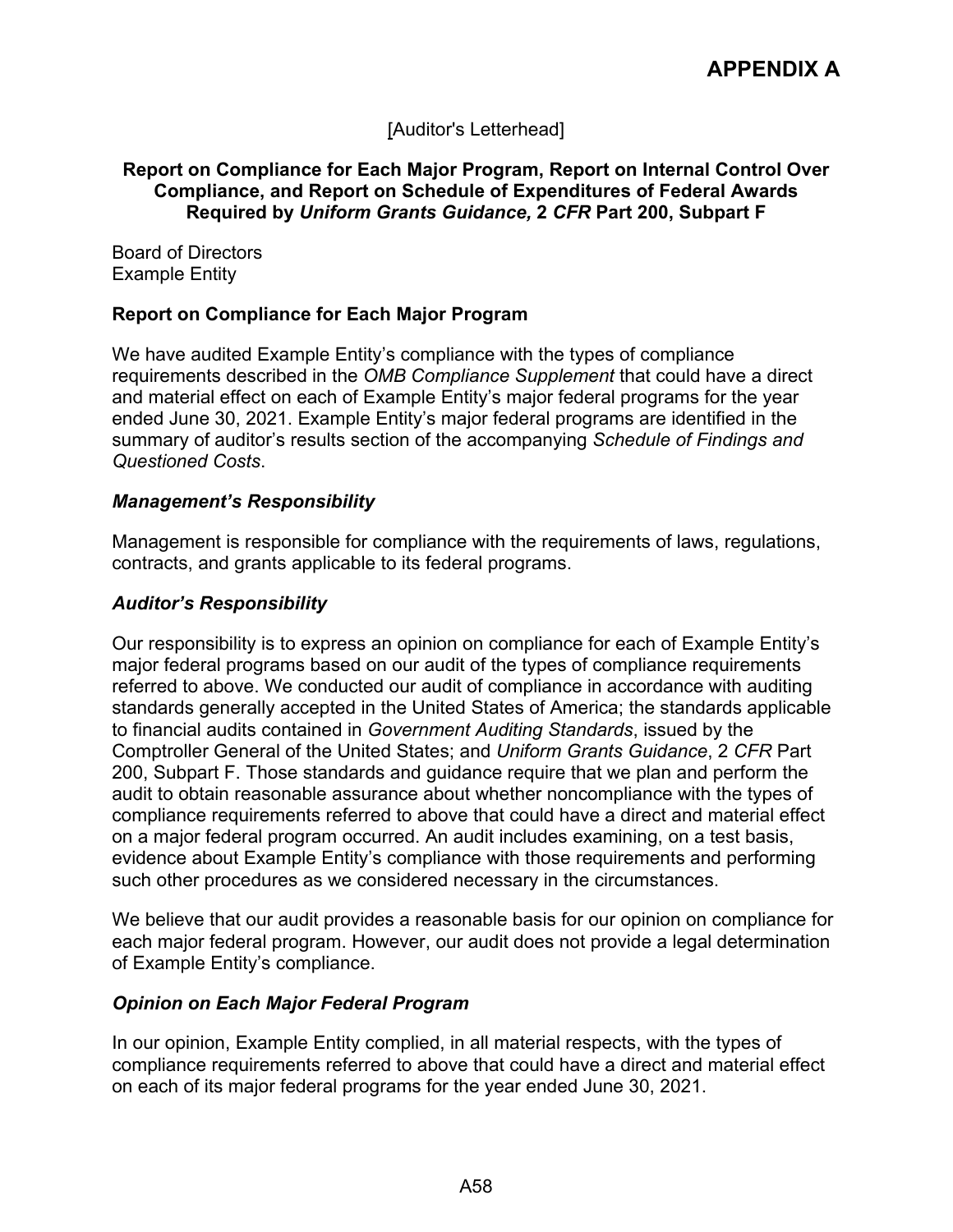# APPENDIX A

[Auditor's Letterhead]

**Report on Compliance for Each Major Program, Report on Internal Control Over Compliance, and Report on Schedule of Expenditures of Federal Awards Required by *Uniform Grants Guidance,* 2 *CFR* Part 200, Subpart F**

Board of Directors
Example Entity

**Report on Compliance for Each Major Program**

We have audited Example Entity's compliance with the types of compliance requirements described in the *OMB Compliance Supplement* that could have a direct and material effect on each of Example Entity's major federal programs for the year ended June 30, 2021. Example Entity's major federal programs are identified in the summary of auditor's results section of the accompanying *Schedule of Findings and Questioned Costs*.

***Management's Responsibility***

Management is responsible for compliance with the requirements of laws, regulations, contracts, and grants applicable to its federal programs.

***Auditor's Responsibility***

Our responsibility is to express an opinion on compliance for each of Example Entity's major federal programs based on our audit of the types of compliance requirements referred to above. We conducted our audit of compliance in accordance with auditing standards generally accepted in the United States of America; the standards applicable to financial audits contained in *Government Auditing Standards*, issued by the Comptroller General of the United States; and *Uniform Grants Guidance*, 2 *CFR* Part 200, Subpart F. Those standards and guidance require that we plan and perform the audit to obtain reasonable assurance about whether noncompliance with the types of compliance requirements referred to above that could have a direct and material effect on a major federal program occurred. An audit includes examining, on a test basis, evidence about Example Entity's compliance with those requirements and performing such other procedures as we considered necessary in the circumstances.

We believe that our audit provides a reasonable basis for our opinion on compliance for each major federal program. However, our audit does not provide a legal determination of Example Entity's compliance.

***Opinion on Each Major Federal Program***

In our opinion, Example Entity complied, in all material respects, with the types of compliance requirements referred to above that could have a direct and material effect on each of its major federal programs for the year ended June 30, 2021.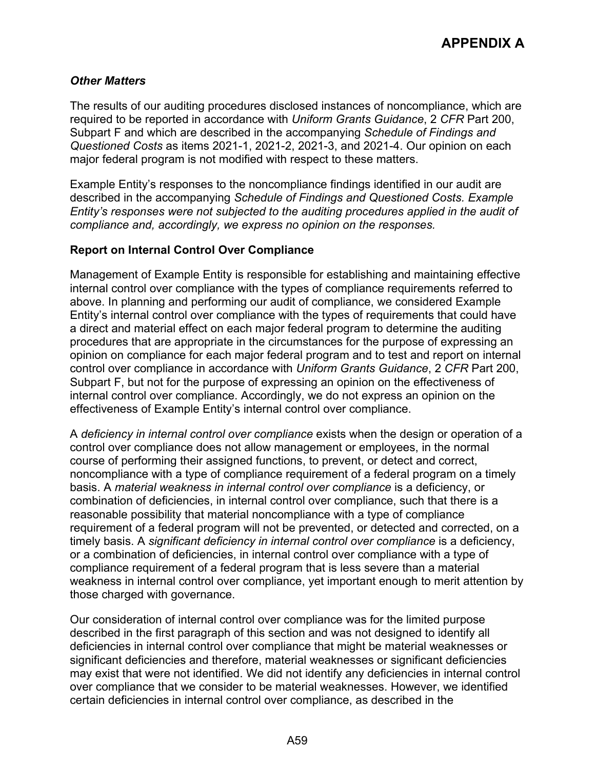### *Other Matters*

The results of our auditing procedures disclosed instances of noncompliance, which are required to be reported in accordance with *Uniform Grants Guidance*, 2 *CFR* Part 200, Subpart F and which are described in the accompanying *Schedule of Findings and Questioned Costs* as items 2021-1, 2021-2, 2021-3, and 2021-4. Our opinion on each major federal program is not modified with respect to these matters.

Example Entity's responses to the noncompliance findings identified in our audit are described in the accompanying *Schedule of Findings and Questioned Costs. Example Entity's responses were not subjected to the auditing procedures applied in the audit of compliance and, accordingly, we express no opinion on the responses.*

### **Report on Internal Control Over Compliance**

Management of Example Entity is responsible for establishing and maintaining effective internal control over compliance with the types of compliance requirements referred to above. In planning and performing our audit of compliance, we considered Example Entity's internal control over compliance with the types of requirements that could have a direct and material effect on each major federal program to determine the auditing procedures that are appropriate in the circumstances for the purpose of expressing an opinion on compliance for each major federal program and to test and report on internal control over compliance in accordance with *Uniform Grants Guidance*, 2 *CFR* Part 200, Subpart F, but not for the purpose of expressing an opinion on the effectiveness of internal control over compliance. Accordingly, we do not express an opinion on the effectiveness of Example Entity's internal control over compliance.

A *deficiency in internal control over compliance* exists when the design or operation of a control over compliance does not allow management or employees, in the normal course of performing their assigned functions, to prevent, or detect and correct, noncompliance with a type of compliance requirement of a federal program on a timely basis. A *material weakness in internal control over compliance* is a deficiency, or combination of deficiencies, in internal control over compliance, such that there is a reasonable possibility that material noncompliance with a type of compliance requirement of a federal program will not be prevented, or detected and corrected, on a timely basis. A *significant deficiency in internal control over compliance* is a deficiency, or a combination of deficiencies, in internal control over compliance with a type of compliance requirement of a federal program that is less severe than a material weakness in internal control over compliance, yet important enough to merit attention by those charged with governance.

Our consideration of internal control over compliance was for the limited purpose described in the first paragraph of this section and was not designed to identify all deficiencies in internal control over compliance that might be material weaknesses or significant deficiencies and therefore, material weaknesses or significant deficiencies may exist that were not identified. We did not identify any deficiencies in internal control over compliance that we consider to be material weaknesses. However, we identified certain deficiencies in internal control over compliance, as described in the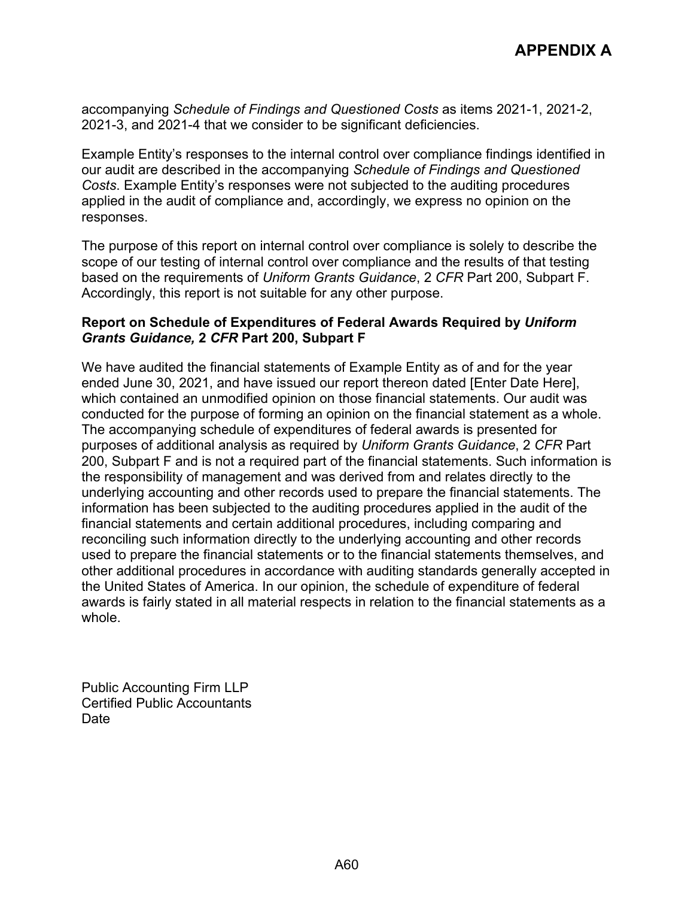accompanying *Schedule of Findings and Questioned Costs* as items 2021-1, 2021-2, 2021-3, and 2021-4 that we consider to be significant deficiencies.

Example Entity's responses to the internal control over compliance findings identified in our audit are described in the accompanying *Schedule of Findings and Questioned Costs.* Example Entity's responses were not subjected to the auditing procedures applied in the audit of compliance and, accordingly, we express no opinion on the responses.

The purpose of this report on internal control over compliance is solely to describe the scope of our testing of internal control over compliance and the results of that testing based on the requirements of *Uniform Grants Guidance*, 2 *CFR* Part 200, Subpart F. Accordingly, this report is not suitable for any other purpose.

**Report on Schedule of Expenditures of Federal Awards Required by *Uniform Grants Guidance,* 2 *CFR* Part 200, Subpart F**

We have audited the financial statements of Example Entity as of and for the year ended June 30, 2021, and have issued our report thereon dated [Enter Date Here], which contained an unmodified opinion on those financial statements. Our audit was conducted for the purpose of forming an opinion on the financial statement as a whole. The accompanying schedule of expenditures of federal awards is presented for purposes of additional analysis as required by *Uniform Grants Guidance*, 2 *CFR* Part 200, Subpart F and is not a required part of the financial statements. Such information is the responsibility of management and was derived from and relates directly to the underlying accounting and other records used to prepare the financial statements. The information has been subjected to the auditing procedures applied in the audit of the financial statements and certain additional procedures, including comparing and reconciling such information directly to the underlying accounting and other records used to prepare the financial statements or to the financial statements themselves, and other additional procedures in accordance with auditing standards generally accepted in the United States of America. In our opinion, the schedule of expenditure of federal awards is fairly stated in all material respects in relation to the financial statements as a whole.

Public Accounting Firm LLP
Certified Public Accountants
Date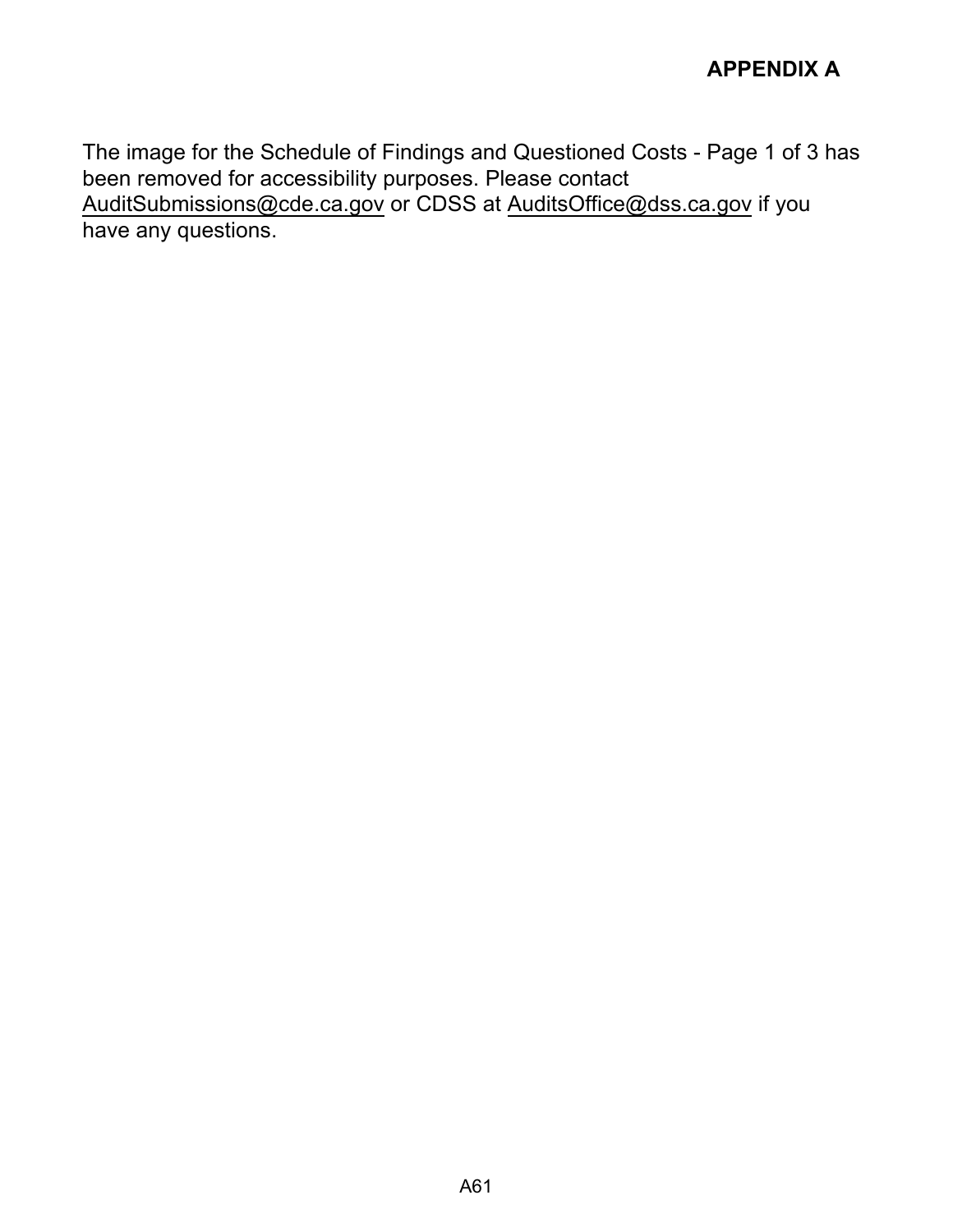**APPENDIX A**

The image for the Schedule of Findings and Questioned Costs - Page 1 of 3 has been removed for accessibility purposes. Please contact AuditSubmissions@cde.ca.gov or CDSS at AuditsOffice@dss.ca.gov if you have any questions.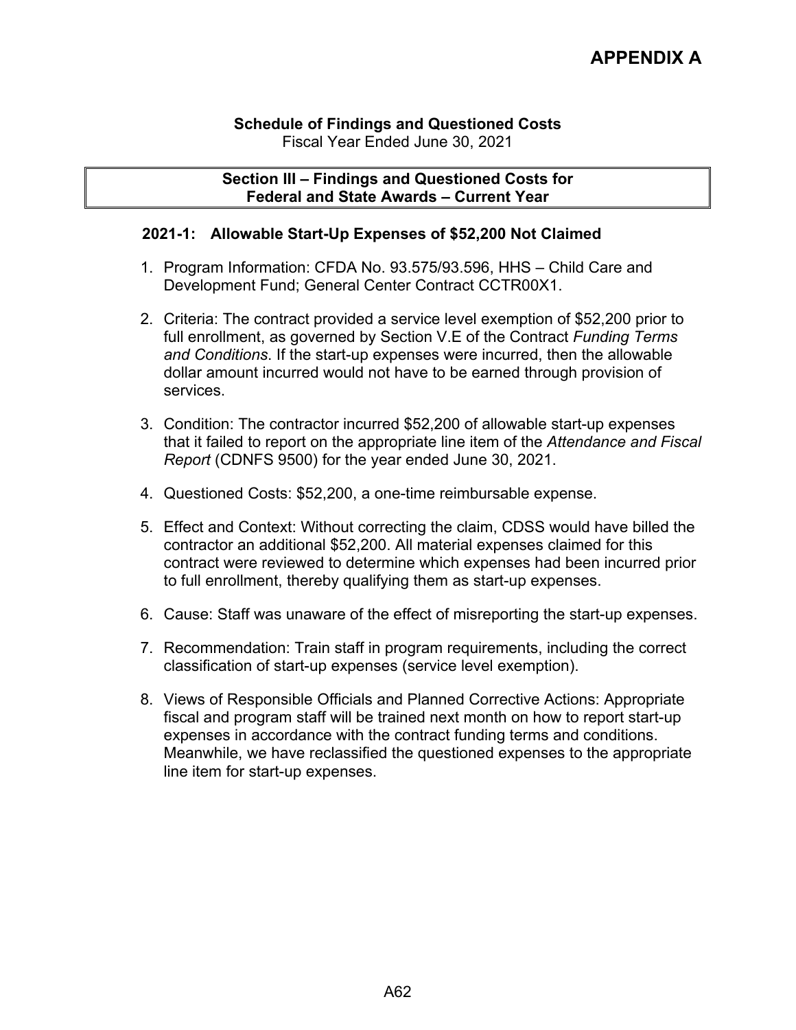# APPENDIX A

**Schedule of Findings and Questioned Costs**
Fiscal Year Ended June 30, 2021

**Section III – Findings and Questioned Costs for Federal and State Awards – Current Year**

### 2021-1: Allowable Start-Up Expenses of $52,200 Not Claimed

1. Program Information: CFDA No. 93.575/93.596, HHS – Child Care and Development Fund; General Center Contract CCTR00X1.
2. Criteria: The contract provided a service level exemption of $52,200 prior to full enrollment, as governed by Section V.E of the Contract *Funding Terms and Conditions*. If the start-up expenses were incurred, then the allowable dollar amount incurred would not have to be earned through provision of services.
3. Condition: The contractor incurred $52,200 of allowable start-up expenses that it failed to report on the appropriate line item of the *Attendance and Fiscal Report* (CDNFS 9500) for the year ended June 30, 2021.
4. Questioned Costs: $52,200, a one-time reimbursable expense.
5. Effect and Context: Without correcting the claim, CDSS would have billed the contractor an additional $52,200. All material expenses claimed for this contract were reviewed to determine which expenses had been incurred prior to full enrollment, thereby qualifying them as start-up expenses.
6. Cause: Staff was unaware of the effect of misreporting the start-up expenses.
7. Recommendation: Train staff in program requirements, including the correct classification of start-up expenses (service level exemption).
8. Views of Responsible Officials and Planned Corrective Actions: Appropriate fiscal and program staff will be trained next month on how to report start-up expenses in accordance with the contract funding terms and conditions. Meanwhile, we have reclassified the questioned expenses to the appropriate line item for start-up expenses.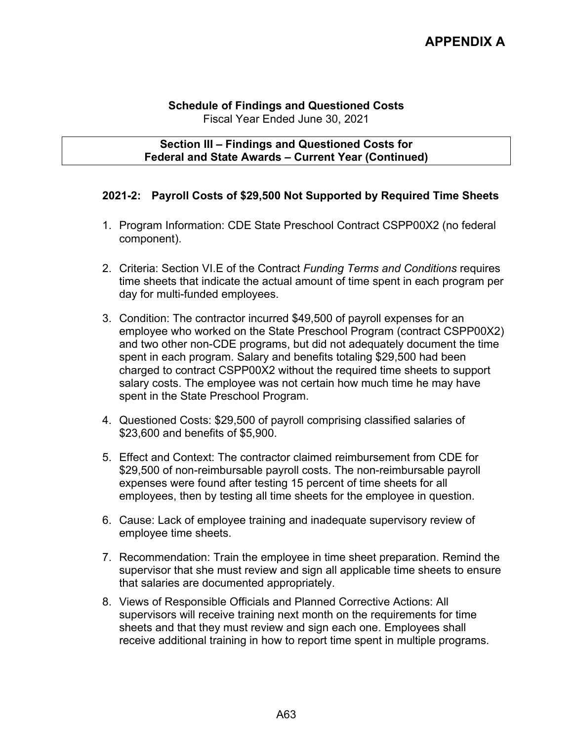# APPENDIX A

**Schedule of Findings and Questioned Costs**
Fiscal Year Ended June 30, 2021

**Section III – Findings and Questioned Costs for Federal and State Awards – Current Year (Continued)**

### 2021-2: Payroll Costs of $29,500 Not Supported by Required Time Sheets

1. Program Information: CDE State Preschool Contract CSPP00X2 (no federal component).
2. Criteria: Section VI.E of the Contract *Funding Terms and Conditions* requires time sheets that indicate the actual amount of time spent in each program per day for multi-funded employees.
3. Condition: The contractor incurred $49,500 of payroll expenses for an employee who worked on the State Preschool Program (contract CSPP00X2) and two other non-CDE programs, but did not adequately document the time spent in each program. Salary and benefits totaling $29,500 had been charged to contract CSPP00X2 without the required time sheets to support salary costs. The employee was not certain how much time he may have spent in the State Preschool Program.
4. Questioned Costs: $29,500 of payroll comprising classified salaries of $23,600 and benefits of $5,900.
5. Effect and Context: The contractor claimed reimbursement from CDE for $29,500 of non-reimbursable payroll costs. The non-reimbursable payroll expenses were found after testing 15 percent of time sheets for all employees, then by testing all time sheets for the employee in question.
6. Cause: Lack of employee training and inadequate supervisory review of employee time sheets.
7. Recommendation: Train the employee in time sheet preparation. Remind the supervisor that she must review and sign all applicable time sheets to ensure that salaries are documented appropriately.
8. Views of Responsible Officials and Planned Corrective Actions: All supervisors will receive training next month on the requirements for time sheets and that they must review and sign each one. Employees shall receive additional training in how to report time spent in multiple programs.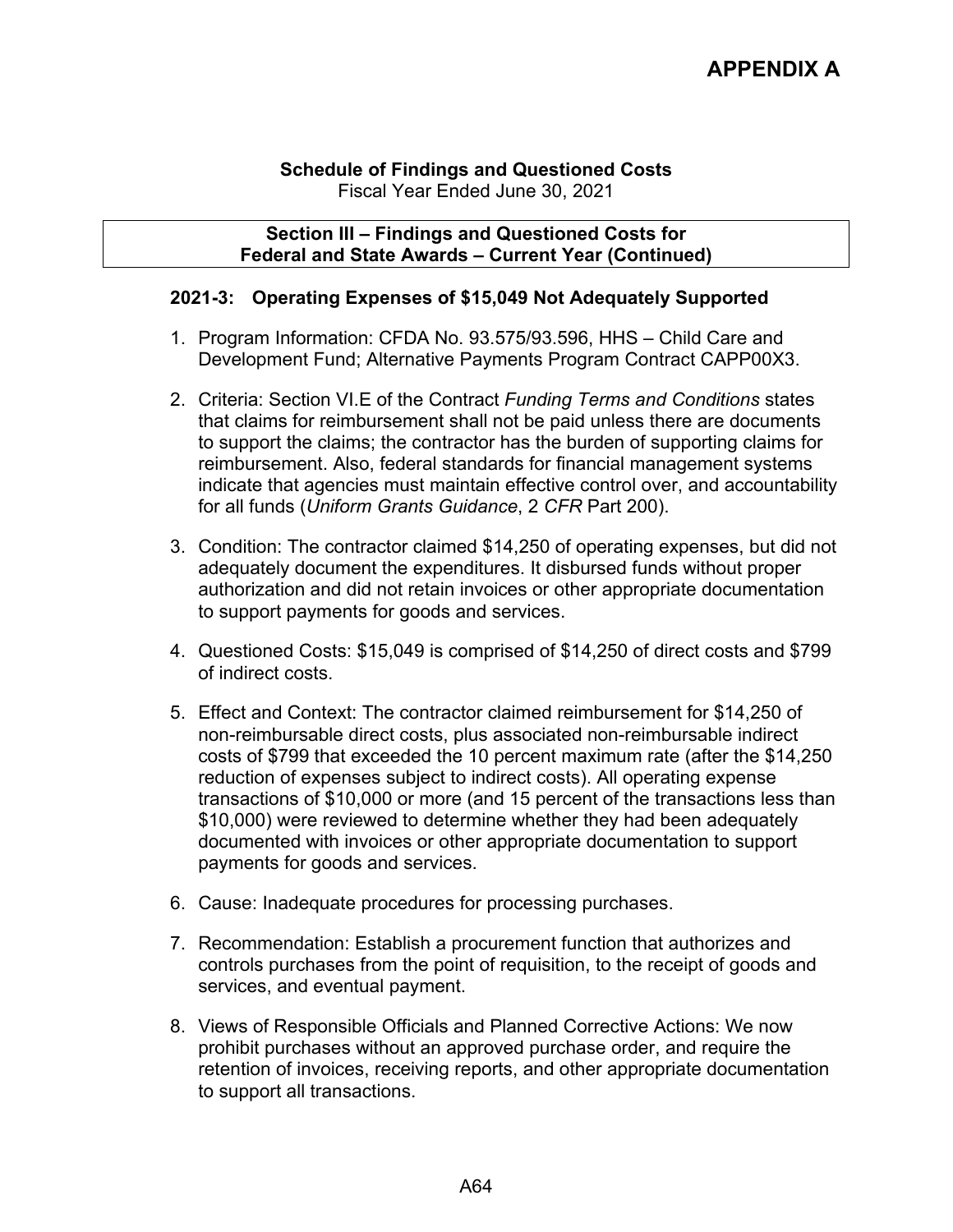# APPENDIX A

**Schedule of Findings and Questioned Costs**
Fiscal Year Ended June 30, 2021

**Section III – Findings and Questioned Costs for Federal and State Awards – Current Year (Continued)**

## 2021-3: Operating Expenses of $15,049 Not Adequately Supported

1. Program Information: CFDA No. 93.575/93.596, HHS – Child Care and Development Fund; Alternative Payments Program Contract CAPP00X3.

2. Criteria: Section VI.E of the Contract *Funding Terms and Conditions* states that claims for reimbursement shall not be paid unless there are documents to support the claims; the contractor has the burden of supporting claims for reimbursement. Also, federal standards for financial management systems indicate that agencies must maintain effective control over, and accountability for all funds (*Uniform Grants Guidance*, 2 *CFR* Part 200).

3. Condition: The contractor claimed $14,250 of operating expenses, but did not adequately document the expenditures. It disbursed funds without proper authorization and did not retain invoices or other appropriate documentation to support payments for goods and services.

4. Questioned Costs: $15,049 is comprised of $14,250 of direct costs and $799 of indirect costs.

5. Effect and Context: The contractor claimed reimbursement for $14,250 of non-reimbursable direct costs, plus associated non-reimbursable indirect costs of $799 that exceeded the 10 percent maximum rate (after the $14,250 reduction of expenses subject to indirect costs). All operating expense transactions of $10,000 or more (and 15 percent of the transactions less than $10,000) were reviewed to determine whether they had been adequately documented with invoices or other appropriate documentation to support payments for goods and services.

6. Cause: Inadequate procedures for processing purchases.

7. Recommendation: Establish a procurement function that authorizes and controls purchases from the point of requisition, to the receipt of goods and services, and eventual payment.

8. Views of Responsible Officials and Planned Corrective Actions: We now prohibit purchases without an approved purchase order, and require the retention of invoices, receiving reports, and other appropriate documentation to support all transactions.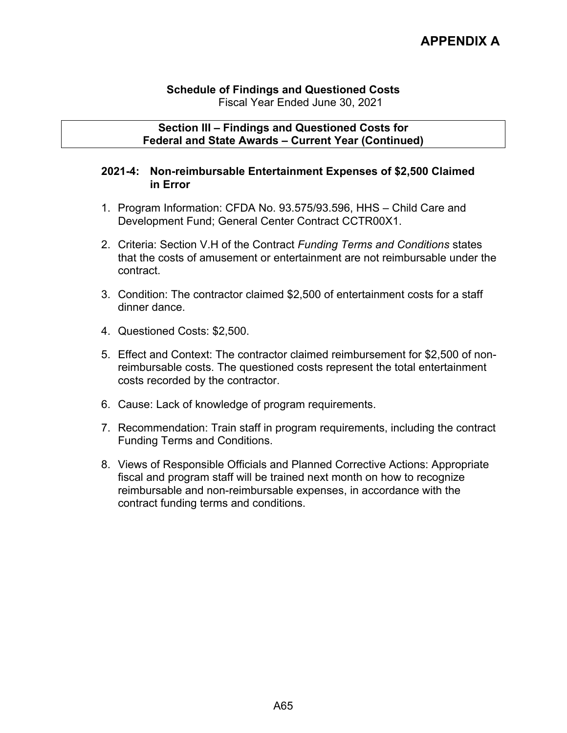# APPENDIX A

**Schedule of Findings and Questioned Costs**
Fiscal Year Ended June 30, 2021

**Section III – Findings and Questioned Costs for Federal and State Awards – Current Year (Continued)**

## 2021-4: Non-reimbursable Entertainment Expenses of $2,500 Claimed in Error

1. Program Information: CFDA No. 93.575/93.596, HHS – Child Care and Development Fund; General Center Contract CCTR00X1.
2. Criteria: Section V.H of the Contract *Funding Terms and Conditions* states that the costs of amusement or entertainment are not reimbursable under the contract.
3. Condition: The contractor claimed $2,500 of entertainment costs for a staff dinner dance.
4. Questioned Costs: $2,500.
5. Effect and Context: The contractor claimed reimbursement for $2,500 of non-reimbursable costs. The questioned costs represent the total entertainment costs recorded by the contractor.
6. Cause: Lack of knowledge of program requirements.
7. Recommendation: Train staff in program requirements, including the contract Funding Terms and Conditions.
8. Views of Responsible Officials and Planned Corrective Actions: Appropriate fiscal and program staff will be trained next month on how to recognize reimbursable and non-reimbursable expenses, in accordance with the contract funding terms and conditions.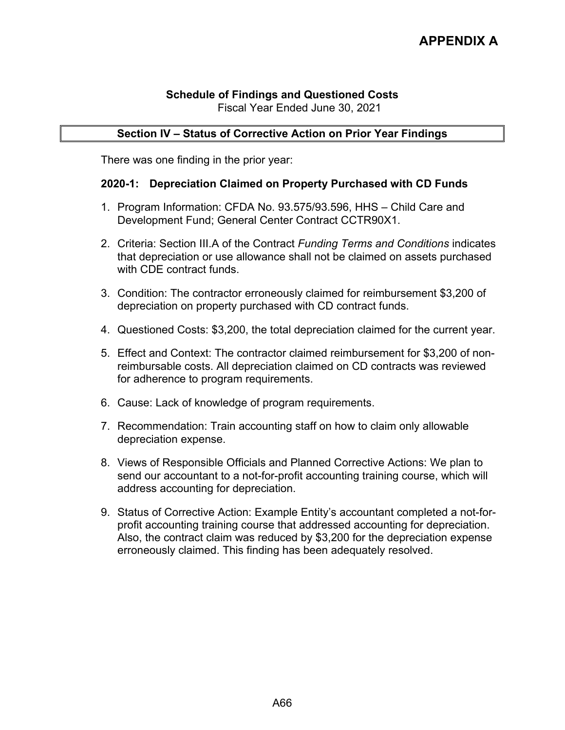# APPENDIX A

**Schedule of Findings and Questioned Costs**
Fiscal Year Ended June 30, 2021

## Section IV – Status of Corrective Action on Prior Year Findings

There was one finding in the prior year:

### 2020-1: Depreciation Claimed on Property Purchased with CD Funds

1. Program Information: CFDA No. 93.575/93.596, HHS – Child Care and Development Fund; General Center Contract CCTR90X1.
2. Criteria: Section III.A of the Contract *Funding Terms and Conditions* indicates that depreciation or use allowance shall not be claimed on assets purchased with CDE contract funds.
3. Condition: The contractor erroneously claimed for reimbursement $3,200 of depreciation on property purchased with CD contract funds.
4. Questioned Costs: $3,200, the total depreciation claimed for the current year.
5. Effect and Context: The contractor claimed reimbursement for $3,200 of non-reimbursable costs. All depreciation claimed on CD contracts was reviewed for adherence to program requirements.
6. Cause: Lack of knowledge of program requirements.
7. Recommendation: Train accounting staff on how to claim only allowable depreciation expense.
8. Views of Responsible Officials and Planned Corrective Actions: We plan to send our accountant to a not-for-profit accounting training course, which will address accounting for depreciation.
9. Status of Corrective Action: Example Entity's accountant completed a not-for-profit accounting training course that addressed accounting for depreciation. Also, the contract claim was reduced by $3,200 for the depreciation expense erroneously claimed. This finding has been adequately resolved.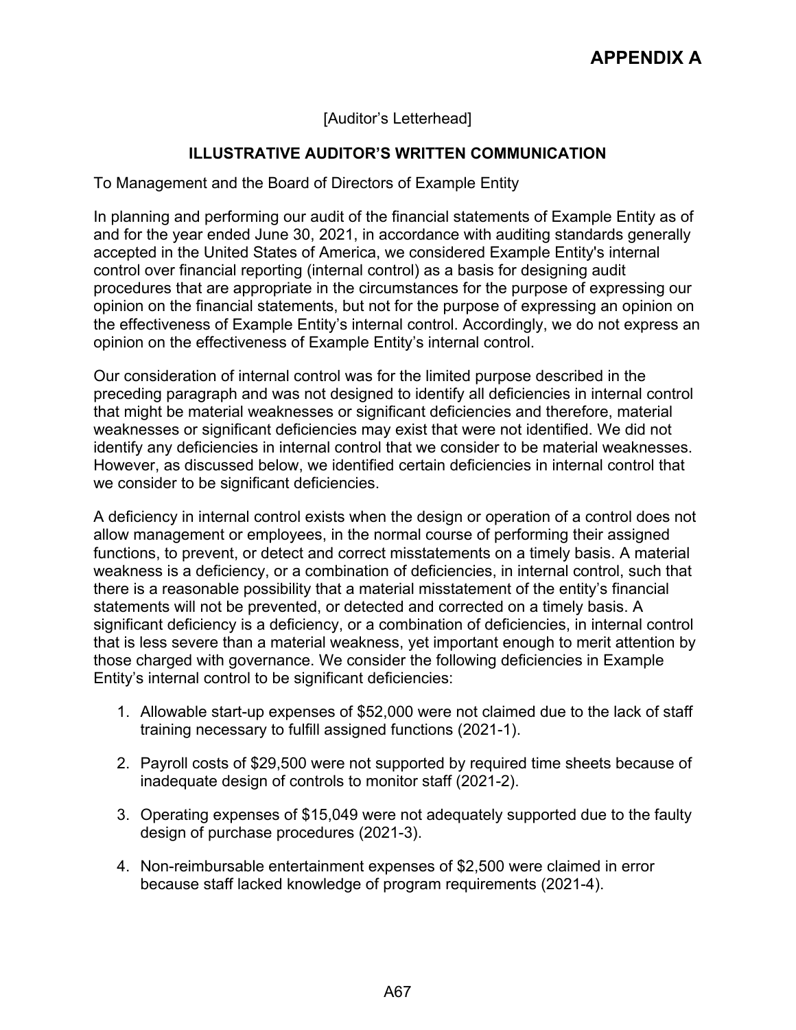# APPENDIX A

[Auditor's Letterhead]

**ILLUSTRATIVE AUDITOR'S WRITTEN COMMUNICATION**

To Management and the Board of Directors of Example Entity

In planning and performing our audit of the financial statements of Example Entity as of and for the year ended June 30, 2021, in accordance with auditing standards generally accepted in the United States of America, we considered Example Entity's internal control over financial reporting (internal control) as a basis for designing audit procedures that are appropriate in the circumstances for the purpose of expressing our opinion on the financial statements, but not for the purpose of expressing an opinion on the effectiveness of Example Entity's internal control. Accordingly, we do not express an opinion on the effectiveness of Example Entity's internal control.

Our consideration of internal control was for the limited purpose described in the preceding paragraph and was not designed to identify all deficiencies in internal control that might be material weaknesses or significant deficiencies and therefore, material weaknesses or significant deficiencies may exist that were not identified. We did not identify any deficiencies in internal control that we consider to be material weaknesses. However, as discussed below, we identified certain deficiencies in internal control that we consider to be significant deficiencies.

A deficiency in internal control exists when the design or operation of a control does not allow management or employees, in the normal course of performing their assigned functions, to prevent, or detect and correct misstatements on a timely basis. A material weakness is a deficiency, or a combination of deficiencies, in internal control, such that there is a reasonable possibility that a material misstatement of the entity's financial statements will not be prevented, or detected and corrected on a timely basis. A significant deficiency is a deficiency, or a combination of deficiencies, in internal control that is less severe than a material weakness, yet important enough to merit attention by those charged with governance. We consider the following deficiencies in Example Entity's internal control to be significant deficiencies:

1. Allowable start-up expenses of $52,000 were not claimed due to the lack of staff training necessary to fulfill assigned functions (2021-1).
2. Payroll costs of $29,500 were not supported by required time sheets because of inadequate design of controls to monitor staff (2021-2).
3. Operating expenses of $15,049 were not adequately supported due to the faulty design of purchase procedures (2021-3).
4. Non-reimbursable entertainment expenses of $2,500 were claimed in error because staff lacked knowledge of program requirements (2021-4).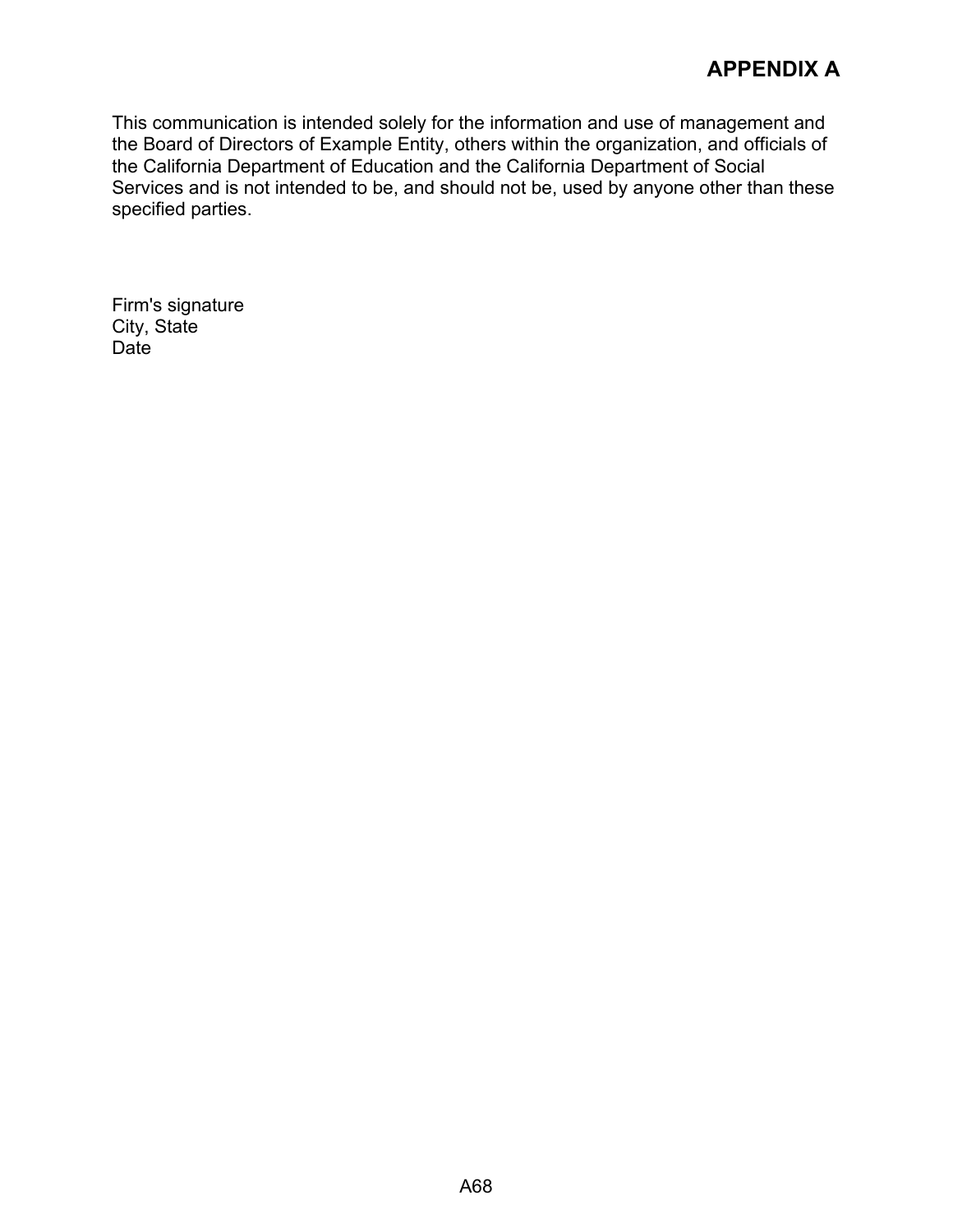This communication is intended solely for the information and use of management and the Board of Directors of Example Entity, others within the organization, and officials of the California Department of Education and the California Department of Social Services and is not intended to be, and should not be, used by anyone other than these specified parties.

Firm's signature
City, State
Date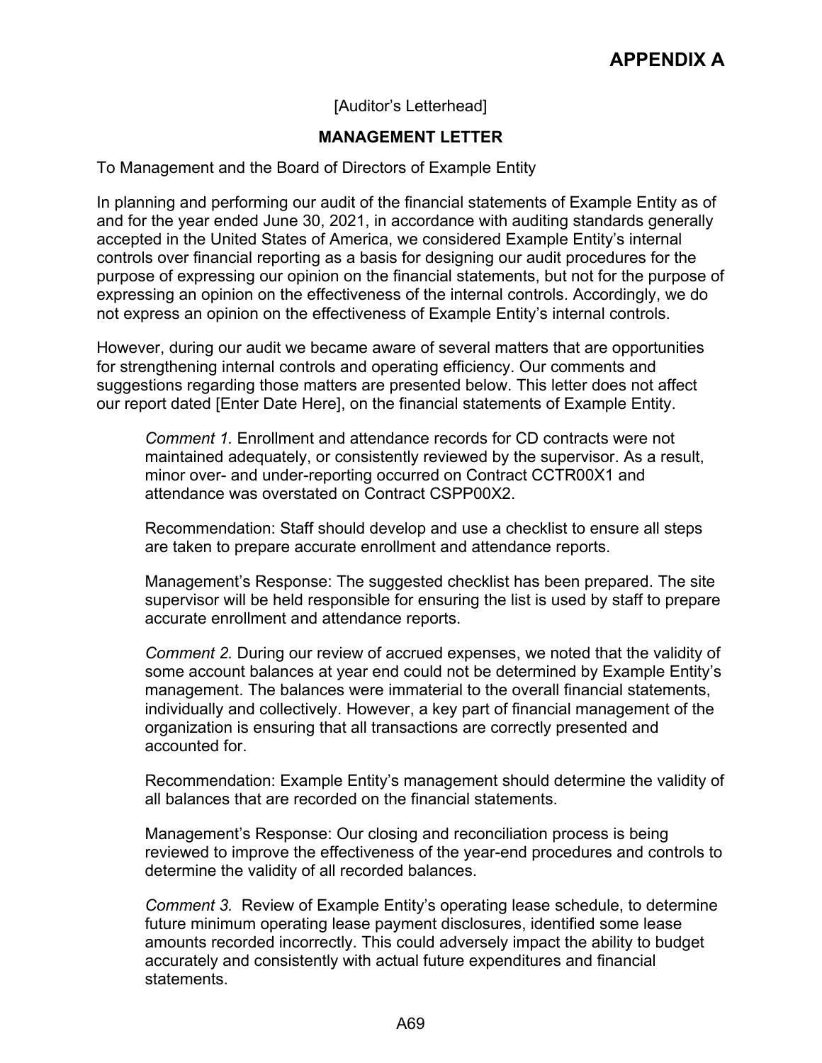# APPENDIX A

[Auditor's Letterhead]

**MANAGEMENT LETTER**

To Management and the Board of Directors of Example Entity

In planning and performing our audit of the financial statements of Example Entity as of and for the year ended June 30, 2021, in accordance with auditing standards generally accepted in the United States of America, we considered Example Entity's internal controls over financial reporting as a basis for designing our audit procedures for the purpose of expressing our opinion on the financial statements, but not for the purpose of expressing an opinion on the effectiveness of the internal controls. Accordingly, we do not express an opinion on the effectiveness of Example Entity's internal controls.

However, during our audit we became aware of several matters that are opportunities for strengthening internal controls and operating efficiency. Our comments and suggestions regarding those matters are presented below. This letter does not affect our report dated [Enter Date Here], on the financial statements of Example Entity.

> *Comment 1.* Enrollment and attendance records for CD contracts were not maintained adequately, or consistently reviewed by the supervisor. As a result, minor over- and under-reporting occurred on Contract CCTR00X1 and attendance was overstated on Contract CSPP00X2.
>
> Recommendation: Staff should develop and use a checklist to ensure all steps are taken to prepare accurate enrollment and attendance reports.
>
> Management's Response: The suggested checklist has been prepared. The site supervisor will be held responsible for ensuring the list is used by staff to prepare accurate enrollment and attendance reports.
>
> *Comment 2.* During our review of accrued expenses, we noted that the validity of some account balances at year end could not be determined by Example Entity's management. The balances were immaterial to the overall financial statements, individually and collectively. However, a key part of financial management of the organization is ensuring that all transactions are correctly presented and accounted for.
>
> Recommendation: Example Entity's management should determine the validity of all balances that are recorded on the financial statements.
>
> Management's Response: Our closing and reconciliation process is being reviewed to improve the effectiveness of the year-end procedures and controls to determine the validity of all recorded balances.
>
> *Comment 3.* Review of Example Entity's operating lease schedule, to determine future minimum operating lease payment disclosures, identified some lease amounts recorded incorrectly. This could adversely impact the ability to budget accurately and consistently with actual future expenditures and financial statements.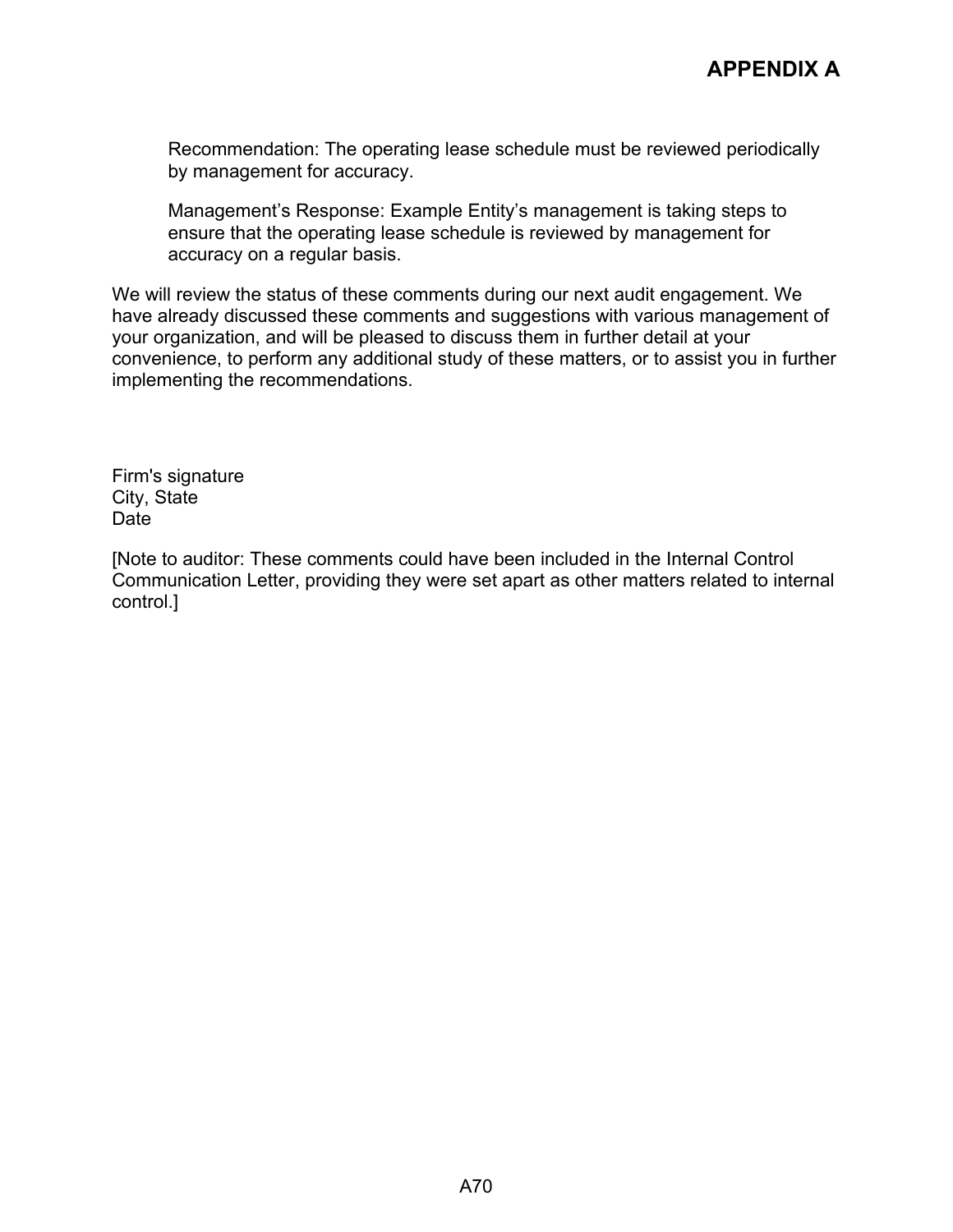Recommendation: The operating lease schedule must be reviewed periodically by management for accuracy.

Management's Response: Example Entity's management is taking steps to ensure that the operating lease schedule is reviewed by management for accuracy on a regular basis.

We will review the status of these comments during our next audit engagement. We have already discussed these comments and suggestions with various management of your organization, and will be pleased to discuss them in further detail at your convenience, to perform any additional study of these matters, or to assist you in further implementing the recommendations.

Firm's signature
City, State
Date

[Note to auditor: These comments could have been included in the Internal Control Communication Letter, providing they were set apart as other matters related to internal control.]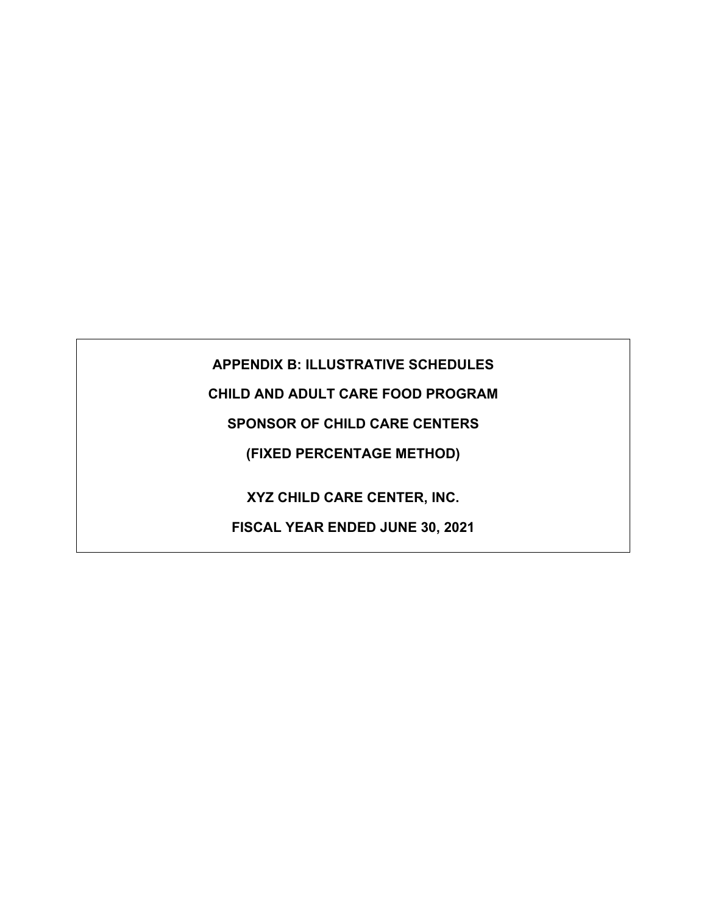**APPENDIX B: ILLUSTRATIVE SCHEDULES**

**CHILD AND ADULT CARE FOOD PROGRAM**

**SPONSOR OF CHILD CARE CENTERS**

**(FIXED PERCENTAGE METHOD)**

**XYZ CHILD CARE CENTER, INC.**

**FISCAL YEAR ENDED JUNE 30, 2021**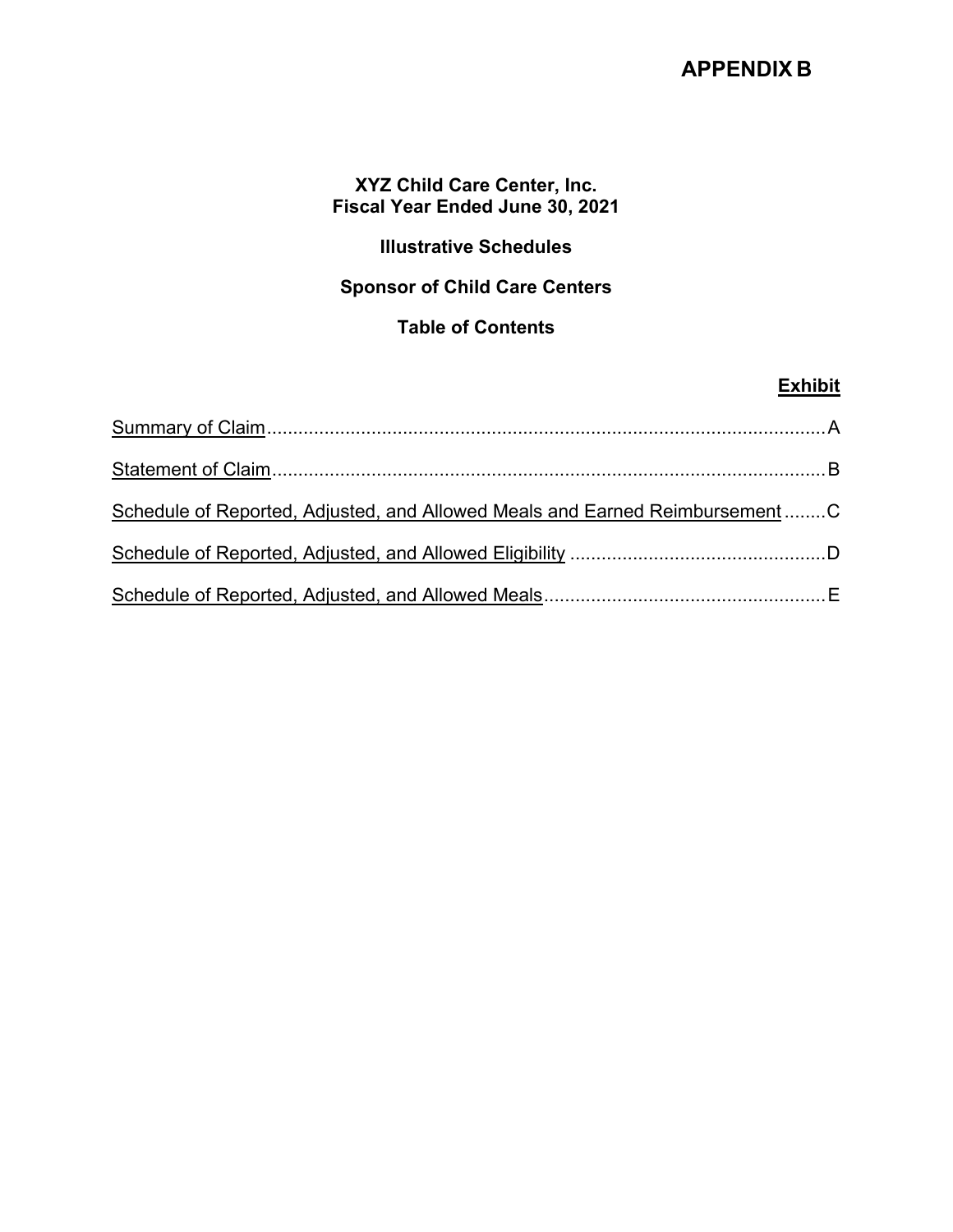# APPENDIX B

**XYZ Child Care Center, Inc.**
**Fiscal Year Ended June 30, 2021**

**Illustrative Schedules**

**Sponsor of Child Care Centers**

**Table of Contents**

| | Exhibit |
|---|---|
| Summary of Claim | A |
| Statement of Claim | B |
| Schedule of Reported, Adjusted, and Allowed Meals and Earned Reimbursement | C |
| Schedule of Reported, Adjusted, and Allowed Eligibility | D |
| Schedule of Reported, Adjusted, and Allowed Meals | E |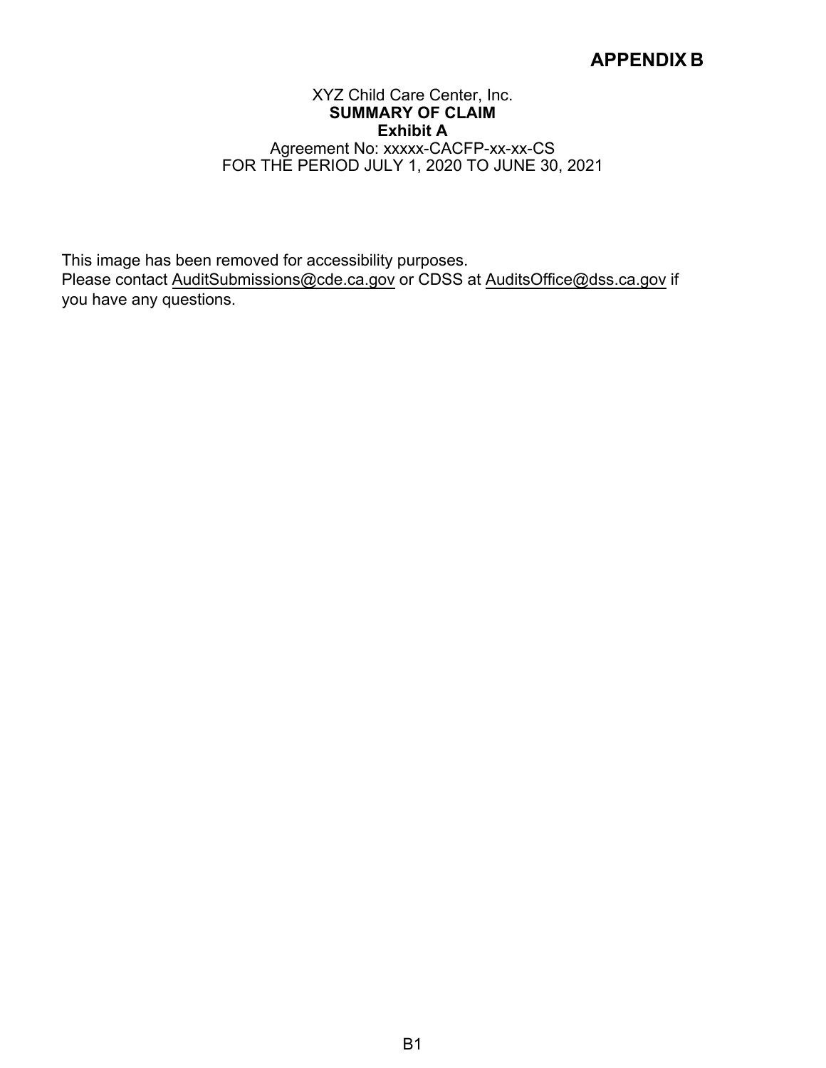# APPENDIX B

XYZ Child Care Center, Inc.
**SUMMARY OF CLAIM**
**Exhibit A**
Agreement No: xxxxx-CACFP-xx-xx-CS
FOR THE PERIOD JULY 1, 2020 TO JUNE 30, 2021

This image has been removed for accessibility purposes.
Please contact AuditSubmissions@cde.ca.gov or CDSS at AuditsOffice@dss.ca.gov if you have any questions.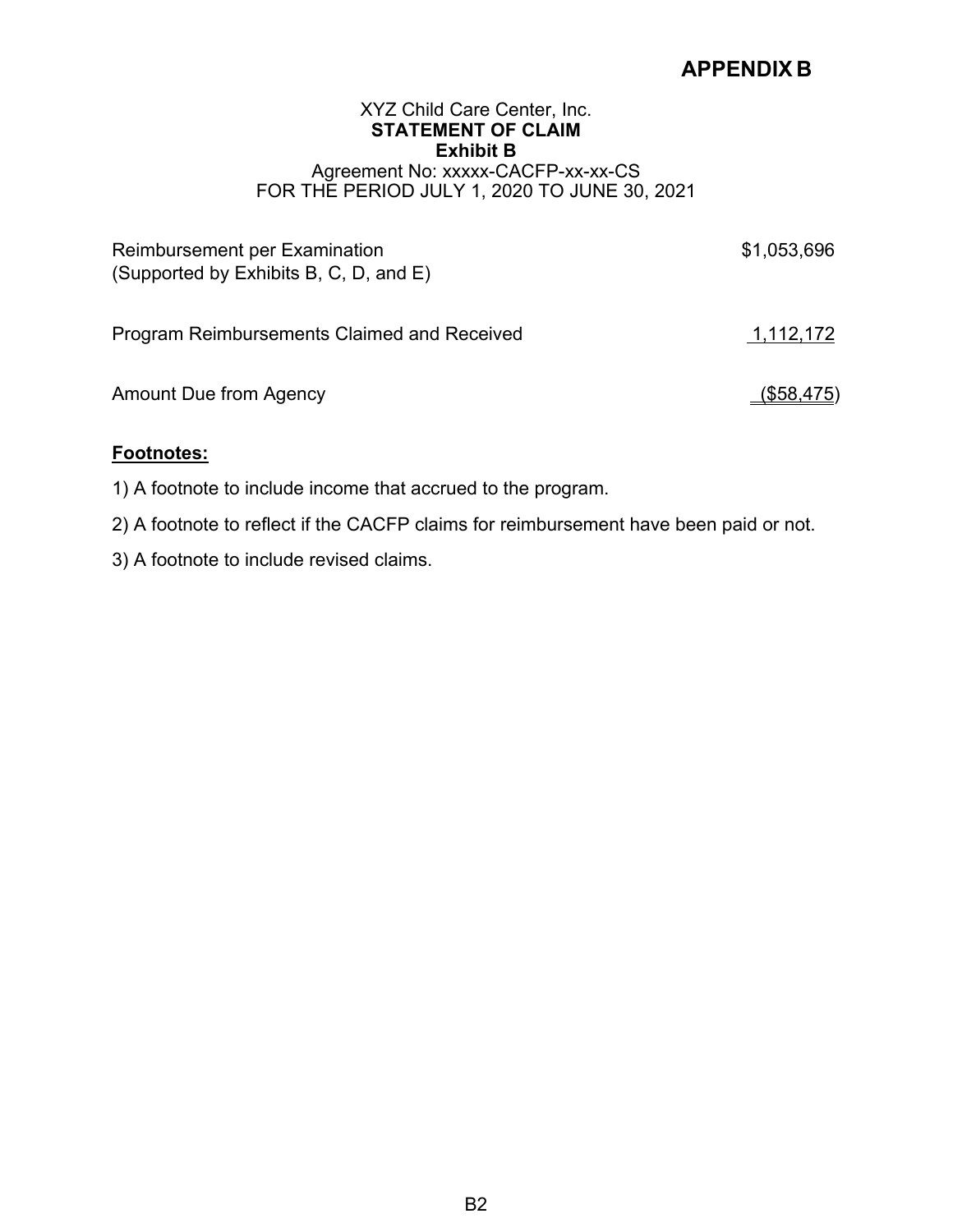# APPENDIX B

XYZ Child Care Center, Inc.
**STATEMENT OF CLAIM**
**Exhibit B**
Agreement No: xxxxx-CACFP-xx-xx-CS
FOR THE PERIOD JULY 1, 2020 TO JUNE 30, 2021

| | |
|---|---|
| Reimbursement per Examination (Supported by Exhibits B, C, D, and E) | $1,053,696 |
| Program Reimbursements Claimed and Received | 1,112,172 |
| Amount Due from Agency | ($58,475) |

**Footnotes:**

1) A footnote to include income that accrued to the program.

2) A footnote to reflect if the CACFP claims for reimbursement have been paid or not.

3) A footnote to include revised claims.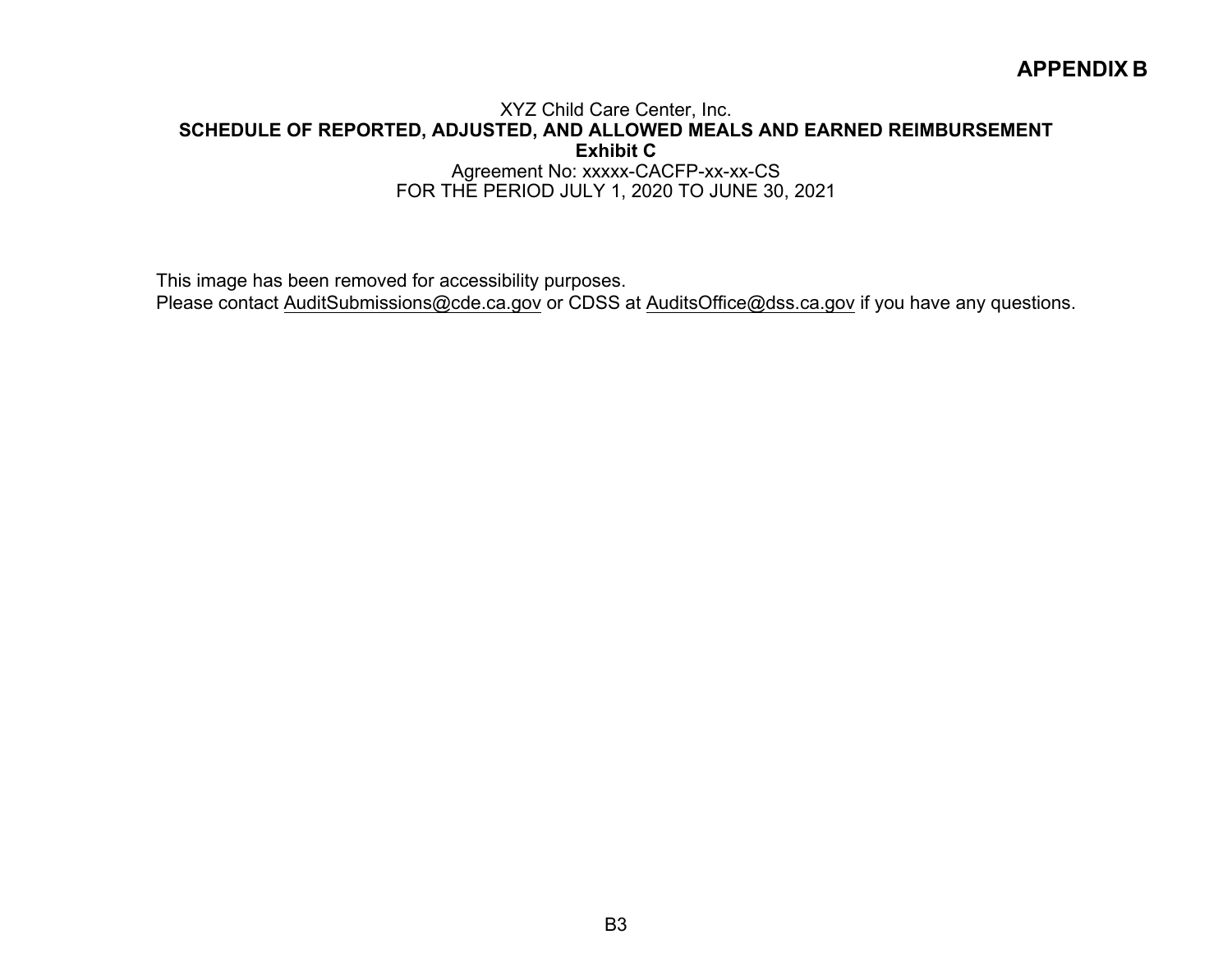# APPENDIX B

XYZ Child Care Center, Inc.

**SCHEDULE OF REPORTED, ADJUSTED, AND ALLOWED MEALS AND EARNED REIMBURSEMENT**

**Exhibit C**

Agreement No: xxxxx-CACFP-xx-xx-CS

FOR THE PERIOD JULY 1, 2020 TO JUNE 30, 2021

This image has been removed for accessibility purposes.
Please contact AuditSubmissions@cde.ca.gov or CDSS at AuditsOffice@dss.ca.gov if you have any questions.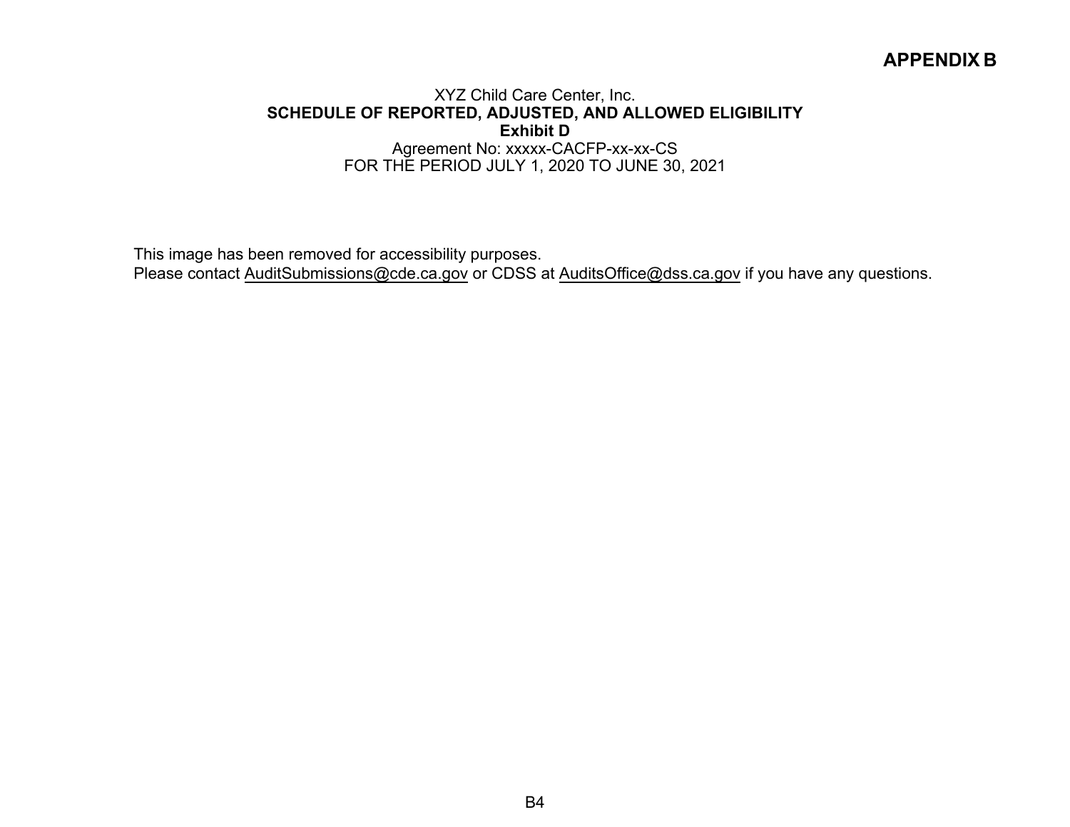**APPENDIX B**

XYZ Child Care Center, Inc.
**SCHEDULE OF REPORTED, ADJUSTED, AND ALLOWED ELIGIBILITY**
**Exhibit D**
Agreement No: xxxxx-CACFP-xx-xx-CS
FOR THE PERIOD JULY 1, 2020 TO JUNE 30, 2021

This image has been removed for accessibility purposes.
Please contact AuditSubmissions@cde.ca.gov or CDSS at AuditsOffice@dss.ca.gov if you have any questions.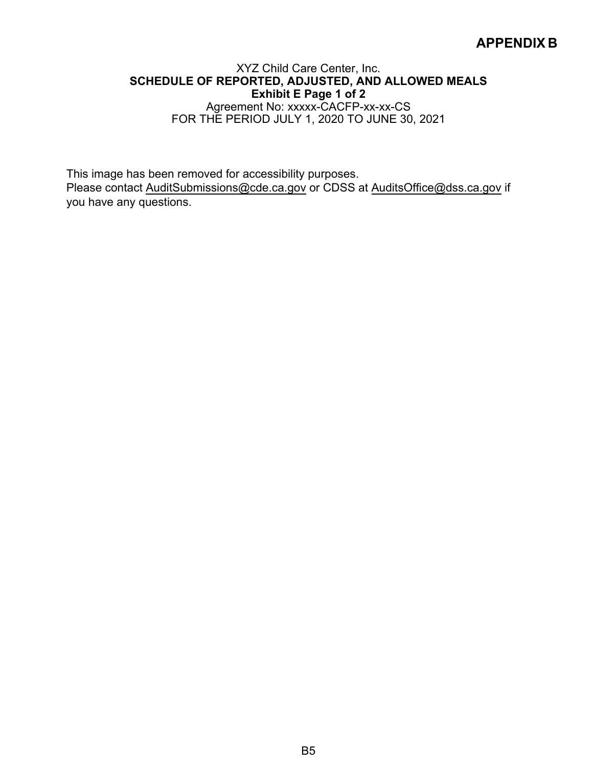# APPENDIX B

XYZ Child Care Center, Inc.
**SCHEDULE OF REPORTED, ADJUSTED, AND ALLOWED MEALS**
**Exhibit E Page 1 of 2**
Agreement No: xxxxx-CACFP-xx-xx-CS
FOR THE PERIOD JULY 1, 2020 TO JUNE 30, 2021

This image has been removed for accessibility purposes.
Please contact AuditSubmissions@cde.ca.gov or CDSS at AuditsOffice@dss.ca.gov if you have any questions.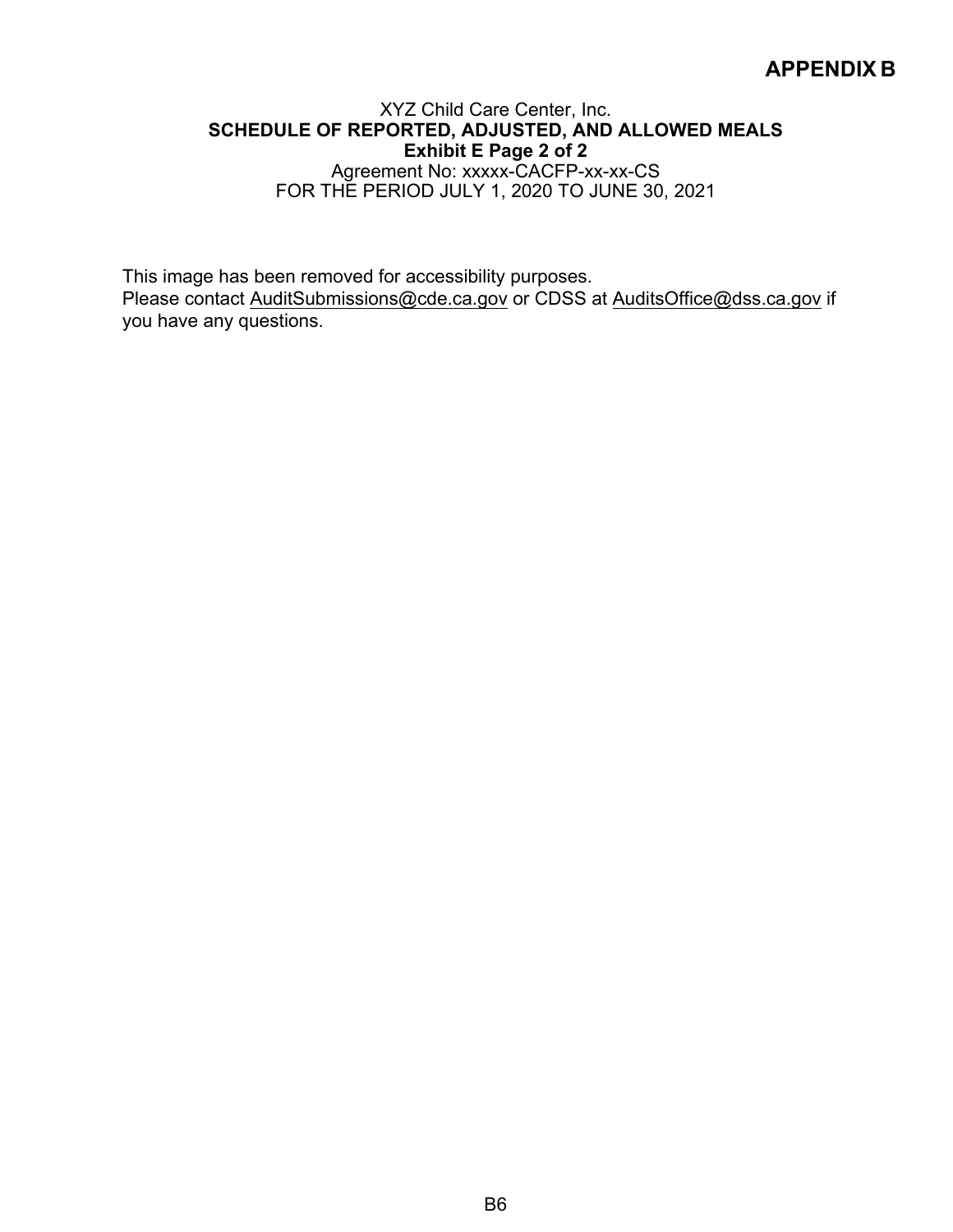# APPENDIX B

XYZ Child Care Center, Inc.

**SCHEDULE OF REPORTED, ADJUSTED, AND ALLOWED MEALS**

**Exhibit E Page 2 of 2**

Agreement No: xxxxx-CACFP-xx-xx-CS

FOR THE PERIOD JULY 1, 2020 TO JUNE 30, 2021

This image has been removed for accessibility purposes.
Please contact AuditSubmissions@cde.ca.gov or CDSS at AuditsOffice@dss.ca.gov if you have any questions.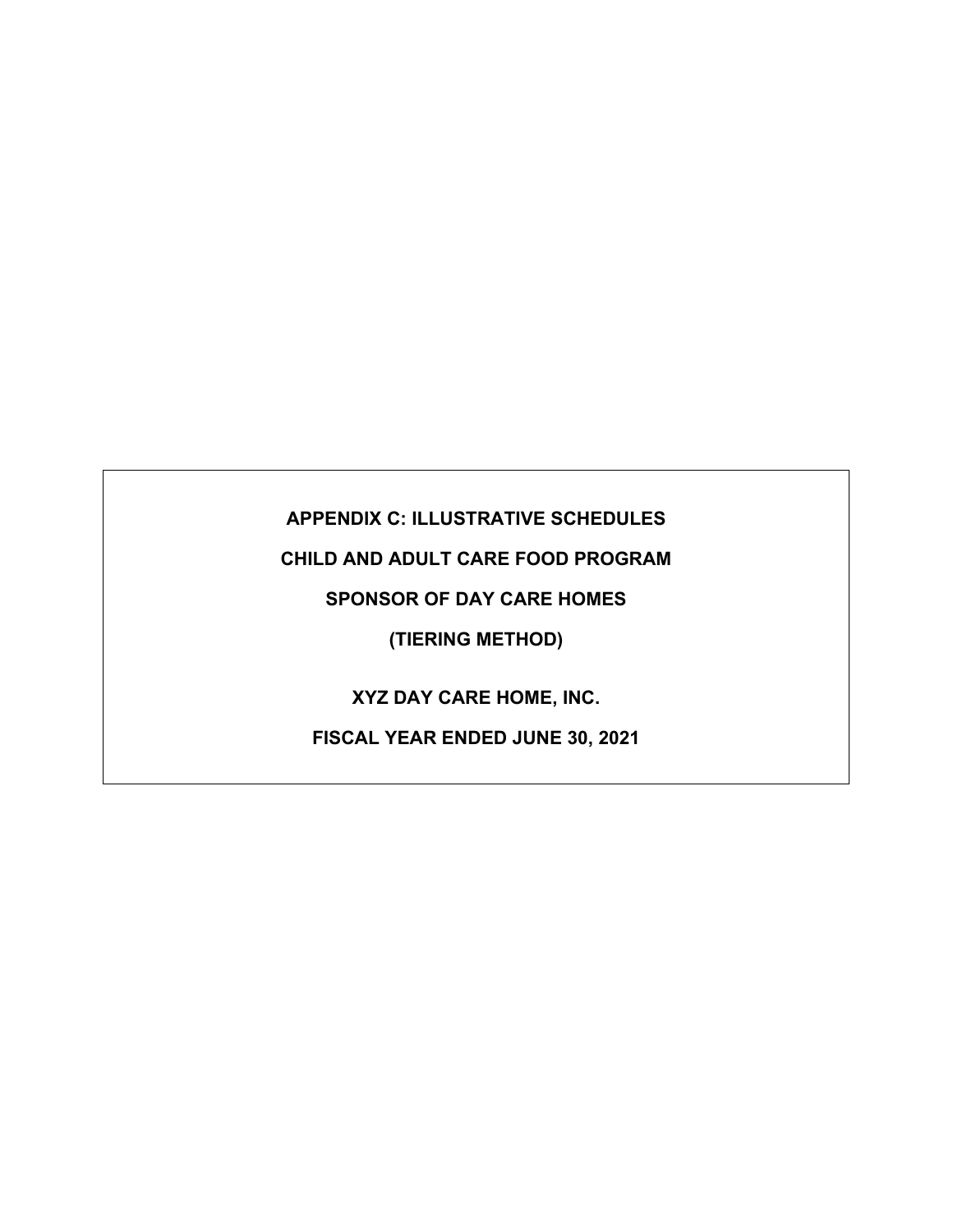**APPENDIX C: ILLUSTRATIVE SCHEDULES**

**CHILD AND ADULT CARE FOOD PROGRAM**

**SPONSOR OF DAY CARE HOMES**

**(TIERING METHOD)**

**XYZ DAY CARE HOME, INC.**

**FISCAL YEAR ENDED JUNE 30, 2021**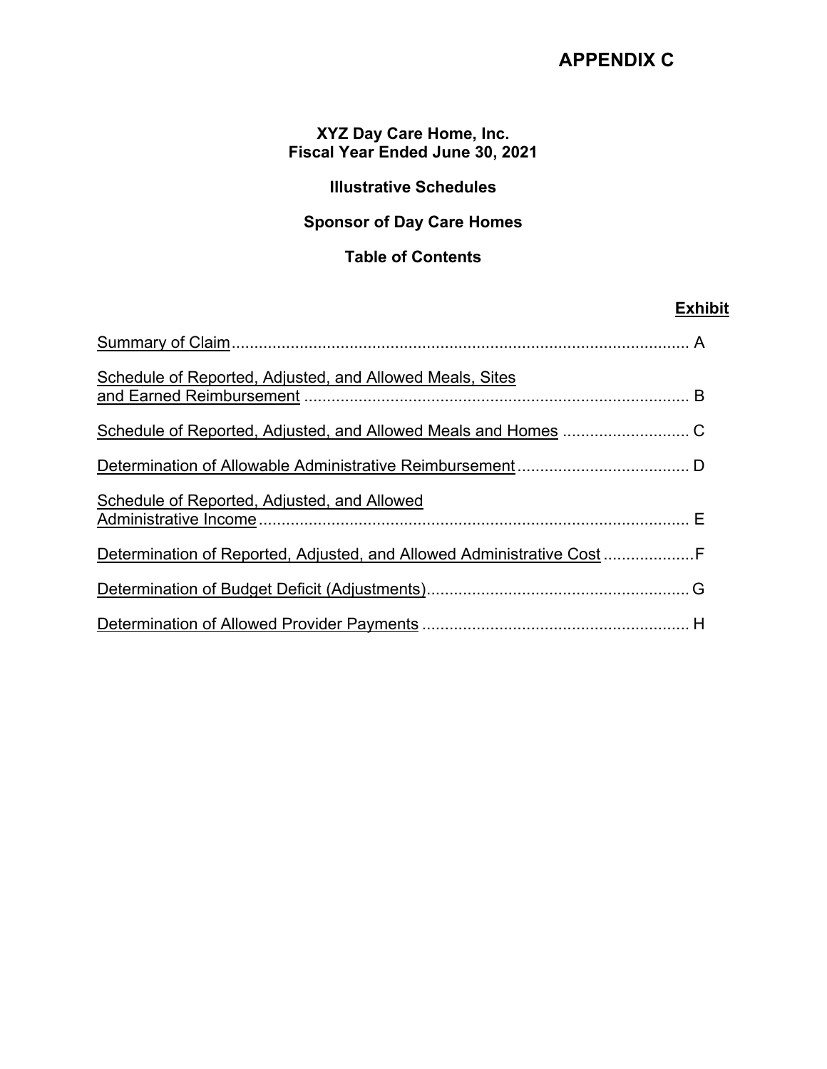# APPENDIX C

**XYZ Day Care Home, Inc.**
**Fiscal Year Ended June 30, 2021**

**Illustrative Schedules**

**Sponsor of Day Care Homes**

**Table of Contents**

| | Exhibit |
|---|---|
| Summary of Claim | A |
| Schedule of Reported, Adjusted, and Allowed Meals, Sites and Earned Reimbursement | B |
| Schedule of Reported, Adjusted, and Allowed Meals and Homes | C |
| Determination of Allowable Administrative Reimbursement | D |
| Schedule of Reported, Adjusted, and Allowed Administrative Income | E |
| Determination of Reported, Adjusted, and Allowed Administrative Cost | F |
| Determination of Budget Deficit (Adjustments) | G |
| Determination of Allowed Provider Payments | H |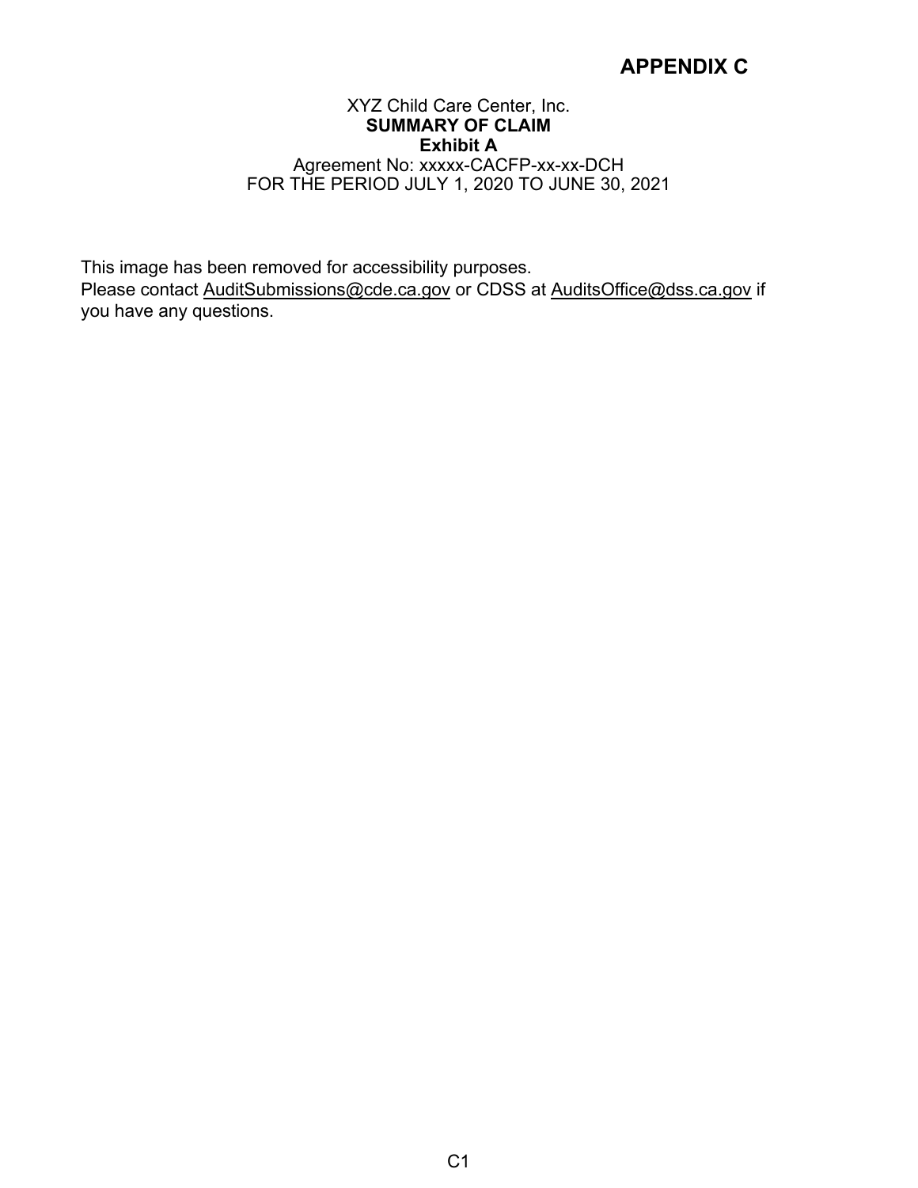# APPENDIX C

XYZ Child Care Center, Inc.
**SUMMARY OF CLAIM**
**Exhibit A**
Agreement No: xxxxx-CACFP-xx-xx-DCH
FOR THE PERIOD JULY 1, 2020 TO JUNE 30, 2021

This image has been removed for accessibility purposes.
Please contact AuditSubmissions@cde.ca.gov or CDSS at AuditsOffice@dss.ca.gov if you have any questions.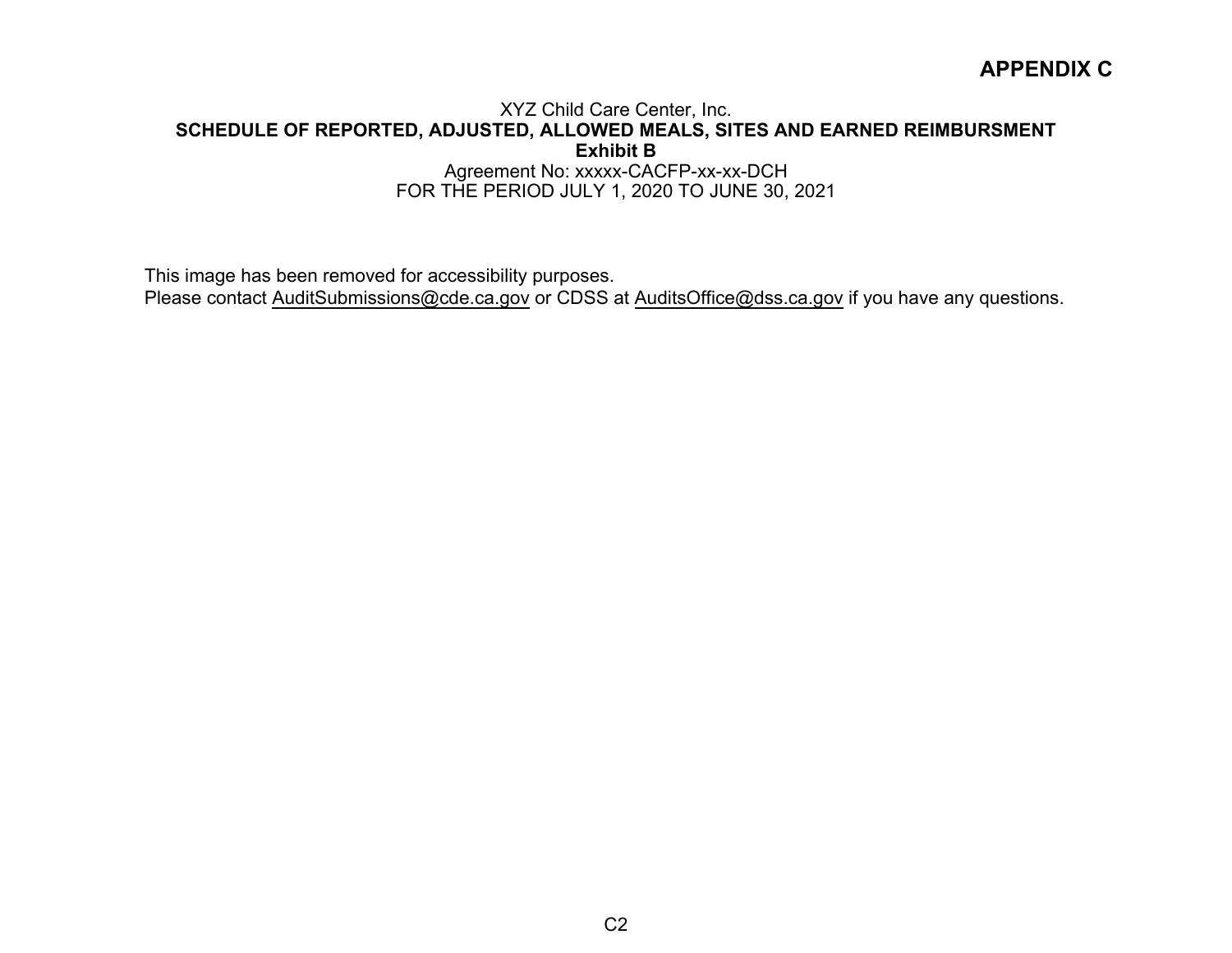# APPENDIX C

XYZ Child Care Center, Inc.

**SCHEDULE OF REPORTED, ADJUSTED, ALLOWED MEALS, SITES AND EARNED REIMBURSMENT**

**Exhibit B**

Agreement No: xxxxx-CACFP-xx-xx-DCH

FOR THE PERIOD JULY 1, 2020 TO JUNE 30, 2021

This image has been removed for accessibility purposes.
Please contact AuditSubmissions@cde.ca.gov or CDSS at AuditsOffice@dss.ca.gov if you have any questions.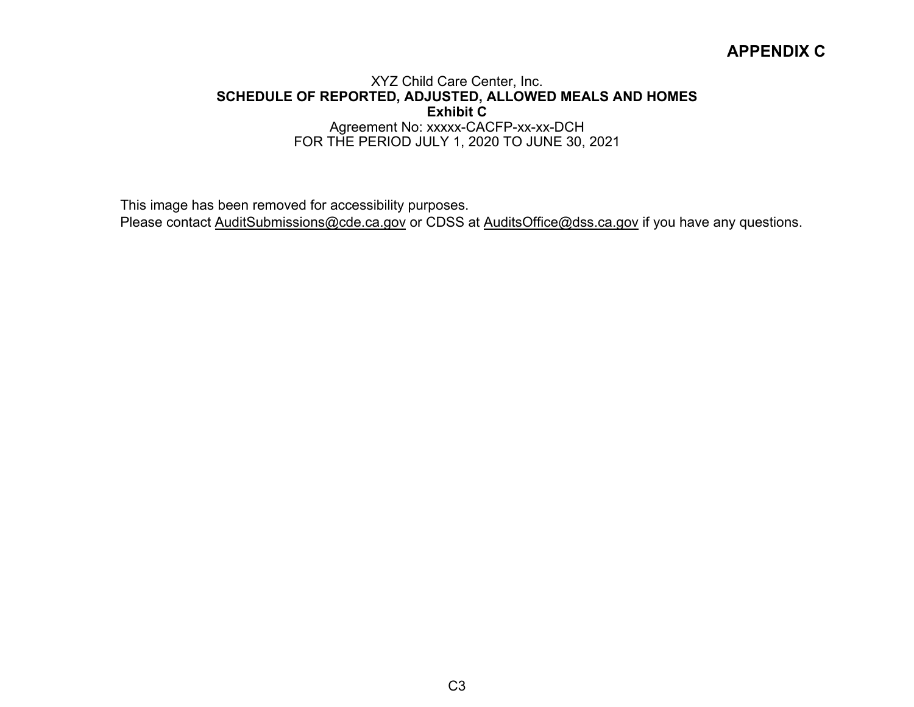# APPENDIX C

XYZ Child Care Center, Inc.

**SCHEDULE OF REPORTED, ADJUSTED, ALLOWED MEALS AND HOMES**

**Exhibit C**

Agreement No: xxxxx-CACFP-xx-xx-DCH

FOR THE PERIOD JULY 1, 2020 TO JUNE 30, 2021

This image has been removed for accessibility purposes.
Please contact AuditSubmissions@cde.ca.gov or CDSS at AuditsOffice@dss.ca.gov if you have any questions.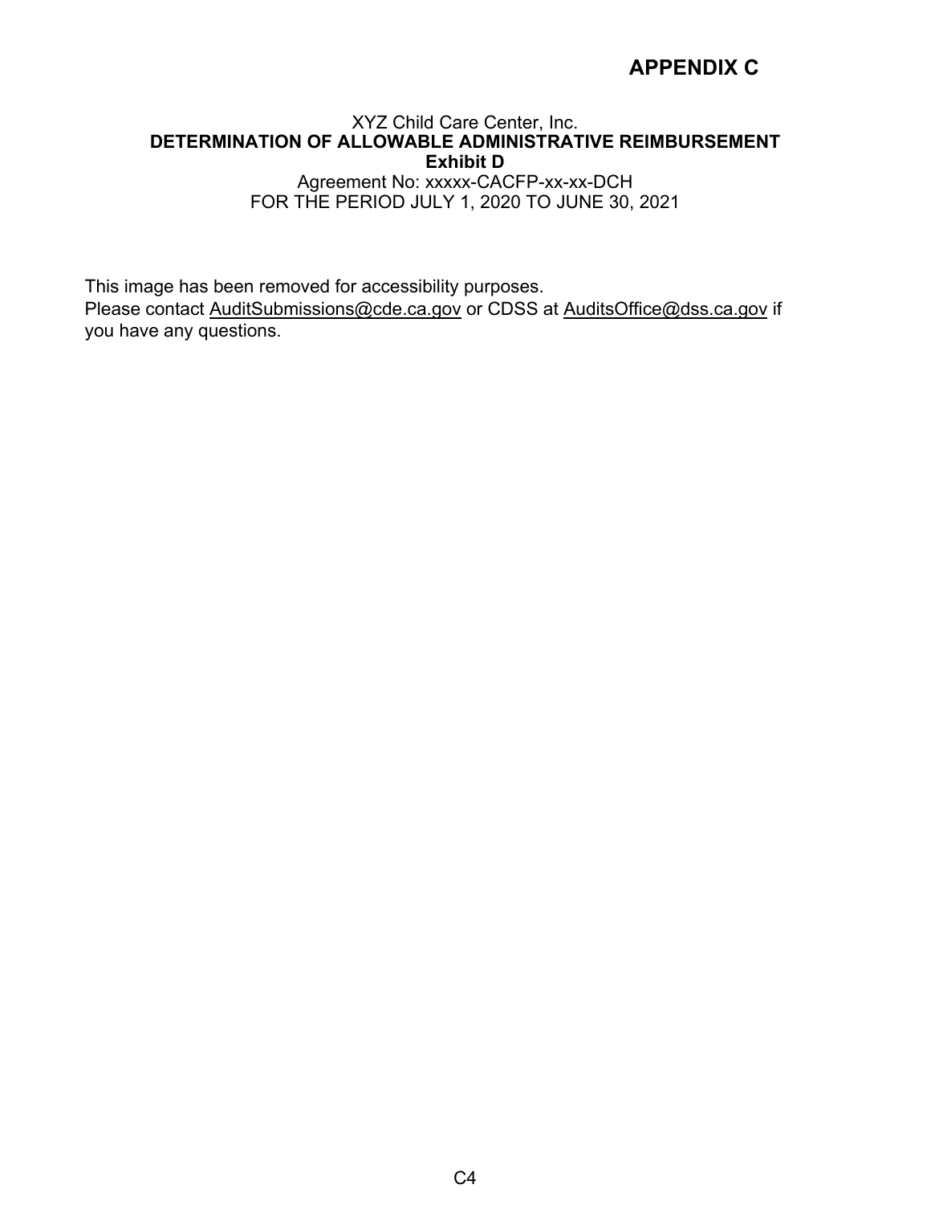# APPENDIX C

XYZ Child Care Center, Inc.
**DETERMINATION OF ALLOWABLE ADMINISTRATIVE REIMBURSEMENT**
**Exhibit D**
Agreement No: xxxxx-CACFP-xx-xx-DCH
FOR THE PERIOD JULY 1, 2020 TO JUNE 30, 2021

This image has been removed for accessibility purposes.
Please contact AuditSubmissions@cde.ca.gov or CDSS at AuditsOffice@dss.ca.gov if you have any questions.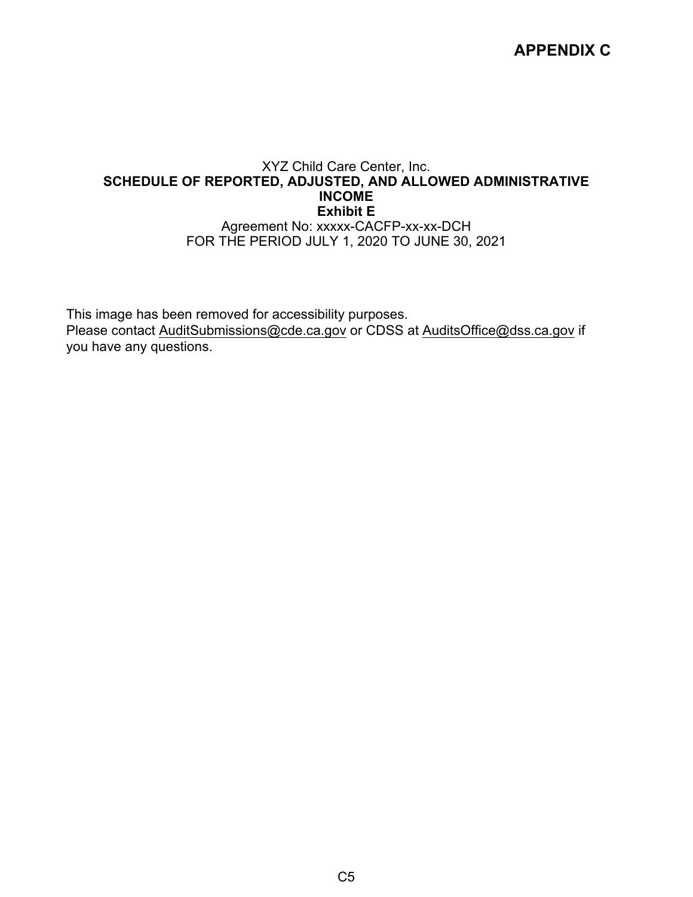# APPENDIX C

XYZ Child Care Center, Inc.

**SCHEDULE OF REPORTED, ADJUSTED, AND ALLOWED ADMINISTRATIVE INCOME**

**Exhibit E**

Agreement No: xxxxx-CACFP-xx-xx-DCH

FOR THE PERIOD JULY 1, 2020 TO JUNE 30, 2021

This image has been removed for accessibility purposes.
Please contact AuditSubmissions@cde.ca.gov or CDSS at AuditsOffice@dss.ca.gov if you have any questions.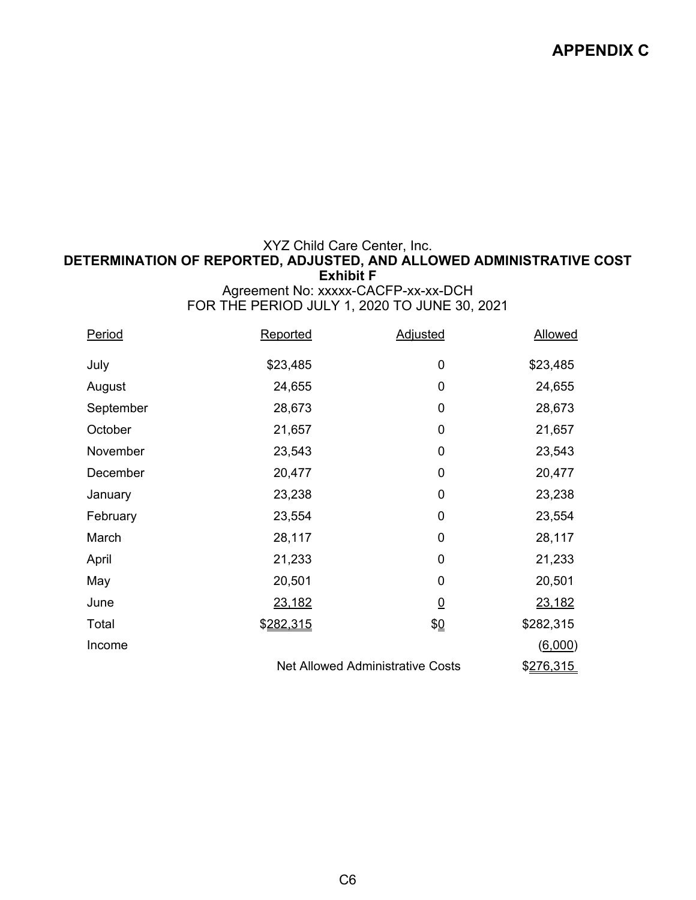# APPENDIX C

XYZ Child Care Center, Inc.

**DETERMINATION OF REPORTED, ADJUSTED, AND ALLOWED ADMINISTRATIVE COST**

**Exhibit F**

Agreement No: xxxxx-CACFP-xx-xx-DCH

FOR THE PERIOD JULY 1, 2020 TO JUNE 30, 2021

| Period | Reported | Adjusted | Allowed |
|---|---|---|---|
| July | $23,485 | 0 | $23,485 |
| August | 24,655 | 0 | 24,655 |
| September | 28,673 | 0 | 28,673 |
| October | 21,657 | 0 | 21,657 |
| November | 23,543 | 0 | 23,543 |
| December | 20,477 | 0 | 20,477 |
| January | 23,238 | 0 | 23,238 |
| February | 23,554 | 0 | 23,554 |
| March | 28,117 | 0 | 28,117 |
| April | 21,233 | 0 | 21,233 |
| May | 20,501 | 0 | 20,501 |
| June | 23,182 | 0 | 23,182 |
| Total | $282,315 | $0 | $282,315 |
| Income | | | (6,000) |
| | Net Allowed Administrative Costs | | $276,315 |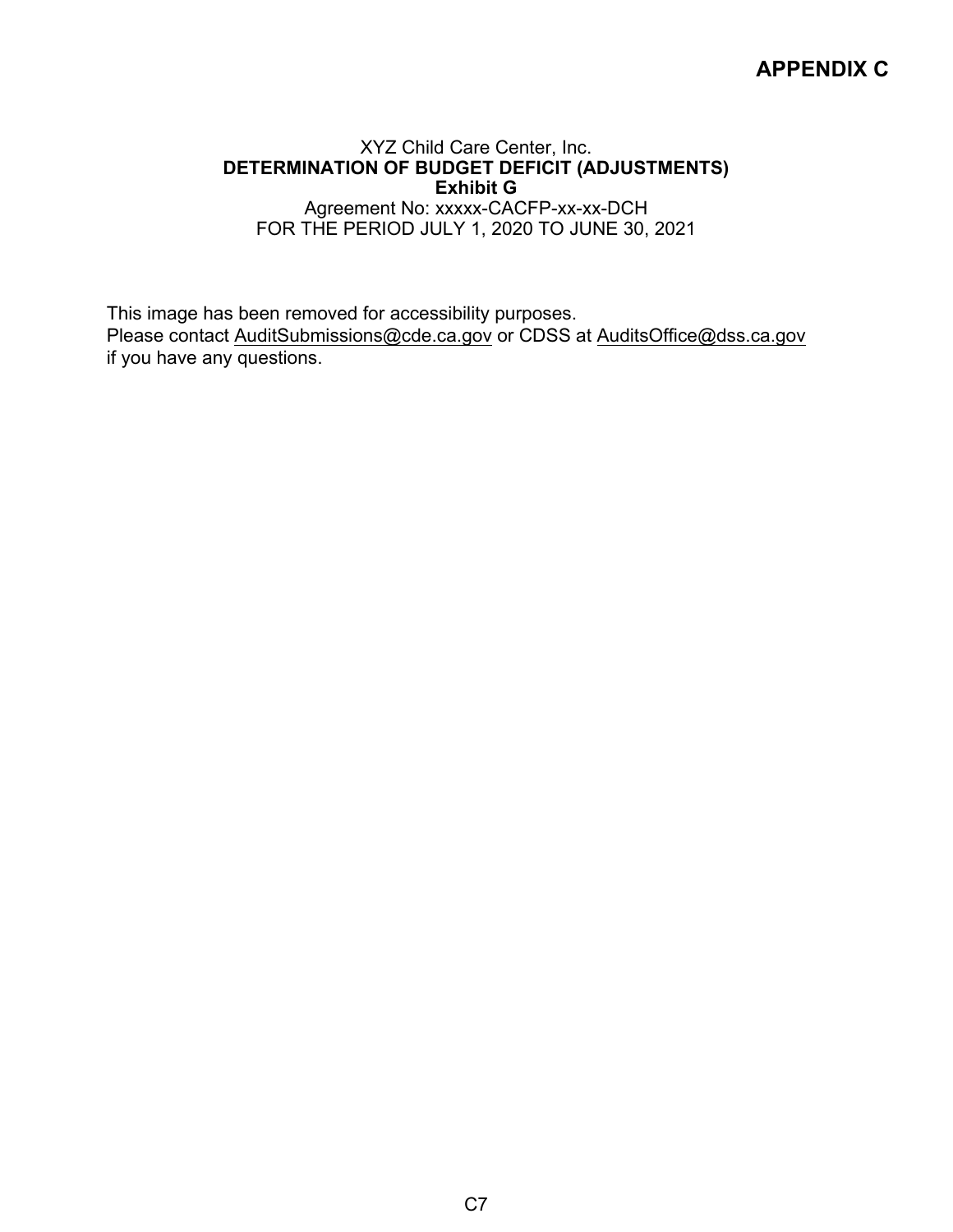# APPENDIX C

XYZ Child Care Center, Inc.
**DETERMINATION OF BUDGET DEFICIT (ADJUSTMENTS)**
**Exhibit G**
Agreement No: xxxxx-CACFP-xx-xx-DCH
FOR THE PERIOD JULY 1, 2020 TO JUNE 30, 2021

This image has been removed for accessibility purposes.
Please contact AuditSubmissions@cde.ca.gov or CDSS at AuditsOffice@dss.ca.gov if you have any questions.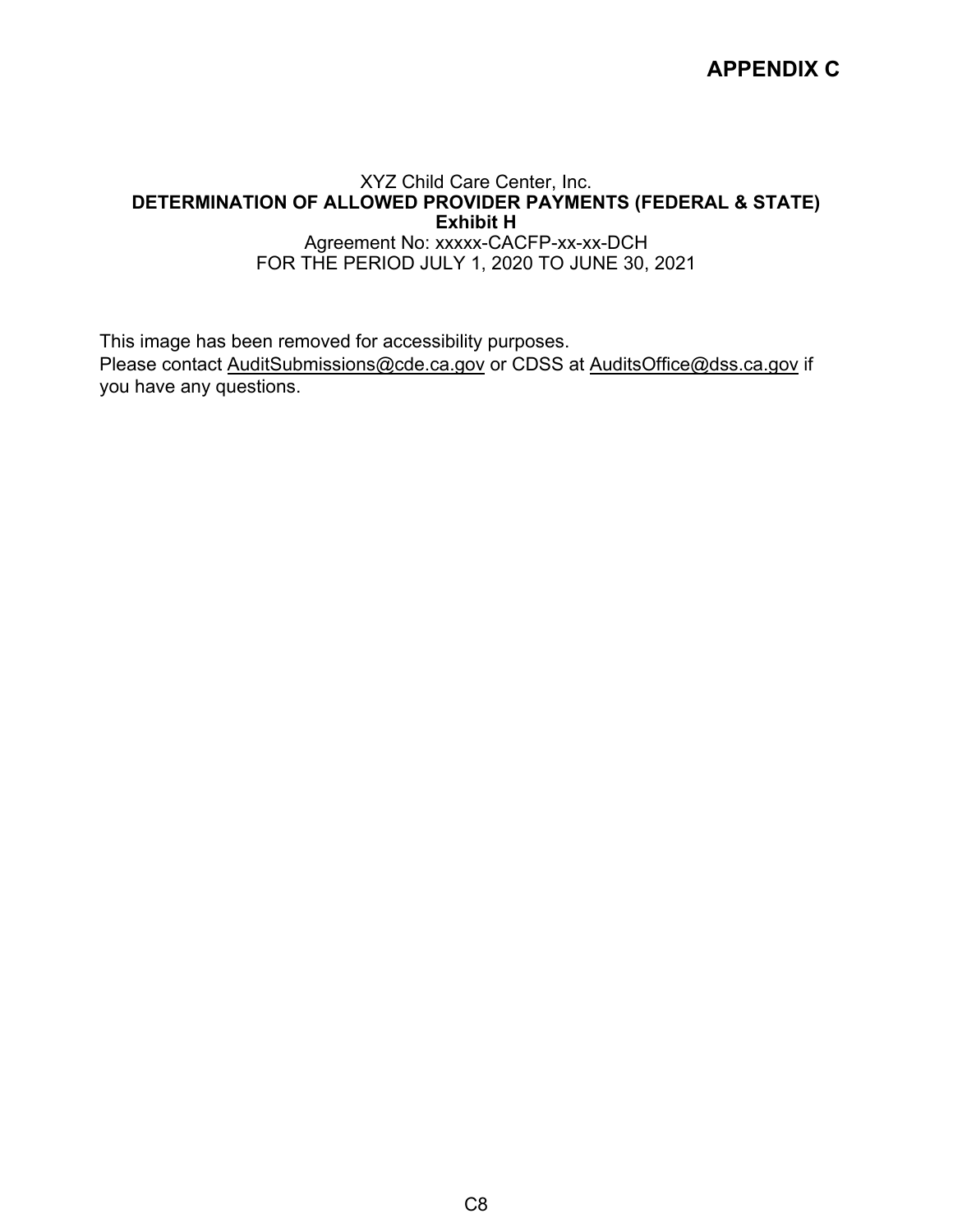# APPENDIX C

XYZ Child Care Center, Inc.

**DETERMINATION OF ALLOWED PROVIDER PAYMENTS (FEDERAL & STATE)**

**Exhibit H**

Agreement No: xxxxx-CACFP-xx-xx-DCH

FOR THE PERIOD JULY 1, 2020 TO JUNE 30, 2021

This image has been removed for accessibility purposes.
Please contact AuditSubmissions@cde.ca.gov or CDSS at AuditsOffice@dss.ca.gov if you have any questions.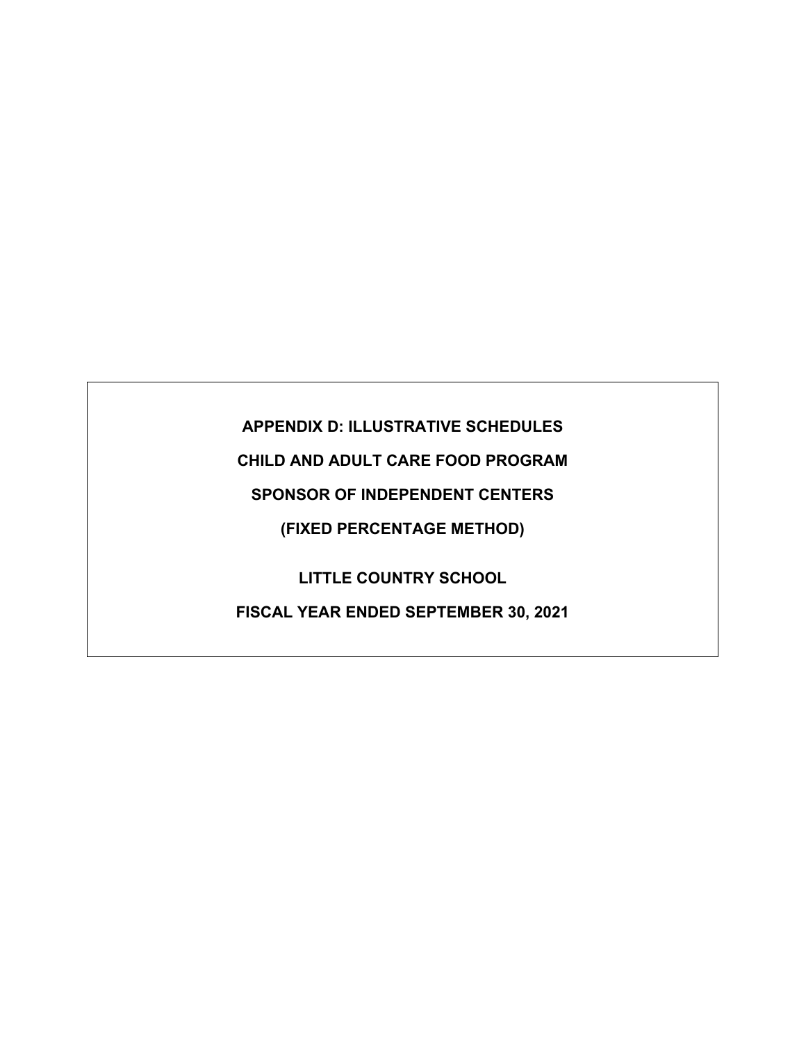**APPENDIX D: ILLUSTRATIVE SCHEDULES**

**CHILD AND ADULT CARE FOOD PROGRAM**

**SPONSOR OF INDEPENDENT CENTERS**

**(FIXED PERCENTAGE METHOD)**

**LITTLE COUNTRY SCHOOL**

**FISCAL YEAR ENDED SEPTEMBER 30, 2021**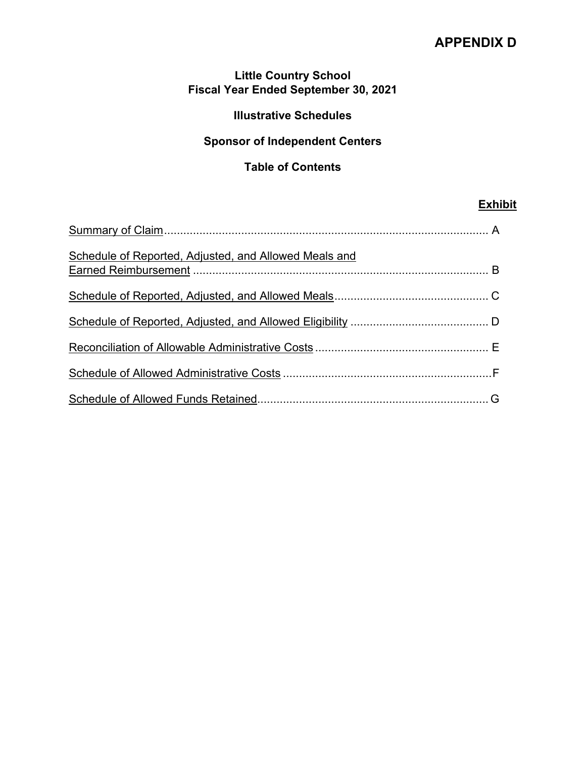# APPENDIX D

**Little Country School**
**Fiscal Year Ended September 30, 2021**

**Illustrative Schedules**

**Sponsor of Independent Centers**

**Table of Contents**

| | **Exhibit** |
|---|---|
| Summary of Claim | A |
| Schedule of Reported, Adjusted, and Allowed Meals and Earned Reimbursement | B |
| Schedule of Reported, Adjusted, and Allowed Meals | C |
| Schedule of Reported, Adjusted, and Allowed Eligibility | D |
| Reconciliation of Allowable Administrative Costs | E |
| Schedule of Allowed Administrative Costs | F |
| Schedule of Allowed Funds Retained | G |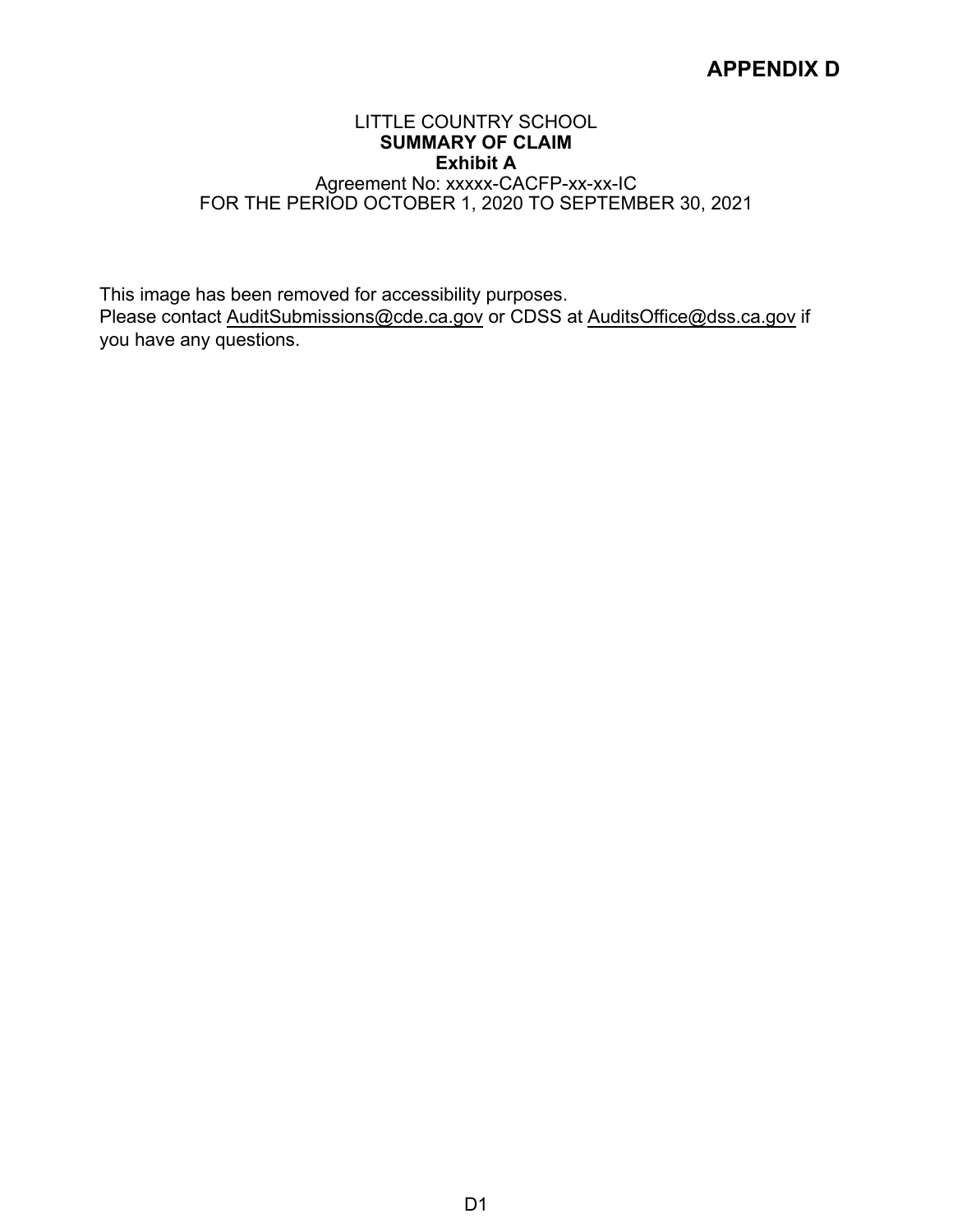# APPENDIX D

LITTLE COUNTRY SCHOOL
**SUMMARY OF CLAIM**
**Exhibit A**
Agreement No: xxxxx-CACFP-xx-xx-IC
FOR THE PERIOD OCTOBER 1, 2020 TO SEPTEMBER 30, 2021

This image has been removed for accessibility purposes.
Please contact AuditSubmissions@cde.ca.gov or CDSS at AuditsOffice@dss.ca.gov if you have any questions.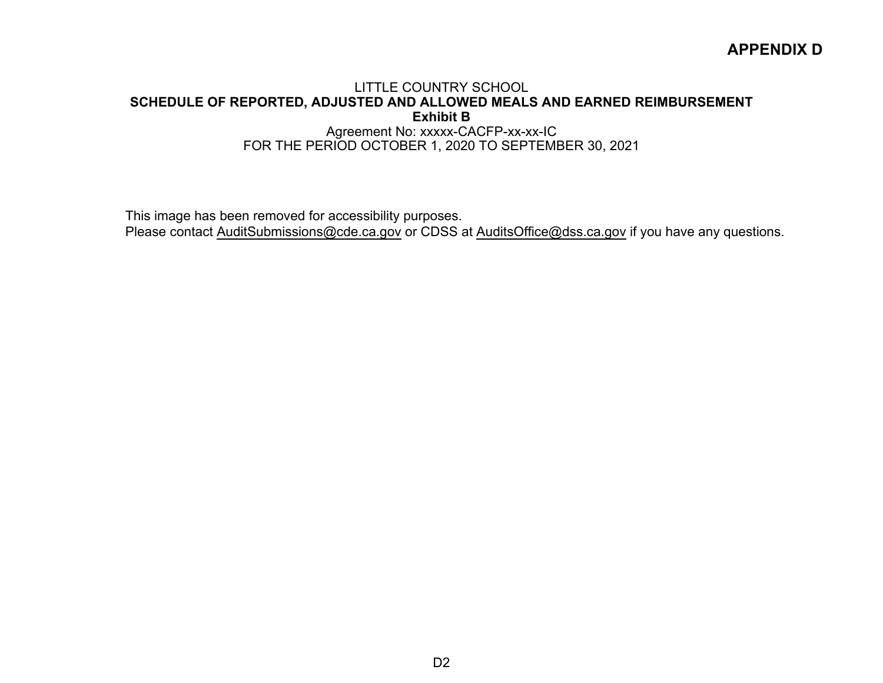# APPENDIX D

LITTLE COUNTRY SCHOOL

**SCHEDULE OF REPORTED, ADJUSTED AND ALLOWED MEALS AND EARNED REIMBURSEMENT**

**Exhibit B**

Agreement No: xxxxx-CACFP-xx-xx-IC

FOR THE PERIOD OCTOBER 1, 2020 TO SEPTEMBER 30, 2021

This image has been removed for accessibility purposes.
Please contact AuditSubmissions@cde.ca.gov or CDSS at AuditsOffice@dss.ca.gov if you have any questions.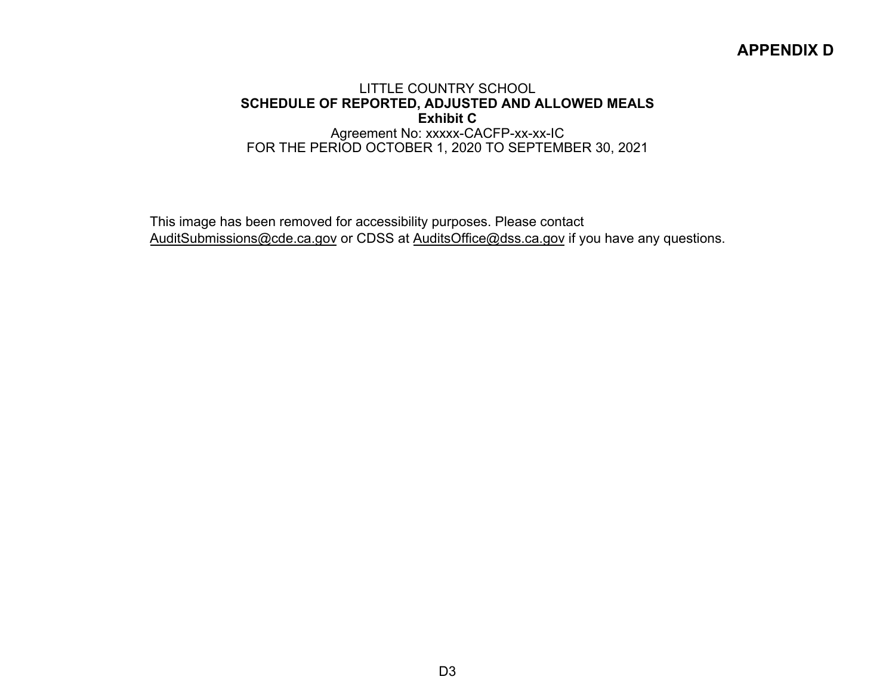**APPENDIX D**

LITTLE COUNTRY SCHOOL
**SCHEDULE OF REPORTED, ADJUSTED AND ALLOWED MEALS**
**Exhibit C**
Agreement No: xxxxx-CACFP-xx-xx-IC
FOR THE PERIOD OCTOBER 1, 2020 TO SEPTEMBER 30, 2021

This image has been removed for accessibility purposes. Please contact AuditSubmissions@cde.ca.gov or CDSS at AuditsOffice@dss.ca.gov if you have any questions.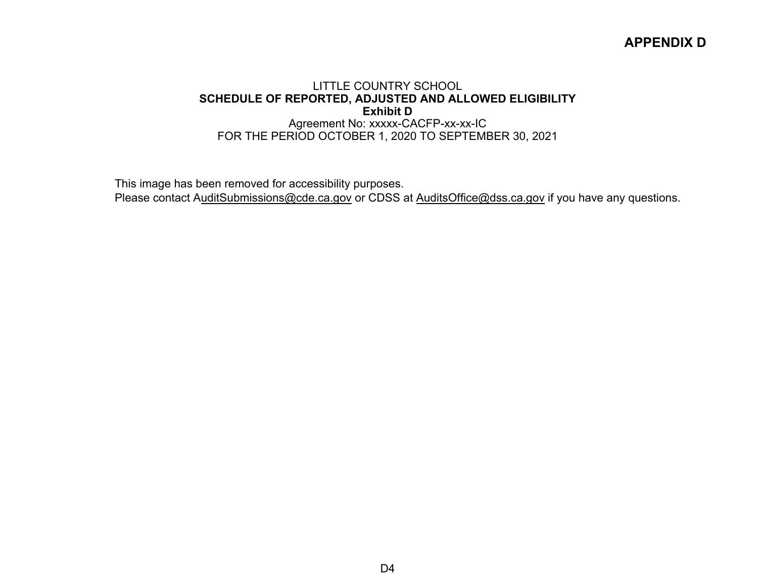# APPENDIX D

LITTLE COUNTRY SCHOOL
**SCHEDULE OF REPORTED, ADJUSTED AND ALLOWED ELIGIBILITY**
**Exhibit D**
Agreement No: xxxxx-CACFP-xx-xx-IC
FOR THE PERIOD OCTOBER 1, 2020 TO SEPTEMBER 30, 2021

This image has been removed for accessibility purposes.
Please contact AuditSubmissions@cde.ca.gov or CDSS at AuditsOffice@dss.ca.gov if you have any questions.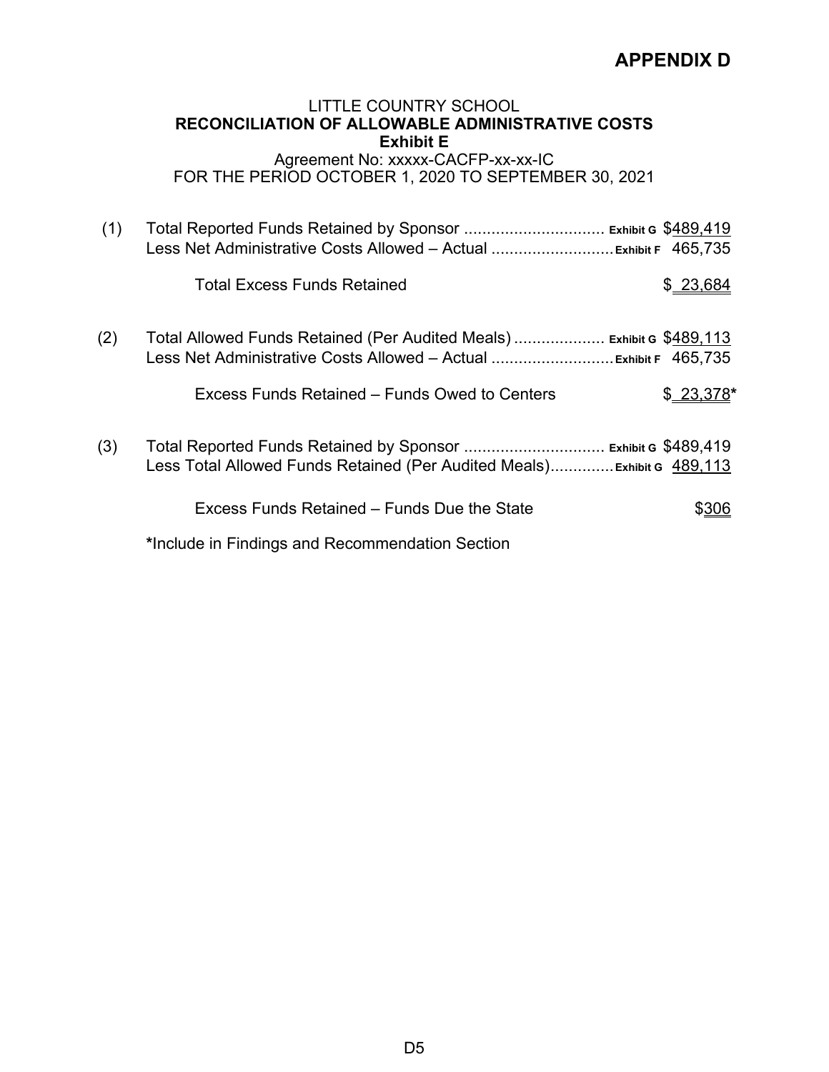# APPENDIX D

LITTLE COUNTRY SCHOOL
**RECONCILIATION OF ALLOWABLE ADMINISTRATIVE COSTS**
**Exhibit E**
Agreement No: xxxxx-CACFP-xx-xx-IC
FOR THE PERIOD OCTOBER 1, 2020 TO SEPTEMBER 30, 2021

| | | | |
|---|---|---|---|
| (1) | Total Reported Funds Retained by Sponsor ............................... | **Exhibit G** | $489,419 |
| | Less Net Administrative Costs Allowed – Actual ........................... | **Exhibit F** | 465,735 |
| | Total Excess Funds Retained | | $ 23,684 |
| (2) | Total Allowed Funds Retained (Per Audited Meals) .................... | **Exhibit G** | $489,113 |
| | Less Net Administrative Costs Allowed – Actual ........................... | **Exhibit F** | 465,735 |
| | Excess Funds Retained – Funds Owed to Centers | | $ 23,378* |
| (3) | Total Reported Funds Retained by Sponsor ............................... | **Exhibit G** | $489,419 |
| | Less Total Allowed Funds Retained (Per Audited Meals).............. | **Exhibit G** | 489,113 |
| | Excess Funds Retained – Funds Due the State | | $306 |

***Include in Findings and Recommendation Section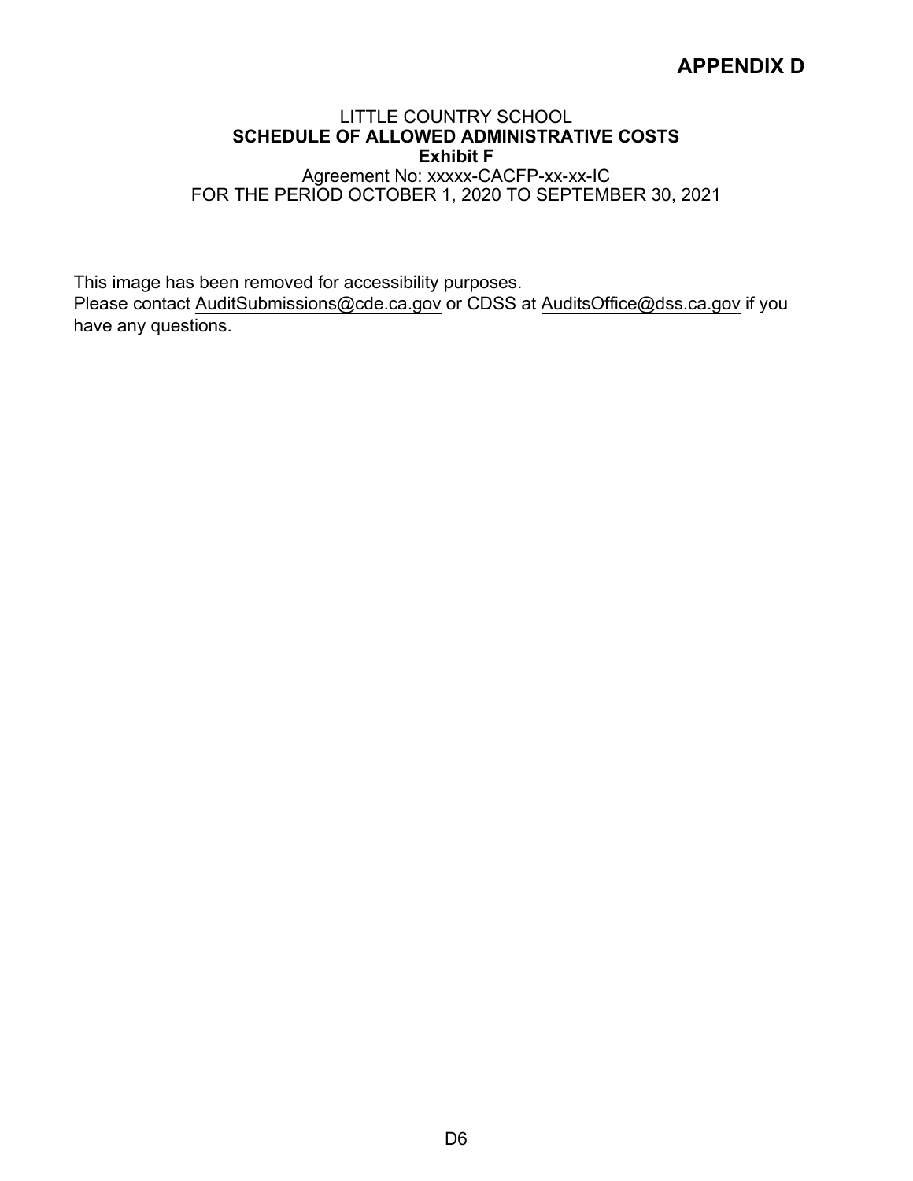# APPENDIX D

LITTLE COUNTRY SCHOOL
**SCHEDULE OF ALLOWED ADMINISTRATIVE COSTS**
**Exhibit F**
Agreement No: xxxxx-CACFP-xx-xx-IC
FOR THE PERIOD OCTOBER 1, 2020 TO SEPTEMBER 30, 2021

This image has been removed for accessibility purposes.
Please contact AuditSubmissions@cde.ca.gov or CDSS at AuditsOffice@dss.ca.gov if you have any questions.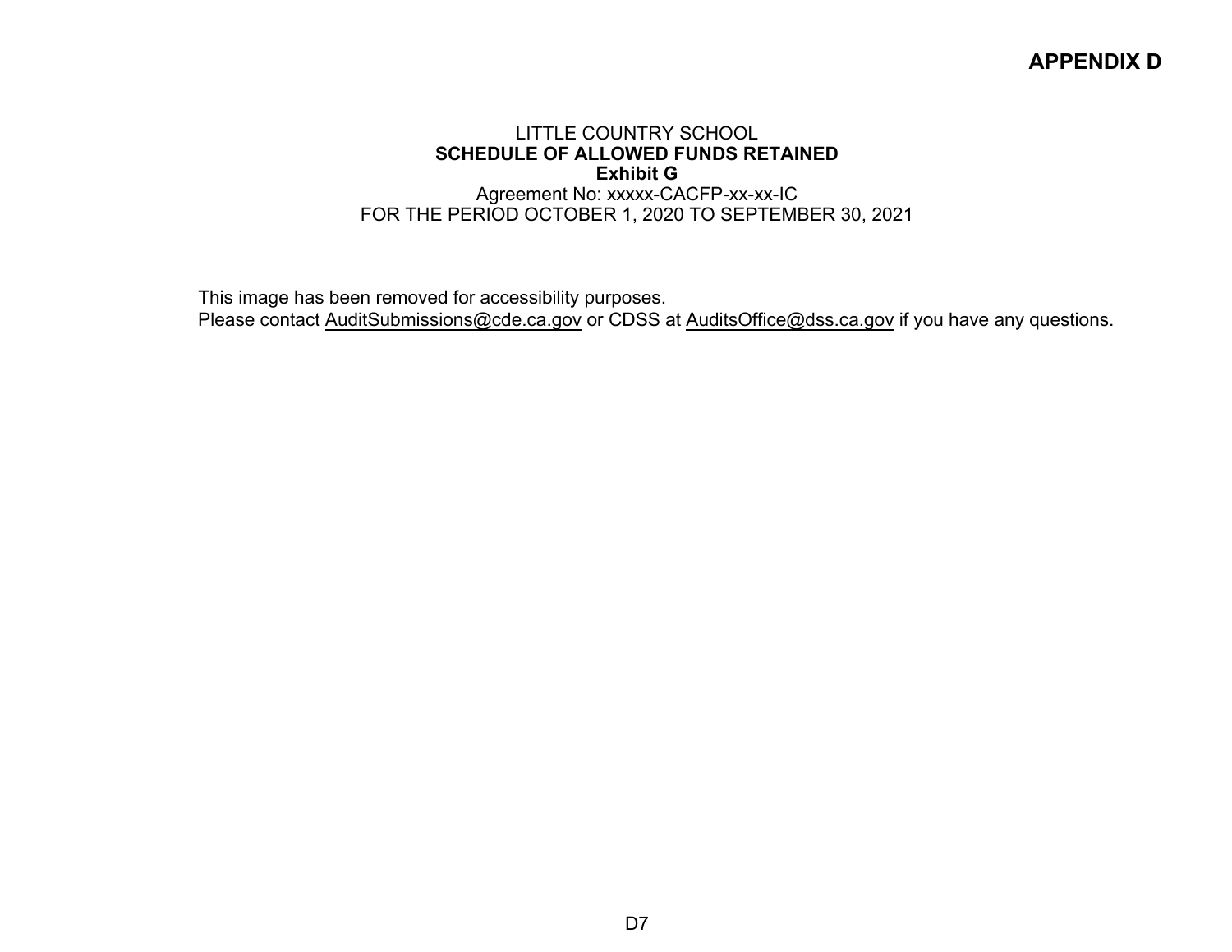**APPENDIX D**

LITTLE COUNTRY SCHOOL
**SCHEDULE OF ALLOWED FUNDS RETAINED**
**Exhibit G**
Agreement No: xxxxx-CACFP-xx-xx-IC
FOR THE PERIOD OCTOBER 1, 2020 TO SEPTEMBER 30, 2021

This image has been removed for accessibility purposes.
Please contact AuditSubmissions@cde.ca.gov or CDSS at AuditsOffice@dss.ca.gov if you have any questions.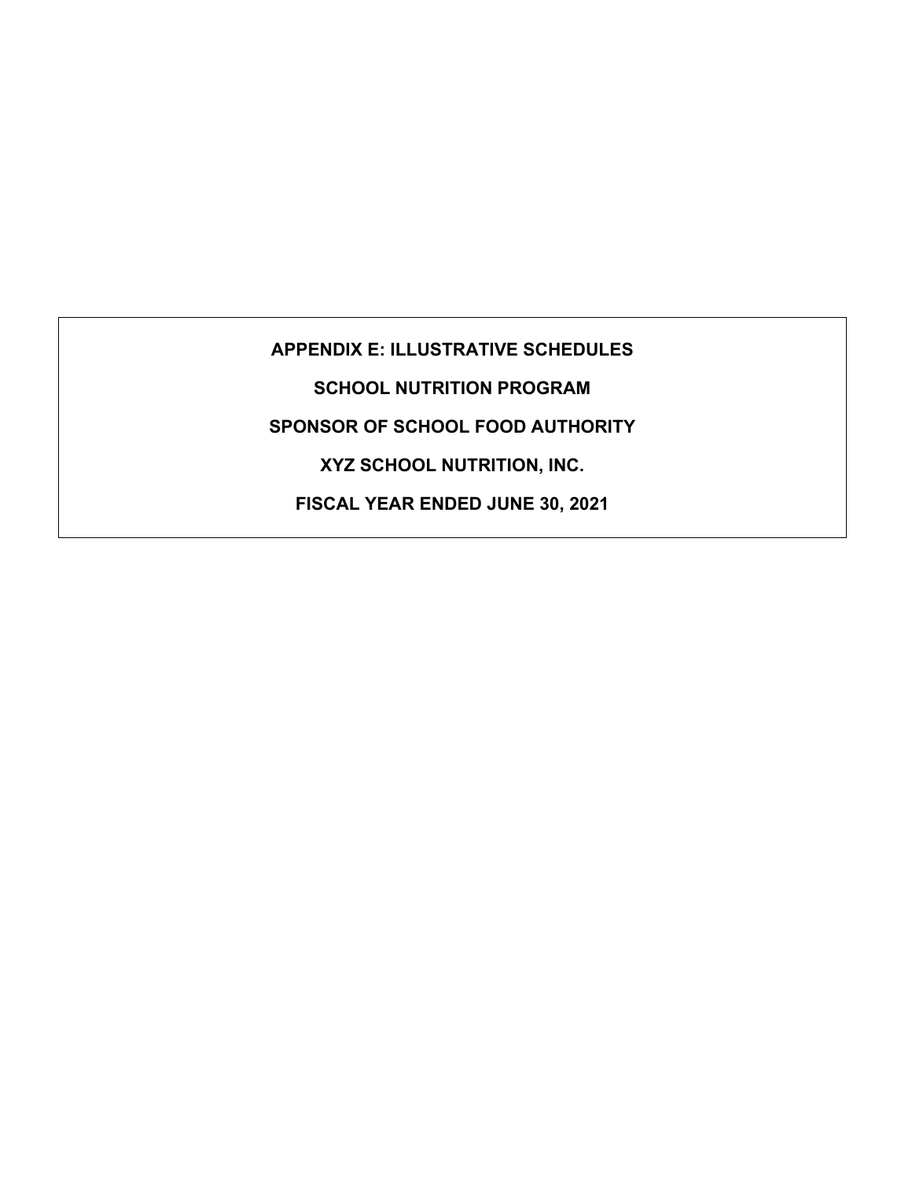**APPENDIX E: ILLUSTRATIVE SCHEDULES**

**SCHOOL NUTRITION PROGRAM**

**SPONSOR OF SCHOOL FOOD AUTHORITY**

**XYZ SCHOOL NUTRITION, INC.**

**FISCAL YEAR ENDED JUNE 30, 2021**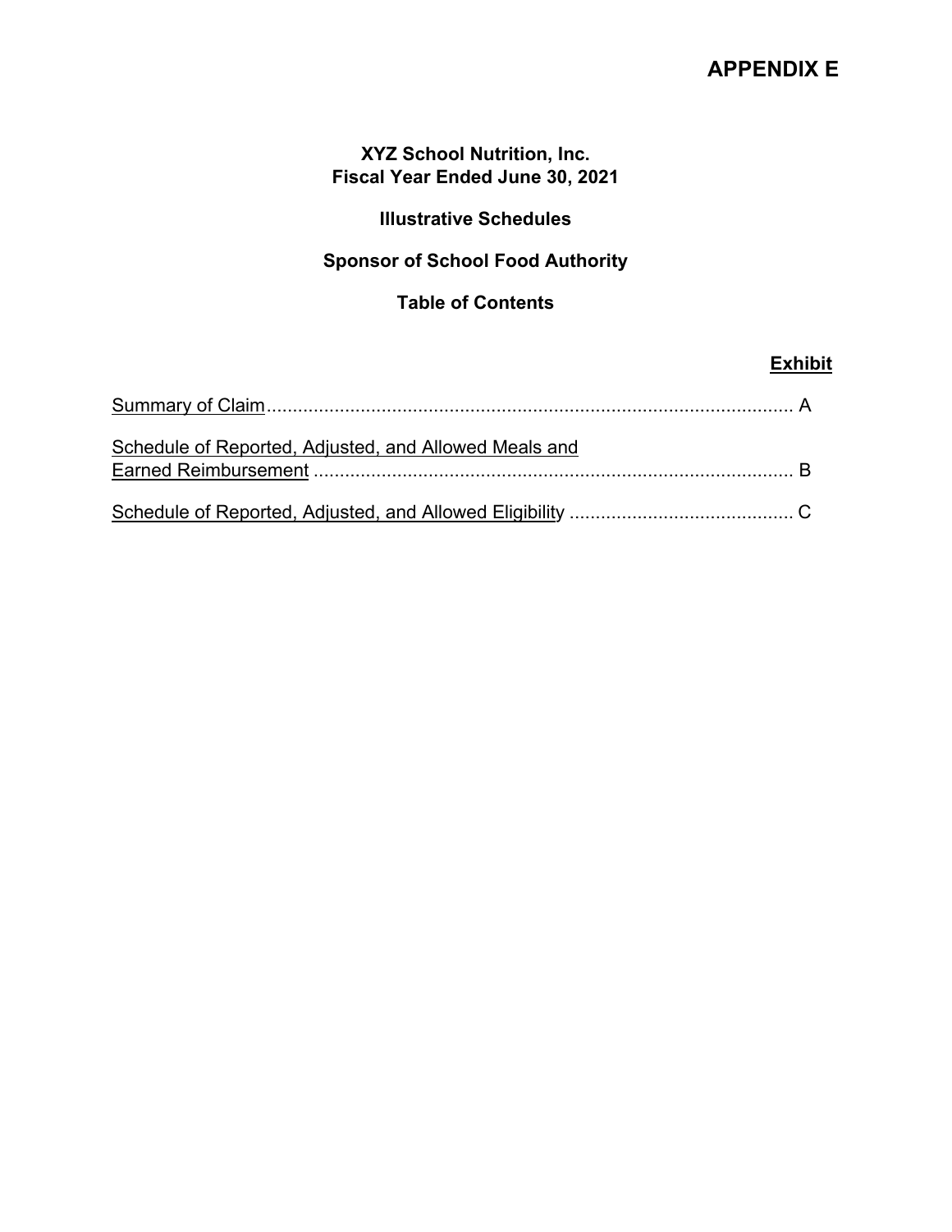# APPENDIX E

**XYZ School Nutrition, Inc.**
**Fiscal Year Ended June 30, 2021**

**Illustrative Schedules**

**Sponsor of School Food Authority**

**Table of Contents**

| | **Exhibit** |
|---|---|
| Summary of Claim | A |
| Schedule of Reported, Adjusted, and Allowed Meals and Earned Reimbursement | B |
| Schedule of Reported, Adjusted, and Allowed Eligibility | C |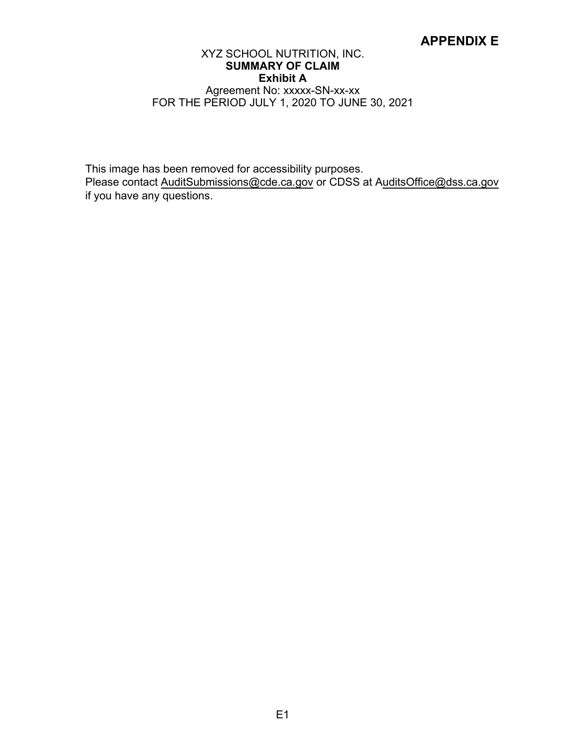# APPENDIX E

XYZ SCHOOL NUTRITION, INC.
**SUMMARY OF CLAIM**
**Exhibit A**
Agreement No: xxxxx-SN-xx-xx
FOR THE PERIOD JULY 1, 2020 TO JUNE 30, 2021

This image has been removed for accessibility purposes.
Please contact AuditSubmissions@cde.ca.gov or CDSS at AuditsOffice@dss.ca.gov if you have any questions.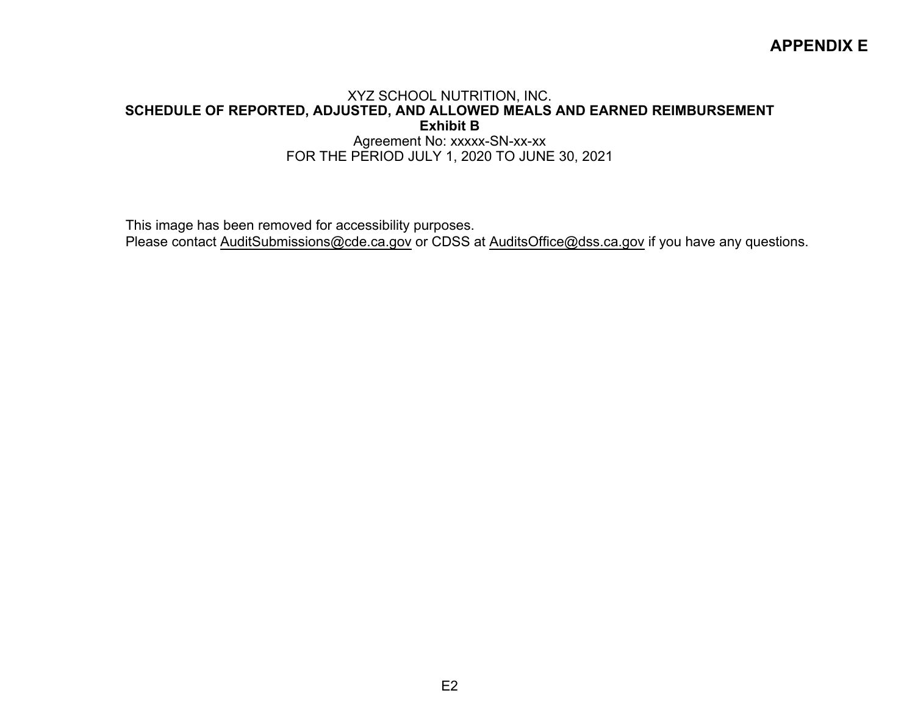# APPENDIX E

XYZ SCHOOL NUTRITION, INC.

**SCHEDULE OF REPORTED, ADJUSTED, AND ALLOWED MEALS AND EARNED REIMBURSEMENT**

**Exhibit B**

Agreement No: xxxxx-SN-xx-xx

FOR THE PERIOD JULY 1, 2020 TO JUNE 30, 2021

This image has been removed for accessibility purposes.
Please contact AuditSubmissions@cde.ca.gov or CDSS at AuditsOffice@dss.ca.gov if you have any questions.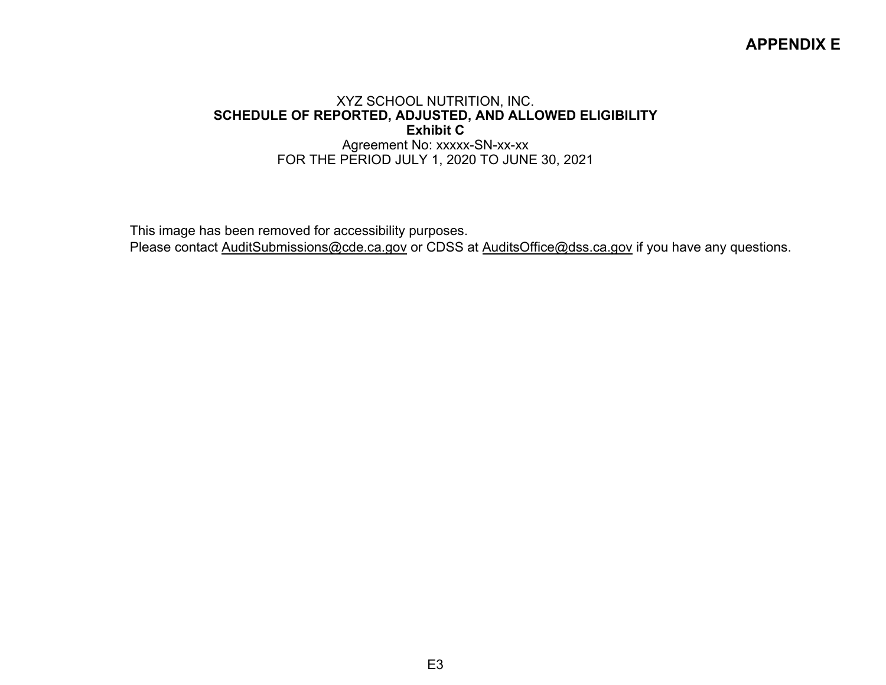# APPENDIX E

XYZ SCHOOL NUTRITION, INC.
**SCHEDULE OF REPORTED, ADJUSTED, AND ALLOWED ELIGIBILITY**
**Exhibit C**
Agreement No: xxxxx-SN-xx-xx
FOR THE PERIOD JULY 1, 2020 TO JUNE 30, 2021

This image has been removed for accessibility purposes.
Please contact AuditSubmissions@cde.ca.gov or CDSS at AuditsOffice@dss.ca.gov if you have any questions.